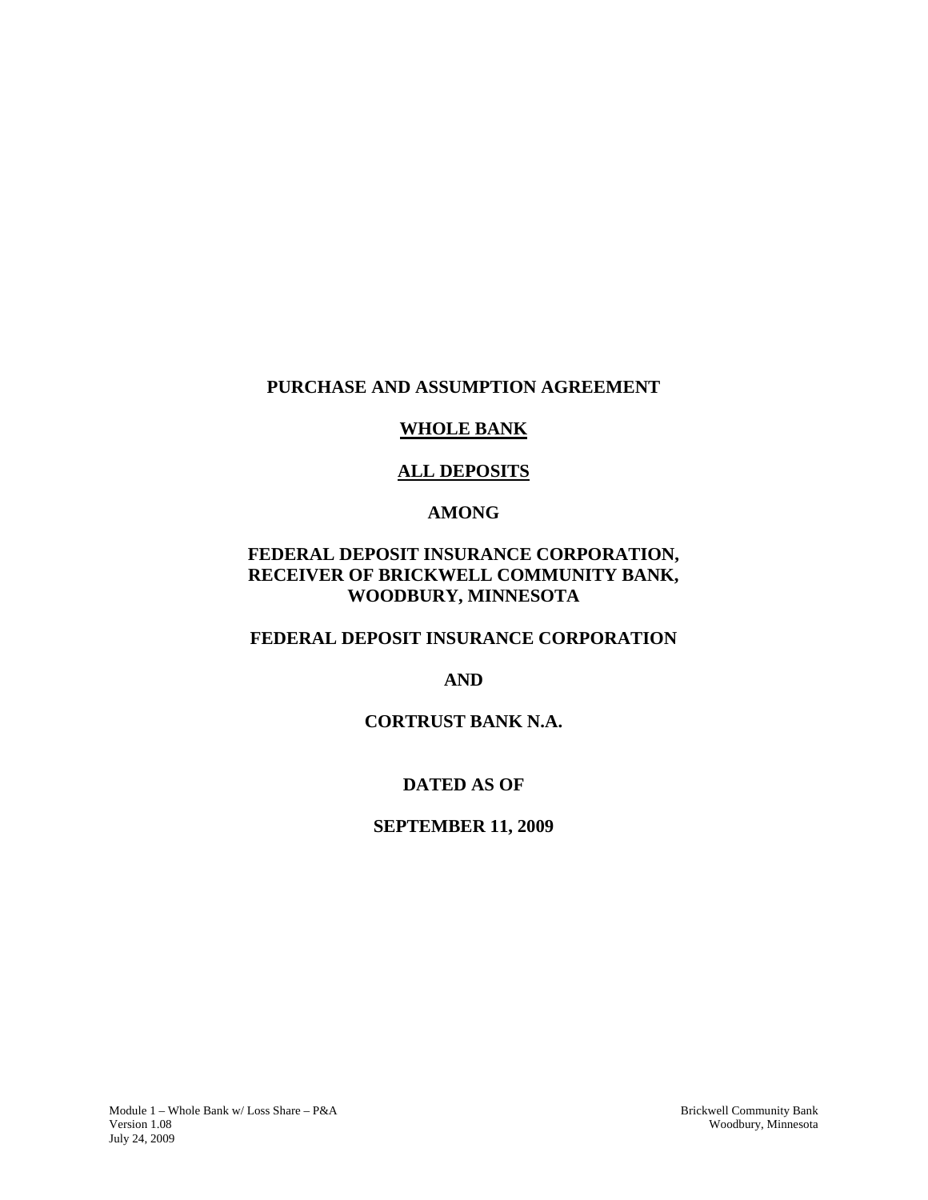# PURCHASE AND ASSUMPTION AGREEMENT

## WHOLE BANK

## ALL DEPOSITS

## AMONG

## FEDERAL DEPOSIT INSURANCE CORPORATION, RECEIVER OF BRICKWELL COMMUNITY BANK, WOODBURY, MINNESOTA

## FEDERAL DEPOSIT INSURANCE CORPORATION

## AND

## CORTRUST BANK N.A.

## DATED AS OF

## SEPTEMBER 11, 2009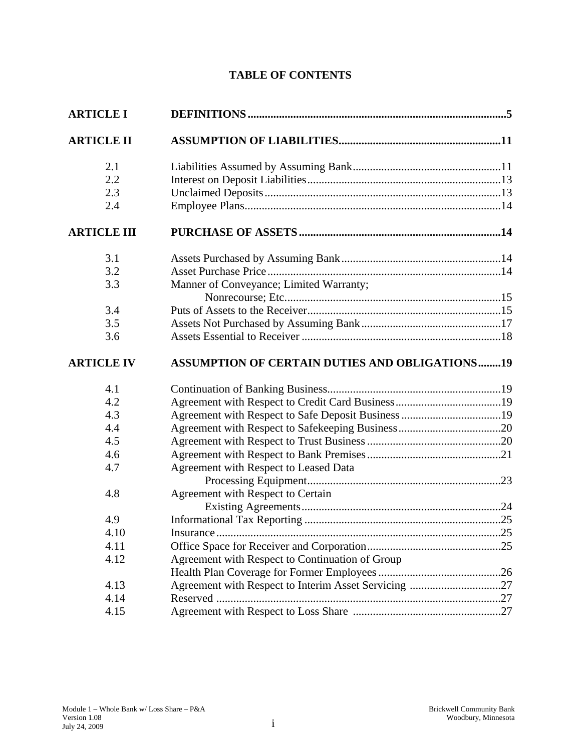# TABLE OF CONTENTS

| | | |
|---|---|---|
| **ARTICLE I** | **DEFINITIONS** | **5** |
| **ARTICLE II** | **ASSUMPTION OF LIABILITIES** | **11** |
| 2.1 | Liabilities Assumed by Assuming Bank | 11 |
| 2.2 | Interest on Deposit Liabilities | 13 |
| 2.3 | Unclaimed Deposits | 13 |
| 2.4 | Employee Plans | 14 |
| **ARTICLE III** | **PURCHASE OF ASSETS** | **14** |
| 3.1 | Assets Purchased by Assuming Bank | 14 |
| 3.2 | Asset Purchase Price | 14 |
| 3.3 | Manner of Conveyance; Limited Warranty; Nonrecourse; Etc. | 15 |
| 3.4 | Puts of Assets to the Receiver | 15 |
| 3.5 | Assets Not Purchased by Assuming Bank | 17 |
| 3.6 | Assets Essential to Receiver | 18 |
| **ARTICLE IV** | **ASSUMPTION OF CERTAIN DUTIES AND OBLIGATIONS** | **19** |
| 4.1 | Continuation of Banking Business | 19 |
| 4.2 | Agreement with Respect to Credit Card Business | 19 |
| 4.3 | Agreement with Respect to Safe Deposit Business | 19 |
| 4.4 | Agreement with Respect to Safekeeping Business | 20 |
| 4.5 | Agreement with Respect to Trust Business | 20 |
| 4.6 | Agreement with Respect to Bank Premises | 21 |
| 4.7 | Agreement with Respect to Leased Data Processing Equipment | 23 |
| 4.8 | Agreement with Respect to Certain Existing Agreements | 24 |
| 4.9 | Informational Tax Reporting | 25 |
| 4.10 | Insurance | 25 |
| 4.11 | Office Space for Receiver and Corporation | 25 |
| 4.12 | Agreement with Respect to Continuation of Group Health Plan Coverage for Former Employees | 26 |
| 4.13 | Agreement with Respect to Interim Asset Servicing | 27 |
| 4.14 | Reserved | 27 |
| 4.15 | Agreement with Respect to Loss Share | 27 |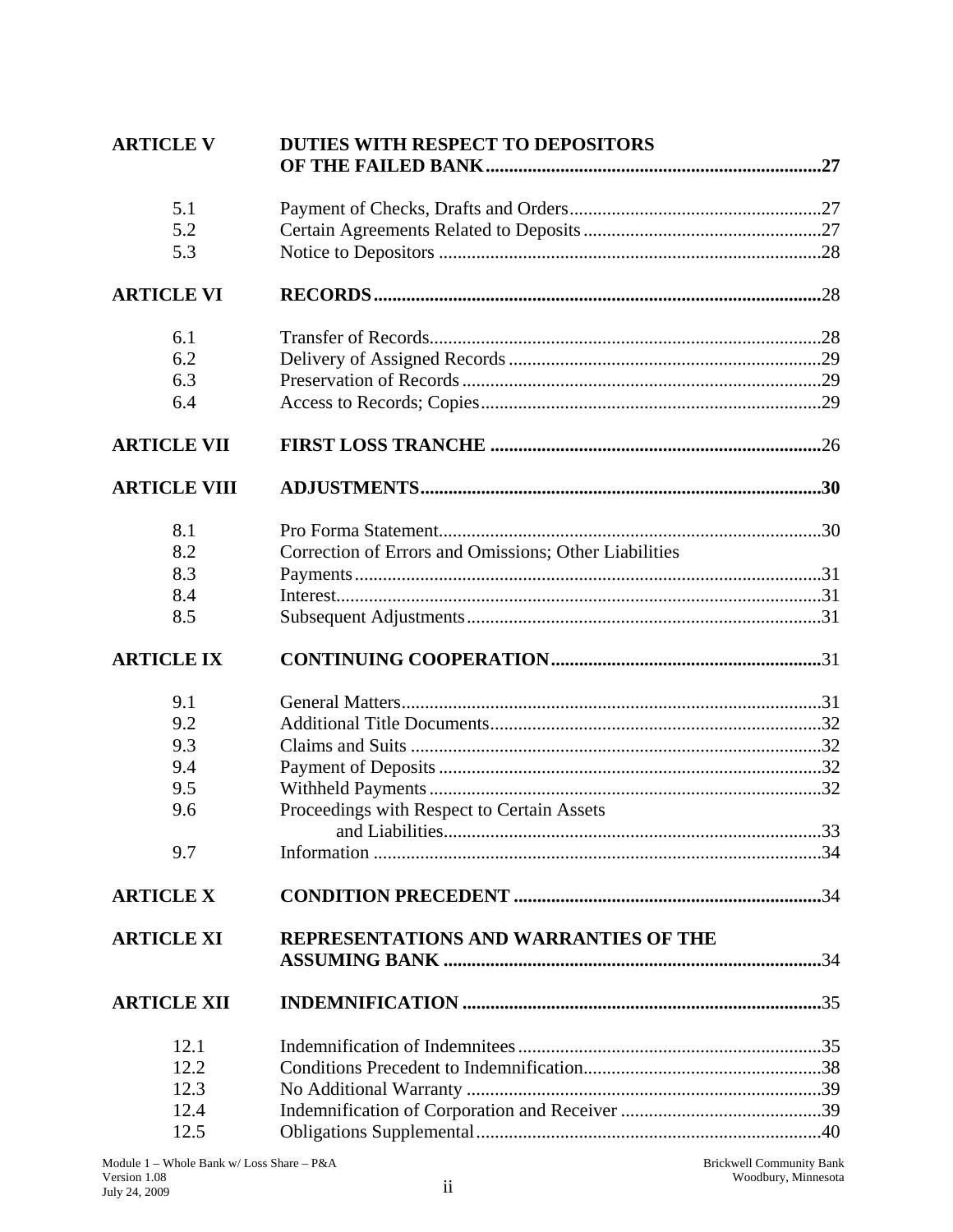| | | |
|---|---|---|
| **ARTICLE V** | **DUTIES WITH RESPECT TO DEPOSITORS OF THE FAILED BANK** | **27** |
| 5.1 | Payment of Checks, Drafts and Orders | 27 |
| 5.2 | Certain Agreements Related to Deposits | 27 |
| 5.3 | Notice to Depositors | 28 |
| **ARTICLE VI** | **RECORDS** | 28 |
| 6.1 | Transfer of Records | 28 |
| 6.2 | Delivery of Assigned Records | 29 |
| 6.3 | Preservation of Records | 29 |
| 6.4 | Access to Records; Copies | 29 |
| **ARTICLE VII** | **FIRST LOSS TRANCHE** | 26 |
| **ARTICLE VIII** | **ADJUSTMENTS** | **30** |
| 8.1 | Pro Forma Statement | 30 |
| 8.2 | Correction of Errors and Omissions; Other Liabilities | |
| 8.3 | Payments | 31 |
| 8.4 | Interest | 31 |
| 8.5 | Subsequent Adjustments | 31 |
| **ARTICLE IX** | **CONTINUING COOPERATION** | 31 |
| 9.1 | General Matters | 31 |
| 9.2 | Additional Title Documents | 32 |
| 9.3 | Claims and Suits | 32 |
| 9.4 | Payment of Deposits | 32 |
| 9.5 | Withheld Payments | 32 |
| 9.6 | Proceedings with Respect to Certain Assets and Liabilities | 33 |
| 9.7 | Information | 34 |
| **ARTICLE X** | **CONDITION PRECEDENT** | 34 |
| **ARTICLE XI** | **REPRESENTATIONS AND WARRANTIES OF THE ASSUMING BANK** | 34 |
| **ARTICLE XII** | **INDEMNIFICATION** | 35 |
| 12.1 | Indemnification of Indemnitees | 35 |
| 12.2 | Conditions Precedent to Indemnification | 38 |
| 12.3 | No Additional Warranty | 39 |
| 12.4 | Indemnification of Corporation and Receiver | 39 |
| 12.5 | Obligations Supplemental | 40 |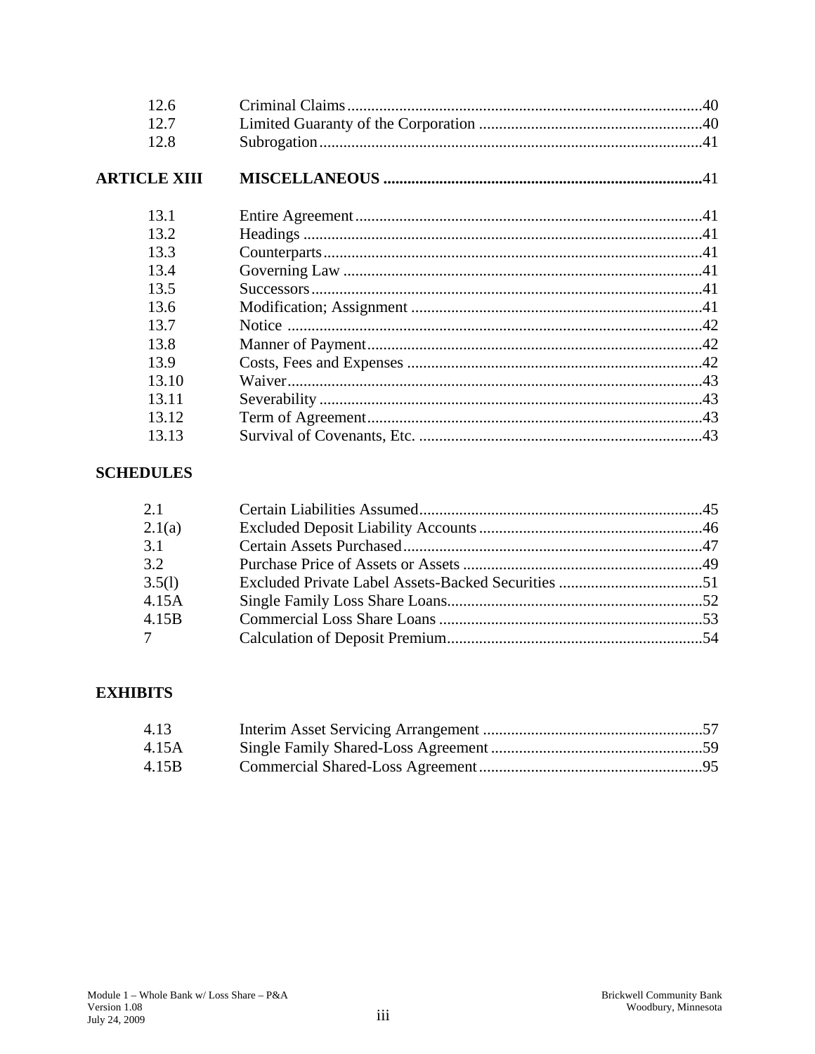| | | |
|---|---|---|
| 12.6 | Criminal Claims | 40 |
| 12.7 | Limited Guaranty of the Corporation | 40 |
| 12.8 | Subrogation | 41 |
| **ARTICLE XIII** | **MISCELLANEOUS** | 41 |
| 13.1 | Entire Agreement | 41 |
| 13.2 | Headings | 41 |
| 13.3 | Counterparts | 41 |
| 13.4 | Governing Law | 41 |
| 13.5 | Successors | 41 |
| 13.6 | Modification; Assignment | 41 |
| 13.7 | Notice | 42 |
| 13.8 | Manner of Payment | 42 |
| 13.9 | Costs, Fees and Expenses | 42 |
| 13.10 | Waiver | 43 |
| 13.11 | Severability | 43 |
| 13.12 | Term of Agreement | 43 |
| 13.13 | Survival of Covenants, Etc. | 43 |

**SCHEDULES**

| | | |
|---|---|---|
| 2.1 | Certain Liabilities Assumed | 45 |
| 2.1(a) | Excluded Deposit Liability Accounts | 46 |
| 3.1 | Certain Assets Purchased | 47 |
| 3.2 | Purchase Price of Assets or Assets | 49 |
| 3.5(l) | Excluded Private Label Assets-Backed Securities | 51 |
| 4.15A | Single Family Loss Share Loans | 52 |
| 4.15B | Commercial Loss Share Loans | 53 |
| 7 | Calculation of Deposit Premium | 54 |

**EXHIBITS**

| | | |
|---|---|---|
| 4.13 | Interim Asset Servicing Arrangement | 57 |
| 4.15A | Single Family Shared-Loss Agreement | 59 |
| 4.15B | Commercial Shared-Loss Agreement | 95 |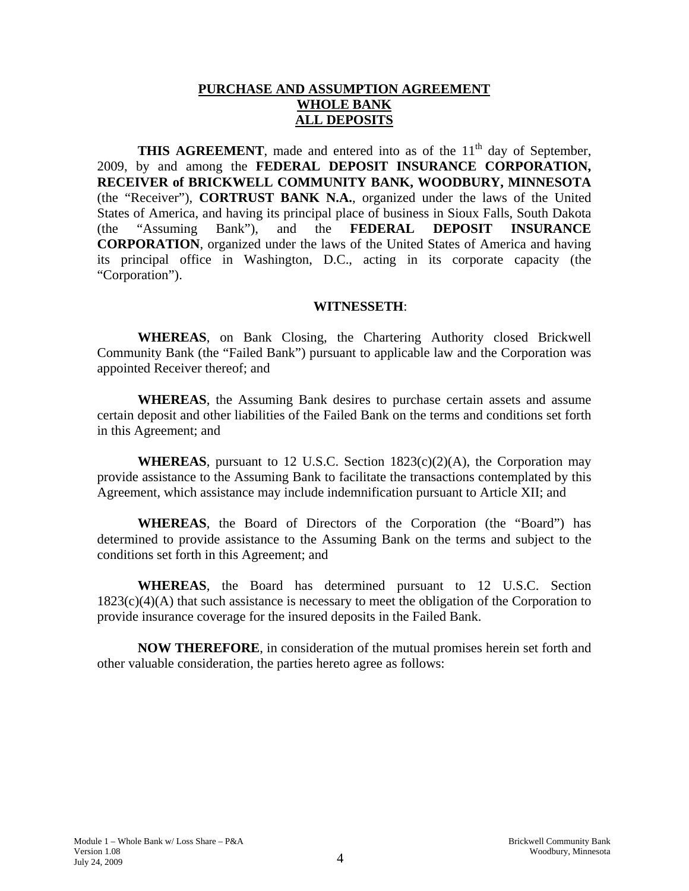**PURCHASE AND ASSUMPTION AGREEMENT**
**WHOLE BANK**
**ALL DEPOSITS**

**THIS AGREEMENT**, made and entered into as of the 11th day of September, 2009, by and among the **FEDERAL DEPOSIT INSURANCE CORPORATION, RECEIVER of BRICKWELL COMMUNITY BANK, WOODBURY, MINNESOTA** (the "Receiver"), **CORTRUST BANK N.A.**, organized under the laws of the United States of America, and having its principal place of business in Sioux Falls, South Dakota (the "Assuming Bank"), and the **FEDERAL DEPOSIT INSURANCE CORPORATION**, organized under the laws of the United States of America and having its principal office in Washington, D.C., acting in its corporate capacity (the "Corporation").

**WITNESSETH**:

**WHEREAS**, on Bank Closing, the Chartering Authority closed Brickwell Community Bank (the "Failed Bank") pursuant to applicable law and the Corporation was appointed Receiver thereof; and

**WHEREAS**, the Assuming Bank desires to purchase certain assets and assume certain deposit and other liabilities of the Failed Bank on the terms and conditions set forth in this Agreement; and

**WHEREAS**, pursuant to 12 U.S.C. Section 1823(c)(2)(A), the Corporation may provide assistance to the Assuming Bank to facilitate the transactions contemplated by this Agreement, which assistance may include indemnification pursuant to Article XII; and

**WHEREAS**, the Board of Directors of the Corporation (the "Board") has determined to provide assistance to the Assuming Bank on the terms and subject to the conditions set forth in this Agreement; and

**WHEREAS**, the Board has determined pursuant to 12 U.S.C. Section 1823(c)(4)(A) that such assistance is necessary to meet the obligation of the Corporation to provide insurance coverage for the insured deposits in the Failed Bank.

**NOW THEREFORE**, in consideration of the mutual promises herein set forth and other valuable consideration, the parties hereto agree as follows: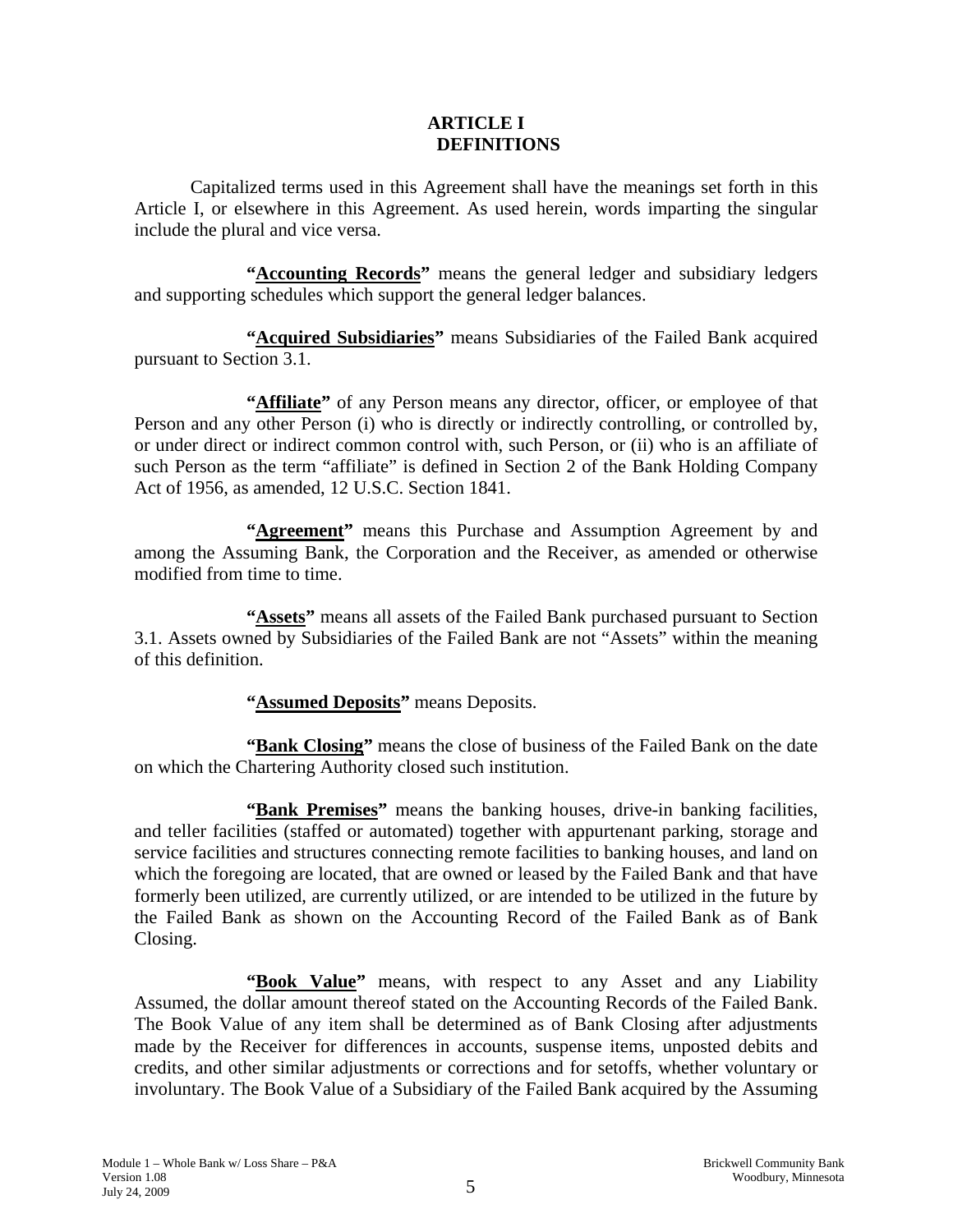# ARTICLE I
## DEFINITIONS

Capitalized terms used in this Agreement shall have the meanings set forth in this Article I, or elsewhere in this Agreement. As used herein, words imparting the singular include the plural and vice versa.

**"Accounting Records"** means the general ledger and subsidiary ledgers and supporting schedules which support the general ledger balances.

**"Acquired Subsidiaries"** means Subsidiaries of the Failed Bank acquired pursuant to Section 3.1.

**"Affiliate"** of any Person means any director, officer, or employee of that Person and any other Person (i) who is directly or indirectly controlling, or controlled by, or under direct or indirect common control with, such Person, or (ii) who is an affiliate of such Person as the term "affiliate" is defined in Section 2 of the Bank Holding Company Act of 1956, as amended, 12 U.S.C. Section 1841.

**"Agreement"** means this Purchase and Assumption Agreement by and among the Assuming Bank, the Corporation and the Receiver, as amended or otherwise modified from time to time.

**"Assets"** means all assets of the Failed Bank purchased pursuant to Section 3.1. Assets owned by Subsidiaries of the Failed Bank are not "Assets" within the meaning of this definition.

**"Assumed Deposits"** means Deposits.

**"Bank Closing"** means the close of business of the Failed Bank on the date on which the Chartering Authority closed such institution.

**"Bank Premises"** means the banking houses, drive-in banking facilities, and teller facilities (staffed or automated) together with appurtenant parking, storage and service facilities and structures connecting remote facilities to banking houses, and land on which the foregoing are located, that are owned or leased by the Failed Bank and that have formerly been utilized, are currently utilized, or are intended to be utilized in the future by the Failed Bank as shown on the Accounting Record of the Failed Bank as of Bank Closing.

**"Book Value"** means, with respect to any Asset and any Liability Assumed, the dollar amount thereof stated on the Accounting Records of the Failed Bank. The Book Value of any item shall be determined as of Bank Closing after adjustments made by the Receiver for differences in accounts, suspense items, unposted debits and credits, and other similar adjustments or corrections and for setoffs, whether voluntary or involuntary. The Book Value of a Subsidiary of the Failed Bank acquired by the Assuming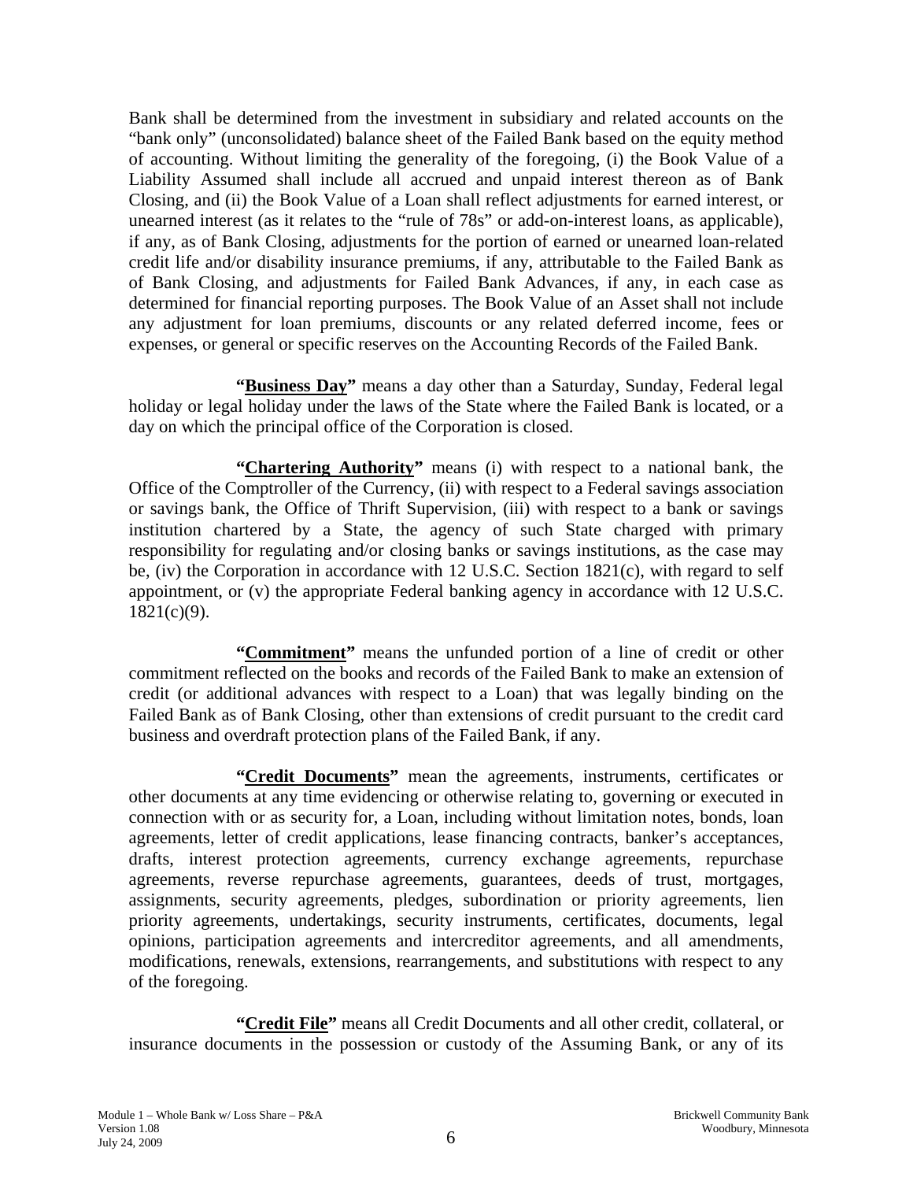Bank shall be determined from the investment in subsidiary and related accounts on the "bank only" (unconsolidated) balance sheet of the Failed Bank based on the equity method of accounting. Without limiting the generality of the foregoing, (i) the Book Value of a Liability Assumed shall include all accrued and unpaid interest thereon as of Bank Closing, and (ii) the Book Value of a Loan shall reflect adjustments for earned interest, or unearned interest (as it relates to the "rule of 78s" or add-on-interest loans, as applicable), if any, as of Bank Closing, adjustments for the portion of earned or unearned loan-related credit life and/or disability insurance premiums, if any, attributable to the Failed Bank as of Bank Closing, and adjustments for Failed Bank Advances, if any, in each case as determined for financial reporting purposes. The Book Value of an Asset shall not include any adjustment for loan premiums, discounts or any related deferred income, fees or expenses, or general or specific reserves on the Accounting Records of the Failed Bank.

**"Business Day"** means a day other than a Saturday, Sunday, Federal legal holiday or legal holiday under the laws of the State where the Failed Bank is located, or a day on which the principal office of the Corporation is closed.

**"Chartering Authority"** means (i) with respect to a national bank, the Office of the Comptroller of the Currency, (ii) with respect to a Federal savings association or savings bank, the Office of Thrift Supervision, (iii) with respect to a bank or savings institution chartered by a State, the agency of such State charged with primary responsibility for regulating and/or closing banks or savings institutions, as the case may be, (iv) the Corporation in accordance with 12 U.S.C. Section 1821(c), with regard to self appointment, or (v) the appropriate Federal banking agency in accordance with 12 U.S.C. 1821(c)(9).

**"Commitment"** means the unfunded portion of a line of credit or other commitment reflected on the books and records of the Failed Bank to make an extension of credit (or additional advances with respect to a Loan) that was legally binding on the Failed Bank as of Bank Closing, other than extensions of credit pursuant to the credit card business and overdraft protection plans of the Failed Bank, if any.

**"Credit Documents"** mean the agreements, instruments, certificates or other documents at any time evidencing or otherwise relating to, governing or executed in connection with or as security for, a Loan, including without limitation notes, bonds, loan agreements, letter of credit applications, lease financing contracts, banker's acceptances, drafts, interest protection agreements, currency exchange agreements, repurchase agreements, reverse repurchase agreements, guarantees, deeds of trust, mortgages, assignments, security agreements, pledges, subordination or priority agreements, lien priority agreements, undertakings, security instruments, certificates, documents, legal opinions, participation agreements and intercreditor agreements, and all amendments, modifications, renewals, extensions, rearrangements, and substitutions with respect to any of the foregoing.

**"Credit File"** means all Credit Documents and all other credit, collateral, or insurance documents in the possession or custody of the Assuming Bank, or any of its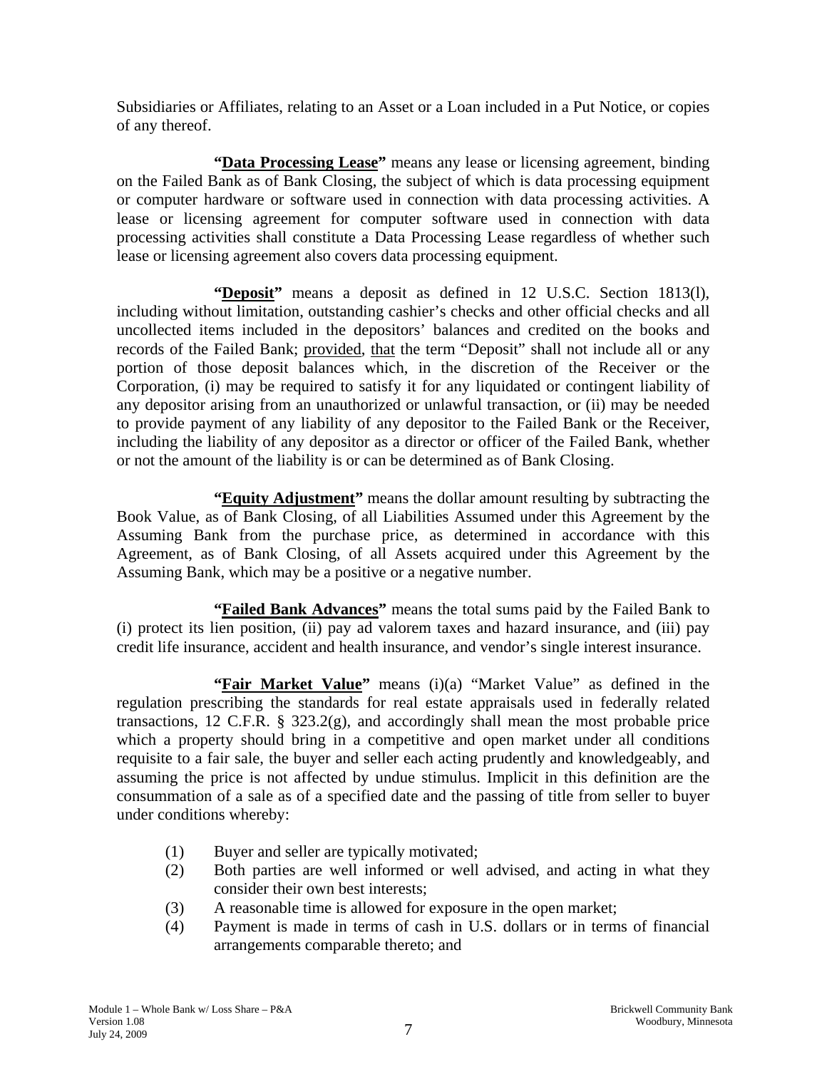Subsidiaries or Affiliates, relating to an Asset or a Loan included in a Put Notice, or copies of any thereof.

**"<u>Data Processing Lease</u>"** means any lease or licensing agreement, binding on the Failed Bank as of Bank Closing, the subject of which is data processing equipment or computer hardware or software used in connection with data processing activities. A lease or licensing agreement for computer software used in connection with data processing activities shall constitute a Data Processing Lease regardless of whether such lease or licensing agreement also covers data processing equipment.

**"<u>Deposit</u>"** means a deposit as defined in 12 U.S.C. Section 1813(l), including without limitation, outstanding cashier's checks and other official checks and all uncollected items included in the depositors' balances and credited on the books and records of the Failed Bank; <u>provided</u>, <u>that</u> the term "Deposit" shall not include all or any portion of those deposit balances which, in the discretion of the Receiver or the Corporation, (i) may be required to satisfy it for any liquidated or contingent liability of any depositor arising from an unauthorized or unlawful transaction, or (ii) may be needed to provide payment of any liability of any depositor to the Failed Bank or the Receiver, including the liability of any depositor as a director or officer of the Failed Bank, whether or not the amount of the liability is or can be determined as of Bank Closing.

**"<u>Equity Adjustment</u>"** means the dollar amount resulting by subtracting the Book Value, as of Bank Closing, of all Liabilities Assumed under this Agreement by the Assuming Bank from the purchase price, as determined in accordance with this Agreement, as of Bank Closing, of all Assets acquired under this Agreement by the Assuming Bank, which may be a positive or a negative number.

**"<u>Failed Bank Advances</u>"** means the total sums paid by the Failed Bank to (i) protect its lien position, (ii) pay ad valorem taxes and hazard insurance, and (iii) pay credit life insurance, accident and health insurance, and vendor's single interest insurance.

**"<u>Fair Market Value</u>"** means (i)(a) "Market Value" as defined in the regulation prescribing the standards for real estate appraisals used in federally related transactions, 12 C.F.R. § 323.2(g), and accordingly shall mean the most probable price which a property should bring in a competitive and open market under all conditions requisite to a fair sale, the buyer and seller each acting prudently and knowledgeably, and assuming the price is not affected by undue stimulus. Implicit in this definition are the consummation of a sale as of a specified date and the passing of title from seller to buyer under conditions whereby:

(1) Buyer and seller are typically motivated;
(2) Both parties are well informed or well advised, and acting in what they consider their own best interests;
(3) A reasonable time is allowed for exposure in the open market;
(4) Payment is made in terms of cash in U.S. dollars or in terms of financial arrangements comparable thereto; and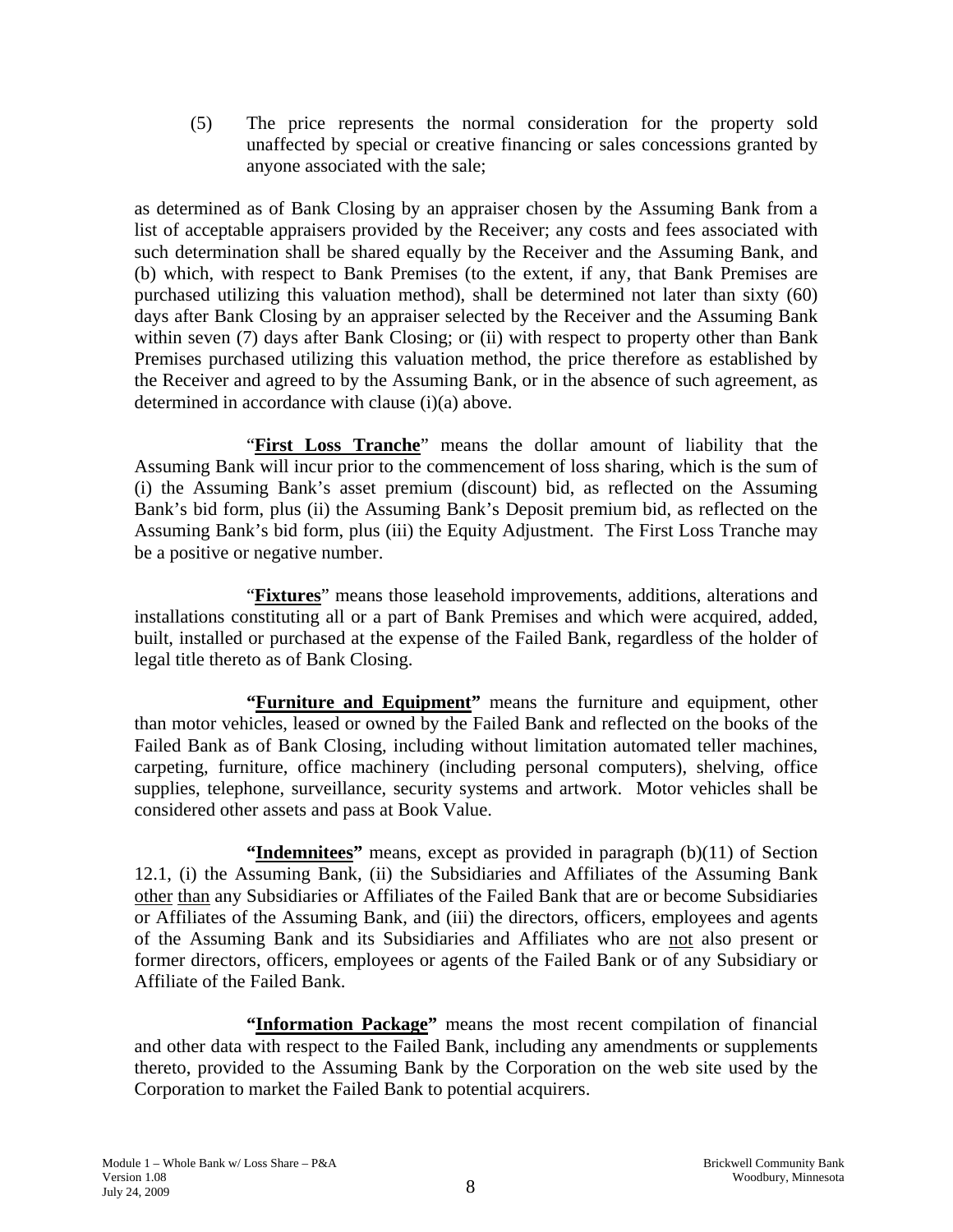(5) The price represents the normal consideration for the property sold unaffected by special or creative financing or sales concessions granted by anyone associated with the sale;

as determined as of Bank Closing by an appraiser chosen by the Assuming Bank from a list of acceptable appraisers provided by the Receiver; any costs and fees associated with such determination shall be shared equally by the Receiver and the Assuming Bank, and (b) which, with respect to Bank Premises (to the extent, if any, that Bank Premises are purchased utilizing this valuation method), shall be determined not later than sixty (60) days after Bank Closing by an appraiser selected by the Receiver and the Assuming Bank within seven (7) days after Bank Closing; or (ii) with respect to property other than Bank Premises purchased utilizing this valuation method, the price therefore as established by the Receiver and agreed to by the Assuming Bank, or in the absence of such agreement, as determined in accordance with clause (i)(a) above.

"**<u>First Loss Tranche</u>**" means the dollar amount of liability that the Assuming Bank will incur prior to the commencement of loss sharing, which is the sum of (i) the Assuming Bank's asset premium (discount) bid, as reflected on the Assuming Bank's bid form, plus (ii) the Assuming Bank's Deposit premium bid, as reflected on the Assuming Bank's bid form, plus (iii) the Equity Adjustment. The First Loss Tranche may be a positive or negative number.

"**<u>Fixtures</u>**" means those leasehold improvements, additions, alterations and installations constituting all or a part of Bank Premises and which were acquired, added, built, installed or purchased at the expense of the Failed Bank, regardless of the holder of legal title thereto as of Bank Closing.

**"<u>Furniture and Equipment</u>"** means the furniture and equipment, other than motor vehicles, leased or owned by the Failed Bank and reflected on the books of the Failed Bank as of Bank Closing, including without limitation automated teller machines, carpeting, furniture, office machinery (including personal computers), shelving, office supplies, telephone, surveillance, security systems and artwork. Motor vehicles shall be considered other assets and pass at Book Value.

**"<u>Indemnitees</u>"** means, except as provided in paragraph (b)(11) of Section 12.1, (i) the Assuming Bank, (ii) the Subsidiaries and Affiliates of the Assuming Bank <u>other than</u> any Subsidiaries or Affiliates of the Failed Bank that are or become Subsidiaries or Affiliates of the Assuming Bank, and (iii) the directors, officers, employees and agents of the Assuming Bank and its Subsidiaries and Affiliates who are <u>not</u> also present or former directors, officers, employees or agents of the Failed Bank or of any Subsidiary or Affiliate of the Failed Bank.

**"<u>Information Package</u>"** means the most recent compilation of financial and other data with respect to the Failed Bank, including any amendments or supplements thereto, provided to the Assuming Bank by the Corporation on the web site used by the Corporation to market the Failed Bank to potential acquirers.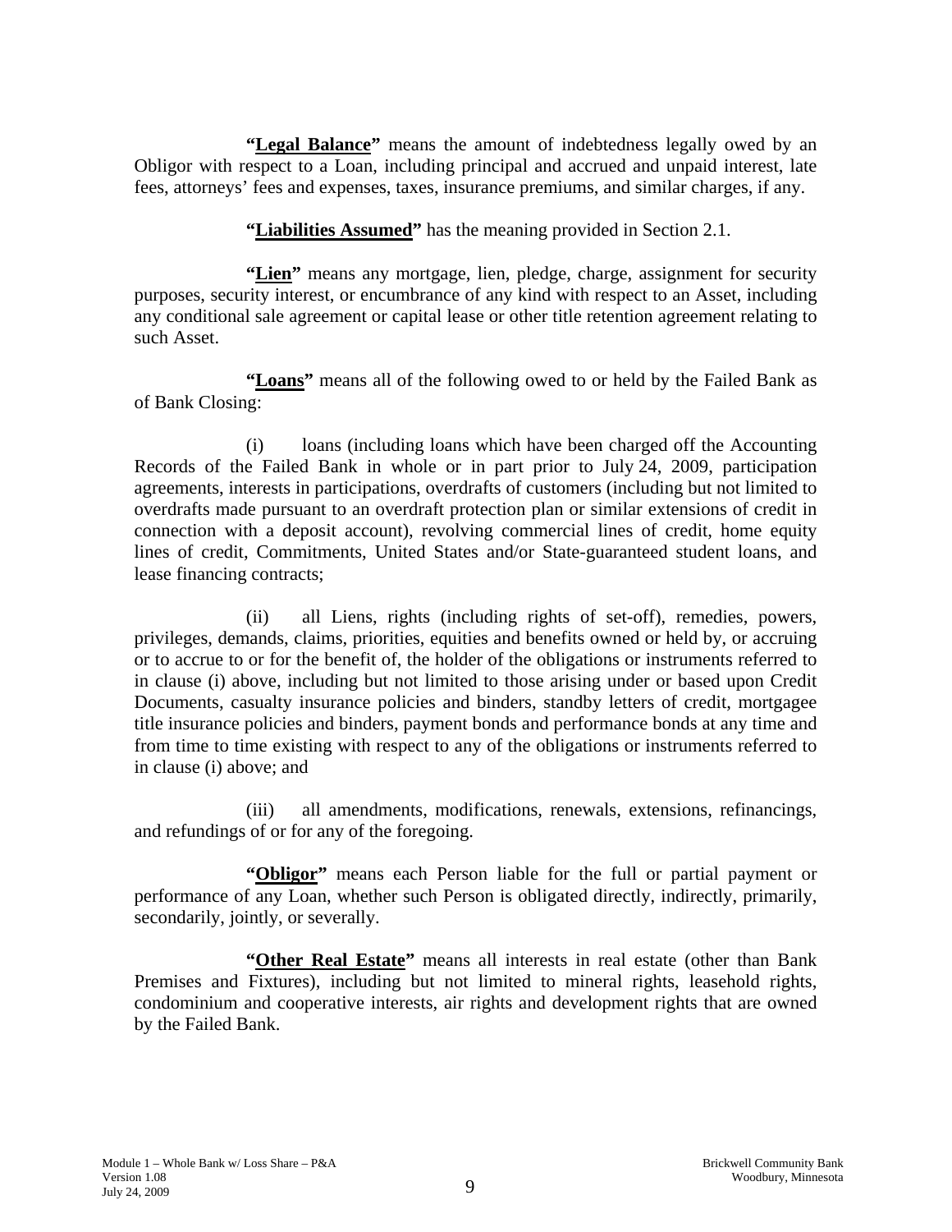**"Legal Balance"** means the amount of indebtedness legally owed by an Obligor with respect to a Loan, including principal and accrued and unpaid interest, late fees, attorneys' fees and expenses, taxes, insurance premiums, and similar charges, if any.

**"Liabilities Assumed"** has the meaning provided in Section 2.1.

**"Lien"** means any mortgage, lien, pledge, charge, assignment for security purposes, security interest, or encumbrance of any kind with respect to an Asset, including any conditional sale agreement or capital lease or other title retention agreement relating to such Asset.

**"Loans"** means all of the following owed to or held by the Failed Bank as of Bank Closing:

(i) loans (including loans which have been charged off the Accounting Records of the Failed Bank in whole or in part prior to July 24, 2009, participation agreements, interests in participations, overdrafts of customers (including but not limited to overdrafts made pursuant to an overdraft protection plan or similar extensions of credit in connection with a deposit account), revolving commercial lines of credit, home equity lines of credit, Commitments, United States and/or State-guaranteed student loans, and lease financing contracts;

(ii) all Liens, rights (including rights of set-off), remedies, powers, privileges, demands, claims, priorities, equities and benefits owned or held by, or accruing or to accrue to or for the benefit of, the holder of the obligations or instruments referred to in clause (i) above, including but not limited to those arising under or based upon Credit Documents, casualty insurance policies and binders, standby letters of credit, mortgagee title insurance policies and binders, payment bonds and performance bonds at any time and from time to time existing with respect to any of the obligations or instruments referred to in clause (i) above; and

(iii) all amendments, modifications, renewals, extensions, refinancings, and refundings of or for any of the foregoing.

**"Obligor"** means each Person liable for the full or partial payment or performance of any Loan, whether such Person is obligated directly, indirectly, primarily, secondarily, jointly, or severally.

**"Other Real Estate"** means all interests in real estate (other than Bank Premises and Fixtures), including but not limited to mineral rights, leasehold rights, condominium and cooperative interests, air rights and development rights that are owned by the Failed Bank.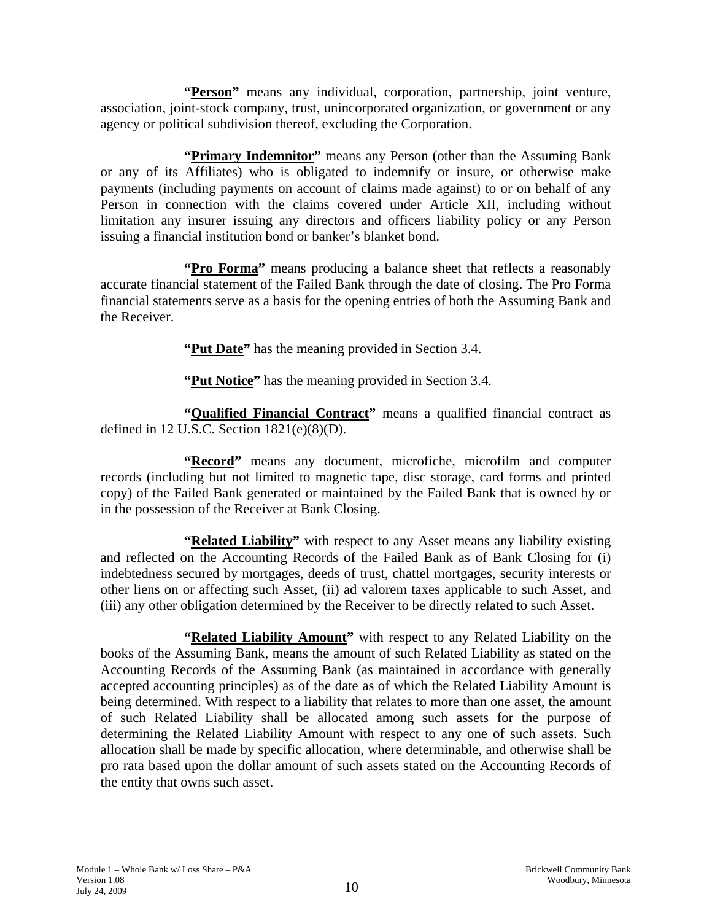**"Person"** means any individual, corporation, partnership, joint venture, association, joint-stock company, trust, unincorporated organization, or government or any agency or political subdivision thereof, excluding the Corporation.

**"Primary Indemnitor"** means any Person (other than the Assuming Bank or any of its Affiliates) who is obligated to indemnify or insure, or otherwise make payments (including payments on account of claims made against) to or on behalf of any Person in connection with the claims covered under Article XII, including without limitation any insurer issuing any directors and officers liability policy or any Person issuing a financial institution bond or banker's blanket bond.

**"Pro Forma"** means producing a balance sheet that reflects a reasonably accurate financial statement of the Failed Bank through the date of closing. The Pro Forma financial statements serve as a basis for the opening entries of both the Assuming Bank and the Receiver.

**"Put Date"** has the meaning provided in Section 3.4.

**"Put Notice"** has the meaning provided in Section 3.4.

**"Qualified Financial Contract"** means a qualified financial contract as defined in 12 U.S.C. Section 1821(e)(8)(D).

**"Record"** means any document, microfiche, microfilm and computer records (including but not limited to magnetic tape, disc storage, card forms and printed copy) of the Failed Bank generated or maintained by the Failed Bank that is owned by or in the possession of the Receiver at Bank Closing.

**"Related Liability"** with respect to any Asset means any liability existing and reflected on the Accounting Records of the Failed Bank as of Bank Closing for (i) indebtedness secured by mortgages, deeds of trust, chattel mortgages, security interests or other liens on or affecting such Asset, (ii) ad valorem taxes applicable to such Asset, and (iii) any other obligation determined by the Receiver to be directly related to such Asset.

**"Related Liability Amount"** with respect to any Related Liability on the books of the Assuming Bank, means the amount of such Related Liability as stated on the Accounting Records of the Assuming Bank (as maintained in accordance with generally accepted accounting principles) as of the date as of which the Related Liability Amount is being determined. With respect to a liability that relates to more than one asset, the amount of such Related Liability shall be allocated among such assets for the purpose of determining the Related Liability Amount with respect to any one of such assets. Such allocation shall be made by specific allocation, where determinable, and otherwise shall be pro rata based upon the dollar amount of such assets stated on the Accounting Records of the entity that owns such asset.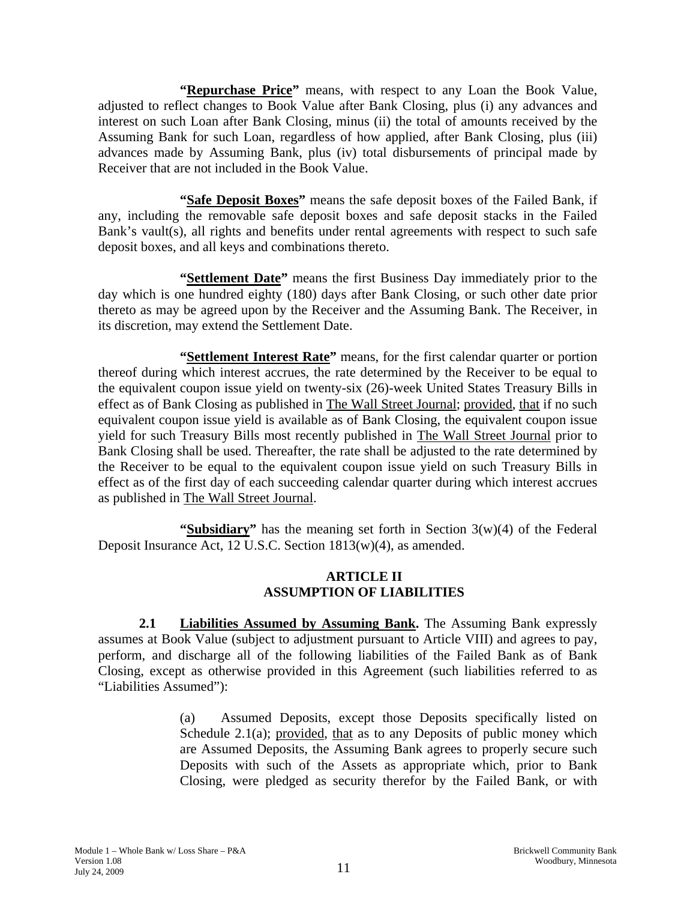**"Repurchase Price"** means, with respect to any Loan the Book Value, adjusted to reflect changes to Book Value after Bank Closing, plus (i) any advances and interest on such Loan after Bank Closing, minus (ii) the total of amounts received by the Assuming Bank for such Loan, regardless of how applied, after Bank Closing, plus (iii) advances made by Assuming Bank, plus (iv) total disbursements of principal made by Receiver that are not included in the Book Value.

**"Safe Deposit Boxes"** means the safe deposit boxes of the Failed Bank, if any, including the removable safe deposit boxes and safe deposit stacks in the Failed Bank's vault(s), all rights and benefits under rental agreements with respect to such safe deposit boxes, and all keys and combinations thereto.

**"Settlement Date"** means the first Business Day immediately prior to the day which is one hundred eighty (180) days after Bank Closing, or such other date prior thereto as may be agreed upon by the Receiver and the Assuming Bank. The Receiver, in its discretion, may extend the Settlement Date.

**"Settlement Interest Rate"** means, for the first calendar quarter or portion thereof during which interest accrues, the rate determined by the Receiver to be equal to the equivalent coupon issue yield on twenty-six (26)-week United States Treasury Bills in effect as of Bank Closing as published in The Wall Street Journal; provided, that if no such equivalent coupon issue yield is available as of Bank Closing, the equivalent coupon issue yield for such Treasury Bills most recently published in The Wall Street Journal prior to Bank Closing shall be used. Thereafter, the rate shall be adjusted to the rate determined by the Receiver to be equal to the equivalent coupon issue yield on such Treasury Bills in effect as of the first day of each succeeding calendar quarter during which interest accrues as published in The Wall Street Journal.

**"Subsidiary"** has the meaning set forth in Section 3(w)(4) of the Federal Deposit Insurance Act, 12 U.S.C. Section 1813(w)(4), as amended.

## ARTICLE II
## ASSUMPTION OF LIABILITIES

**2.1 Liabilities Assumed by Assuming Bank.** The Assuming Bank expressly assumes at Book Value (subject to adjustment pursuant to Article VIII) and agrees to pay, perform, and discharge all of the following liabilities of the Failed Bank as of Bank Closing, except as otherwise provided in this Agreement (such liabilities referred to as "Liabilities Assumed"):

(a) Assumed Deposits, except those Deposits specifically listed on Schedule 2.1(a); provided, that as to any Deposits of public money which are Assumed Deposits, the Assuming Bank agrees to properly secure such Deposits with such of the Assets as appropriate which, prior to Bank Closing, were pledged as security therefor by the Failed Bank, or with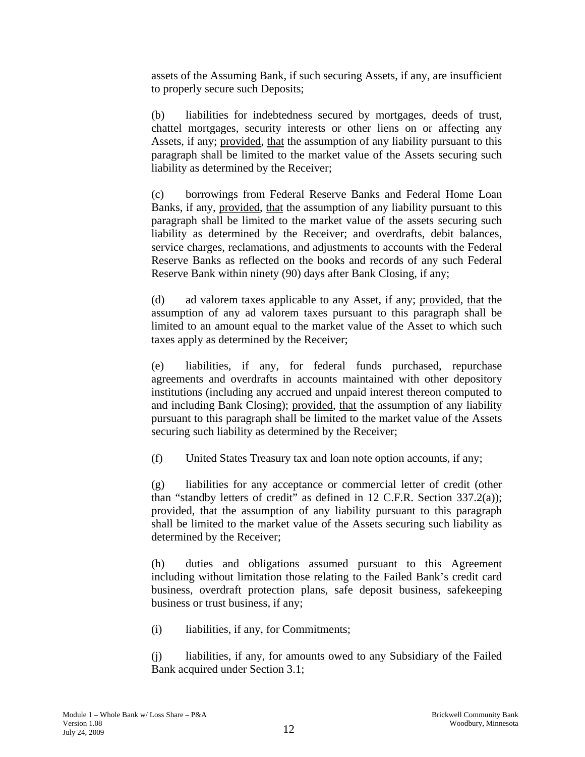assets of the Assuming Bank, if such securing Assets, if any, are insufficient to properly secure such Deposits;

(b) liabilities for indebtedness secured by mortgages, deeds of trust, chattel mortgages, security interests or other liens on or affecting any Assets, if any; provided, that the assumption of any liability pursuant to this paragraph shall be limited to the market value of the Assets securing such liability as determined by the Receiver;

(c) borrowings from Federal Reserve Banks and Federal Home Loan Banks, if any, provided, that the assumption of any liability pursuant to this paragraph shall be limited to the market value of the assets securing such liability as determined by the Receiver; and overdrafts, debit balances, service charges, reclamations, and adjustments to accounts with the Federal Reserve Banks as reflected on the books and records of any such Federal Reserve Bank within ninety (90) days after Bank Closing, if any;

(d) ad valorem taxes applicable to any Asset, if any; provided, that the assumption of any ad valorem taxes pursuant to this paragraph shall be limited to an amount equal to the market value of the Asset to which such taxes apply as determined by the Receiver;

(e) liabilities, if any, for federal funds purchased, repurchase agreements and overdrafts in accounts maintained with other depository institutions (including any accrued and unpaid interest thereon computed to and including Bank Closing); provided, that the assumption of any liability pursuant to this paragraph shall be limited to the market value of the Assets securing such liability as determined by the Receiver;

(f) United States Treasury tax and loan note option accounts, if any;

(g) liabilities for any acceptance or commercial letter of credit (other than "standby letters of credit" as defined in 12 C.F.R. Section 337.2(a)); provided, that the assumption of any liability pursuant to this paragraph shall be limited to the market value of the Assets securing such liability as determined by the Receiver;

(h) duties and obligations assumed pursuant to this Agreement including without limitation those relating to the Failed Bank's credit card business, overdraft protection plans, safe deposit business, safekeeping business or trust business, if any;

(i) liabilities, if any, for Commitments;

(j) liabilities, if any, for amounts owed to any Subsidiary of the Failed Bank acquired under Section 3.1;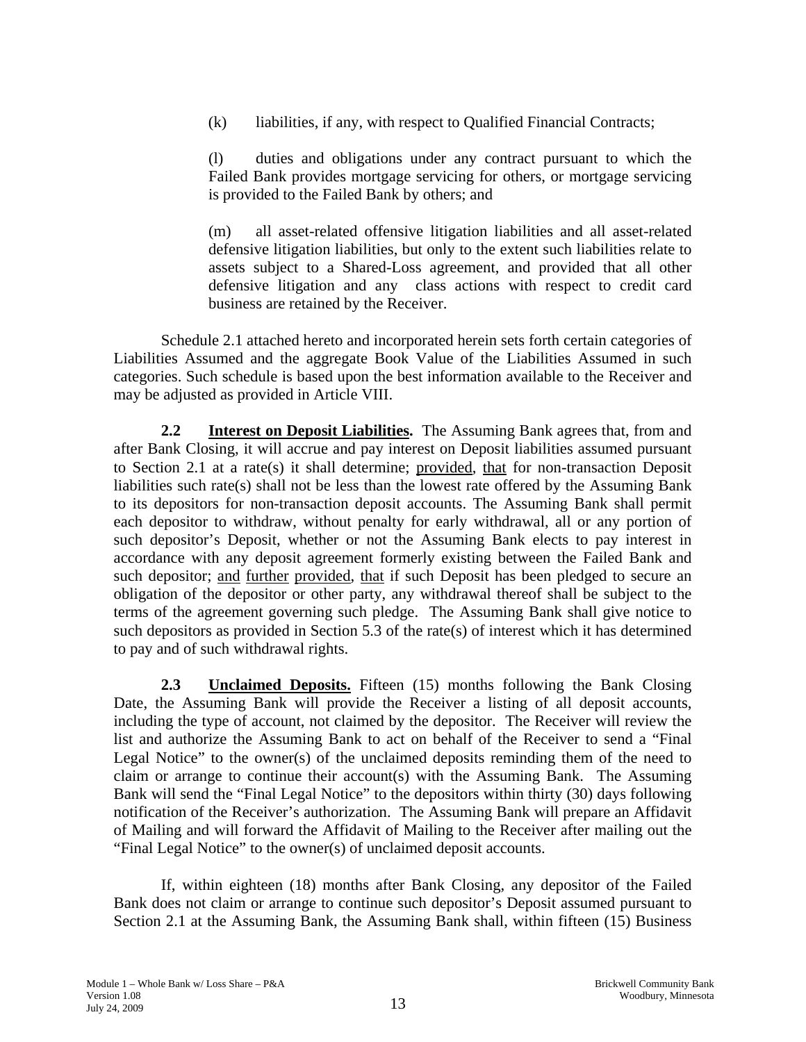(k) liabilities, if any, with respect to Qualified Financial Contracts;

(l) duties and obligations under any contract pursuant to which the Failed Bank provides mortgage servicing for others, or mortgage servicing is provided to the Failed Bank by others; and

(m) all asset-related offensive litigation liabilities and all asset-related defensive litigation liabilities, but only to the extent such liabilities relate to assets subject to a Shared-Loss agreement, and provided that all other defensive litigation and any class actions with respect to credit card business are retained by the Receiver.

Schedule 2.1 attached hereto and incorporated herein sets forth certain categories of Liabilities Assumed and the aggregate Book Value of the Liabilities Assumed in such categories. Such schedule is based upon the best information available to the Receiver and may be adjusted as provided in Article VIII.

**2.2 Interest on Deposit Liabilities.** The Assuming Bank agrees that, from and after Bank Closing, it will accrue and pay interest on Deposit liabilities assumed pursuant to Section 2.1 at a rate(s) it shall determine; provided, that for non-transaction Deposit liabilities such rate(s) shall not be less than the lowest rate offered by the Assuming Bank to its depositors for non-transaction deposit accounts. The Assuming Bank shall permit each depositor to withdraw, without penalty for early withdrawal, all or any portion of such depositor's Deposit, whether or not the Assuming Bank elects to pay interest in accordance with any deposit agreement formerly existing between the Failed Bank and such depositor; and further provided, that if such Deposit has been pledged to secure an obligation of the depositor or other party, any withdrawal thereof shall be subject to the terms of the agreement governing such pledge. The Assuming Bank shall give notice to such depositors as provided in Section 5.3 of the rate(s) of interest which it has determined to pay and of such withdrawal rights.

**2.3 Unclaimed Deposits.** Fifteen (15) months following the Bank Closing Date, the Assuming Bank will provide the Receiver a listing of all deposit accounts, including the type of account, not claimed by the depositor. The Receiver will review the list and authorize the Assuming Bank to act on behalf of the Receiver to send a "Final Legal Notice" to the owner(s) of the unclaimed deposits reminding them of the need to claim or arrange to continue their account(s) with the Assuming Bank. The Assuming Bank will send the "Final Legal Notice" to the depositors within thirty (30) days following notification of the Receiver's authorization. The Assuming Bank will prepare an Affidavit of Mailing and will forward the Affidavit of Mailing to the Receiver after mailing out the "Final Legal Notice" to the owner(s) of unclaimed deposit accounts.

If, within eighteen (18) months after Bank Closing, any depositor of the Failed Bank does not claim or arrange to continue such depositor's Deposit assumed pursuant to Section 2.1 at the Assuming Bank, the Assuming Bank shall, within fifteen (15) Business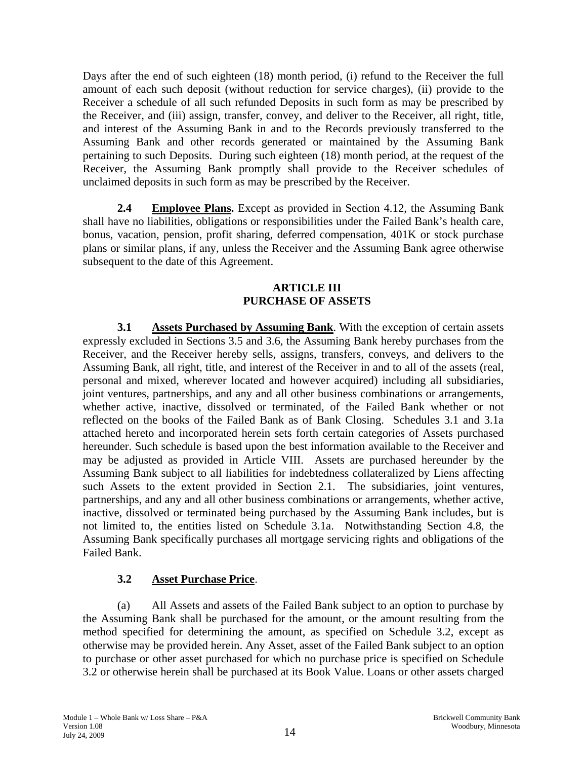Days after the end of such eighteen (18) month period, (i) refund to the Receiver the full amount of each such deposit (without reduction for service charges), (ii) provide to the Receiver a schedule of all such refunded Deposits in such form as may be prescribed by the Receiver, and (iii) assign, transfer, convey, and deliver to the Receiver, all right, title, and interest of the Assuming Bank in and to the Records previously transferred to the Assuming Bank and other records generated or maintained by the Assuming Bank pertaining to such Deposits. During such eighteen (18) month period, at the request of the Receiver, the Assuming Bank promptly shall provide to the Receiver schedules of unclaimed deposits in such form as may be prescribed by the Receiver.

**2.4 Employee Plans.** Except as provided in Section 4.12, the Assuming Bank shall have no liabilities, obligations or responsibilities under the Failed Bank's health care, bonus, vacation, pension, profit sharing, deferred compensation, 401K or stock purchase plans or similar plans, if any, unless the Receiver and the Assuming Bank agree otherwise subsequent to the date of this Agreement.

## ARTICLE III
## PURCHASE OF ASSETS

**3.1 Assets Purchased by Assuming Bank**. With the exception of certain assets expressly excluded in Sections 3.5 and 3.6, the Assuming Bank hereby purchases from the Receiver, and the Receiver hereby sells, assigns, transfers, conveys, and delivers to the Assuming Bank, all right, title, and interest of the Receiver in and to all of the assets (real, personal and mixed, wherever located and however acquired) including all subsidiaries, joint ventures, partnerships, and any and all other business combinations or arrangements, whether active, inactive, dissolved or terminated, of the Failed Bank whether or not reflected on the books of the Failed Bank as of Bank Closing. Schedules 3.1 and 3.1a attached hereto and incorporated herein sets forth certain categories of Assets purchased hereunder. Such schedule is based upon the best information available to the Receiver and may be adjusted as provided in Article VIII. Assets are purchased hereunder by the Assuming Bank subject to all liabilities for indebtedness collateralized by Liens affecting such Assets to the extent provided in Section 2.1. The subsidiaries, joint ventures, partnerships, and any and all other business combinations or arrangements, whether active, inactive, dissolved or terminated being purchased by the Assuming Bank includes, but is not limited to, the entities listed on Schedule 3.1a. Notwithstanding Section 4.8, the Assuming Bank specifically purchases all mortgage servicing rights and obligations of the Failed Bank.

### 3.2 Asset Purchase Price.

(a) All Assets and assets of the Failed Bank subject to an option to purchase by the Assuming Bank shall be purchased for the amount, or the amount resulting from the method specified for determining the amount, as specified on Schedule 3.2, except as otherwise may be provided herein. Any Asset, asset of the Failed Bank subject to an option to purchase or other asset purchased for which no purchase price is specified on Schedule 3.2 or otherwise herein shall be purchased at its Book Value. Loans or other assets charged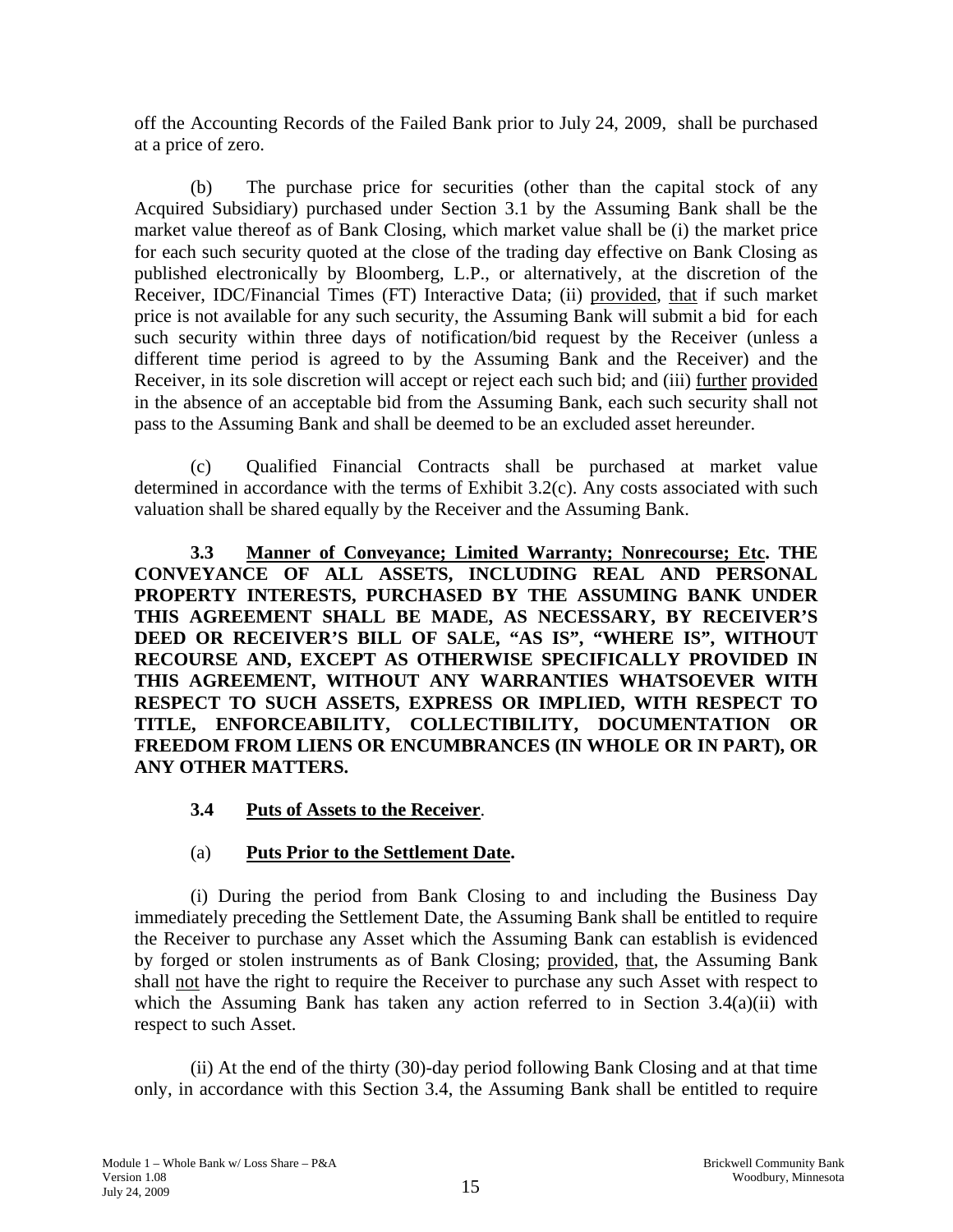off the Accounting Records of the Failed Bank prior to July 24, 2009, shall be purchased at a price of zero.

(b) The purchase price for securities (other than the capital stock of any Acquired Subsidiary) purchased under Section 3.1 by the Assuming Bank shall be the market value thereof as of Bank Closing, which market value shall be (i) the market price for each such security quoted at the close of the trading day effective on Bank Closing as published electronically by Bloomberg, L.P., or alternatively, at the discretion of the Receiver, IDC/Financial Times (FT) Interactive Data; (ii) provided, that if such market price is not available for any such security, the Assuming Bank will submit a bid for each such security within three days of notification/bid request by the Receiver (unless a different time period is agreed to by the Assuming Bank and the Receiver) and the Receiver, in its sole discretion will accept or reject each such bid; and (iii) further provided in the absence of an acceptable bid from the Assuming Bank, each such security shall not pass to the Assuming Bank and shall be deemed to be an excluded asset hereunder.

(c) Qualified Financial Contracts shall be purchased at market value determined in accordance with the terms of Exhibit 3.2(c). Any costs associated with such valuation shall be shared equally by the Receiver and the Assuming Bank.

**3.3 Manner of Conveyance; Limited Warranty; Nonrecourse; Etc. THE CONVEYANCE OF ALL ASSETS, INCLUDING REAL AND PERSONAL PROPERTY INTERESTS, PURCHASED BY THE ASSUMING BANK UNDER THIS AGREEMENT SHALL BE MADE, AS NECESSARY, BY RECEIVER'S DEED OR RECEIVER'S BILL OF SALE, "AS IS", "WHERE IS", WITHOUT RECOURSE AND, EXCEPT AS OTHERWISE SPECIFICALLY PROVIDED IN THIS AGREEMENT, WITHOUT ANY WARRANTIES WHATSOEVER WITH RESPECT TO SUCH ASSETS, EXPRESS OR IMPLIED, WITH RESPECT TO TITLE, ENFORCEABILITY, COLLECTIBILITY, DOCUMENTATION OR FREEDOM FROM LIENS OR ENCUMBRANCES (IN WHOLE OR IN PART), OR ANY OTHER MATTERS.**

**3.4 Puts of Assets to the Receiver**.

(a) **Puts Prior to the Settlement Date.**

(i) During the period from Bank Closing to and including the Business Day immediately preceding the Settlement Date, the Assuming Bank shall be entitled to require the Receiver to purchase any Asset which the Assuming Bank can establish is evidenced by forged or stolen instruments as of Bank Closing; provided, that, the Assuming Bank shall not have the right to require the Receiver to purchase any such Asset with respect to which the Assuming Bank has taken any action referred to in Section 3.4(a)(ii) with respect to such Asset.

(ii) At the end of the thirty (30)-day period following Bank Closing and at that time only, in accordance with this Section 3.4, the Assuming Bank shall be entitled to require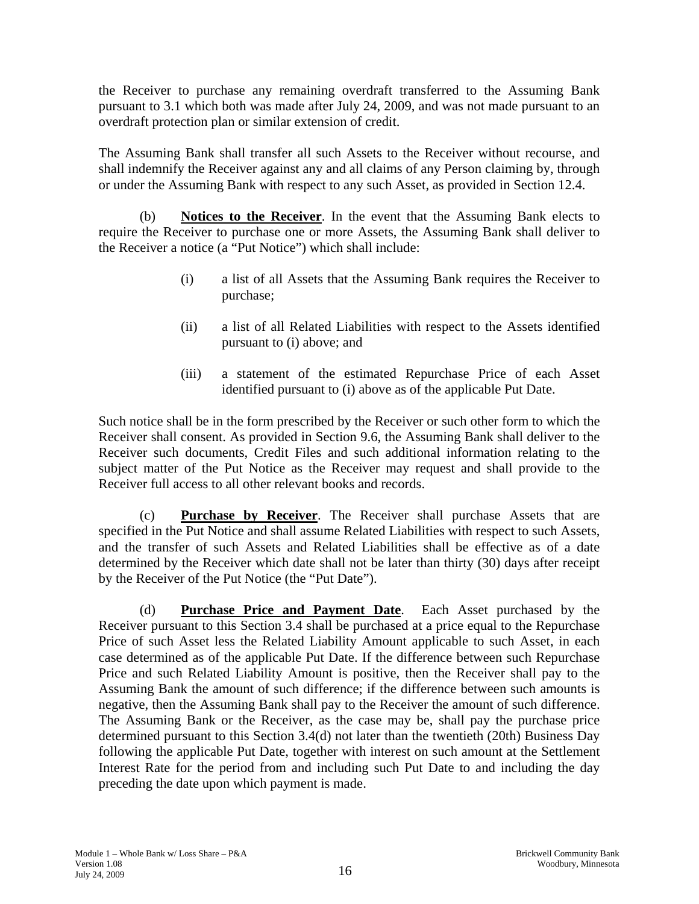the Receiver to purchase any remaining overdraft transferred to the Assuming Bank pursuant to 3.1 which both was made after July 24, 2009, and was not made pursuant to an overdraft protection plan or similar extension of credit.

The Assuming Bank shall transfer all such Assets to the Receiver without recourse, and shall indemnify the Receiver against any and all claims of any Person claiming by, through or under the Assuming Bank with respect to any such Asset, as provided in Section 12.4.

(b) **Notices to the Receiver**. In the event that the Assuming Bank elects to require the Receiver to purchase one or more Assets, the Assuming Bank shall deliver to the Receiver a notice (a "Put Notice") which shall include:

(i) a list of all Assets that the Assuming Bank requires the Receiver to purchase;

(ii) a list of all Related Liabilities with respect to the Assets identified pursuant to (i) above; and

(iii) a statement of the estimated Repurchase Price of each Asset identified pursuant to (i) above as of the applicable Put Date.

Such notice shall be in the form prescribed by the Receiver or such other form to which the Receiver shall consent. As provided in Section 9.6, the Assuming Bank shall deliver to the Receiver such documents, Credit Files and such additional information relating to the subject matter of the Put Notice as the Receiver may request and shall provide to the Receiver full access to all other relevant books and records.

(c) **Purchase by Receiver**. The Receiver shall purchase Assets that are specified in the Put Notice and shall assume Related Liabilities with respect to such Assets, and the transfer of such Assets and Related Liabilities shall be effective as of a date determined by the Receiver which date shall not be later than thirty (30) days after receipt by the Receiver of the Put Notice (the "Put Date").

(d) **Purchase Price and Payment Date**. Each Asset purchased by the Receiver pursuant to this Section 3.4 shall be purchased at a price equal to the Repurchase Price of such Asset less the Related Liability Amount applicable to such Asset, in each case determined as of the applicable Put Date. If the difference between such Repurchase Price and such Related Liability Amount is positive, then the Receiver shall pay to the Assuming Bank the amount of such difference; if the difference between such amounts is negative, then the Assuming Bank shall pay to the Receiver the amount of such difference. The Assuming Bank or the Receiver, as the case may be, shall pay the purchase price determined pursuant to this Section 3.4(d) not later than the twentieth (20th) Business Day following the applicable Put Date, together with interest on such amount at the Settlement Interest Rate for the period from and including such Put Date to and including the day preceding the date upon which payment is made.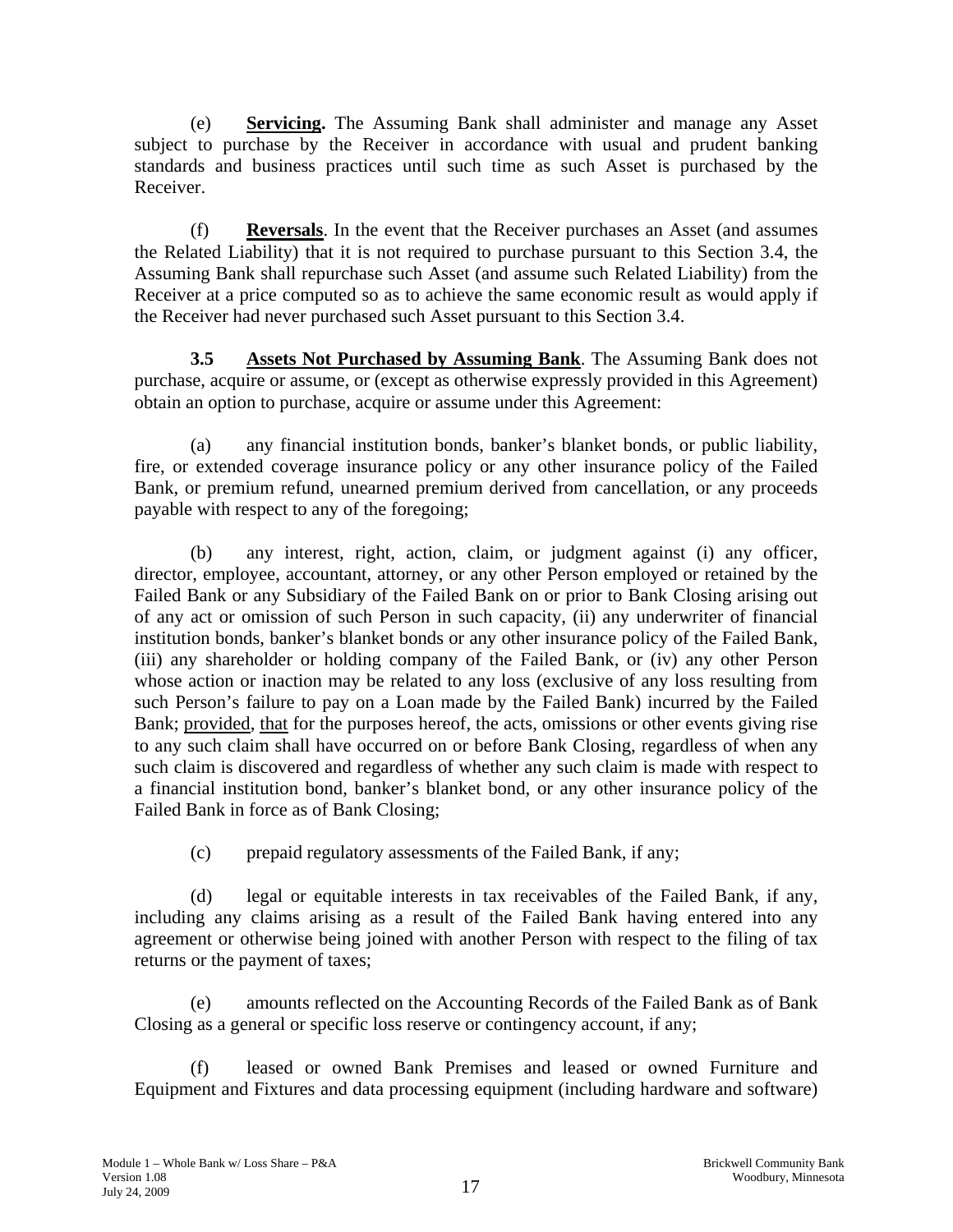(e) **Servicing.** The Assuming Bank shall administer and manage any Asset subject to purchase by the Receiver in accordance with usual and prudent banking standards and business practices until such time as such Asset is purchased by the Receiver.

(f) **Reversals**. In the event that the Receiver purchases an Asset (and assumes the Related Liability) that it is not required to purchase pursuant to this Section 3.4, the Assuming Bank shall repurchase such Asset (and assume such Related Liability) from the Receiver at a price computed so as to achieve the same economic result as would apply if the Receiver had never purchased such Asset pursuant to this Section 3.4.

**3.5 Assets Not Purchased by Assuming Bank**. The Assuming Bank does not purchase, acquire or assume, or (except as otherwise expressly provided in this Agreement) obtain an option to purchase, acquire or assume under this Agreement:

(a) any financial institution bonds, banker's blanket bonds, or public liability, fire, or extended coverage insurance policy or any other insurance policy of the Failed Bank, or premium refund, unearned premium derived from cancellation, or any proceeds payable with respect to any of the foregoing;

(b) any interest, right, action, claim, or judgment against (i) any officer, director, employee, accountant, attorney, or any other Person employed or retained by the Failed Bank or any Subsidiary of the Failed Bank on or prior to Bank Closing arising out of any act or omission of such Person in such capacity, (ii) any underwriter of financial institution bonds, banker's blanket bonds or any other insurance policy of the Failed Bank, (iii) any shareholder or holding company of the Failed Bank, or (iv) any other Person whose action or inaction may be related to any loss (exclusive of any loss resulting from such Person's failure to pay on a Loan made by the Failed Bank) incurred by the Failed Bank; provided, that for the purposes hereof, the acts, omissions or other events giving rise to any such claim shall have occurred on or before Bank Closing, regardless of when any such claim is discovered and regardless of whether any such claim is made with respect to a financial institution bond, banker's blanket bond, or any other insurance policy of the Failed Bank in force as of Bank Closing;

(c) prepaid regulatory assessments of the Failed Bank, if any;

(d) legal or equitable interests in tax receivables of the Failed Bank, if any, including any claims arising as a result of the Failed Bank having entered into any agreement or otherwise being joined with another Person with respect to the filing of tax returns or the payment of taxes;

(e) amounts reflected on the Accounting Records of the Failed Bank as of Bank Closing as a general or specific loss reserve or contingency account, if any;

(f) leased or owned Bank Premises and leased or owned Furniture and Equipment and Fixtures and data processing equipment (including hardware and software)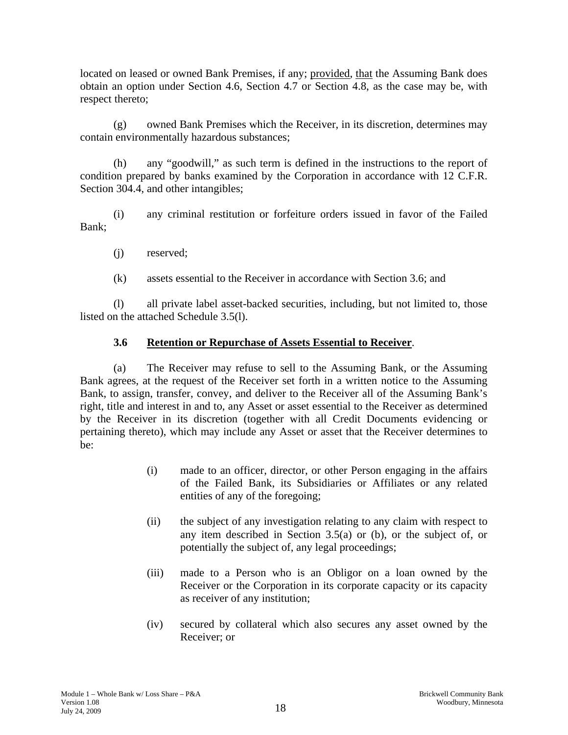located on leased or owned Bank Premises, if any; provided, that the Assuming Bank does obtain an option under Section 4.6, Section 4.7 or Section 4.8, as the case may be, with respect thereto;

(g) owned Bank Premises which the Receiver, in its discretion, determines may contain environmentally hazardous substances;

(h) any "goodwill," as such term is defined in the instructions to the report of condition prepared by banks examined by the Corporation in accordance with 12 C.F.R. Section 304.4, and other intangibles;

(i) any criminal restitution or forfeiture orders issued in favor of the Failed Bank;

(j) reserved;

(k) assets essential to the Receiver in accordance with Section 3.6; and

(l) all private label asset-backed securities, including, but not limited to, those listed on the attached Schedule 3.5(l).

**3.6 Retention or Repurchase of Assets Essential to Receiver**.

(a) The Receiver may refuse to sell to the Assuming Bank, or the Assuming Bank agrees, at the request of the Receiver set forth in a written notice to the Assuming Bank, to assign, transfer, convey, and deliver to the Receiver all of the Assuming Bank's right, title and interest in and to, any Asset or asset essential to the Receiver as determined by the Receiver in its discretion (together with all Credit Documents evidencing or pertaining thereto), which may include any Asset or asset that the Receiver determines to be:

(i) made to an officer, director, or other Person engaging in the affairs of the Failed Bank, its Subsidiaries or Affiliates or any related entities of any of the foregoing;

(ii) the subject of any investigation relating to any claim with respect to any item described in Section 3.5(a) or (b), or the subject of, or potentially the subject of, any legal proceedings;

(iii) made to a Person who is an Obligor on a loan owned by the Receiver or the Corporation in its corporate capacity or its capacity as receiver of any institution;

(iv) secured by collateral which also secures any asset owned by the Receiver; or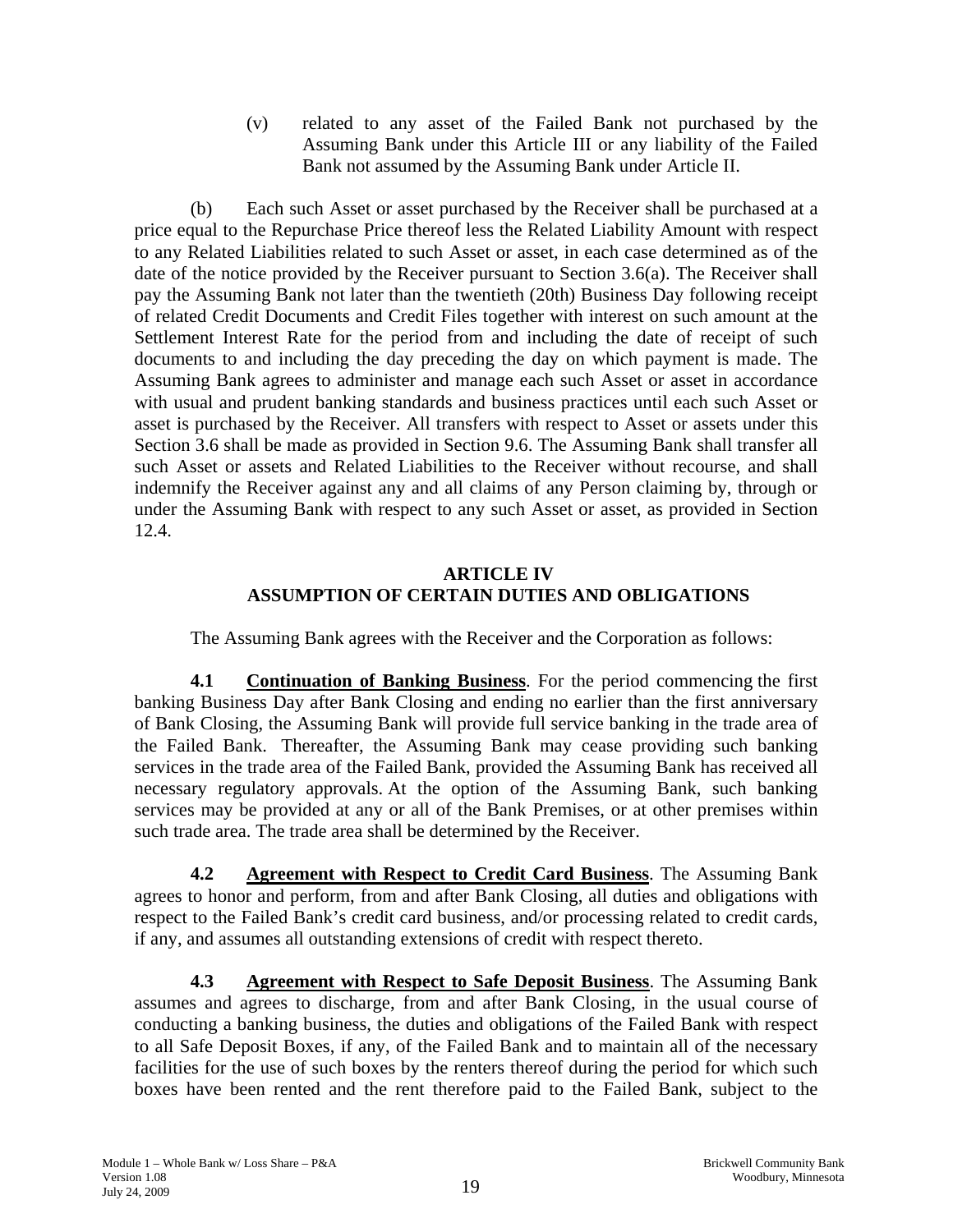(v) related to any asset of the Failed Bank not purchased by the Assuming Bank under this Article III or any liability of the Failed Bank not assumed by the Assuming Bank under Article II.

(b) Each such Asset or asset purchased by the Receiver shall be purchased at a price equal to the Repurchase Price thereof less the Related Liability Amount with respect to any Related Liabilities related to such Asset or asset, in each case determined as of the date of the notice provided by the Receiver pursuant to Section 3.6(a). The Receiver shall pay the Assuming Bank not later than the twentieth (20th) Business Day following receipt of related Credit Documents and Credit Files together with interest on such amount at the Settlement Interest Rate for the period from and including the date of receipt of such documents to and including the day preceding the day on which payment is made. The Assuming Bank agrees to administer and manage each such Asset or asset in accordance with usual and prudent banking standards and business practices until each such Asset or asset is purchased by the Receiver. All transfers with respect to Asset or assets under this Section 3.6 shall be made as provided in Section 9.6. The Assuming Bank shall transfer all such Asset or assets and Related Liabilities to the Receiver without recourse, and shall indemnify the Receiver against any and all claims of any Person claiming by, through or under the Assuming Bank with respect to any such Asset or asset, as provided in Section 12.4.

## ARTICLE IV
## ASSUMPTION OF CERTAIN DUTIES AND OBLIGATIONS

The Assuming Bank agrees with the Receiver and the Corporation as follows:

**4.1 Continuation of Banking Business**. For the period commencing the first banking Business Day after Bank Closing and ending no earlier than the first anniversary of Bank Closing, the Assuming Bank will provide full service banking in the trade area of the Failed Bank. Thereafter, the Assuming Bank may cease providing such banking services in the trade area of the Failed Bank, provided the Assuming Bank has received all necessary regulatory approvals. At the option of the Assuming Bank, such banking services may be provided at any or all of the Bank Premises, or at other premises within such trade area. The trade area shall be determined by the Receiver.

**4.2 Agreement with Respect to Credit Card Business**. The Assuming Bank agrees to honor and perform, from and after Bank Closing, all duties and obligations with respect to the Failed Bank's credit card business, and/or processing related to credit cards, if any, and assumes all outstanding extensions of credit with respect thereto.

**4.3 Agreement with Respect to Safe Deposit Business**. The Assuming Bank assumes and agrees to discharge, from and after Bank Closing, in the usual course of conducting a banking business, the duties and obligations of the Failed Bank with respect to all Safe Deposit Boxes, if any, of the Failed Bank and to maintain all of the necessary facilities for the use of such boxes by the renters thereof during the period for which such boxes have been rented and the rent therefore paid to the Failed Bank, subject to the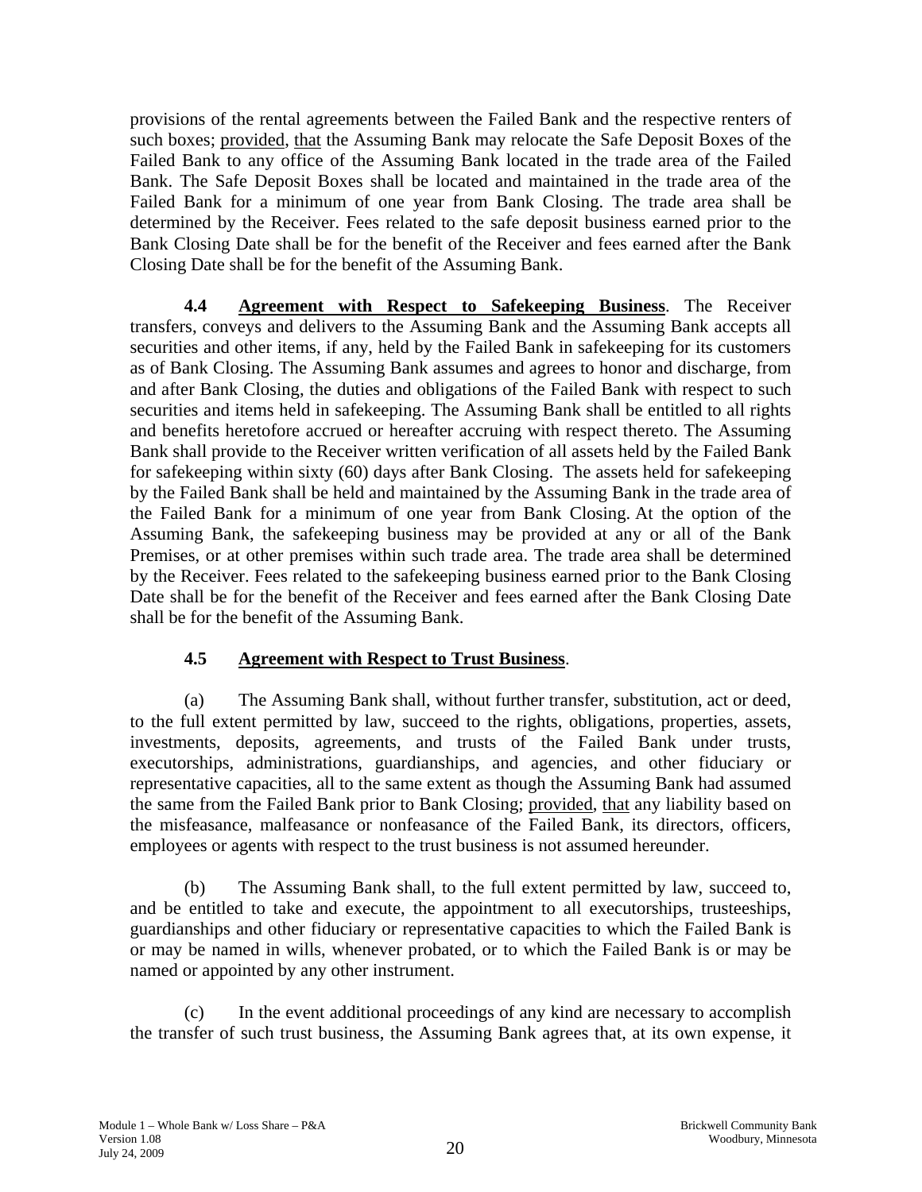provisions of the rental agreements between the Failed Bank and the respective renters of such boxes; provided, that the Assuming Bank may relocate the Safe Deposit Boxes of the Failed Bank to any office of the Assuming Bank located in the trade area of the Failed Bank. The Safe Deposit Boxes shall be located and maintained in the trade area of the Failed Bank for a minimum of one year from Bank Closing. The trade area shall be determined by the Receiver. Fees related to the safe deposit business earned prior to the Bank Closing Date shall be for the benefit of the Receiver and fees earned after the Bank Closing Date shall be for the benefit of the Assuming Bank.

**4.4 Agreement with Respect to Safekeeping Business**. The Receiver transfers, conveys and delivers to the Assuming Bank and the Assuming Bank accepts all securities and other items, if any, held by the Failed Bank in safekeeping for its customers as of Bank Closing. The Assuming Bank assumes and agrees to honor and discharge, from and after Bank Closing, the duties and obligations of the Failed Bank with respect to such securities and items held in safekeeping. The Assuming Bank shall be entitled to all rights and benefits heretofore accrued or hereafter accruing with respect thereto. The Assuming Bank shall provide to the Receiver written verification of all assets held by the Failed Bank for safekeeping within sixty (60) days after Bank Closing. The assets held for safekeeping by the Failed Bank shall be held and maintained by the Assuming Bank in the trade area of the Failed Bank for a minimum of one year from Bank Closing. At the option of the Assuming Bank, the safekeeping business may be provided at any or all of the Bank Premises, or at other premises within such trade area. The trade area shall be determined by the Receiver. Fees related to the safekeeping business earned prior to the Bank Closing Date shall be for the benefit of the Receiver and fees earned after the Bank Closing Date shall be for the benefit of the Assuming Bank.

### 4.5 Agreement with Respect to Trust Business.

(a) The Assuming Bank shall, without further transfer, substitution, act or deed, to the full extent permitted by law, succeed to the rights, obligations, properties, assets, investments, deposits, agreements, and trusts of the Failed Bank under trusts, executorships, administrations, guardianships, and agencies, and other fiduciary or representative capacities, all to the same extent as though the Assuming Bank had assumed the same from the Failed Bank prior to Bank Closing; provided, that any liability based on the misfeasance, malfeasance or nonfeasance of the Failed Bank, its directors, officers, employees or agents with respect to the trust business is not assumed hereunder.

(b) The Assuming Bank shall, to the full extent permitted by law, succeed to, and be entitled to take and execute, the appointment to all executorships, trusteeships, guardianships and other fiduciary or representative capacities to which the Failed Bank is or may be named in wills, whenever probated, or to which the Failed Bank is or may be named or appointed by any other instrument.

(c) In the event additional proceedings of any kind are necessary to accomplish the transfer of such trust business, the Assuming Bank agrees that, at its own expense, it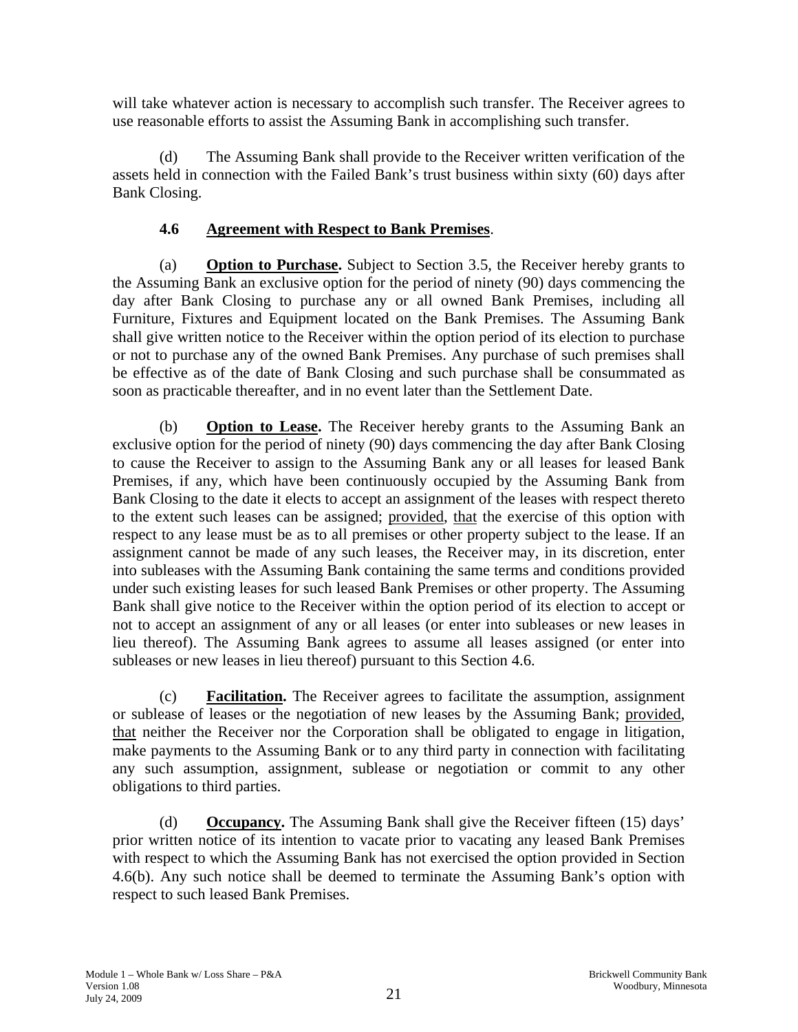will take whatever action is necessary to accomplish such transfer. The Receiver agrees to use reasonable efforts to assist the Assuming Bank in accomplishing such transfer.

(d) The Assuming Bank shall provide to the Receiver written verification of the assets held in connection with the Failed Bank's trust business within sixty (60) days after Bank Closing.

### 4.6 Agreement with Respect to Bank Premises.

(a) **Option to Purchase.** Subject to Section 3.5, the Receiver hereby grants to the Assuming Bank an exclusive option for the period of ninety (90) days commencing the day after Bank Closing to purchase any or all owned Bank Premises, including all Furniture, Fixtures and Equipment located on the Bank Premises. The Assuming Bank shall give written notice to the Receiver within the option period of its election to purchase or not to purchase any of the owned Bank Premises. Any purchase of such premises shall be effective as of the date of Bank Closing and such purchase shall be consummated as soon as practicable thereafter, and in no event later than the Settlement Date.

(b) **Option to Lease.** The Receiver hereby grants to the Assuming Bank an exclusive option for the period of ninety (90) days commencing the day after Bank Closing to cause the Receiver to assign to the Assuming Bank any or all leases for leased Bank Premises, if any, which have been continuously occupied by the Assuming Bank from Bank Closing to the date it elects to accept an assignment of the leases with respect thereto to the extent such leases can be assigned; provided, that the exercise of this option with respect to any lease must be as to all premises or other property subject to the lease. If an assignment cannot be made of any such leases, the Receiver may, in its discretion, enter into subleases with the Assuming Bank containing the same terms and conditions provided under such existing leases for such leased Bank Premises or other property. The Assuming Bank shall give notice to the Receiver within the option period of its election to accept or not to accept an assignment of any or all leases (or enter into subleases or new leases in lieu thereof). The Assuming Bank agrees to assume all leases assigned (or enter into subleases or new leases in lieu thereof) pursuant to this Section 4.6.

(c) **Facilitation.** The Receiver agrees to facilitate the assumption, assignment or sublease of leases or the negotiation of new leases by the Assuming Bank; provided, that neither the Receiver nor the Corporation shall be obligated to engage in litigation, make payments to the Assuming Bank or to any third party in connection with facilitating any such assumption, assignment, sublease or negotiation or commit to any other obligations to third parties.

(d) **Occupancy.** The Assuming Bank shall give the Receiver fifteen (15) days' prior written notice of its intention to vacate prior to vacating any leased Bank Premises with respect to which the Assuming Bank has not exercised the option provided in Section 4.6(b). Any such notice shall be deemed to terminate the Assuming Bank's option with respect to such leased Bank Premises.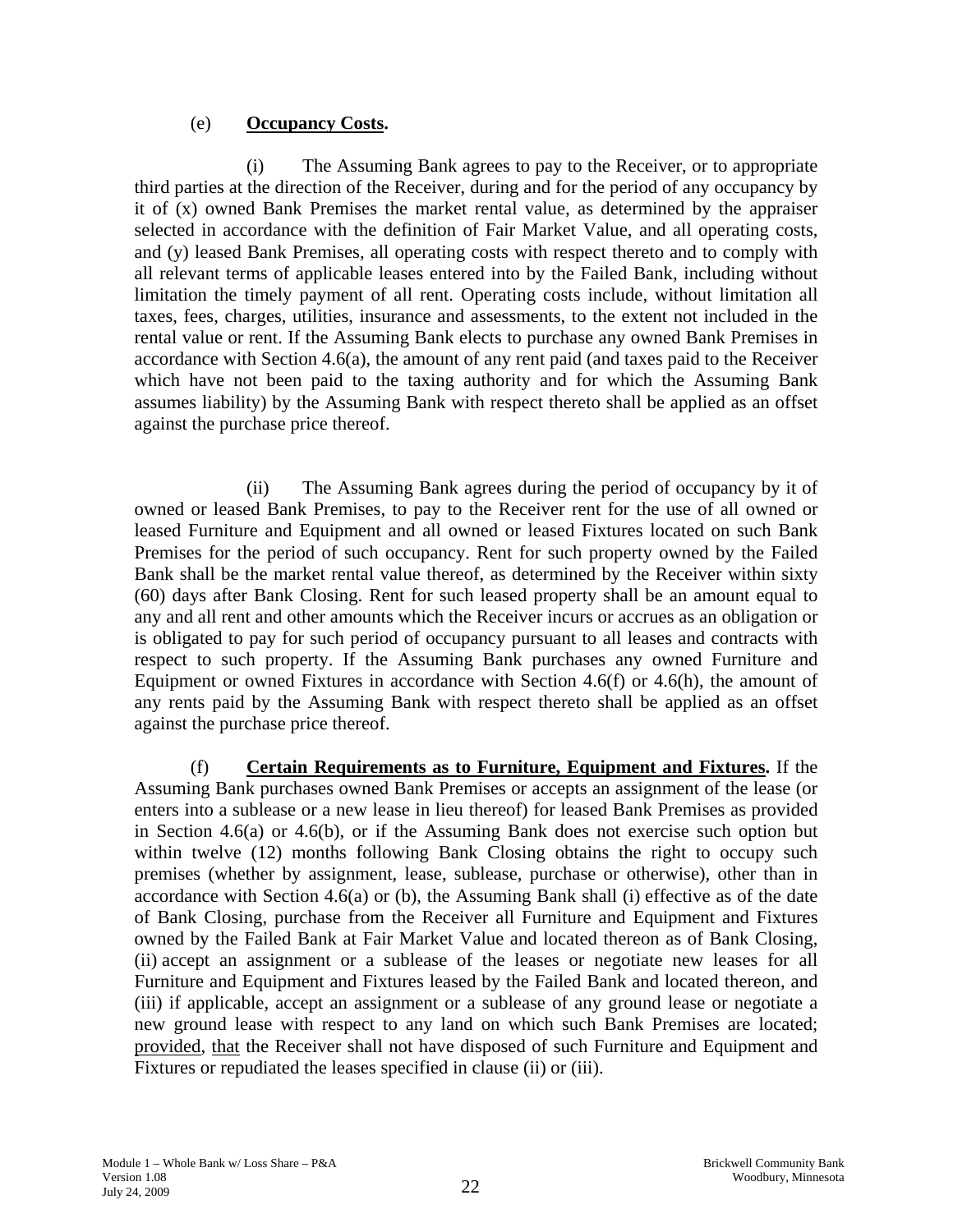(e) **Occupancy Costs.**

(i) The Assuming Bank agrees to pay to the Receiver, or to appropriate third parties at the direction of the Receiver, during and for the period of any occupancy by it of (x) owned Bank Premises the market rental value, as determined by the appraiser selected in accordance with the definition of Fair Market Value, and all operating costs, and (y) leased Bank Premises, all operating costs with respect thereto and to comply with all relevant terms of applicable leases entered into by the Failed Bank, including without limitation the timely payment of all rent. Operating costs include, without limitation all taxes, fees, charges, utilities, insurance and assessments, to the extent not included in the rental value or rent. If the Assuming Bank elects to purchase any owned Bank Premises in accordance with Section 4.6(a), the amount of any rent paid (and taxes paid to the Receiver which have not been paid to the taxing authority and for which the Assuming Bank assumes liability) by the Assuming Bank with respect thereto shall be applied as an offset against the purchase price thereof.

(ii) The Assuming Bank agrees during the period of occupancy by it of owned or leased Bank Premises, to pay to the Receiver rent for the use of all owned or leased Furniture and Equipment and all owned or leased Fixtures located on such Bank Premises for the period of such occupancy. Rent for such property owned by the Failed Bank shall be the market rental value thereof, as determined by the Receiver within sixty (60) days after Bank Closing. Rent for such leased property shall be an amount equal to any and all rent and other amounts which the Receiver incurs or accrues as an obligation or is obligated to pay for such period of occupancy pursuant to all leases and contracts with respect to such property. If the Assuming Bank purchases any owned Furniture and Equipment or owned Fixtures in accordance with Section 4.6(f) or 4.6(h), the amount of any rents paid by the Assuming Bank with respect thereto shall be applied as an offset against the purchase price thereof.

(f) **Certain Requirements as to Furniture, Equipment and Fixtures.** If the Assuming Bank purchases owned Bank Premises or accepts an assignment of the lease (or enters into a sublease or a new lease in lieu thereof) for leased Bank Premises as provided in Section 4.6(a) or 4.6(b), or if the Assuming Bank does not exercise such option but within twelve (12) months following Bank Closing obtains the right to occupy such premises (whether by assignment, lease, sublease, purchase or otherwise), other than in accordance with Section 4.6(a) or (b), the Assuming Bank shall (i) effective as of the date of Bank Closing, purchase from the Receiver all Furniture and Equipment and Fixtures owned by the Failed Bank at Fair Market Value and located thereon as of Bank Closing, (ii) accept an assignment or a sublease of the leases or negotiate new leases for all Furniture and Equipment and Fixtures leased by the Failed Bank and located thereon, and (iii) if applicable, accept an assignment or a sublease of any ground lease or negotiate a new ground lease with respect to any land on which such Bank Premises are located; provided, that the Receiver shall not have disposed of such Furniture and Equipment and Fixtures or repudiated the leases specified in clause (ii) or (iii).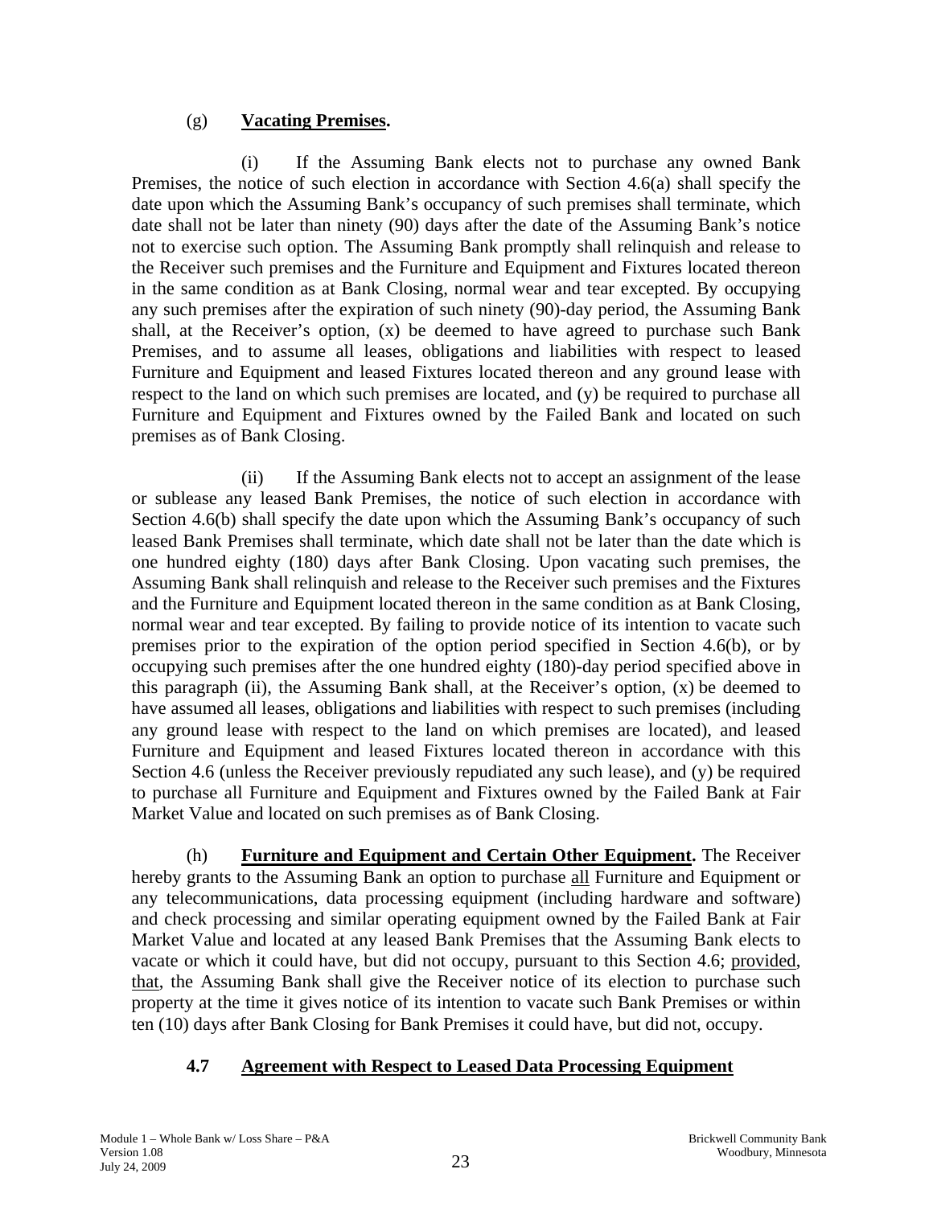(g) **Vacating Premises.**

(i) If the Assuming Bank elects not to purchase any owned Bank Premises, the notice of such election in accordance with Section 4.6(a) shall specify the date upon which the Assuming Bank's occupancy of such premises shall terminate, which date shall not be later than ninety (90) days after the date of the Assuming Bank's notice not to exercise such option. The Assuming Bank promptly shall relinquish and release to the Receiver such premises and the Furniture and Equipment and Fixtures located thereon in the same condition as at Bank Closing, normal wear and tear excepted. By occupying any such premises after the expiration of such ninety (90)-day period, the Assuming Bank shall, at the Receiver's option, (x) be deemed to have agreed to purchase such Bank Premises, and to assume all leases, obligations and liabilities with respect to leased Furniture and Equipment and leased Fixtures located thereon and any ground lease with respect to the land on which such premises are located, and (y) be required to purchase all Furniture and Equipment and Fixtures owned by the Failed Bank and located on such premises as of Bank Closing.

(ii) If the Assuming Bank elects not to accept an assignment of the lease or sublease any leased Bank Premises, the notice of such election in accordance with Section 4.6(b) shall specify the date upon which the Assuming Bank's occupancy of such leased Bank Premises shall terminate, which date shall not be later than the date which is one hundred eighty (180) days after Bank Closing. Upon vacating such premises, the Assuming Bank shall relinquish and release to the Receiver such premises and the Fixtures and the Furniture and Equipment located thereon in the same condition as at Bank Closing, normal wear and tear excepted. By failing to provide notice of its intention to vacate such premises prior to the expiration of the option period specified in Section 4.6(b), or by occupying such premises after the one hundred eighty (180)-day period specified above in this paragraph (ii), the Assuming Bank shall, at the Receiver's option, (x) be deemed to have assumed all leases, obligations and liabilities with respect to such premises (including any ground lease with respect to the land on which premises are located), and leased Furniture and Equipment and leased Fixtures located thereon in accordance with this Section 4.6 (unless the Receiver previously repudiated any such lease), and (y) be required to purchase all Furniture and Equipment and Fixtures owned by the Failed Bank at Fair Market Value and located on such premises as of Bank Closing.

(h) **Furniture and Equipment and Certain Other Equipment.** The Receiver hereby grants to the Assuming Bank an option to purchase all Furniture and Equipment or any telecommunications, data processing equipment (including hardware and software) and check processing and similar operating equipment owned by the Failed Bank at Fair Market Value and located at any leased Bank Premises that the Assuming Bank elects to vacate or which it could have, but did not occupy, pursuant to this Section 4.6; provided, that, the Assuming Bank shall give the Receiver notice of its election to purchase such property at the time it gives notice of its intention to vacate such Bank Premises or within ten (10) days after Bank Closing for Bank Premises it could have, but did not, occupy.

### 4.7 Agreement with Respect to Leased Data Processing Equipment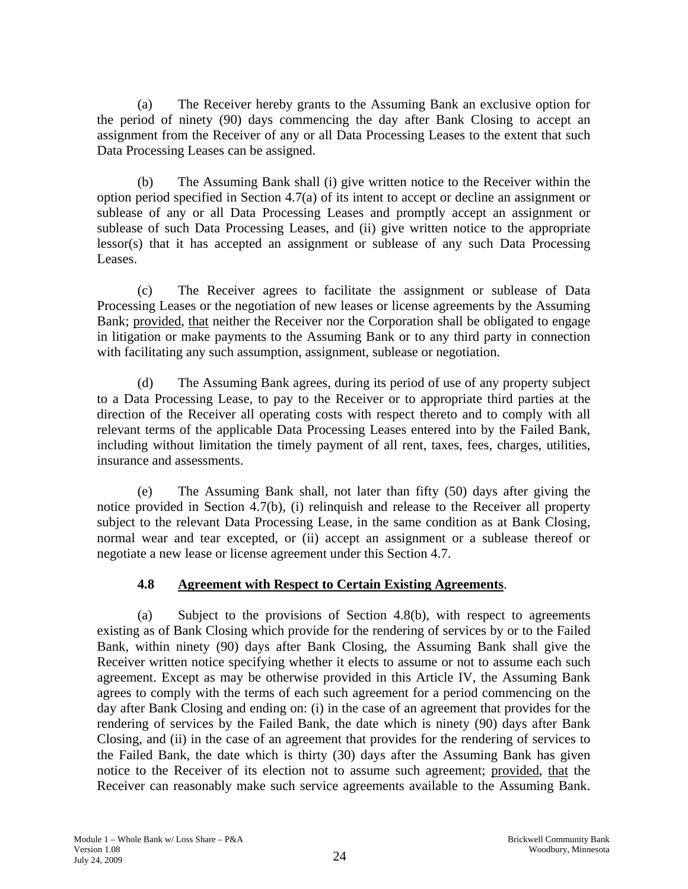(a) The Receiver hereby grants to the Assuming Bank an exclusive option for the period of ninety (90) days commencing the day after Bank Closing to accept an assignment from the Receiver of any or all Data Processing Leases to the extent that such Data Processing Leases can be assigned.

(b) The Assuming Bank shall (i) give written notice to the Receiver within the option period specified in Section 4.7(a) of its intent to accept or decline an assignment or sublease of any or all Data Processing Leases and promptly accept an assignment or sublease of such Data Processing Leases, and (ii) give written notice to the appropriate lessor(s) that it has accepted an assignment or sublease of any such Data Processing Leases.

(c) The Receiver agrees to facilitate the assignment or sublease of Data Processing Leases or the negotiation of new leases or license agreements by the Assuming Bank; provided, that neither the Receiver nor the Corporation shall be obligated to engage in litigation or make payments to the Assuming Bank or to any third party in connection with facilitating any such assumption, assignment, sublease or negotiation.

(d) The Assuming Bank agrees, during its period of use of any property subject to a Data Processing Lease, to pay to the Receiver or to appropriate third parties at the direction of the Receiver all operating costs with respect thereto and to comply with all relevant terms of the applicable Data Processing Leases entered into by the Failed Bank, including without limitation the timely payment of all rent, taxes, fees, charges, utilities, insurance and assessments.

(e) The Assuming Bank shall, not later than fifty (50) days after giving the notice provided in Section 4.7(b), (i) relinquish and release to the Receiver all property subject to the relevant Data Processing Lease, in the same condition as at Bank Closing, normal wear and tear excepted, or (ii) accept an assignment or a sublease thereof or negotiate a new lease or license agreement under this Section 4.7.

**4.8 Agreement with Respect to Certain Existing Agreements**.

(a) Subject to the provisions of Section 4.8(b), with respect to agreements existing as of Bank Closing which provide for the rendering of services by or to the Failed Bank, within ninety (90) days after Bank Closing, the Assuming Bank shall give the Receiver written notice specifying whether it elects to assume or not to assume each such agreement. Except as may be otherwise provided in this Article IV, the Assuming Bank agrees to comply with the terms of each such agreement for a period commencing on the day after Bank Closing and ending on: (i) in the case of an agreement that provides for the rendering of services by the Failed Bank, the date which is ninety (90) days after Bank Closing, and (ii) in the case of an agreement that provides for the rendering of services to the Failed Bank, the date which is thirty (30) days after the Assuming Bank has given notice to the Receiver of its election not to assume such agreement; provided, that the Receiver can reasonably make such service agreements available to the Assuming Bank.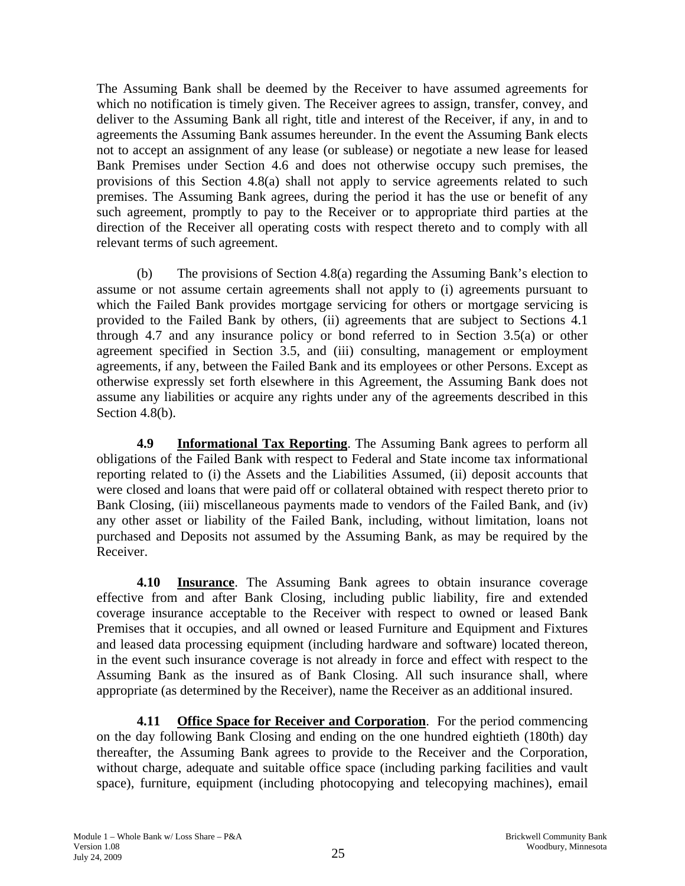The Assuming Bank shall be deemed by the Receiver to have assumed agreements for which no notification is timely given. The Receiver agrees to assign, transfer, convey, and deliver to the Assuming Bank all right, title and interest of the Receiver, if any, in and to agreements the Assuming Bank assumes hereunder. In the event the Assuming Bank elects not to accept an assignment of any lease (or sublease) or negotiate a new lease for leased Bank Premises under Section 4.6 and does not otherwise occupy such premises, the provisions of this Section 4.8(a) shall not apply to service agreements related to such premises. The Assuming Bank agrees, during the period it has the use or benefit of any such agreement, promptly to pay to the Receiver or to appropriate third parties at the direction of the Receiver all operating costs with respect thereto and to comply with all relevant terms of such agreement.

(b) The provisions of Section 4.8(a) regarding the Assuming Bank's election to assume or not assume certain agreements shall not apply to (i) agreements pursuant to which the Failed Bank provides mortgage servicing for others or mortgage servicing is provided to the Failed Bank by others, (ii) agreements that are subject to Sections 4.1 through 4.7 and any insurance policy or bond referred to in Section 3.5(a) or other agreement specified in Section 3.5, and (iii) consulting, management or employment agreements, if any, between the Failed Bank and its employees or other Persons. Except as otherwise expressly set forth elsewhere in this Agreement, the Assuming Bank does not assume any liabilities or acquire any rights under any of the agreements described in this Section 4.8(b).

**4.9 Informational Tax Reporting**. The Assuming Bank agrees to perform all obligations of the Failed Bank with respect to Federal and State income tax informational reporting related to (i) the Assets and the Liabilities Assumed, (ii) deposit accounts that were closed and loans that were paid off or collateral obtained with respect thereto prior to Bank Closing, (iii) miscellaneous payments made to vendors of the Failed Bank, and (iv) any other asset or liability of the Failed Bank, including, without limitation, loans not purchased and Deposits not assumed by the Assuming Bank, as may be required by the Receiver.

**4.10 Insurance**. The Assuming Bank agrees to obtain insurance coverage effective from and after Bank Closing, including public liability, fire and extended coverage insurance acceptable to the Receiver with respect to owned or leased Bank Premises that it occupies, and all owned or leased Furniture and Equipment and Fixtures and leased data processing equipment (including hardware and software) located thereon, in the event such insurance coverage is not already in force and effect with respect to the Assuming Bank as the insured as of Bank Closing. All such insurance shall, where appropriate (as determined by the Receiver), name the Receiver as an additional insured.

**4.11 Office Space for Receiver and Corporation**. For the period commencing on the day following Bank Closing and ending on the one hundred eightieth (180th) day thereafter, the Assuming Bank agrees to provide to the Receiver and the Corporation, without charge, adequate and suitable office space (including parking facilities and vault space), furniture, equipment (including photocopying and telecopying machines), email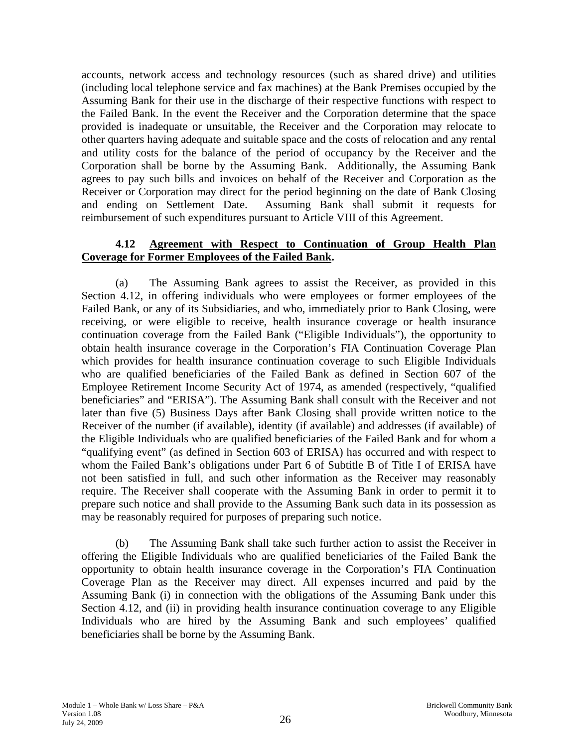accounts, network access and technology resources (such as shared drive) and utilities (including local telephone service and fax machines) at the Bank Premises occupied by the Assuming Bank for their use in the discharge of their respective functions with respect to the Failed Bank. In the event the Receiver and the Corporation determine that the space provided is inadequate or unsuitable, the Receiver and the Corporation may relocate to other quarters having adequate and suitable space and the costs of relocation and any rental and utility costs for the balance of the period of occupancy by the Receiver and the Corporation shall be borne by the Assuming Bank. Additionally, the Assuming Bank agrees to pay such bills and invoices on behalf of the Receiver and Corporation as the Receiver or Corporation may direct for the period beginning on the date of Bank Closing and ending on Settlement Date. Assuming Bank shall submit it requests for reimbursement of such expenditures pursuant to Article VIII of this Agreement.

**4.12 Agreement with Respect to Continuation of Group Health Plan Coverage for Former Employees of the Failed Bank.**

(a) The Assuming Bank agrees to assist the Receiver, as provided in this Section 4.12, in offering individuals who were employees or former employees of the Failed Bank, or any of its Subsidiaries, and who, immediately prior to Bank Closing, were receiving, or were eligible to receive, health insurance coverage or health insurance continuation coverage from the Failed Bank ("Eligible Individuals"), the opportunity to obtain health insurance coverage in the Corporation's FIA Continuation Coverage Plan which provides for health insurance continuation coverage to such Eligible Individuals who are qualified beneficiaries of the Failed Bank as defined in Section 607 of the Employee Retirement Income Security Act of 1974, as amended (respectively, "qualified beneficiaries" and "ERISA"). The Assuming Bank shall consult with the Receiver and not later than five (5) Business Days after Bank Closing shall provide written notice to the Receiver of the number (if available), identity (if available) and addresses (if available) of the Eligible Individuals who are qualified beneficiaries of the Failed Bank and for whom a "qualifying event" (as defined in Section 603 of ERISA) has occurred and with respect to whom the Failed Bank's obligations under Part 6 of Subtitle B of Title I of ERISA have not been satisfied in full, and such other information as the Receiver may reasonably require. The Receiver shall cooperate with the Assuming Bank in order to permit it to prepare such notice and shall provide to the Assuming Bank such data in its possession as may be reasonably required for purposes of preparing such notice.

(b) The Assuming Bank shall take such further action to assist the Receiver in offering the Eligible Individuals who are qualified beneficiaries of the Failed Bank the opportunity to obtain health insurance coverage in the Corporation's FIA Continuation Coverage Plan as the Receiver may direct. All expenses incurred and paid by the Assuming Bank (i) in connection with the obligations of the Assuming Bank under this Section 4.12, and (ii) in providing health insurance continuation coverage to any Eligible Individuals who are hired by the Assuming Bank and such employees' qualified beneficiaries shall be borne by the Assuming Bank.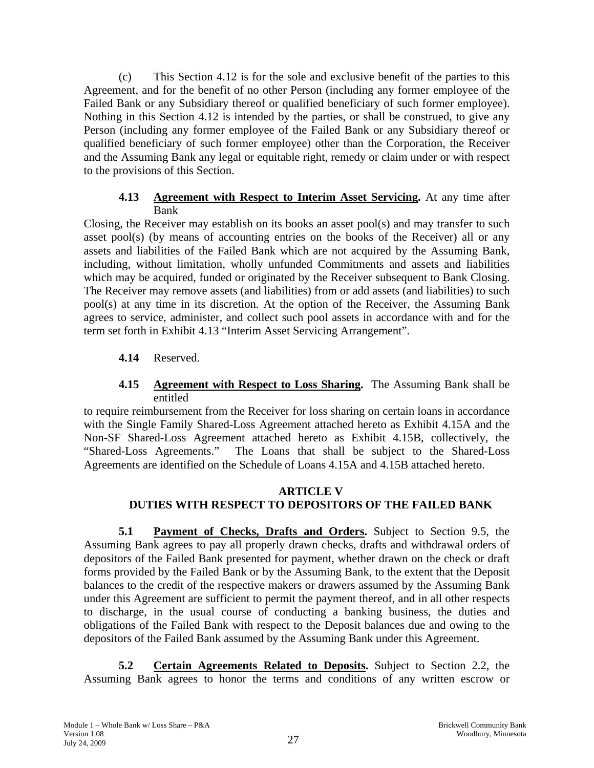(c) This Section 4.12 is for the sole and exclusive benefit of the parties to this Agreement, and for the benefit of no other Person (including any former employee of the Failed Bank or any Subsidiary thereof or qualified beneficiary of such former employee). Nothing in this Section 4.12 is intended by the parties, or shall be construed, to give any Person (including any former employee of the Failed Bank or any Subsidiary thereof or qualified beneficiary of such former employee) other than the Corporation, the Receiver and the Assuming Bank any legal or equitable right, remedy or claim under or with respect to the provisions of this Section.

**4.13 Agreement with Respect to Interim Asset Servicing.** At any time after Bank Closing, the Receiver may establish on its books an asset pool(s) and may transfer to such asset pool(s) (by means of accounting entries on the books of the Receiver) all or any assets and liabilities of the Failed Bank which are not acquired by the Assuming Bank, including, without limitation, wholly unfunded Commitments and assets and liabilities which may be acquired, funded or originated by the Receiver subsequent to Bank Closing. The Receiver may remove assets (and liabilities) from or add assets (and liabilities) to such pool(s) at any time in its discretion. At the option of the Receiver, the Assuming Bank agrees to service, administer, and collect such pool assets in accordance with and for the term set forth in Exhibit 4.13 "Interim Asset Servicing Arrangement".

**4.14** Reserved.

**4.15 Agreement with Respect to Loss Sharing.** The Assuming Bank shall be entitled to require reimbursement from the Receiver for loss sharing on certain loans in accordance with the Single Family Shared-Loss Agreement attached hereto as Exhibit 4.15A and the Non-SF Shared-Loss Agreement attached hereto as Exhibit 4.15B, collectively, the "Shared-Loss Agreements." The Loans that shall be subject to the Shared-Loss Agreements are identified on the Schedule of Loans 4.15A and 4.15B attached hereto.

## ARTICLE V
## DUTIES WITH RESPECT TO DEPOSITORS OF THE FAILED BANK

**5.1 Payment of Checks, Drafts and Orders.** Subject to Section 9.5, the Assuming Bank agrees to pay all properly drawn checks, drafts and withdrawal orders of depositors of the Failed Bank presented for payment, whether drawn on the check or draft forms provided by the Failed Bank or by the Assuming Bank, to the extent that the Deposit balances to the credit of the respective makers or drawers assumed by the Assuming Bank under this Agreement are sufficient to permit the payment thereof, and in all other respects to discharge, in the usual course of conducting a banking business, the duties and obligations of the Failed Bank with respect to the Deposit balances due and owing to the depositors of the Failed Bank assumed by the Assuming Bank under this Agreement.

**5.2 Certain Agreements Related to Deposits.** Subject to Section 2.2, the Assuming Bank agrees to honor the terms and conditions of any written escrow or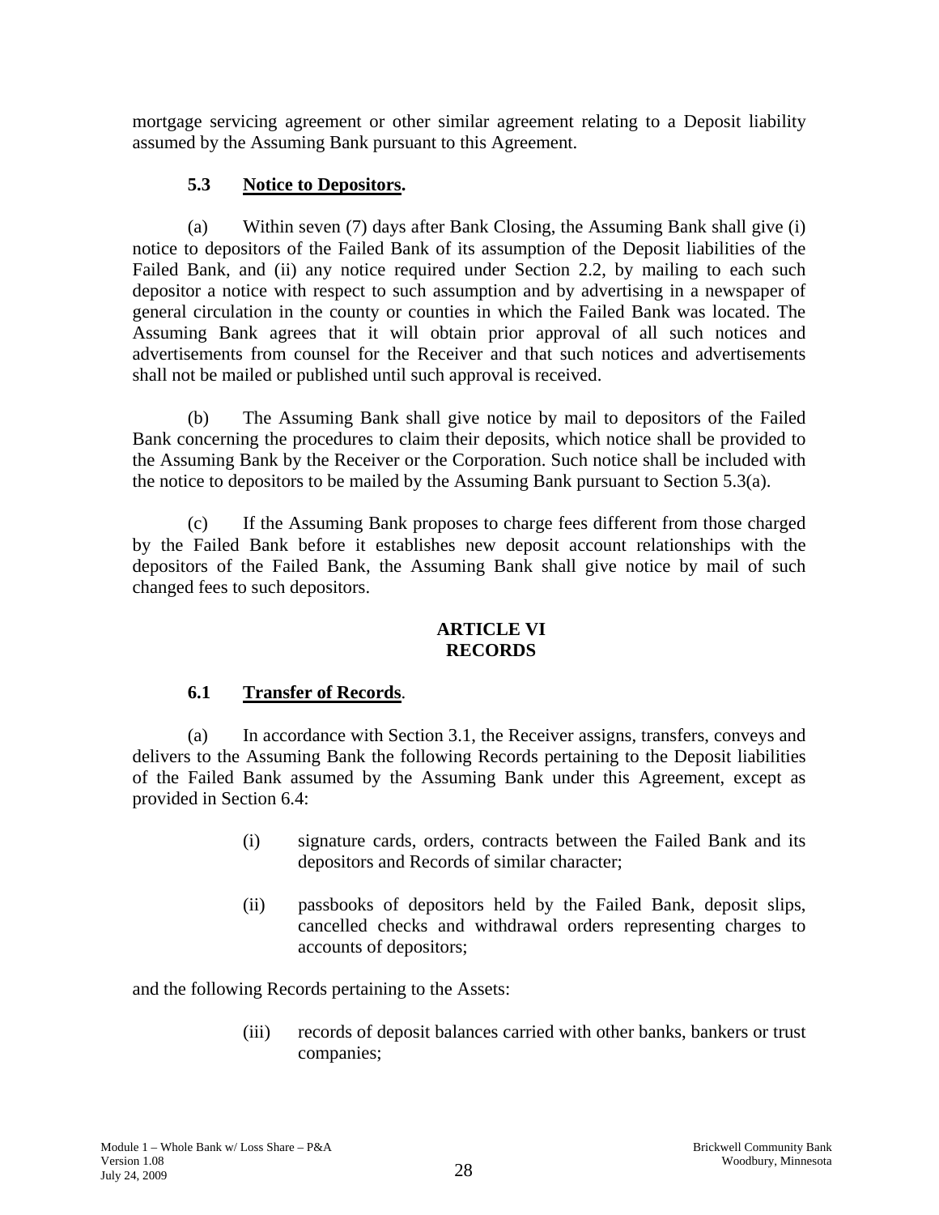mortgage servicing agreement or other similar agreement relating to a Deposit liability assumed by the Assuming Bank pursuant to this Agreement.

### 5.3 Notice to Depositors.

(a) Within seven (7) days after Bank Closing, the Assuming Bank shall give (i) notice to depositors of the Failed Bank of its assumption of the Deposit liabilities of the Failed Bank, and (ii) any notice required under Section 2.2, by mailing to each such depositor a notice with respect to such assumption and by advertising in a newspaper of general circulation in the county or counties in which the Failed Bank was located. The Assuming Bank agrees that it will obtain prior approval of all such notices and advertisements from counsel for the Receiver and that such notices and advertisements shall not be mailed or published until such approval is received.

(b) The Assuming Bank shall give notice by mail to depositors of the Failed Bank concerning the procedures to claim their deposits, which notice shall be provided to the Assuming Bank by the Receiver or the Corporation. Such notice shall be included with the notice to depositors to be mailed by the Assuming Bank pursuant to Section 5.3(a).

(c) If the Assuming Bank proposes to charge fees different from those charged by the Failed Bank before it establishes new deposit account relationships with the depositors of the Failed Bank, the Assuming Bank shall give notice by mail of such changed fees to such depositors.

## ARTICLE VI
## RECORDS

### 6.1 Transfer of Records.

(a) In accordance with Section 3.1, the Receiver assigns, transfers, conveys and delivers to the Assuming Bank the following Records pertaining to the Deposit liabilities of the Failed Bank assumed by the Assuming Bank under this Agreement, except as provided in Section 6.4:

(i) signature cards, orders, contracts between the Failed Bank and its depositors and Records of similar character;

(ii) passbooks of depositors held by the Failed Bank, deposit slips, cancelled checks and withdrawal orders representing charges to accounts of depositors;

and the following Records pertaining to the Assets:

(iii) records of deposit balances carried with other banks, bankers or trust companies;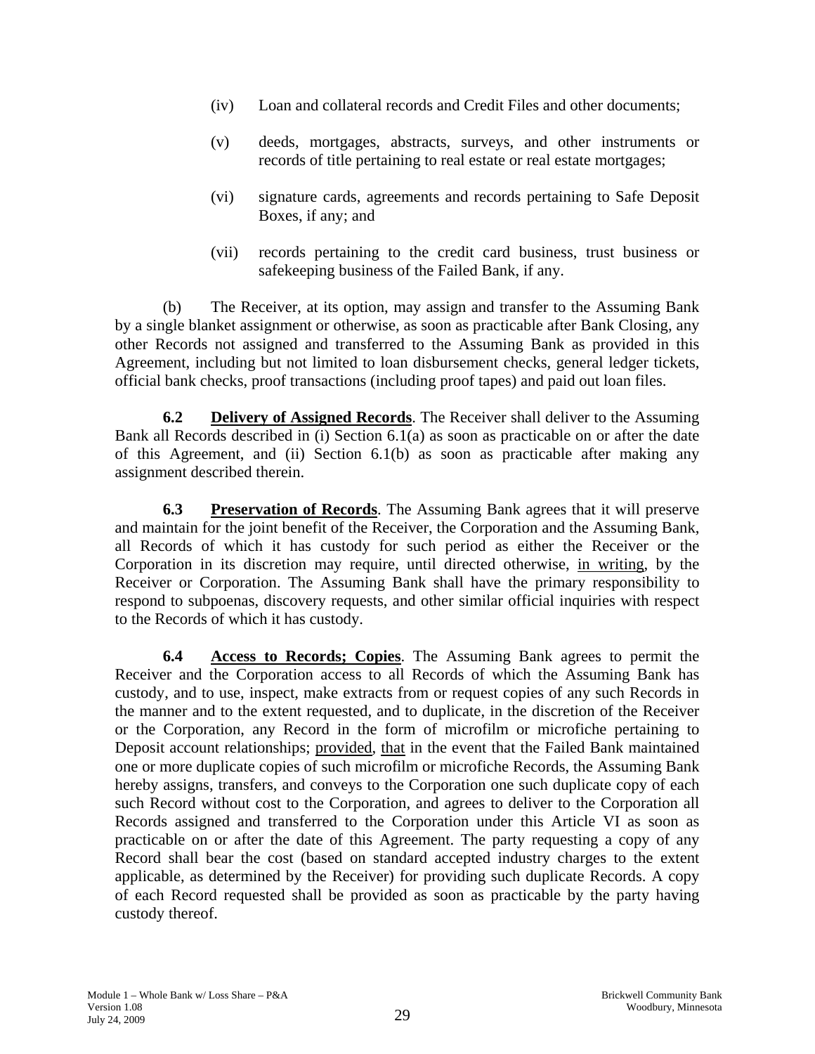(iv) Loan and collateral records and Credit Files and other documents;

(v) deeds, mortgages, abstracts, surveys, and other instruments or records of title pertaining to real estate or real estate mortgages;

(vi) signature cards, agreements and records pertaining to Safe Deposit Boxes, if any; and

(vii) records pertaining to the credit card business, trust business or safekeeping business of the Failed Bank, if any.

(b) The Receiver, at its option, may assign and transfer to the Assuming Bank by a single blanket assignment or otherwise, as soon as practicable after Bank Closing, any other Records not assigned and transferred to the Assuming Bank as provided in this Agreement, including but not limited to loan disbursement checks, general ledger tickets, official bank checks, proof transactions (including proof tapes) and paid out loan files.

**6.2 Delivery of Assigned Records**. The Receiver shall deliver to the Assuming Bank all Records described in (i) Section 6.1(a) as soon as practicable on or after the date of this Agreement, and (ii) Section 6.1(b) as soon as practicable after making any assignment described therein.

**6.3 Preservation of Records**. The Assuming Bank agrees that it will preserve and maintain for the joint benefit of the Receiver, the Corporation and the Assuming Bank, all Records of which it has custody for such period as either the Receiver or the Corporation in its discretion may require, until directed otherwise, in writing, by the Receiver or Corporation. The Assuming Bank shall have the primary responsibility to respond to subpoenas, discovery requests, and other similar official inquiries with respect to the Records of which it has custody.

**6.4 Access to Records; Copies**. The Assuming Bank agrees to permit the Receiver and the Corporation access to all Records of which the Assuming Bank has custody, and to use, inspect, make extracts from or request copies of any such Records in the manner and to the extent requested, and to duplicate, in the discretion of the Receiver or the Corporation, any Record in the form of microfilm or microfiche pertaining to Deposit account relationships; provided, that in the event that the Failed Bank maintained one or more duplicate copies of such microfilm or microfiche Records, the Assuming Bank hereby assigns, transfers, and conveys to the Corporation one such duplicate copy of each such Record without cost to the Corporation, and agrees to deliver to the Corporation all Records assigned and transferred to the Corporation under this Article VI as soon as practicable on or after the date of this Agreement. The party requesting a copy of any Record shall bear the cost (based on standard accepted industry charges to the extent applicable, as determined by the Receiver) for providing such duplicate Records. A copy of each Record requested shall be provided as soon as practicable by the party having custody thereof.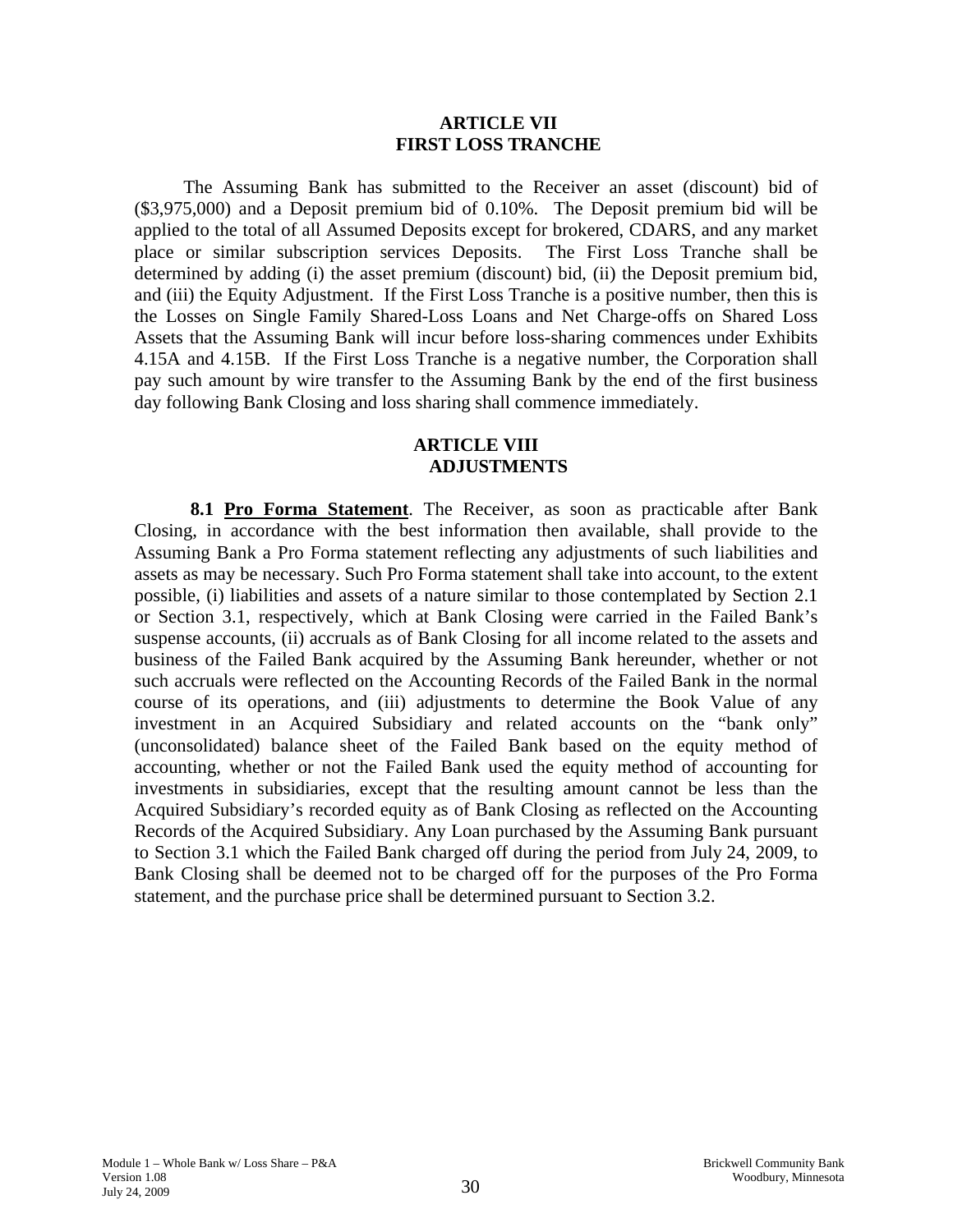## ARTICLE VII
## FIRST LOSS TRANCHE

The Assuming Bank has submitted to the Receiver an asset (discount) bid of ($3,975,000) and a Deposit premium bid of 0.10%. The Deposit premium bid will be applied to the total of all Assumed Deposits except for brokered, CDARS, and any market place or similar subscription services Deposits. The First Loss Tranche shall be determined by adding (i) the asset premium (discount) bid, (ii) the Deposit premium bid, and (iii) the Equity Adjustment. If the First Loss Tranche is a positive number, then this is the Losses on Single Family Shared-Loss Loans and Net Charge-offs on Shared Loss Assets that the Assuming Bank will incur before loss-sharing commences under Exhibits 4.15A and 4.15B. If the First Loss Tranche is a negative number, the Corporation shall pay such amount by wire transfer to the Assuming Bank by the end of the first business day following Bank Closing and loss sharing shall commence immediately.

## ARTICLE VIII
## ADJUSTMENTS

**8.1 Pro Forma Statement**. The Receiver, as soon as practicable after Bank Closing, in accordance with the best information then available, shall provide to the Assuming Bank a Pro Forma statement reflecting any adjustments of such liabilities and assets as may be necessary. Such Pro Forma statement shall take into account, to the extent possible, (i) liabilities and assets of a nature similar to those contemplated by Section 2.1 or Section 3.1, respectively, which at Bank Closing were carried in the Failed Bank's suspense accounts, (ii) accruals as of Bank Closing for all income related to the assets and business of the Failed Bank acquired by the Assuming Bank hereunder, whether or not such accruals were reflected on the Accounting Records of the Failed Bank in the normal course of its operations, and (iii) adjustments to determine the Book Value of any investment in an Acquired Subsidiary and related accounts on the "bank only" (unconsolidated) balance sheet of the Failed Bank based on the equity method of accounting, whether or not the Failed Bank used the equity method of accounting for investments in subsidiaries, except that the resulting amount cannot be less than the Acquired Subsidiary's recorded equity as of Bank Closing as reflected on the Accounting Records of the Acquired Subsidiary. Any Loan purchased by the Assuming Bank pursuant to Section 3.1 which the Failed Bank charged off during the period from July 24, 2009, to Bank Closing shall be deemed not to be charged off for the purposes of the Pro Forma statement, and the purchase price shall be determined pursuant to Section 3.2.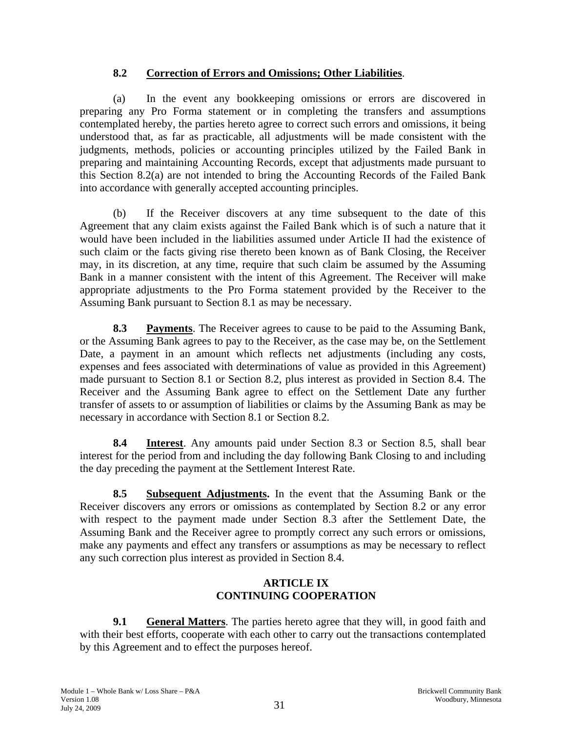**8.2 Correction of Errors and Omissions; Other Liabilities**.

(a) In the event any bookkeeping omissions or errors are discovered in preparing any Pro Forma statement or in completing the transfers and assumptions contemplated hereby, the parties hereto agree to correct such errors and omissions, it being understood that, as far as practicable, all adjustments will be made consistent with the judgments, methods, policies or accounting principles utilized by the Failed Bank in preparing and maintaining Accounting Records, except that adjustments made pursuant to this Section 8.2(a) are not intended to bring the Accounting Records of the Failed Bank into accordance with generally accepted accounting principles.

(b) If the Receiver discovers at any time subsequent to the date of this Agreement that any claim exists against the Failed Bank which is of such a nature that it would have been included in the liabilities assumed under Article II had the existence of such claim or the facts giving rise thereto been known as of Bank Closing, the Receiver may, in its discretion, at any time, require that such claim be assumed by the Assuming Bank in a manner consistent with the intent of this Agreement. The Receiver will make appropriate adjustments to the Pro Forma statement provided by the Receiver to the Assuming Bank pursuant to Section 8.1 as may be necessary.

**8.3 Payments**. The Receiver agrees to cause to be paid to the Assuming Bank, or the Assuming Bank agrees to pay to the Receiver, as the case may be, on the Settlement Date, a payment in an amount which reflects net adjustments (including any costs, expenses and fees associated with determinations of value as provided in this Agreement) made pursuant to Section 8.1 or Section 8.2, plus interest as provided in Section 8.4. The Receiver and the Assuming Bank agree to effect on the Settlement Date any further transfer of assets to or assumption of liabilities or claims by the Assuming Bank as may be necessary in accordance with Section 8.1 or Section 8.2.

**8.4 Interest**. Any amounts paid under Section 8.3 or Section 8.5, shall bear interest for the period from and including the day following Bank Closing to and including the day preceding the payment at the Settlement Interest Rate.

**8.5 Subsequent Adjustments.** In the event that the Assuming Bank or the Receiver discovers any errors or omissions as contemplated by Section 8.2 or any error with respect to the payment made under Section 8.3 after the Settlement Date, the Assuming Bank and the Receiver agree to promptly correct any such errors or omissions, make any payments and effect any transfers or assumptions as may be necessary to reflect any such correction plus interest as provided in Section 8.4.

## ARTICLE IX
## CONTINUING COOPERATION

**9.1 General Matters**. The parties hereto agree that they will, in good faith and with their best efforts, cooperate with each other to carry out the transactions contemplated by this Agreement and to effect the purposes hereof.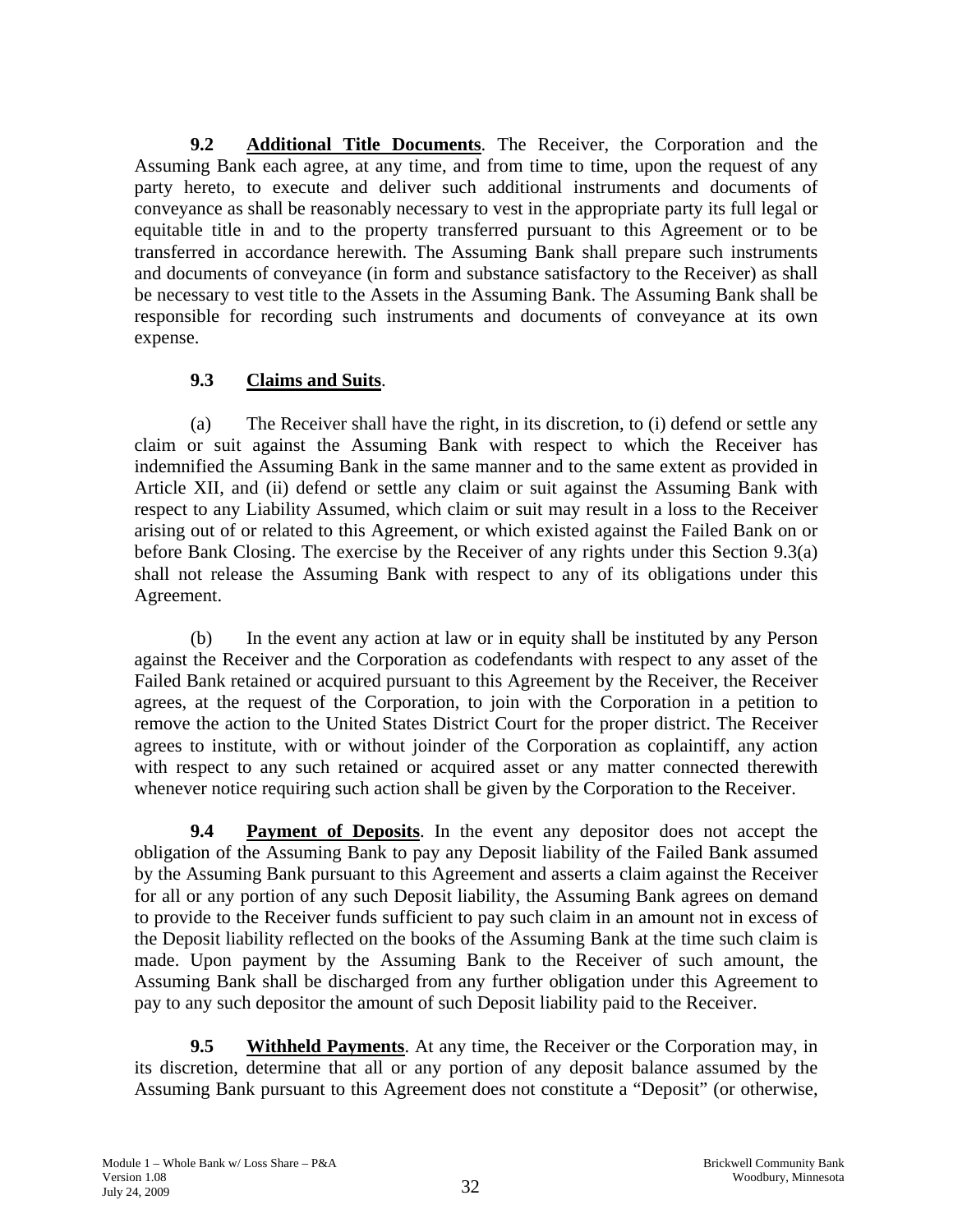**9.2 Additional Title Documents**. The Receiver, the Corporation and the Assuming Bank each agree, at any time, and from time to time, upon the request of any party hereto, to execute and deliver such additional instruments and documents of conveyance as shall be reasonably necessary to vest in the appropriate party its full legal or equitable title in and to the property transferred pursuant to this Agreement or to be transferred in accordance herewith. The Assuming Bank shall prepare such instruments and documents of conveyance (in form and substance satisfactory to the Receiver) as shall be necessary to vest title to the Assets in the Assuming Bank. The Assuming Bank shall be responsible for recording such instruments and documents of conveyance at its own expense.

**9.3 Claims and Suits**.

(a) The Receiver shall have the right, in its discretion, to (i) defend or settle any claim or suit against the Assuming Bank with respect to which the Receiver has indemnified the Assuming Bank in the same manner and to the same extent as provided in Article XII, and (ii) defend or settle any claim or suit against the Assuming Bank with respect to any Liability Assumed, which claim or suit may result in a loss to the Receiver arising out of or related to this Agreement, or which existed against the Failed Bank on or before Bank Closing. The exercise by the Receiver of any rights under this Section 9.3(a) shall not release the Assuming Bank with respect to any of its obligations under this Agreement.

(b) In the event any action at law or in equity shall be instituted by any Person against the Receiver and the Corporation as codefendants with respect to any asset of the Failed Bank retained or acquired pursuant to this Agreement by the Receiver, the Receiver agrees, at the request of the Corporation, to join with the Corporation in a petition to remove the action to the United States District Court for the proper district. The Receiver agrees to institute, with or without joinder of the Corporation as coplaintiff, any action with respect to any such retained or acquired asset or any matter connected therewith whenever notice requiring such action shall be given by the Corporation to the Receiver.

**9.4 Payment of Deposits**. In the event any depositor does not accept the obligation of the Assuming Bank to pay any Deposit liability of the Failed Bank assumed by the Assuming Bank pursuant to this Agreement and asserts a claim against the Receiver for all or any portion of any such Deposit liability, the Assuming Bank agrees on demand to provide to the Receiver funds sufficient to pay such claim in an amount not in excess of the Deposit liability reflected on the books of the Assuming Bank at the time such claim is made. Upon payment by the Assuming Bank to the Receiver of such amount, the Assuming Bank shall be discharged from any further obligation under this Agreement to pay to any such depositor the amount of such Deposit liability paid to the Receiver.

**9.5 Withheld Payments**. At any time, the Receiver or the Corporation may, in its discretion, determine that all or any portion of any deposit balance assumed by the Assuming Bank pursuant to this Agreement does not constitute a "Deposit" (or otherwise,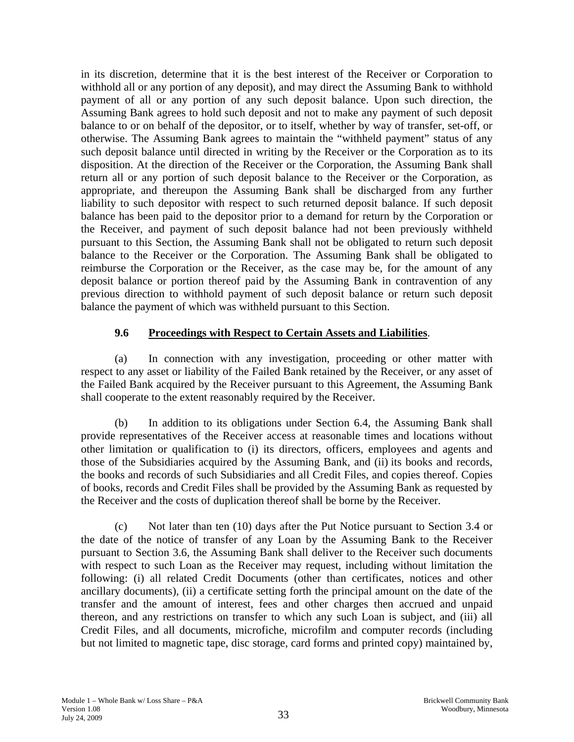in its discretion, determine that it is the best interest of the Receiver or Corporation to withhold all or any portion of any deposit), and may direct the Assuming Bank to withhold payment of all or any portion of any such deposit balance. Upon such direction, the Assuming Bank agrees to hold such deposit and not to make any payment of such deposit balance to or on behalf of the depositor, or to itself, whether by way of transfer, set-off, or otherwise. The Assuming Bank agrees to maintain the "withheld payment" status of any such deposit balance until directed in writing by the Receiver or the Corporation as to its disposition. At the direction of the Receiver or the Corporation, the Assuming Bank shall return all or any portion of such deposit balance to the Receiver or the Corporation, as appropriate, and thereupon the Assuming Bank shall be discharged from any further liability to such depositor with respect to such returned deposit balance. If such deposit balance has been paid to the depositor prior to a demand for return by the Corporation or the Receiver, and payment of such deposit balance had not been previously withheld pursuant to this Section, the Assuming Bank shall not be obligated to return such deposit balance to the Receiver or the Corporation. The Assuming Bank shall be obligated to reimburse the Corporation or the Receiver, as the case may be, for the amount of any deposit balance or portion thereof paid by the Assuming Bank in contravention of any previous direction to withhold payment of such deposit balance or return such deposit balance the payment of which was withheld pursuant to this Section.

### 9.6 Proceedings with Respect to Certain Assets and Liabilities.

(a) In connection with any investigation, proceeding or other matter with respect to any asset or liability of the Failed Bank retained by the Receiver, or any asset of the Failed Bank acquired by the Receiver pursuant to this Agreement, the Assuming Bank shall cooperate to the extent reasonably required by the Receiver.

(b) In addition to its obligations under Section 6.4, the Assuming Bank shall provide representatives of the Receiver access at reasonable times and locations without other limitation or qualification to (i) its directors, officers, employees and agents and those of the Subsidiaries acquired by the Assuming Bank, and (ii) its books and records, the books and records of such Subsidiaries and all Credit Files, and copies thereof. Copies of books, records and Credit Files shall be provided by the Assuming Bank as requested by the Receiver and the costs of duplication thereof shall be borne by the Receiver.

(c) Not later than ten (10) days after the Put Notice pursuant to Section 3.4 or the date of the notice of transfer of any Loan by the Assuming Bank to the Receiver pursuant to Section 3.6, the Assuming Bank shall deliver to the Receiver such documents with respect to such Loan as the Receiver may request, including without limitation the following: (i) all related Credit Documents (other than certificates, notices and other ancillary documents), (ii) a certificate setting forth the principal amount on the date of the transfer and the amount of interest, fees and other charges then accrued and unpaid thereon, and any restrictions on transfer to which any such Loan is subject, and (iii) all Credit Files, and all documents, microfiche, microfilm and computer records (including but not limited to magnetic tape, disc storage, card forms and printed copy) maintained by,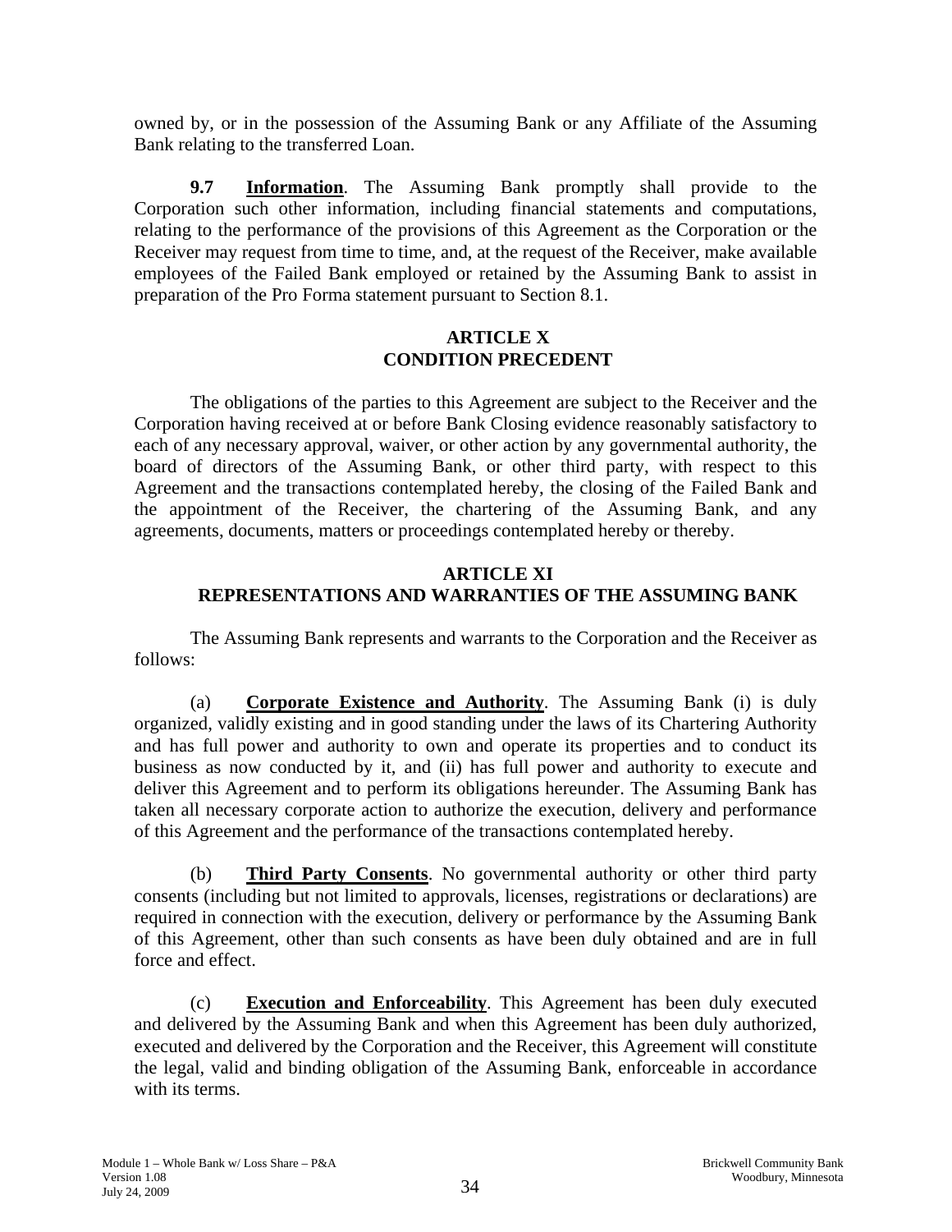owned by, or in the possession of the Assuming Bank or any Affiliate of the Assuming Bank relating to the transferred Loan.

**9.7 Information**. The Assuming Bank promptly shall provide to the Corporation such other information, including financial statements and computations, relating to the performance of the provisions of this Agreement as the Corporation or the Receiver may request from time to time, and, at the request of the Receiver, make available employees of the Failed Bank employed or retained by the Assuming Bank to assist in preparation of the Pro Forma statement pursuant to Section 8.1.

## ARTICLE X
## CONDITION PRECEDENT

The obligations of the parties to this Agreement are subject to the Receiver and the Corporation having received at or before Bank Closing evidence reasonably satisfactory to each of any necessary approval, waiver, or other action by any governmental authority, the board of directors of the Assuming Bank, or other third party, with respect to this Agreement and the transactions contemplated hereby, the closing of the Failed Bank and the appointment of the Receiver, the chartering of the Assuming Bank, and any agreements, documents, matters or proceedings contemplated hereby or thereby.

## ARTICLE XI
## REPRESENTATIONS AND WARRANTIES OF THE ASSUMING BANK

The Assuming Bank represents and warrants to the Corporation and the Receiver as follows:

(a) **Corporate Existence and Authority**. The Assuming Bank (i) is duly organized, validly existing and in good standing under the laws of its Chartering Authority and has full power and authority to own and operate its properties and to conduct its business as now conducted by it, and (ii) has full power and authority to execute and deliver this Agreement and to perform its obligations hereunder. The Assuming Bank has taken all necessary corporate action to authorize the execution, delivery and performance of this Agreement and the performance of the transactions contemplated hereby.

(b) **Third Party Consents**. No governmental authority or other third party consents (including but not limited to approvals, licenses, registrations or declarations) are required in connection with the execution, delivery or performance by the Assuming Bank of this Agreement, other than such consents as have been duly obtained and are in full force and effect.

(c) **Execution and Enforceability**. This Agreement has been duly executed and delivered by the Assuming Bank and when this Agreement has been duly authorized, executed and delivered by the Corporation and the Receiver, this Agreement will constitute the legal, valid and binding obligation of the Assuming Bank, enforceable in accordance with its terms.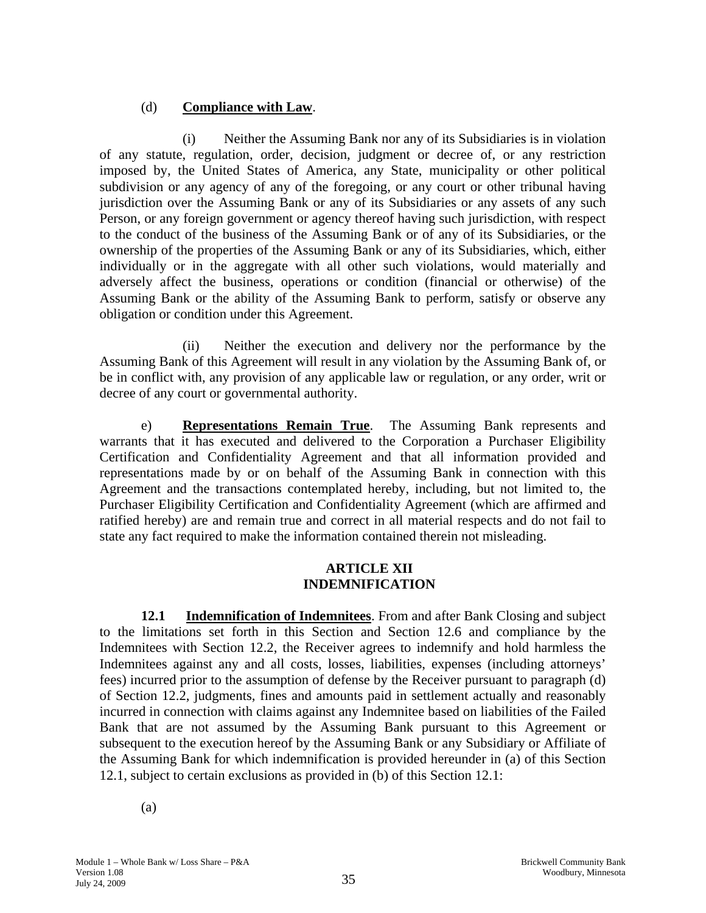(d) **Compliance with Law**.

(i) Neither the Assuming Bank nor any of its Subsidiaries is in violation of any statute, regulation, order, decision, judgment or decree of, or any restriction imposed by, the United States of America, any State, municipality or other political subdivision or any agency of any of the foregoing, or any court or other tribunal having jurisdiction over the Assuming Bank or any of its Subsidiaries or any assets of any such Person, or any foreign government or agency thereof having such jurisdiction, with respect to the conduct of the business of the Assuming Bank or of any of its Subsidiaries, or the ownership of the properties of the Assuming Bank or any of its Subsidiaries, which, either individually or in the aggregate with all other such violations, would materially and adversely affect the business, operations or condition (financial or otherwise) of the Assuming Bank or the ability of the Assuming Bank to perform, satisfy or observe any obligation or condition under this Agreement.

(ii) Neither the execution and delivery nor the performance by the Assuming Bank of this Agreement will result in any violation by the Assuming Bank of, or be in conflict with, any provision of any applicable law or regulation, or any order, writ or decree of any court or governmental authority.

e) **Representations Remain True**. The Assuming Bank represents and warrants that it has executed and delivered to the Corporation a Purchaser Eligibility Certification and Confidentiality Agreement and that all information provided and representations made by or on behalf of the Assuming Bank in connection with this Agreement and the transactions contemplated hereby, including, but not limited to, the Purchaser Eligibility Certification and Confidentiality Agreement (which are affirmed and ratified hereby) are and remain true and correct in all material respects and do not fail to state any fact required to make the information contained therein not misleading.

## ARTICLE XII
## INDEMNIFICATION

**12.1 Indemnification of Indemnitees**. From and after Bank Closing and subject to the limitations set forth in this Section and Section 12.6 and compliance by the Indemnitees with Section 12.2, the Receiver agrees to indemnify and hold harmless the Indemnitees against any and all costs, losses, liabilities, expenses (including attorneys' fees) incurred prior to the assumption of defense by the Receiver pursuant to paragraph (d) of Section 12.2, judgments, fines and amounts paid in settlement actually and reasonably incurred in connection with claims against any Indemnitee based on liabilities of the Failed Bank that are not assumed by the Assuming Bank pursuant to this Agreement or subsequent to the execution hereof by the Assuming Bank or any Subsidiary or Affiliate of the Assuming Bank for which indemnification is provided hereunder in (a) of this Section 12.1, subject to certain exclusions as provided in (b) of this Section 12.1:

(a)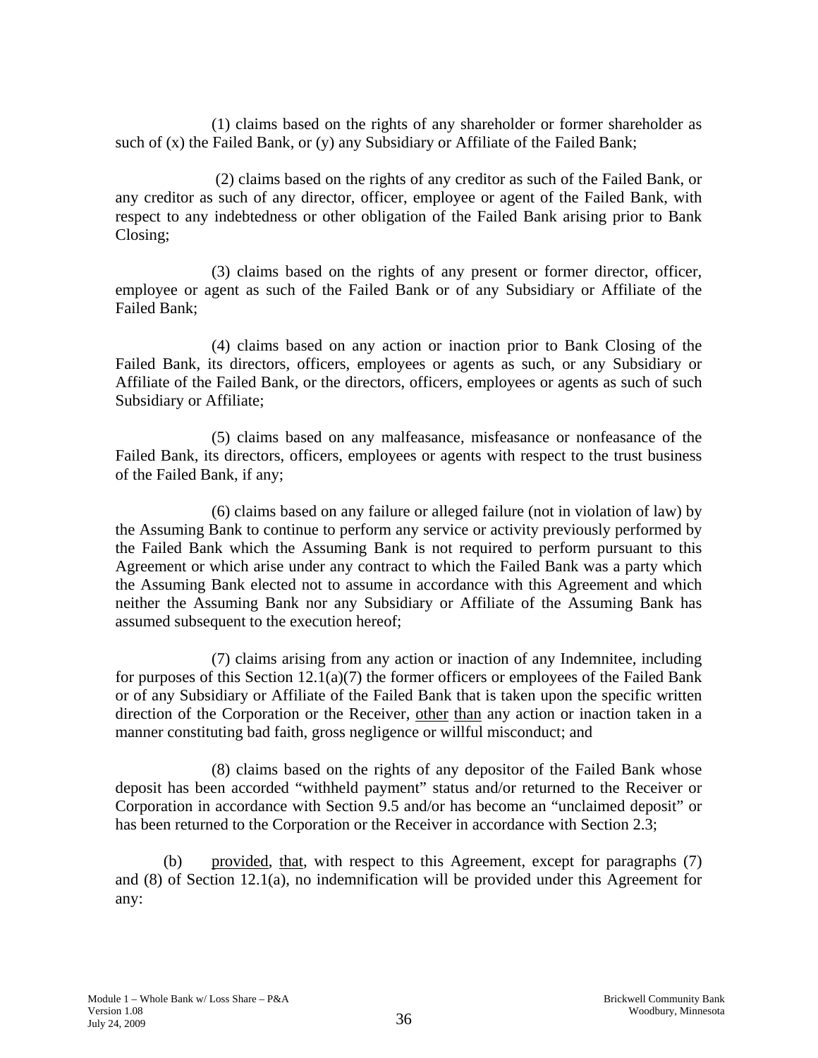(1) claims based on the rights of any shareholder or former shareholder as such of (x) the Failed Bank, or (y) any Subsidiary or Affiliate of the Failed Bank;

(2) claims based on the rights of any creditor as such of the Failed Bank, or any creditor as such of any director, officer, employee or agent of the Failed Bank, with respect to any indebtedness or other obligation of the Failed Bank arising prior to Bank Closing;

(3) claims based on the rights of any present or former director, officer, employee or agent as such of the Failed Bank or of any Subsidiary or Affiliate of the Failed Bank;

(4) claims based on any action or inaction prior to Bank Closing of the Failed Bank, its directors, officers, employees or agents as such, or any Subsidiary or Affiliate of the Failed Bank, or the directors, officers, employees or agents as such of such Subsidiary or Affiliate;

(5) claims based on any malfeasance, misfeasance or nonfeasance of the Failed Bank, its directors, officers, employees or agents with respect to the trust business of the Failed Bank, if any;

(6) claims based on any failure or alleged failure (not in violation of law) by the Assuming Bank to continue to perform any service or activity previously performed by the Failed Bank which the Assuming Bank is not required to perform pursuant to this Agreement or which arise under any contract to which the Failed Bank was a party which the Assuming Bank elected not to assume in accordance with this Agreement and which neither the Assuming Bank nor any Subsidiary or Affiliate of the Assuming Bank has assumed subsequent to the execution hereof;

(7) claims arising from any action or inaction of any Indemnitee, including for purposes of this Section 12.1(a)(7) the former officers or employees of the Failed Bank or of any Subsidiary or Affiliate of the Failed Bank that is taken upon the specific written direction of the Corporation or the Receiver, other than any action or inaction taken in a manner constituting bad faith, gross negligence or willful misconduct; and

(8) claims based on the rights of any depositor of the Failed Bank whose deposit has been accorded "withheld payment" status and/or returned to the Receiver or Corporation in accordance with Section 9.5 and/or has become an "unclaimed deposit" or has been returned to the Corporation or the Receiver in accordance with Section 2.3;

(b) provided, that, with respect to this Agreement, except for paragraphs (7) and (8) of Section 12.1(a), no indemnification will be provided under this Agreement for any: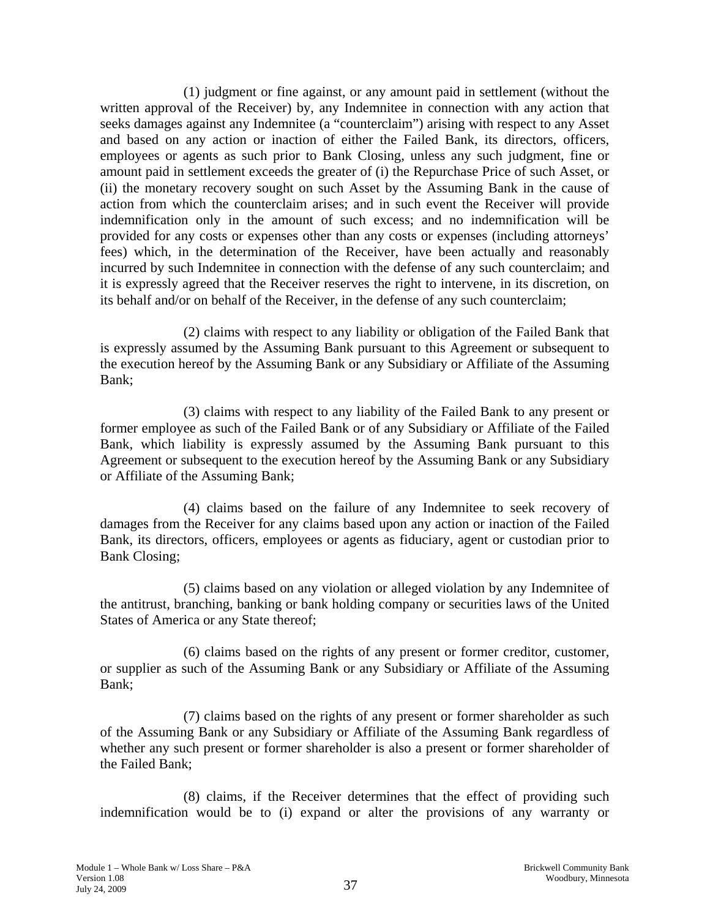(1) judgment or fine against, or any amount paid in settlement (without the written approval of the Receiver) by, any Indemnitee in connection with any action that seeks damages against any Indemnitee (a "counterclaim") arising with respect to any Asset and based on any action or inaction of either the Failed Bank, its directors, officers, employees or agents as such prior to Bank Closing, unless any such judgment, fine or amount paid in settlement exceeds the greater of (i) the Repurchase Price of such Asset, or (ii) the monetary recovery sought on such Asset by the Assuming Bank in the cause of action from which the counterclaim arises; and in such event the Receiver will provide indemnification only in the amount of such excess; and no indemnification will be provided for any costs or expenses other than any costs or expenses (including attorneys' fees) which, in the determination of the Receiver, have been actually and reasonably incurred by such Indemnitee in connection with the defense of any such counterclaim; and it is expressly agreed that the Receiver reserves the right to intervene, in its discretion, on its behalf and/or on behalf of the Receiver, in the defense of any such counterclaim;

(2) claims with respect to any liability or obligation of the Failed Bank that is expressly assumed by the Assuming Bank pursuant to this Agreement or subsequent to the execution hereof by the Assuming Bank or any Subsidiary or Affiliate of the Assuming Bank;

(3) claims with respect to any liability of the Failed Bank to any present or former employee as such of the Failed Bank or of any Subsidiary or Affiliate of the Failed Bank, which liability is expressly assumed by the Assuming Bank pursuant to this Agreement or subsequent to the execution hereof by the Assuming Bank or any Subsidiary or Affiliate of the Assuming Bank;

(4) claims based on the failure of any Indemnitee to seek recovery of damages from the Receiver for any claims based upon any action or inaction of the Failed Bank, its directors, officers, employees or agents as fiduciary, agent or custodian prior to Bank Closing;

(5) claims based on any violation or alleged violation by any Indemnitee of the antitrust, branching, banking or bank holding company or securities laws of the United States of America or any State thereof;

(6) claims based on the rights of any present or former creditor, customer, or supplier as such of the Assuming Bank or any Subsidiary or Affiliate of the Assuming Bank;

(7) claims based on the rights of any present or former shareholder as such of the Assuming Bank or any Subsidiary or Affiliate of the Assuming Bank regardless of whether any such present or former shareholder is also a present or former shareholder of the Failed Bank;

(8) claims, if the Receiver determines that the effect of providing such indemnification would be to (i) expand or alter the provisions of any warranty or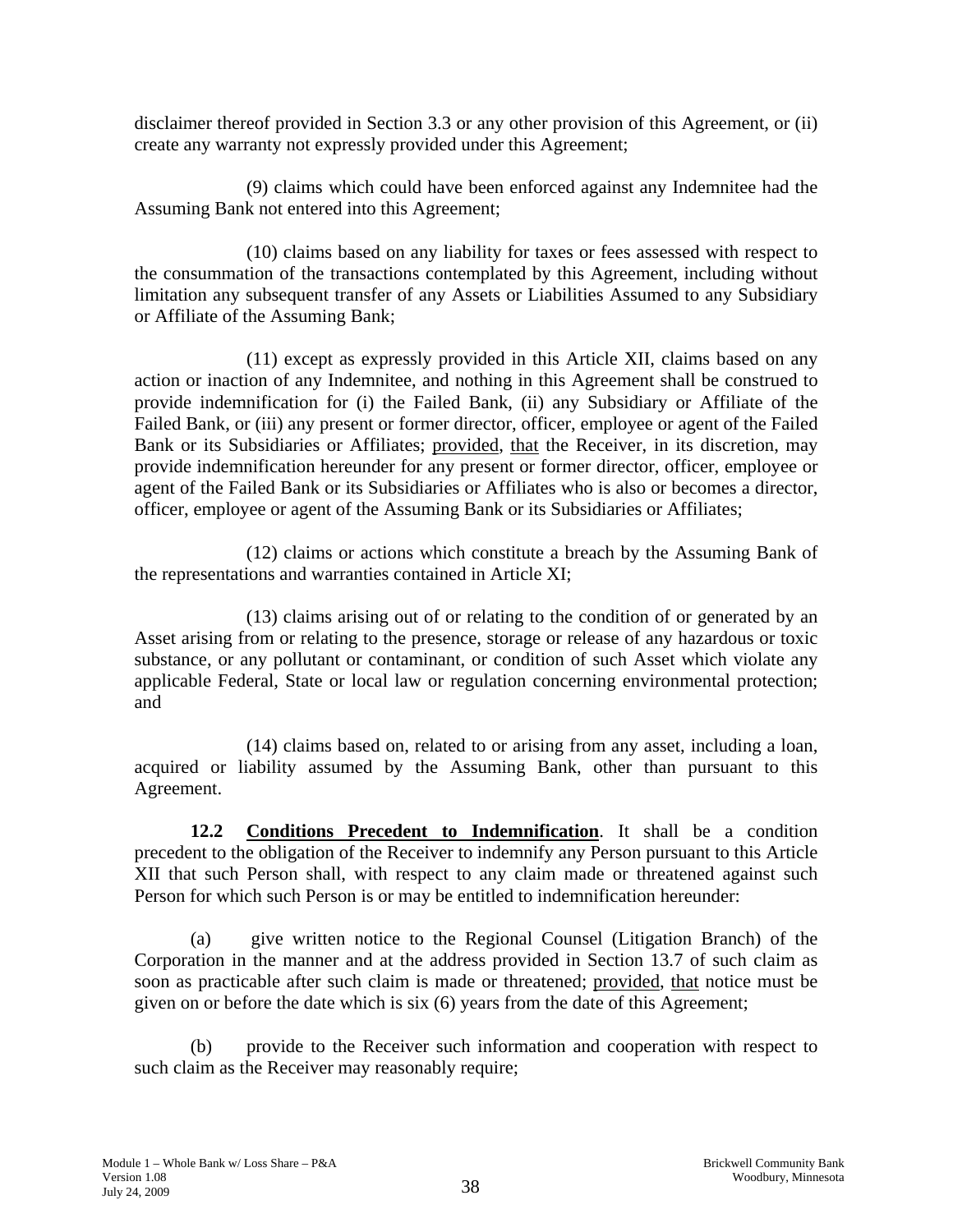disclaimer thereof provided in Section 3.3 or any other provision of this Agreement, or (ii) create any warranty not expressly provided under this Agreement;

(9) claims which could have been enforced against any Indemnitee had the Assuming Bank not entered into this Agreement;

(10) claims based on any liability for taxes or fees assessed with respect to the consummation of the transactions contemplated by this Agreement, including without limitation any subsequent transfer of any Assets or Liabilities Assumed to any Subsidiary or Affiliate of the Assuming Bank;

(11) except as expressly provided in this Article XII, claims based on any action or inaction of any Indemnitee, and nothing in this Agreement shall be construed to provide indemnification for (i) the Failed Bank, (ii) any Subsidiary or Affiliate of the Failed Bank, or (iii) any present or former director, officer, employee or agent of the Failed Bank or its Subsidiaries or Affiliates; provided, that the Receiver, in its discretion, may provide indemnification hereunder for any present or former director, officer, employee or agent of the Failed Bank or its Subsidiaries or Affiliates who is also or becomes a director, officer, employee or agent of the Assuming Bank or its Subsidiaries or Affiliates;

(12) claims or actions which constitute a breach by the Assuming Bank of the representations and warranties contained in Article XI;

(13) claims arising out of or relating to the condition of or generated by an Asset arising from or relating to the presence, storage or release of any hazardous or toxic substance, or any pollutant or contaminant, or condition of such Asset which violate any applicable Federal, State or local law or regulation concerning environmental protection; and

(14) claims based on, related to or arising from any asset, including a loan, acquired or liability assumed by the Assuming Bank, other than pursuant to this Agreement.

**12.2 Conditions Precedent to Indemnification**. It shall be a condition precedent to the obligation of the Receiver to indemnify any Person pursuant to this Article XII that such Person shall, with respect to any claim made or threatened against such Person for which such Person is or may be entitled to indemnification hereunder:

(a) give written notice to the Regional Counsel (Litigation Branch) of the Corporation in the manner and at the address provided in Section 13.7 of such claim as soon as practicable after such claim is made or threatened; provided, that notice must be given on or before the date which is six (6) years from the date of this Agreement;

(b) provide to the Receiver such information and cooperation with respect to such claim as the Receiver may reasonably require;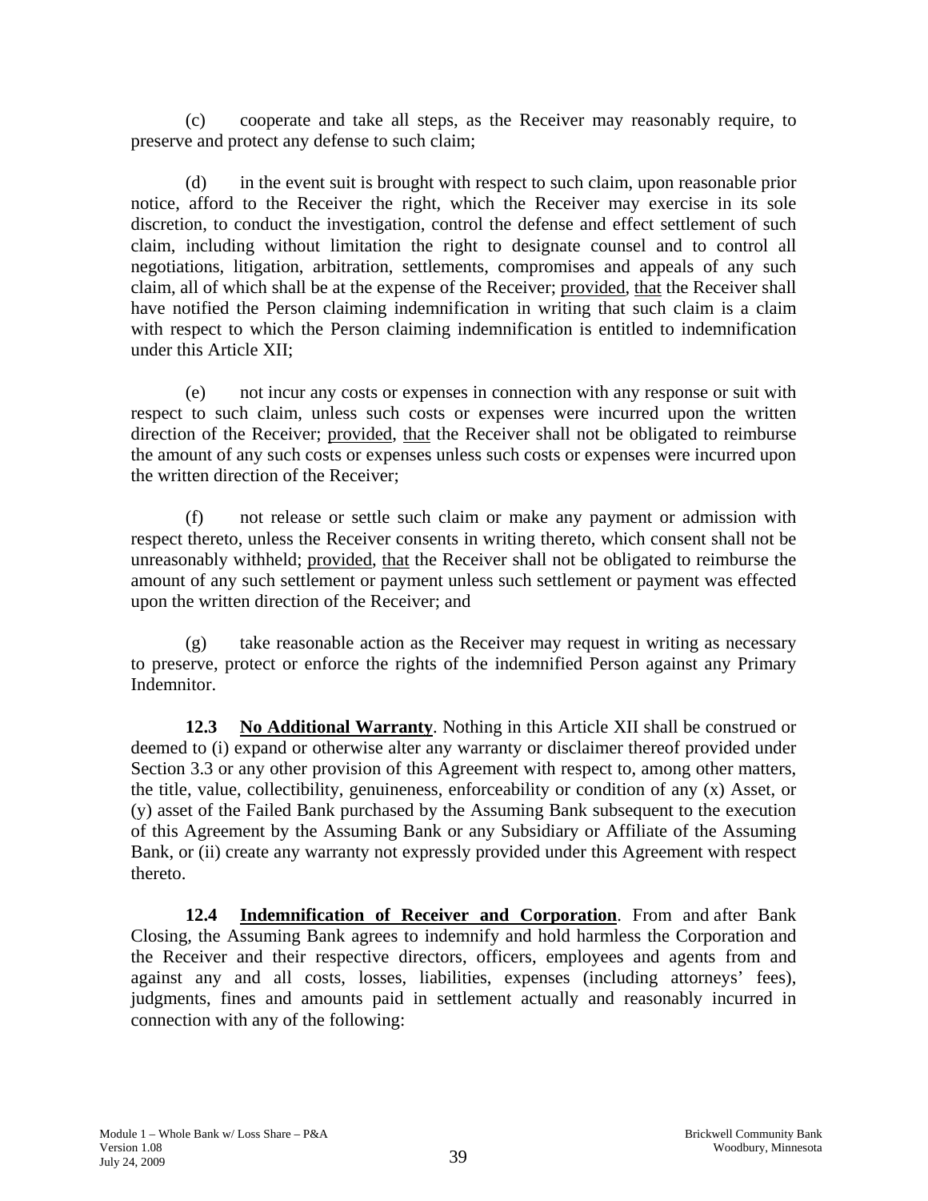(c) cooperate and take all steps, as the Receiver may reasonably require, to preserve and protect any defense to such claim;

(d) in the event suit is brought with respect to such claim, upon reasonable prior notice, afford to the Receiver the right, which the Receiver may exercise in its sole discretion, to conduct the investigation, control the defense and effect settlement of such claim, including without limitation the right to designate counsel and to control all negotiations, litigation, arbitration, settlements, compromises and appeals of any such claim, all of which shall be at the expense of the Receiver; provided, that the Receiver shall have notified the Person claiming indemnification in writing that such claim is a claim with respect to which the Person claiming indemnification is entitled to indemnification under this Article XII;

(e) not incur any costs or expenses in connection with any response or suit with respect to such claim, unless such costs or expenses were incurred upon the written direction of the Receiver; provided, that the Receiver shall not be obligated to reimburse the amount of any such costs or expenses unless such costs or expenses were incurred upon the written direction of the Receiver;

(f) not release or settle such claim or make any payment or admission with respect thereto, unless the Receiver consents in writing thereto, which consent shall not be unreasonably withheld; provided, that the Receiver shall not be obligated to reimburse the amount of any such settlement or payment unless such settlement or payment was effected upon the written direction of the Receiver; and

(g) take reasonable action as the Receiver may request in writing as necessary to preserve, protect or enforce the rights of the indemnified Person against any Primary Indemnitor.

**12.3 No Additional Warranty**. Nothing in this Article XII shall be construed or deemed to (i) expand or otherwise alter any warranty or disclaimer thereof provided under Section 3.3 or any other provision of this Agreement with respect to, among other matters, the title, value, collectibility, genuineness, enforceability or condition of any (x) Asset, or (y) asset of the Failed Bank purchased by the Assuming Bank subsequent to the execution of this Agreement by the Assuming Bank or any Subsidiary or Affiliate of the Assuming Bank, or (ii) create any warranty not expressly provided under this Agreement with respect thereto.

**12.4 Indemnification of Receiver and Corporation**. From and after Bank Closing, the Assuming Bank agrees to indemnify and hold harmless the Corporation and the Receiver and their respective directors, officers, employees and agents from and against any and all costs, losses, liabilities, expenses (including attorneys' fees), judgments, fines and amounts paid in settlement actually and reasonably incurred in connection with any of the following: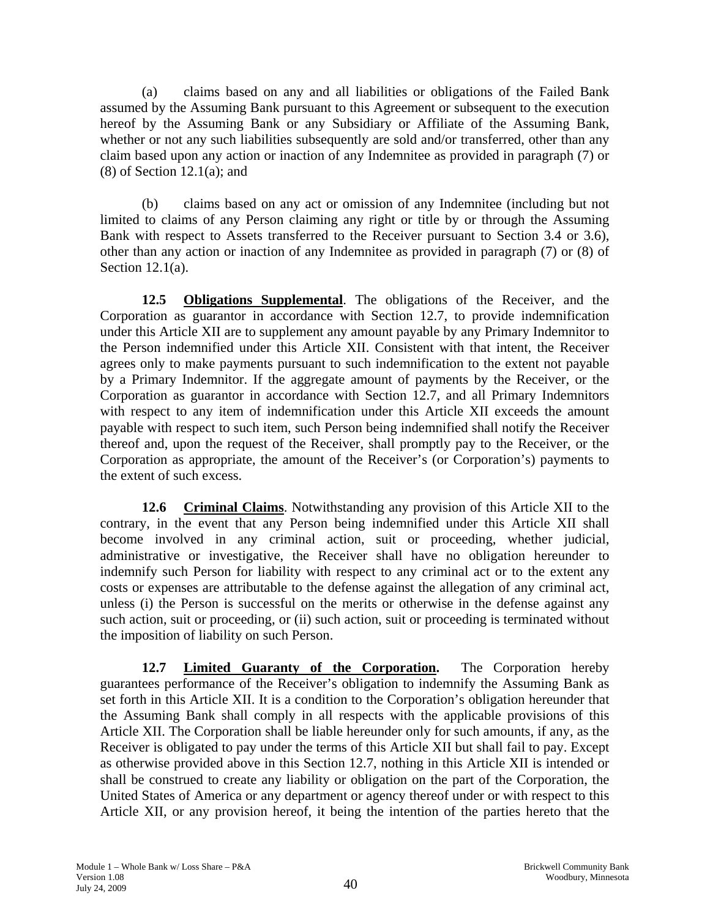(a) claims based on any and all liabilities or obligations of the Failed Bank assumed by the Assuming Bank pursuant to this Agreement or subsequent to the execution hereof by the Assuming Bank or any Subsidiary or Affiliate of the Assuming Bank, whether or not any such liabilities subsequently are sold and/or transferred, other than any claim based upon any action or inaction of any Indemnitee as provided in paragraph (7) or (8) of Section 12.1(a); and

(b) claims based on any act or omission of any Indemnitee (including but not limited to claims of any Person claiming any right or title by or through the Assuming Bank with respect to Assets transferred to the Receiver pursuant to Section 3.4 or 3.6), other than any action or inaction of any Indemnitee as provided in paragraph (7) or (8) of Section 12.1(a).

**12.5 Obligations Supplemental**. The obligations of the Receiver, and the Corporation as guarantor in accordance with Section 12.7, to provide indemnification under this Article XII are to supplement any amount payable by any Primary Indemnitor to the Person indemnified under this Article XII. Consistent with that intent, the Receiver agrees only to make payments pursuant to such indemnification to the extent not payable by a Primary Indemnitor. If the aggregate amount of payments by the Receiver, or the Corporation as guarantor in accordance with Section 12.7, and all Primary Indemnitors with respect to any item of indemnification under this Article XII exceeds the amount payable with respect to such item, such Person being indemnified shall notify the Receiver thereof and, upon the request of the Receiver, shall promptly pay to the Receiver, or the Corporation as appropriate, the amount of the Receiver's (or Corporation's) payments to the extent of such excess.

**12.6 Criminal Claims**. Notwithstanding any provision of this Article XII to the contrary, in the event that any Person being indemnified under this Article XII shall become involved in any criminal action, suit or proceeding, whether judicial, administrative or investigative, the Receiver shall have no obligation hereunder to indemnify such Person for liability with respect to any criminal act or to the extent any costs or expenses are attributable to the defense against the allegation of any criminal act, unless (i) the Person is successful on the merits or otherwise in the defense against any such action, suit or proceeding, or (ii) such action, suit or proceeding is terminated without the imposition of liability on such Person.

**12.7 Limited Guaranty of the Corporation.** The Corporation hereby guarantees performance of the Receiver's obligation to indemnify the Assuming Bank as set forth in this Article XII. It is a condition to the Corporation's obligation hereunder that the Assuming Bank shall comply in all respects with the applicable provisions of this Article XII. The Corporation shall be liable hereunder only for such amounts, if any, as the Receiver is obligated to pay under the terms of this Article XII but shall fail to pay. Except as otherwise provided above in this Section 12.7, nothing in this Article XII is intended or shall be construed to create any liability or obligation on the part of the Corporation, the United States of America or any department or agency thereof under or with respect to this Article XII, or any provision hereof, it being the intention of the parties hereto that the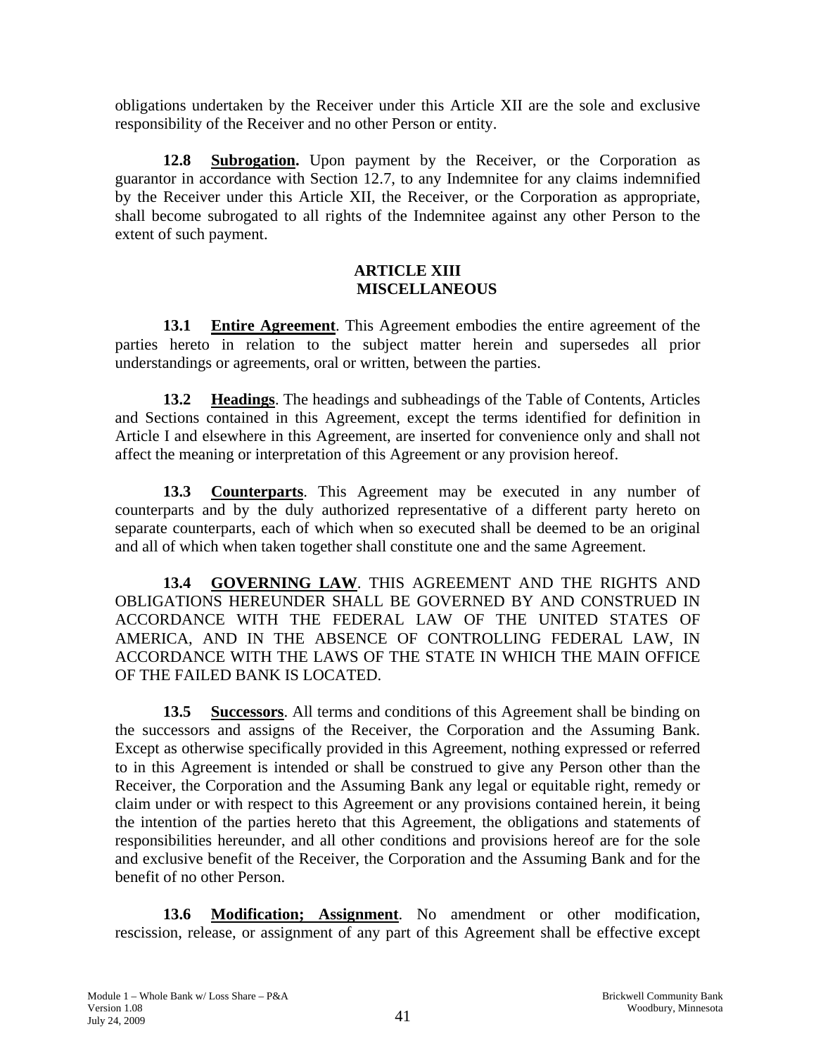obligations undertaken by the Receiver under this Article XII are the sole and exclusive responsibility of the Receiver and no other Person or entity.

**12.8 Subrogation.** Upon payment by the Receiver, or the Corporation as guarantor in accordance with Section 12.7, to any Indemnitee for any claims indemnified by the Receiver under this Article XII, the Receiver, or the Corporation as appropriate, shall become subrogated to all rights of the Indemnitee against any other Person to the extent of such payment.

## ARTICLE XIII
## MISCELLANEOUS

**13.1 Entire Agreement**. This Agreement embodies the entire agreement of the parties hereto in relation to the subject matter herein and supersedes all prior understandings or agreements, oral or written, between the parties.

**13.2 Headings**. The headings and subheadings of the Table of Contents, Articles and Sections contained in this Agreement, except the terms identified for definition in Article I and elsewhere in this Agreement, are inserted for convenience only and shall not affect the meaning or interpretation of this Agreement or any provision hereof.

**13.3 Counterparts**. This Agreement may be executed in any number of counterparts and by the duly authorized representative of a different party hereto on separate counterparts, each of which when so executed shall be deemed to be an original and all of which when taken together shall constitute one and the same Agreement.

**13.4 GOVERNING LAW**. THIS AGREEMENT AND THE RIGHTS AND OBLIGATIONS HEREUNDER SHALL BE GOVERNED BY AND CONSTRUED IN ACCORDANCE WITH THE FEDERAL LAW OF THE UNITED STATES OF AMERICA, AND IN THE ABSENCE OF CONTROLLING FEDERAL LAW, IN ACCORDANCE WITH THE LAWS OF THE STATE IN WHICH THE MAIN OFFICE OF THE FAILED BANK IS LOCATED.

**13.5 Successors**. All terms and conditions of this Agreement shall be binding on the successors and assigns of the Receiver, the Corporation and the Assuming Bank. Except as otherwise specifically provided in this Agreement, nothing expressed or referred to in this Agreement is intended or shall be construed to give any Person other than the Receiver, the Corporation and the Assuming Bank any legal or equitable right, remedy or claim under or with respect to this Agreement or any provisions contained herein, it being the intention of the parties hereto that this Agreement, the obligations and statements of responsibilities hereunder, and all other conditions and provisions hereof are for the sole and exclusive benefit of the Receiver, the Corporation and the Assuming Bank and for the benefit of no other Person.

**13.6 Modification; Assignment**. No amendment or other modification, rescission, release, or assignment of any part of this Agreement shall be effective except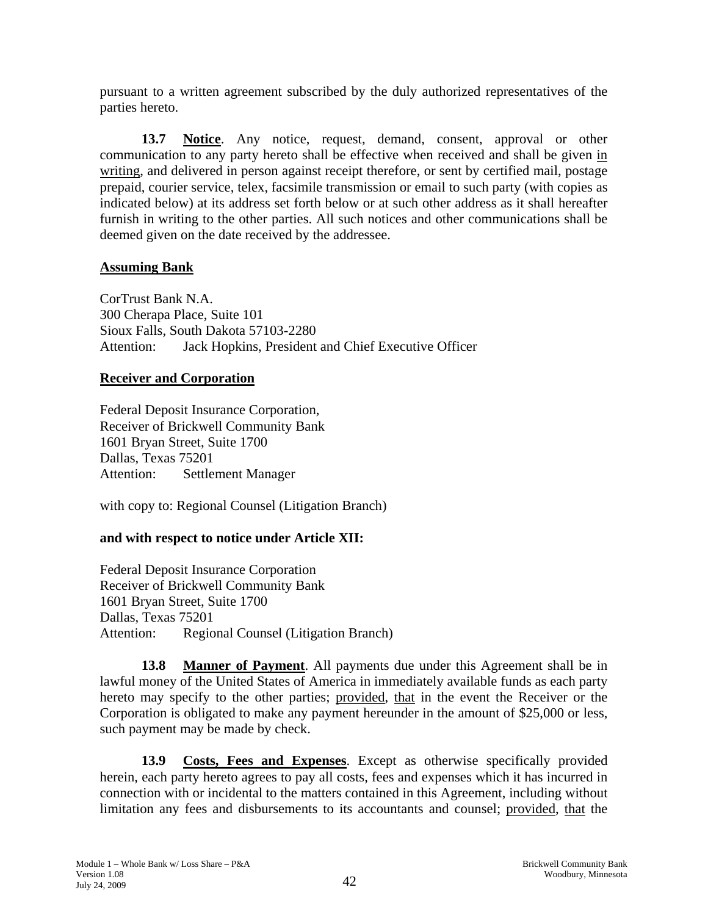pursuant to a written agreement subscribed by the duly authorized representatives of the parties hereto.

**13.7 Notice**. Any notice, request, demand, consent, approval or other communication to any party hereto shall be effective when received and shall be given in writing, and delivered in person against receipt therefore, or sent by certified mail, postage prepaid, courier service, telex, facsimile transmission or email to such party (with copies as indicated below) at its address set forth below or at such other address as it shall hereafter furnish in writing to the other parties. All such notices and other communications shall be deemed given on the date received by the addressee.

**Assuming Bank**

CorTrust Bank N.A.
300 Cherapa Place, Suite 101
Sioux Falls, South Dakota 57103-2280
Attention: Jack Hopkins, President and Chief Executive Officer

**Receiver and Corporation**

Federal Deposit Insurance Corporation,
Receiver of Brickwell Community Bank
1601 Bryan Street, Suite 1700
Dallas, Texas 75201
Attention: Settlement Manager

with copy to: Regional Counsel (Litigation Branch)

**and with respect to notice under Article XII:**

Federal Deposit Insurance Corporation
Receiver of Brickwell Community Bank
1601 Bryan Street, Suite 1700
Dallas, Texas 75201
Attention: Regional Counsel (Litigation Branch)

**13.8 Manner of Payment**. All payments due under this Agreement shall be in lawful money of the United States of America in immediately available funds as each party hereto may specify to the other parties; provided, that in the event the Receiver or the Corporation is obligated to make any payment hereunder in the amount of $25,000 or less, such payment may be made by check.

**13.9 Costs, Fees and Expenses**. Except as otherwise specifically provided herein, each party hereto agrees to pay all costs, fees and expenses which it has incurred in connection with or incidental to the matters contained in this Agreement, including without limitation any fees and disbursements to its accountants and counsel; provided, that the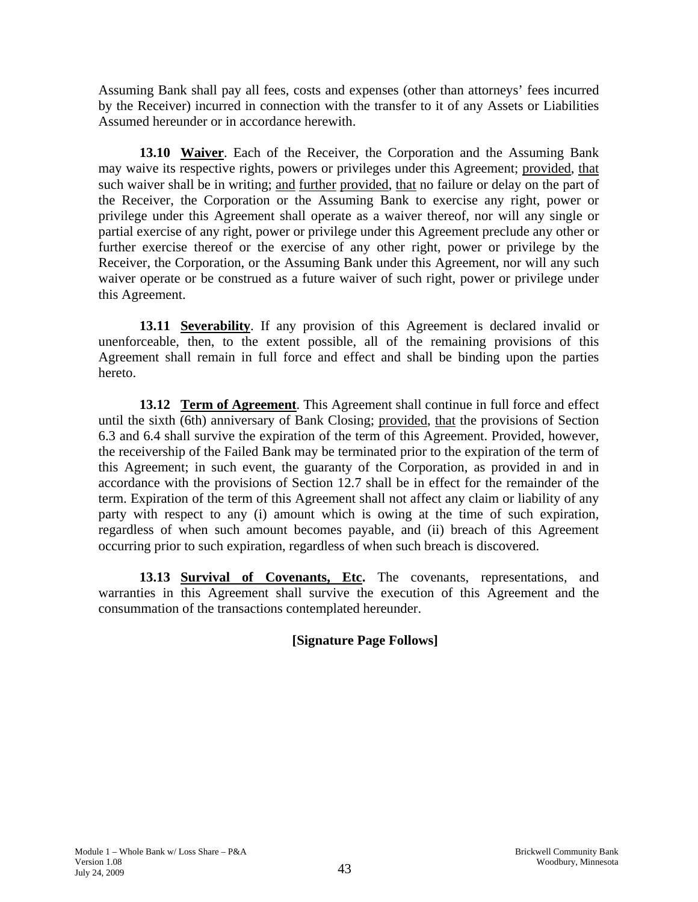Assuming Bank shall pay all fees, costs and expenses (other than attorneys' fees incurred by the Receiver) incurred in connection with the transfer to it of any Assets or Liabilities Assumed hereunder or in accordance herewith.

**13.10 Waiver**. Each of the Receiver, the Corporation and the Assuming Bank may waive its respective rights, powers or privileges under this Agreement; provided, that such waiver shall be in writing; and further provided, that no failure or delay on the part of the Receiver, the Corporation or the Assuming Bank to exercise any right, power or privilege under this Agreement shall operate as a waiver thereof, nor will any single or partial exercise of any right, power or privilege under this Agreement preclude any other or further exercise thereof or the exercise of any other right, power or privilege by the Receiver, the Corporation, or the Assuming Bank under this Agreement, nor will any such waiver operate or be construed as a future waiver of such right, power or privilege under this Agreement.

**13.11 Severability**. If any provision of this Agreement is declared invalid or unenforceable, then, to the extent possible, all of the remaining provisions of this Agreement shall remain in full force and effect and shall be binding upon the parties hereto.

**13.12 Term of Agreement**. This Agreement shall continue in full force and effect until the sixth (6th) anniversary of Bank Closing; provided, that the provisions of Section 6.3 and 6.4 shall survive the expiration of the term of this Agreement. Provided, however, the receivership of the Failed Bank may be terminated prior to the expiration of the term of this Agreement; in such event, the guaranty of the Corporation, as provided in and in accordance with the provisions of Section 12.7 shall be in effect for the remainder of the term. Expiration of the term of this Agreement shall not affect any claim or liability of any party with respect to any (i) amount which is owing at the time of such expiration, regardless of when such amount becomes payable, and (ii) breach of this Agreement occurring prior to such expiration, regardless of when such breach is discovered.

**13.13 Survival of Covenants, Etc.** The covenants, representations, and warranties in this Agreement shall survive the execution of this Agreement and the consummation of the transactions contemplated hereunder.

**[Signature Page Follows]**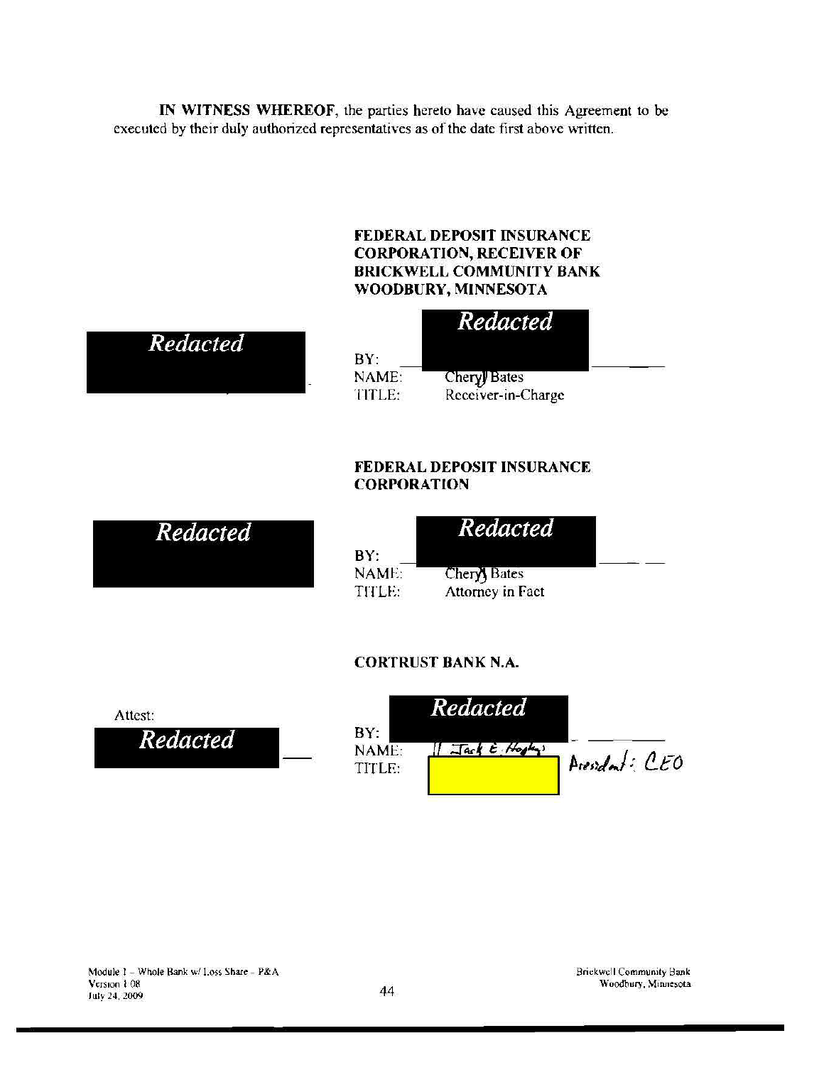**IN WITNESS WHEREOF**, the parties hereto have caused this Agreement to be executed by their duly authorized representatives as of the date first above written.

**FEDERAL DEPOSIT INSURANCE CORPORATION, RECEIVER OF BRICKWELL COMMUNITY BANK WOODBURY, MINNESOTA**

*Redacted*

*Redacted*

BY: \_\_\_\_\_\_\_\_\_\_\_\_\_\_\_\_\_\_\_\_
NAME: Cheryl Bates
TITLE: Receiver-in-Charge

**FEDERAL DEPOSIT INSURANCE CORPORATION**

*Redacted*

*Redacted*

BY: \_\_\_\_\_\_\_\_\_\_\_\_\_\_\_\_\_\_\_\_
NAME: Cheryl Bates
TITLE: Attorney in Fact

**CORTRUST BANK N.A.**

Attest:

*Redacted*

*Redacted*

BY: \_\_\_\_\_\_\_\_\_\_\_\_\_\_\_\_\_\_\_\_
NAME: Jack E. Hopkins
TITLE: President: CEO

Module 1 – Whole Bank w/ Loss Share – P&A
Version 1.08
July 24, 2009

Brickwell Community Bank
Woodbury, Minnesota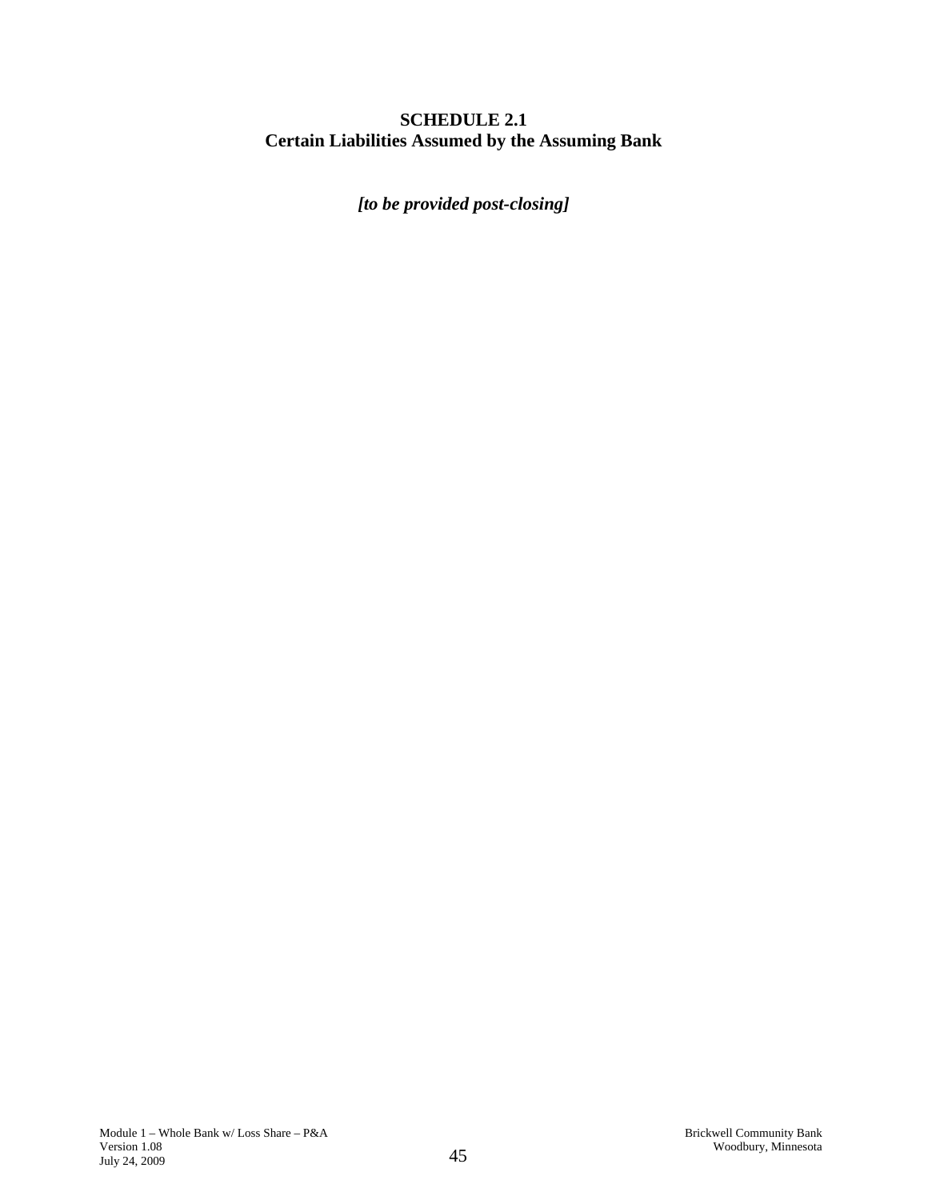# SCHEDULE 2.1
## Certain Liabilities Assumed by the Assuming Bank

***[to be provided post-closing]***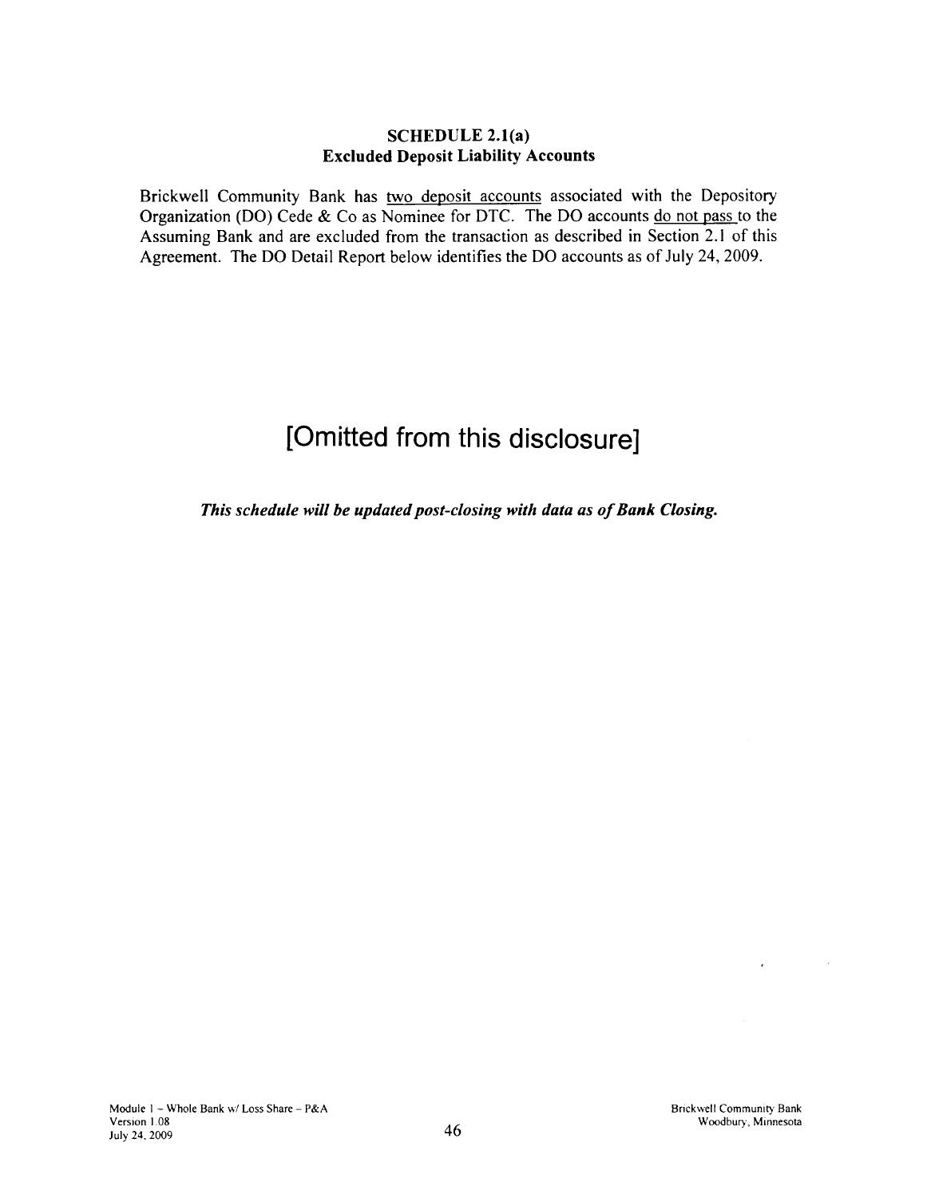## SCHEDULE 2.1(a)
## Excluded Deposit Liability Accounts

Brickwell Community Bank has <u>two deposit accounts</u> associated with the Depository Organization (DO) Cede & Co as Nominee for DTC. The DO accounts <u>do not pass</u> to the Assuming Bank and are excluded from the transaction as described in Section 2.1 of this Agreement. The DO Detail Report below identifies the DO accounts as of July 24, 2009.

# [Omitted from this disclosure]

***This schedule will be updated post-closing with data as of Bank Closing.***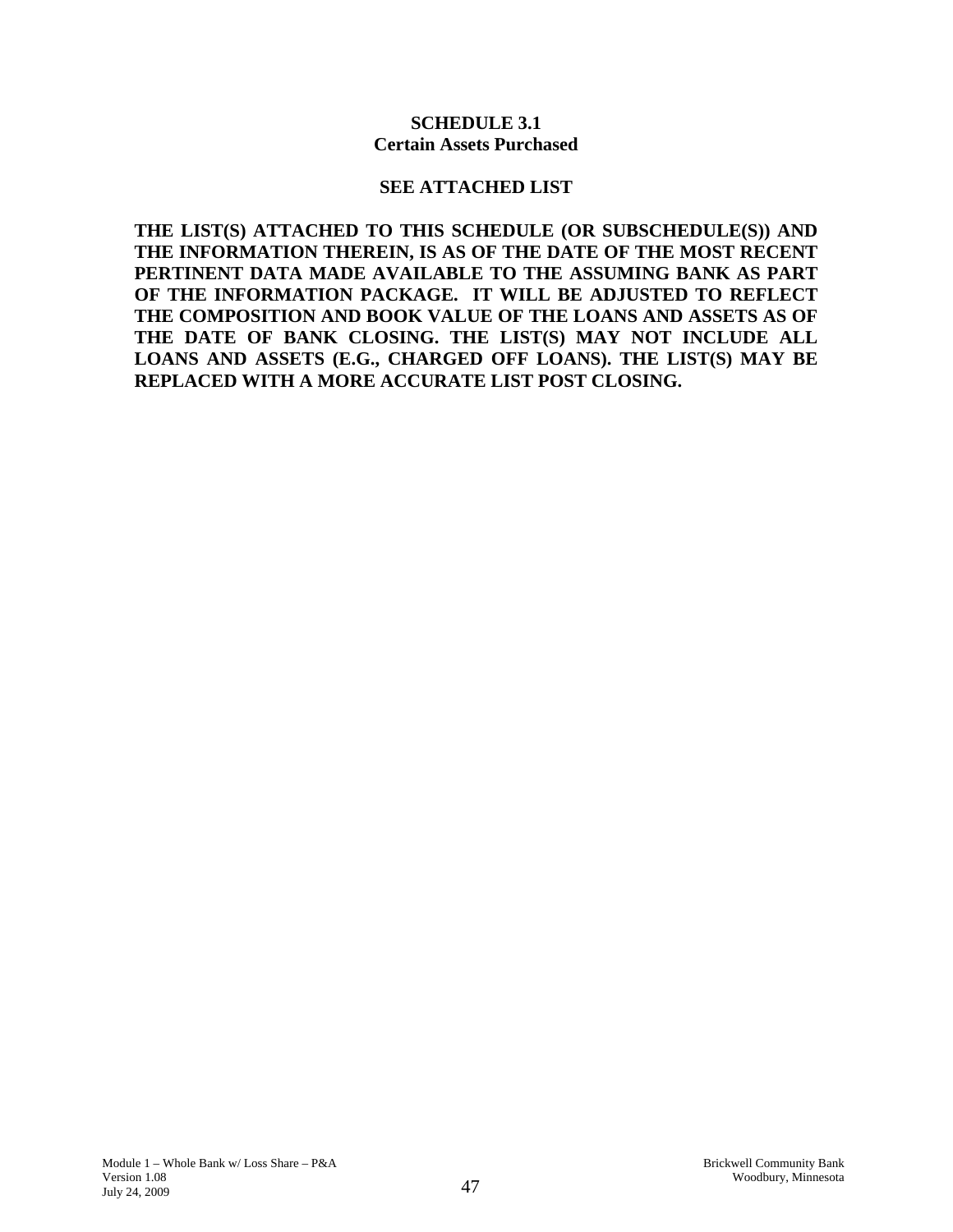# SCHEDULE 3.1
## Certain Assets Purchased

**SEE ATTACHED LIST**

**THE LIST(S) ATTACHED TO THIS SCHEDULE (OR SUBSCHEDULE(S)) AND THE INFORMATION THEREIN, IS AS OF THE DATE OF THE MOST RECENT PERTINENT DATA MADE AVAILABLE TO THE ASSUMING BANK AS PART OF THE INFORMATION PACKAGE. IT WILL BE ADJUSTED TO REFLECT THE COMPOSITION AND BOOK VALUE OF THE LOANS AND ASSETS AS OF THE DATE OF BANK CLOSING. THE LIST(S) MAY NOT INCLUDE ALL LOANS AND ASSETS (E.G., CHARGED OFF LOANS). THE LIST(S) MAY BE REPLACED WITH A MORE ACCURATE LIST POST CLOSING.**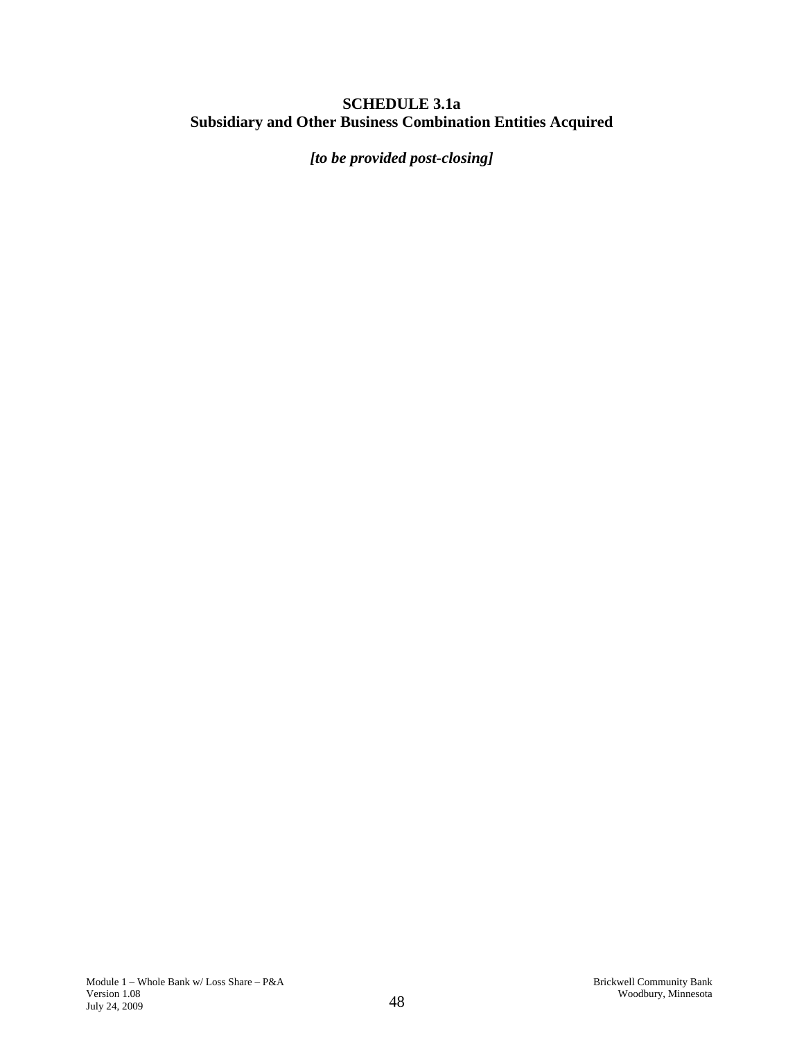**SCHEDULE 3.1a**
**Subsidiary and Other Business Combination Entities Acquired**

***[to be provided post-closing]***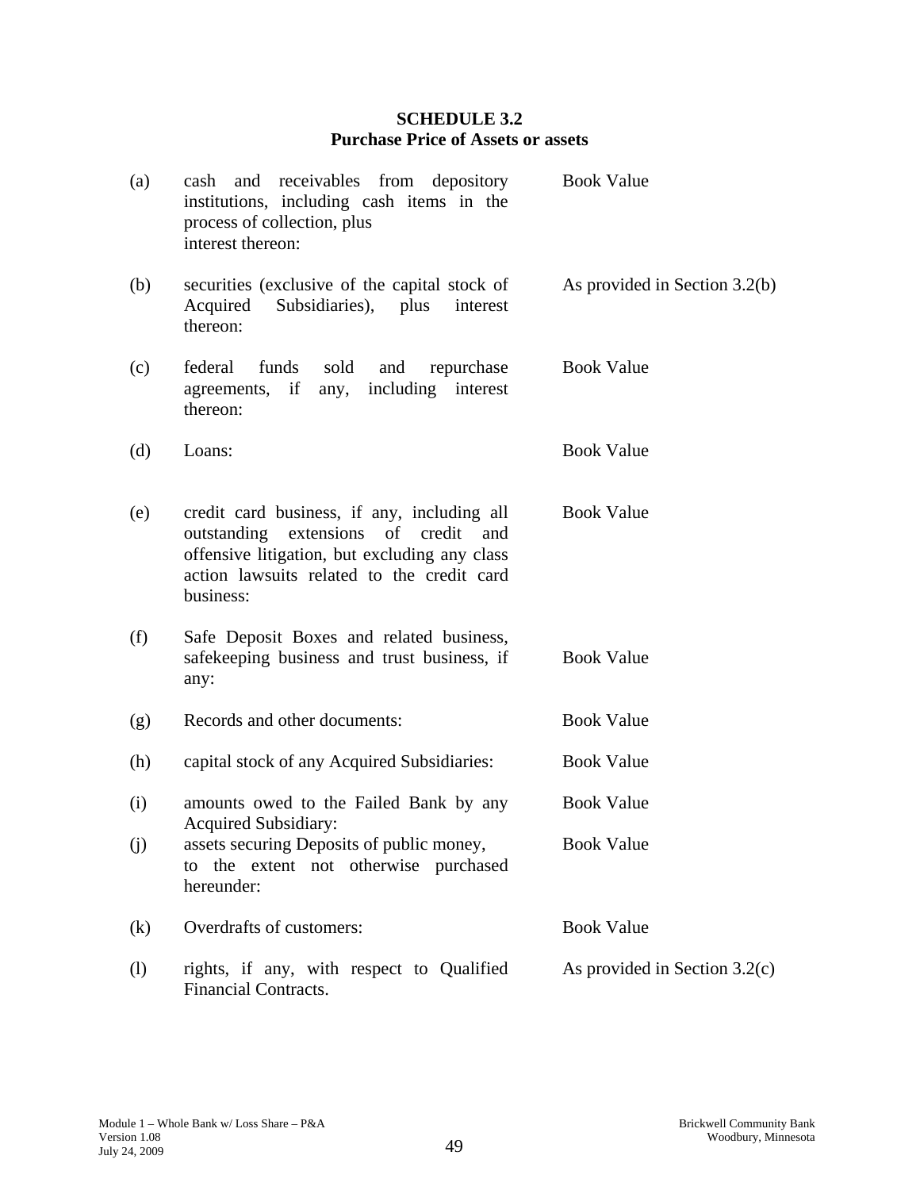**SCHEDULE 3.2**
**Purchase Price of Assets or assets**

| | | |
|---|---|---|
| (a) | cash and receivables from depository institutions, including cash items in the process of collection, plus interest thereon: | Book Value |
| (b) | securities (exclusive of the capital stock of Acquired Subsidiaries), plus interest thereon: | As provided in Section 3.2(b) |
| (c) | federal funds sold and repurchase agreements, if any, including interest thereon: | Book Value |
| (d) | Loans: | Book Value |
| (e) | credit card business, if any, including all outstanding extensions of credit and offensive litigation, but excluding any class action lawsuits related to the credit card business: | Book Value |
| (f) | Safe Deposit Boxes and related business, safekeeping business and trust business, if any: | Book Value |
| (g) | Records and other documents: | Book Value |
| (h) | capital stock of any Acquired Subsidiaries: | Book Value |
| (i) | amounts owed to the Failed Bank by any Acquired Subsidiary: | Book Value |
| (j) | assets securing Deposits of public money, to the extent not otherwise purchased hereunder: | Book Value |
| (k) | Overdrafts of customers: | Book Value |
| (l) | rights, if any, with respect to Qualified Financial Contracts. | As provided in Section 3.2(c) |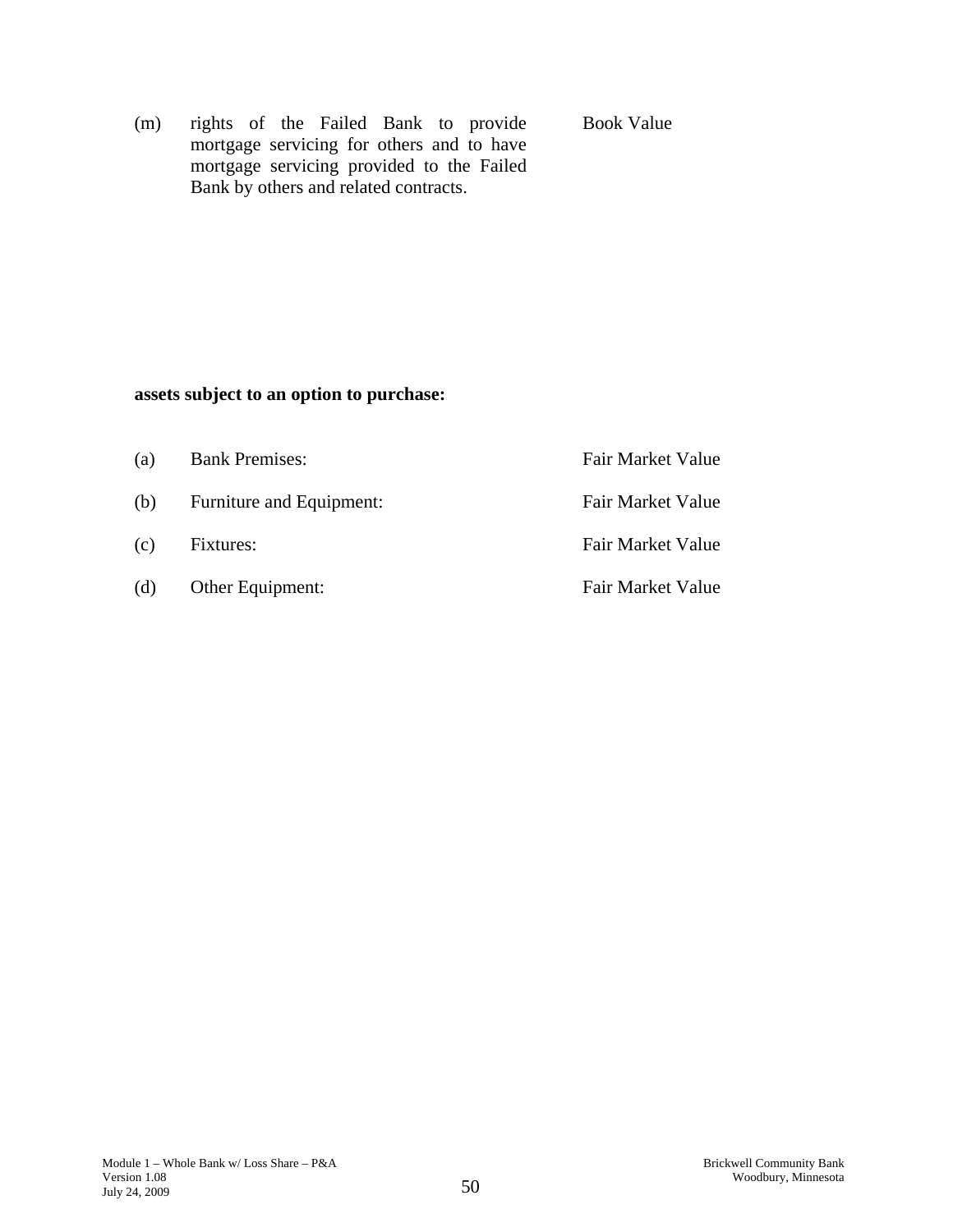| | | |
|---|---|---|
| (m) | rights of the Failed Bank to provide mortgage servicing for others and to have mortgage servicing provided to the Failed Bank by others and related contracts. | Book Value |

**assets subject to an option to purchase:**

| | | |
|---|---|---|
| (a) | Bank Premises: | Fair Market Value |
| (b) | Furniture and Equipment: | Fair Market Value |
| (c) | Fixtures: | Fair Market Value |
| (d) | Other Equipment: | Fair Market Value |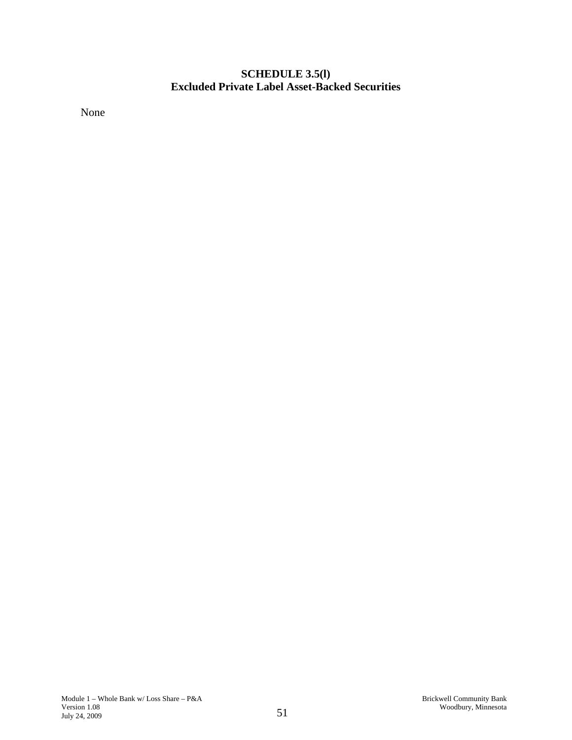## SCHEDULE 3.5(l)
## Excluded Private Label Asset-Backed Securities

None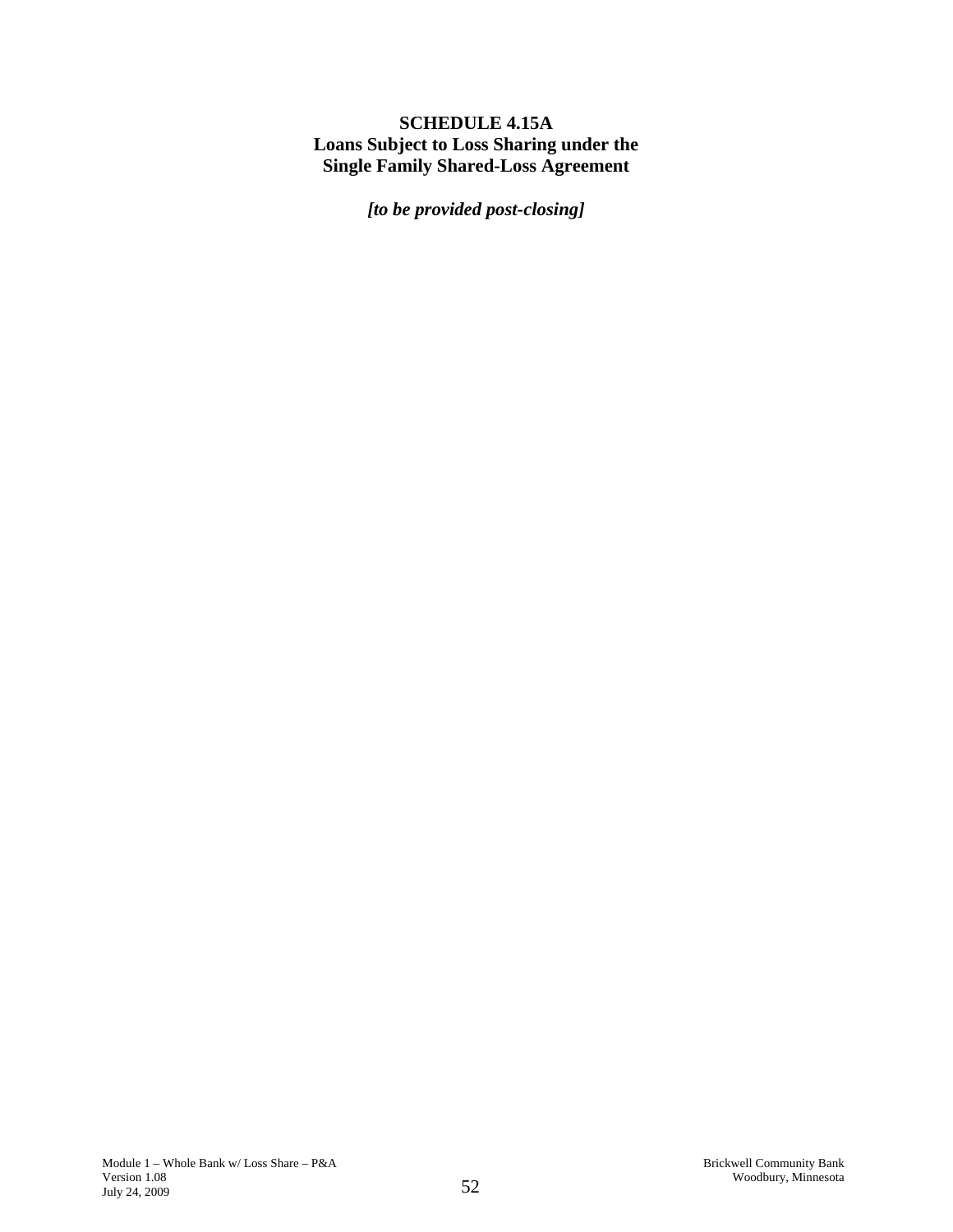**SCHEDULE 4.15A**
**Loans Subject to Loss Sharing under the**
**Single Family Shared-Loss Agreement**

***[to be provided post-closing]***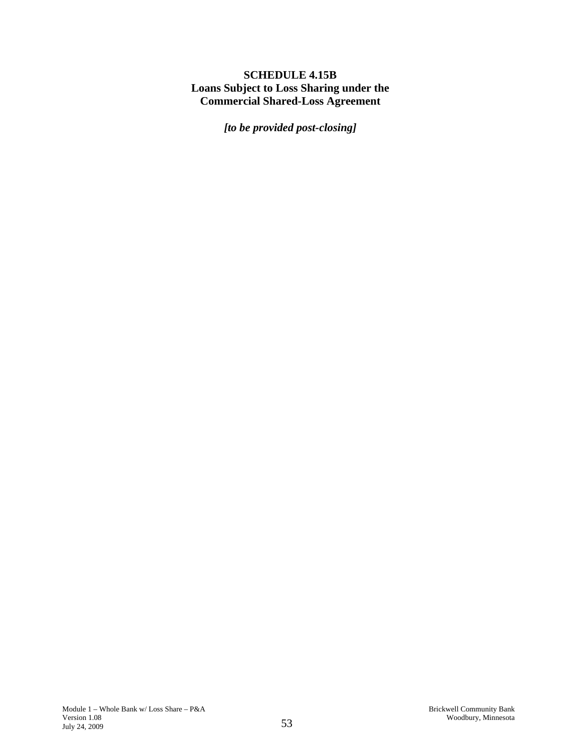**SCHEDULE 4.15B**
**Loans Subject to Loss Sharing under the Commercial Shared-Loss Agreement**

***[to be provided post-closing]***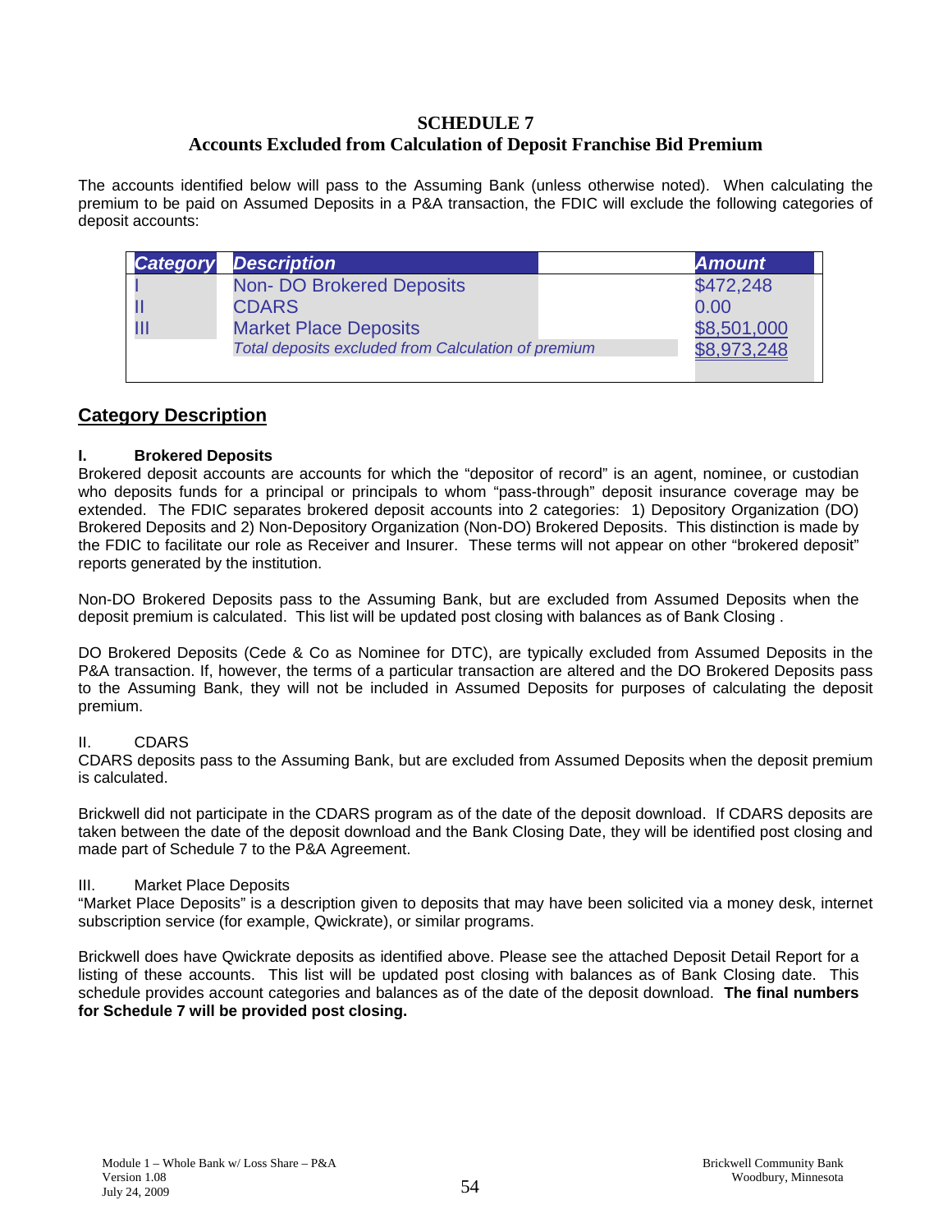**SCHEDULE 7**
**Accounts Excluded from Calculation of Deposit Franchise Bid Premium**

The accounts identified below will pass to the Assuming Bank (unless otherwise noted). When calculating the premium to be paid on Assumed Deposits in a P&A transaction, the FDIC will exclude the following categories of deposit accounts:

| Category | Description | Amount |
|---|---|---|
| I | Non- DO Brokered Deposits | $472,248 |
| II | CDARS | 0.00 |
| III | Market Place Deposits | $8,501,000 |
| | *Total deposits excluded from Calculation of premium* | $8,973,248 |

## Category Description

**I. Brokered Deposits**
Brokered deposit accounts are accounts for which the "depositor of record" is an agent, nominee, or custodian who deposits funds for a principal or principals to whom "pass-through" deposit insurance coverage may be extended. The FDIC separates brokered deposit accounts into 2 categories: 1) Depository Organization (DO) Brokered Deposits and 2) Non-Depository Organization (Non-DO) Brokered Deposits. This distinction is made by the FDIC to facilitate our role as Receiver and Insurer. These terms will not appear on other "brokered deposit" reports generated by the institution.

Non-DO Brokered Deposits pass to the Assuming Bank, but are excluded from Assumed Deposits when the deposit premium is calculated. This list will be updated post closing with balances as of Bank Closing .

DO Brokered Deposits (Cede & Co as Nominee for DTC), are typically excluded from Assumed Deposits in the P&A transaction. If, however, the terms of a particular transaction are altered and the DO Brokered Deposits pass to the Assuming Bank, they will not be included in Assumed Deposits for purposes of calculating the deposit premium.

II. CDARS
CDARS deposits pass to the Assuming Bank, but are excluded from Assumed Deposits when the deposit premium is calculated.

Brickwell did not participate in the CDARS program as of the date of the deposit download. If CDARS deposits are taken between the date of the deposit download and the Bank Closing Date, they will be identified post closing and made part of Schedule 7 to the P&A Agreement.

III. Market Place Deposits
"Market Place Deposits" is a description given to deposits that may have been solicited via a money desk, internet subscription service (for example, Qwickrate), or similar programs.

Brickwell does have Qwickrate deposits as identified above. Please see the attached Deposit Detail Report for a listing of these accounts. This list will be updated post closing with balances as of Bank Closing date. This schedule provides account categories and balances as of the date of the deposit download. **The final numbers for Schedule 7 will be provided post closing.**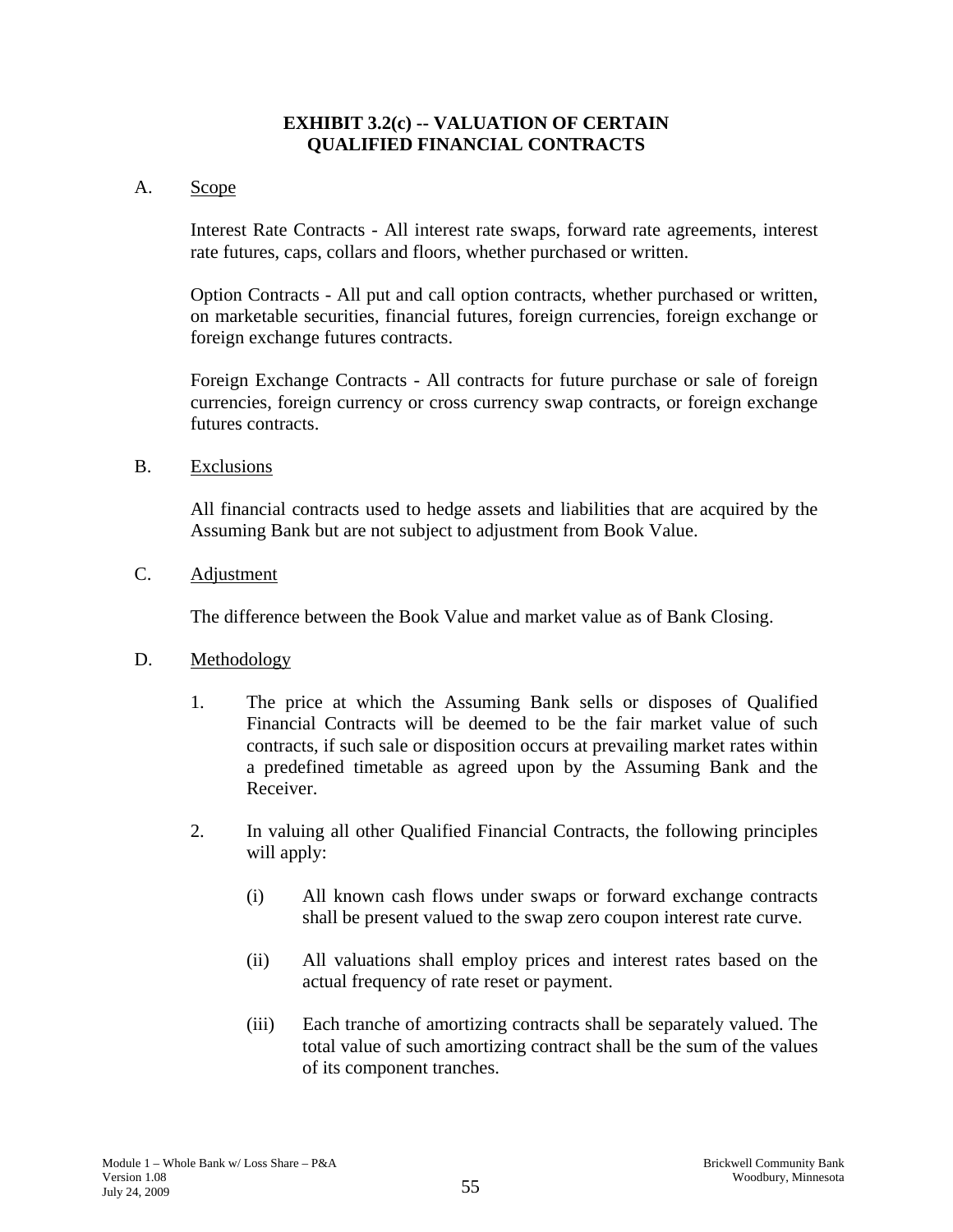# EXHIBIT 3.2(c) -- VALUATION OF CERTAIN QUALIFIED FINANCIAL CONTRACTS

A. Scope

Interest Rate Contracts - All interest rate swaps, forward rate agreements, interest rate futures, caps, collars and floors, whether purchased or written.

Option Contracts - All put and call option contracts, whether purchased or written, on marketable securities, financial futures, foreign currencies, foreign exchange or foreign exchange futures contracts.

Foreign Exchange Contracts - All contracts for future purchase or sale of foreign currencies, foreign currency or cross currency swap contracts, or foreign exchange futures contracts.

B. Exclusions

All financial contracts used to hedge assets and liabilities that are acquired by the Assuming Bank but are not subject to adjustment from Book Value.

C. Adjustment

The difference between the Book Value and market value as of Bank Closing.

D. Methodology

1. The price at which the Assuming Bank sells or disposes of Qualified Financial Contracts will be deemed to be the fair market value of such contracts, if such sale or disposition occurs at prevailing market rates within a predefined timetable as agreed upon by the Assuming Bank and the Receiver.

2. In valuing all other Qualified Financial Contracts, the following principles will apply:

   (i) All known cash flows under swaps or forward exchange contracts shall be present valued to the swap zero coupon interest rate curve.

   (ii) All valuations shall employ prices and interest rates based on the actual frequency of rate reset or payment.

   (iii) Each tranche of amortizing contracts shall be separately valued. The total value of such amortizing contract shall be the sum of the values of its component tranches.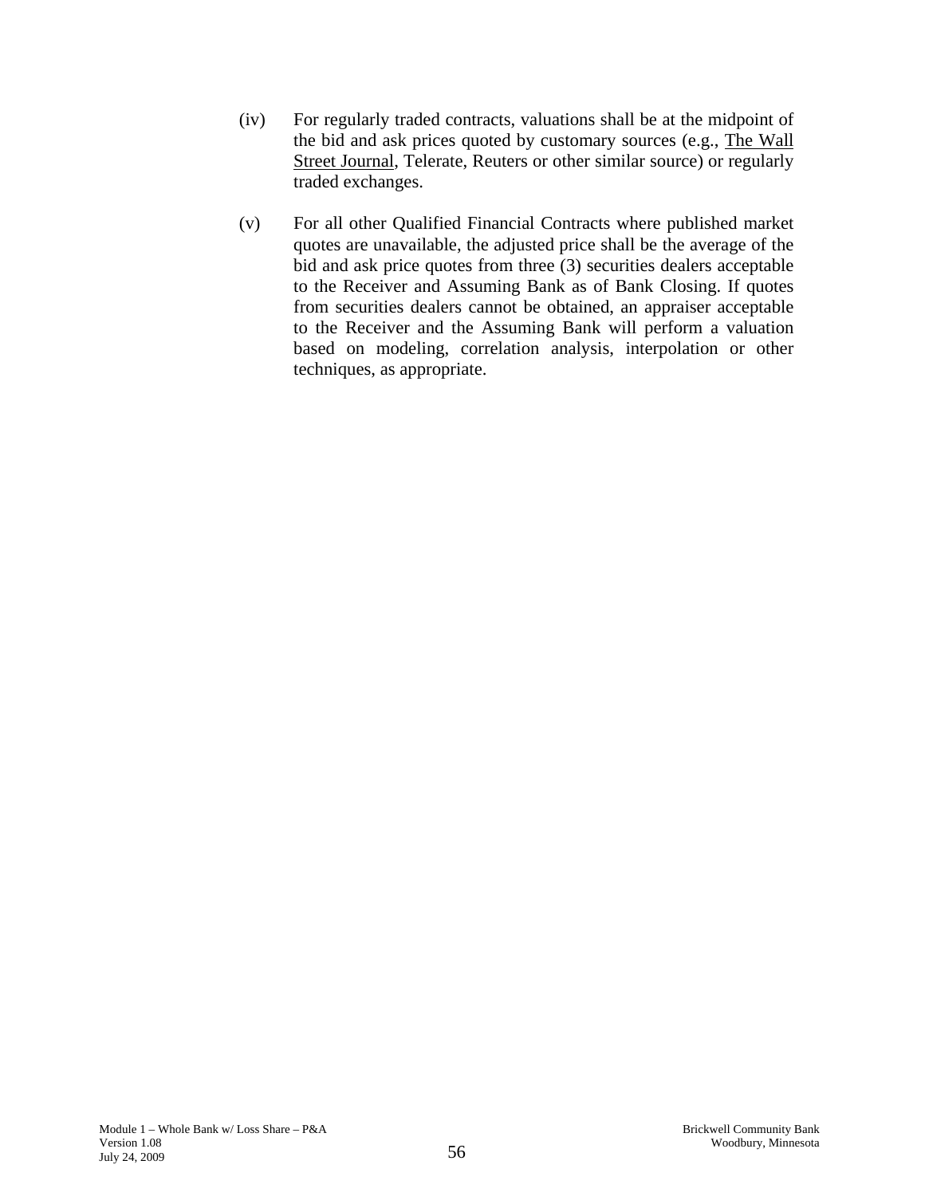(iv) For regularly traded contracts, valuations shall be at the midpoint of the bid and ask prices quoted by customary sources (e.g., The Wall Street Journal, Telerate, Reuters or other similar source) or regularly traded exchanges.

(v) For all other Qualified Financial Contracts where published market quotes are unavailable, the adjusted price shall be the average of the bid and ask price quotes from three (3) securities dealers acceptable to the Receiver and Assuming Bank as of Bank Closing. If quotes from securities dealers cannot be obtained, an appraiser acceptable to the Receiver and the Assuming Bank will perform a valuation based on modeling, correlation analysis, interpolation or other techniques, as appropriate.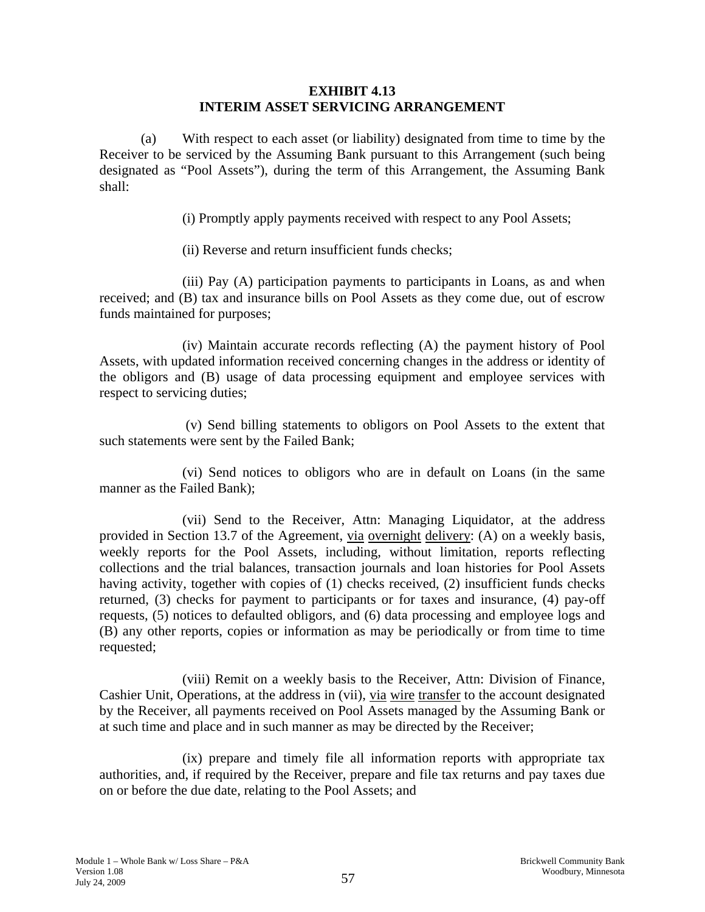# EXHIBIT 4.13
# INTERIM ASSET SERVICING ARRANGEMENT

(a) With respect to each asset (or liability) designated from time to time by the Receiver to be serviced by the Assuming Bank pursuant to this Arrangement (such being designated as "Pool Assets"), during the term of this Arrangement, the Assuming Bank shall:

(i) Promptly apply payments received with respect to any Pool Assets;

(ii) Reverse and return insufficient funds checks;

(iii) Pay (A) participation payments to participants in Loans, as and when received; and (B) tax and insurance bills on Pool Assets as they come due, out of escrow funds maintained for purposes;

(iv) Maintain accurate records reflecting (A) the payment history of Pool Assets, with updated information received concerning changes in the address or identity of the obligors and (B) usage of data processing equipment and employee services with respect to servicing duties;

(v) Send billing statements to obligors on Pool Assets to the extent that such statements were sent by the Failed Bank;

(vi) Send notices to obligors who are in default on Loans (in the same manner as the Failed Bank);

(vii) Send to the Receiver, Attn: Managing Liquidator, at the address provided in Section 13.7 of the Agreement, <u>via overnight delivery</u>: (A) on a weekly basis, weekly reports for the Pool Assets, including, without limitation, reports reflecting collections and the trial balances, transaction journals and loan histories for Pool Assets having activity, together with copies of (1) checks received, (2) insufficient funds checks returned, (3) checks for payment to participants or for taxes and insurance, (4) pay-off requests, (5) notices to defaulted obligors, and (6) data processing and employee logs and (B) any other reports, copies or information as may be periodically or from time to time requested;

(viii) Remit on a weekly basis to the Receiver, Attn: Division of Finance, Cashier Unit, Operations, at the address in (vii), <u>via wire transfer</u> to the account designated by the Receiver, all payments received on Pool Assets managed by the Assuming Bank or at such time and place and in such manner as may be directed by the Receiver;

(ix) prepare and timely file all information reports with appropriate tax authorities, and, if required by the Receiver, prepare and file tax returns and pay taxes due on or before the due date, relating to the Pool Assets; and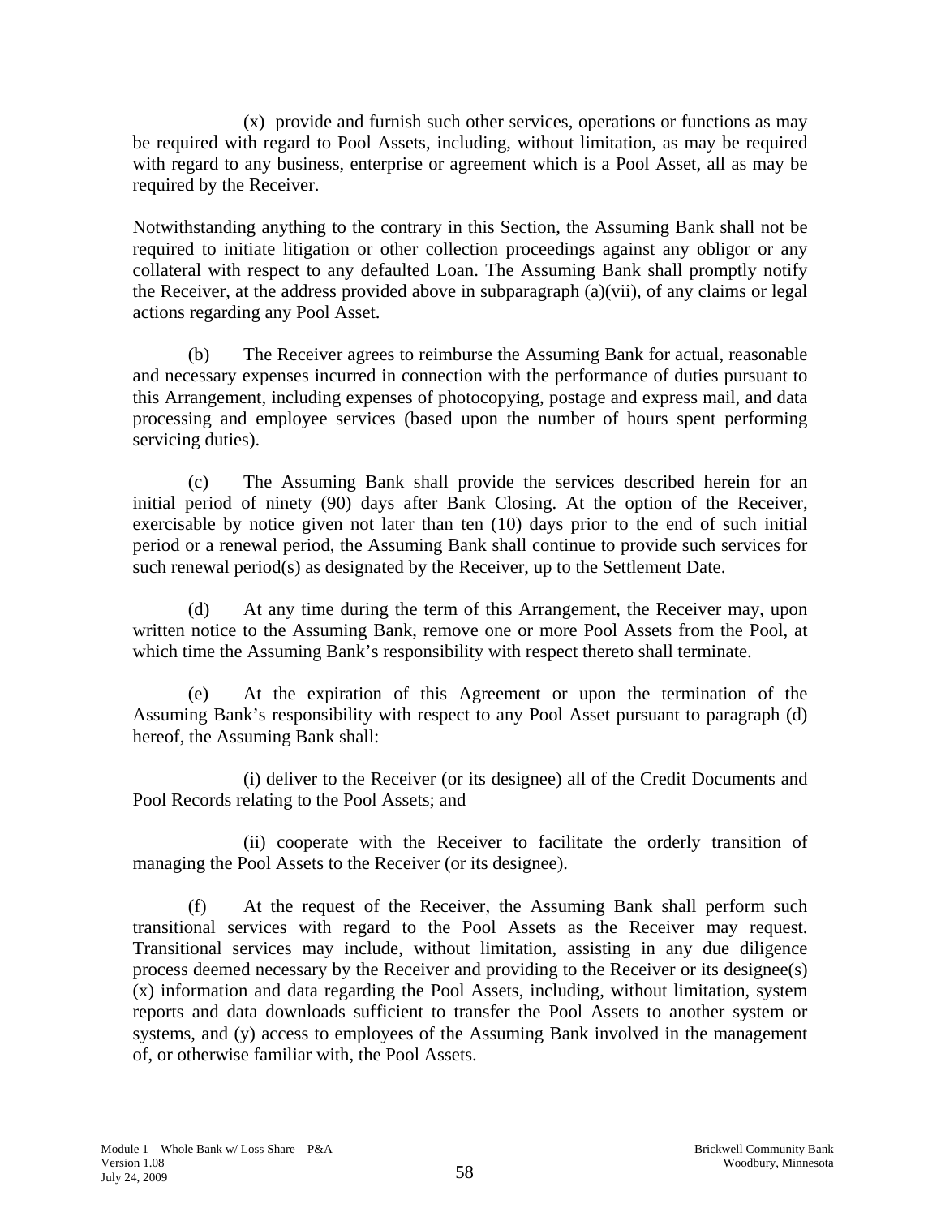(x) provide and furnish such other services, operations or functions as may be required with regard to Pool Assets, including, without limitation, as may be required with regard to any business, enterprise or agreement which is a Pool Asset, all as may be required by the Receiver.

Notwithstanding anything to the contrary in this Section, the Assuming Bank shall not be required to initiate litigation or other collection proceedings against any obligor or any collateral with respect to any defaulted Loan. The Assuming Bank shall promptly notify the Receiver, at the address provided above in subparagraph (a)(vii), of any claims or legal actions regarding any Pool Asset.

(b) The Receiver agrees to reimburse the Assuming Bank for actual, reasonable and necessary expenses incurred in connection with the performance of duties pursuant to this Arrangement, including expenses of photocopying, postage and express mail, and data processing and employee services (based upon the number of hours spent performing servicing duties).

(c) The Assuming Bank shall provide the services described herein for an initial period of ninety (90) days after Bank Closing. At the option of the Receiver, exercisable by notice given not later than ten (10) days prior to the end of such initial period or a renewal period, the Assuming Bank shall continue to provide such services for such renewal period(s) as designated by the Receiver, up to the Settlement Date.

(d) At any time during the term of this Arrangement, the Receiver may, upon written notice to the Assuming Bank, remove one or more Pool Assets from the Pool, at which time the Assuming Bank's responsibility with respect thereto shall terminate.

(e) At the expiration of this Agreement or upon the termination of the Assuming Bank's responsibility with respect to any Pool Asset pursuant to paragraph (d) hereof, the Assuming Bank shall:

(i) deliver to the Receiver (or its designee) all of the Credit Documents and Pool Records relating to the Pool Assets; and

(ii) cooperate with the Receiver to facilitate the orderly transition of managing the Pool Assets to the Receiver (or its designee).

(f) At the request of the Receiver, the Assuming Bank shall perform such transitional services with regard to the Pool Assets as the Receiver may request. Transitional services may include, without limitation, assisting in any due diligence process deemed necessary by the Receiver and providing to the Receiver or its designee(s) (x) information and data regarding the Pool Assets, including, without limitation, system reports and data downloads sufficient to transfer the Pool Assets to another system or systems, and (y) access to employees of the Assuming Bank involved in the management of, or otherwise familiar with, the Pool Assets.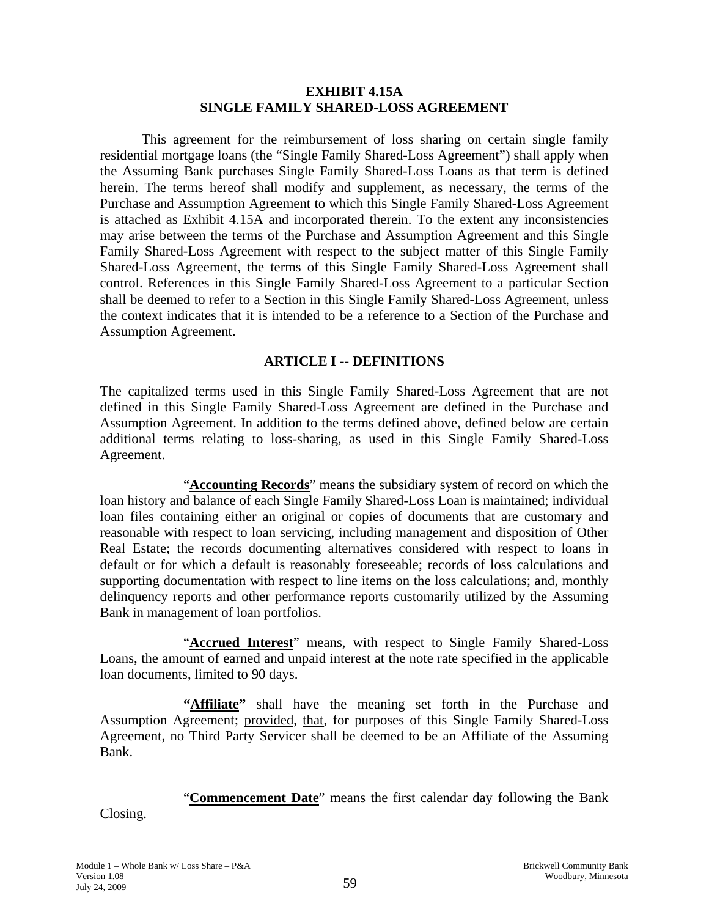**EXHIBIT 4.15A**
**SINGLE FAMILY SHARED-LOSS AGREEMENT**

This agreement for the reimbursement of loss sharing on certain single family residential mortgage loans (the "Single Family Shared-Loss Agreement") shall apply when the Assuming Bank purchases Single Family Shared-Loss Loans as that term is defined herein. The terms hereof shall modify and supplement, as necessary, the terms of the Purchase and Assumption Agreement to which this Single Family Shared-Loss Agreement is attached as Exhibit 4.15A and incorporated therein. To the extent any inconsistencies may arise between the terms of the Purchase and Assumption Agreement and this Single Family Shared-Loss Agreement with respect to the subject matter of this Single Family Shared-Loss Agreement, the terms of this Single Family Shared-Loss Agreement shall control. References in this Single Family Shared-Loss Agreement to a particular Section shall be deemed to refer to a Section in this Single Family Shared-Loss Agreement, unless the context indicates that it is intended to be a reference to a Section of the Purchase and Assumption Agreement.

## ARTICLE I -- DEFINITIONS

The capitalized terms used in this Single Family Shared-Loss Agreement that are not defined in this Single Family Shared-Loss Agreement are defined in the Purchase and Assumption Agreement. In addition to the terms defined above, defined below are certain additional terms relating to loss-sharing, as used in this Single Family Shared-Loss Agreement.

"**Accounting Records**" means the subsidiary system of record on which the loan history and balance of each Single Family Shared-Loss Loan is maintained; individual loan files containing either an original or copies of documents that are customary and reasonable with respect to loan servicing, including management and disposition of Other Real Estate; the records documenting alternatives considered with respect to loans in default or for which a default is reasonably foreseeable; records of loss calculations and supporting documentation with respect to line items on the loss calculations; and, monthly delinquency reports and other performance reports customarily utilized by the Assuming Bank in management of loan portfolios.

"**Accrued Interest**" means, with respect to Single Family Shared-Loss Loans, the amount of earned and unpaid interest at the note rate specified in the applicable loan documents, limited to 90 days.

"**Affiliate**" shall have the meaning set forth in the Purchase and Assumption Agreement; provided, that, for purposes of this Single Family Shared-Loss Agreement, no Third Party Servicer shall be deemed to be an Affiliate of the Assuming Bank.

"**Commencement Date**" means the first calendar day following the Bank Closing.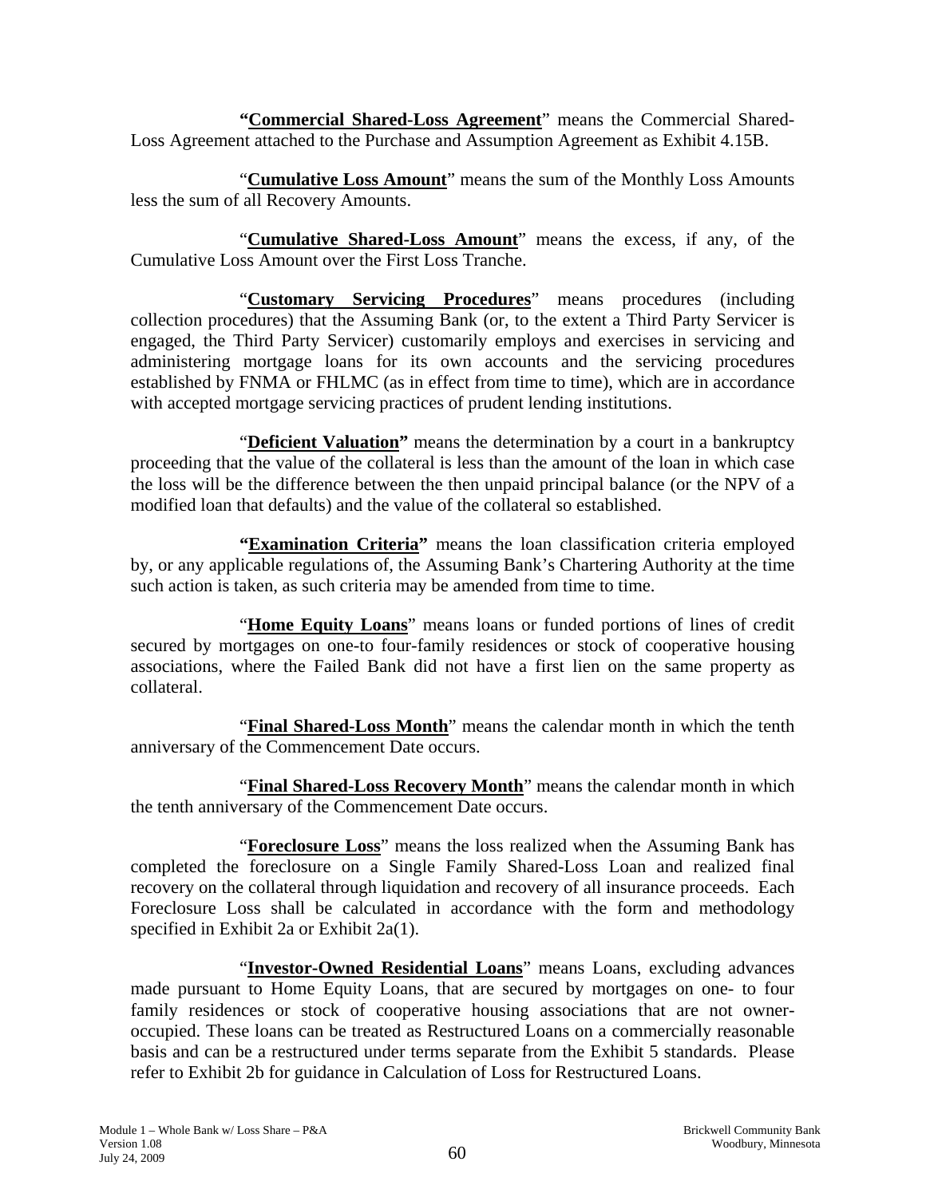"**Commercial Shared-Loss Agreement**" means the Commercial Shared-Loss Agreement attached to the Purchase and Assumption Agreement as Exhibit 4.15B.

"**Cumulative Loss Amount**" means the sum of the Monthly Loss Amounts less the sum of all Recovery Amounts.

"**Cumulative Shared-Loss Amount**" means the excess, if any, of the Cumulative Loss Amount over the First Loss Tranche.

"**Customary Servicing Procedures**" means procedures (including collection procedures) that the Assuming Bank (or, to the extent a Third Party Servicer is engaged, the Third Party Servicer) customarily employs and exercises in servicing and administering mortgage loans for its own accounts and the servicing procedures established by FNMA or FHLMC (as in effect from time to time), which are in accordance with accepted mortgage servicing practices of prudent lending institutions.

"**Deficient Valuation**" means the determination by a court in a bankruptcy proceeding that the value of the collateral is less than the amount of the loan in which case the loss will be the difference between the then unpaid principal balance (or the NPV of a modified loan that defaults) and the value of the collateral so established.

"**Examination Criteria**" means the loan classification criteria employed by, or any applicable regulations of, the Assuming Bank's Chartering Authority at the time such action is taken, as such criteria may be amended from time to time.

"**Home Equity Loans**" means loans or funded portions of lines of credit secured by mortgages on one-to four-family residences or stock of cooperative housing associations, where the Failed Bank did not have a first lien on the same property as collateral.

"**Final Shared-Loss Month**" means the calendar month in which the tenth anniversary of the Commencement Date occurs.

"**Final Shared-Loss Recovery Month**" means the calendar month in which the tenth anniversary of the Commencement Date occurs.

"**Foreclosure Loss**" means the loss realized when the Assuming Bank has completed the foreclosure on a Single Family Shared-Loss Loan and realized final recovery on the collateral through liquidation and recovery of all insurance proceeds. Each Foreclosure Loss shall be calculated in accordance with the form and methodology specified in Exhibit 2a or Exhibit 2a(1).

"**Investor-Owned Residential Loans**" means Loans, excluding advances made pursuant to Home Equity Loans, that are secured by mortgages on one- to four family residences or stock of cooperative housing associations that are not owner-occupied. These loans can be treated as Restructured Loans on a commercially reasonable basis and can be a restructured under terms separate from the Exhibit 5 standards. Please refer to Exhibit 2b for guidance in Calculation of Loss for Restructured Loans.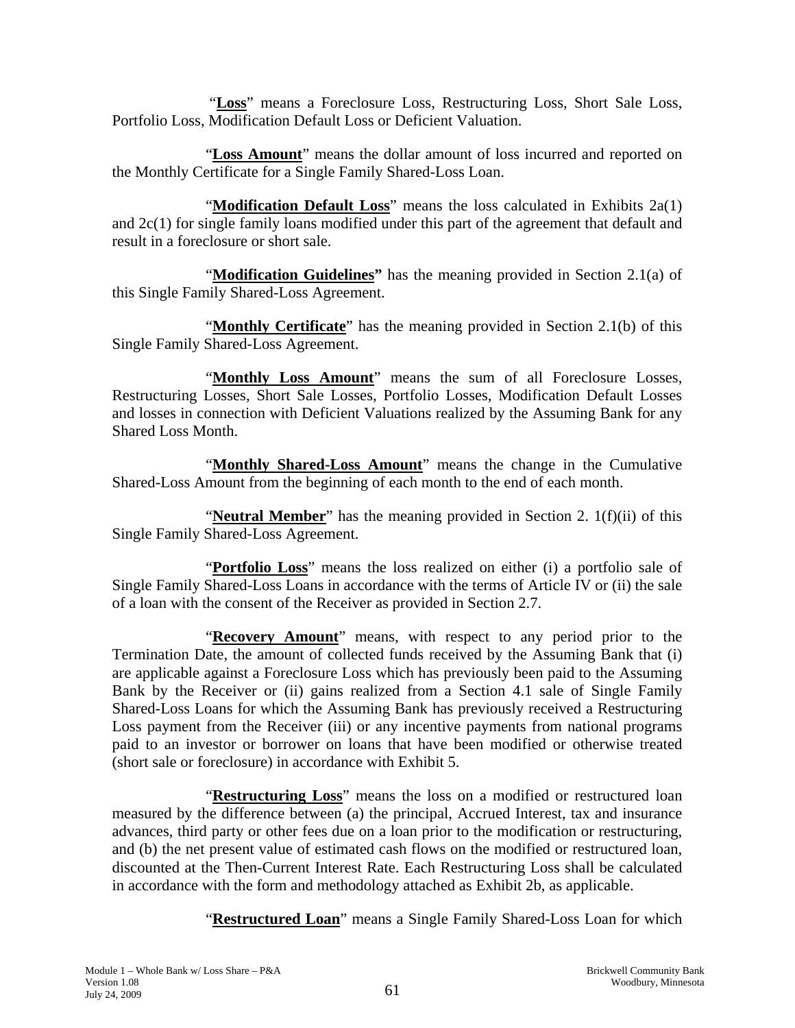"**Loss**" means a Foreclosure Loss, Restructuring Loss, Short Sale Loss, Portfolio Loss, Modification Default Loss or Deficient Valuation.

"**Loss Amount**" means the dollar amount of loss incurred and reported on the Monthly Certificate for a Single Family Shared-Loss Loan.

"**Modification Default Loss**" means the loss calculated in Exhibits 2a(1) and 2c(1) for single family loans modified under this part of the agreement that default and result in a foreclosure or short sale.

"**Modification Guidelines**" has the meaning provided in Section 2.1(a) of this Single Family Shared-Loss Agreement.

"**Monthly Certificate**" has the meaning provided in Section 2.1(b) of this Single Family Shared-Loss Agreement.

"**Monthly Loss Amount**" means the sum of all Foreclosure Losses, Restructuring Losses, Short Sale Losses, Portfolio Losses, Modification Default Losses and losses in connection with Deficient Valuations realized by the Assuming Bank for any Shared Loss Month.

"**Monthly Shared-Loss Amount**" means the change in the Cumulative Shared-Loss Amount from the beginning of each month to the end of each month.

"**Neutral Member**" has the meaning provided in Section 2. 1(f)(ii) of this Single Family Shared-Loss Agreement.

"**Portfolio Loss**" means the loss realized on either (i) a portfolio sale of Single Family Shared-Loss Loans in accordance with the terms of Article IV or (ii) the sale of a loan with the consent of the Receiver as provided in Section 2.7.

"**Recovery Amount**" means, with respect to any period prior to the Termination Date, the amount of collected funds received by the Assuming Bank that (i) are applicable against a Foreclosure Loss which has previously been paid to the Assuming Bank by the Receiver or (ii) gains realized from a Section 4.1 sale of Single Family Shared-Loss Loans for which the Assuming Bank has previously received a Restructuring Loss payment from the Receiver (iii) or any incentive payments from national programs paid to an investor or borrower on loans that have been modified or otherwise treated (short sale or foreclosure) in accordance with Exhibit 5.

"**Restructuring Loss**" means the loss on a modified or restructured loan measured by the difference between (a) the principal, Accrued Interest, tax and insurance advances, third party or other fees due on a loan prior to the modification or restructuring, and (b) the net present value of estimated cash flows on the modified or restructured loan, discounted at the Then-Current Interest Rate. Each Restructuring Loss shall be calculated in accordance with the form and methodology attached as Exhibit 2b, as applicable.

"**Restructured Loan**" means a Single Family Shared-Loss Loan for which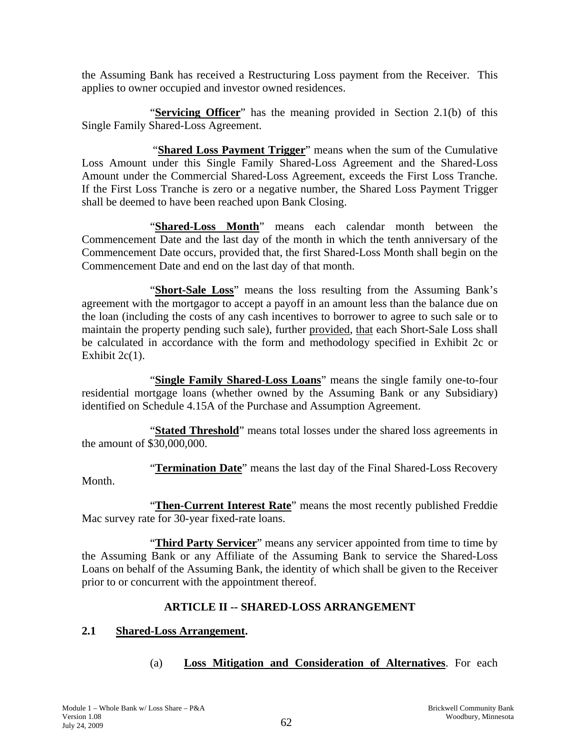the Assuming Bank has received a Restructuring Loss payment from the Receiver. This applies to owner occupied and investor owned residences.

"**Servicing Officer**" has the meaning provided in Section 2.1(b) of this Single Family Shared-Loss Agreement.

"**Shared Loss Payment Trigger**" means when the sum of the Cumulative Loss Amount under this Single Family Shared-Loss Agreement and the Shared-Loss Amount under the Commercial Shared-Loss Agreement, exceeds the First Loss Tranche. If the First Loss Tranche is zero or a negative number, the Shared Loss Payment Trigger shall be deemed to have been reached upon Bank Closing.

"**Shared-Loss Month**" means each calendar month between the Commencement Date and the last day of the month in which the tenth anniversary of the Commencement Date occurs, provided that, the first Shared-Loss Month shall begin on the Commencement Date and end on the last day of that month.

"**Short-Sale Loss**" means the loss resulting from the Assuming Bank's agreement with the mortgagor to accept a payoff in an amount less than the balance due on the loan (including the costs of any cash incentives to borrower to agree to such sale or to maintain the property pending such sale), further provided, that each Short-Sale Loss shall be calculated in accordance with the form and methodology specified in Exhibit 2c or Exhibit 2c(1).

"**Single Family Shared-Loss Loans**" means the single family one-to-four residential mortgage loans (whether owned by the Assuming Bank or any Subsidiary) identified on Schedule 4.15A of the Purchase and Assumption Agreement.

"**Stated Threshold**" means total losses under the shared loss agreements in the amount of $30,000,000.

"**Termination Date**" means the last day of the Final Shared-Loss Recovery Month.

"**Then-Current Interest Rate**" means the most recently published Freddie Mac survey rate for 30-year fixed-rate loans.

"**Third Party Servicer**" means any servicer appointed from time to time by the Assuming Bank or any Affiliate of the Assuming Bank to service the Shared-Loss Loans on behalf of the Assuming Bank, the identity of which shall be given to the Receiver prior to or concurrent with the appointment thereof.

## ARTICLE II -- SHARED-LOSS ARRANGEMENT

### 2.1 Shared-Loss Arrangement.

(a) **Loss Mitigation and Consideration of Alternatives**. For each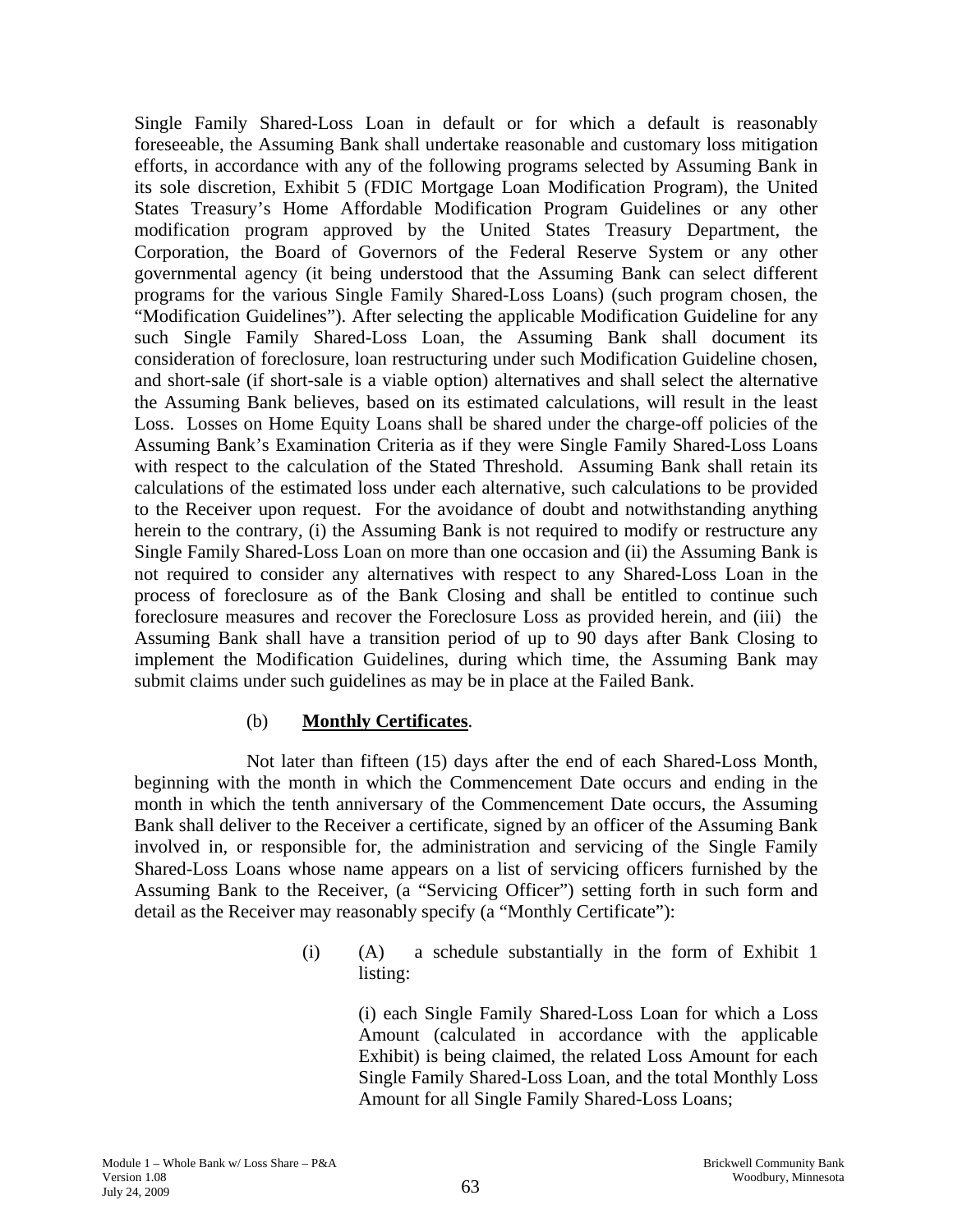Single Family Shared-Loss Loan in default or for which a default is reasonably foreseeable, the Assuming Bank shall undertake reasonable and customary loss mitigation efforts, in accordance with any of the following programs selected by Assuming Bank in its sole discretion, Exhibit 5 (FDIC Mortgage Loan Modification Program), the United States Treasury's Home Affordable Modification Program Guidelines or any other modification program approved by the United States Treasury Department, the Corporation, the Board of Governors of the Federal Reserve System or any other governmental agency (it being understood that the Assuming Bank can select different programs for the various Single Family Shared-Loss Loans) (such program chosen, the "Modification Guidelines"). After selecting the applicable Modification Guideline for any such Single Family Shared-Loss Loan, the Assuming Bank shall document its consideration of foreclosure, loan restructuring under such Modification Guideline chosen, and short-sale (if short-sale is a viable option) alternatives and shall select the alternative the Assuming Bank believes, based on its estimated calculations, will result in the least Loss. Losses on Home Equity Loans shall be shared under the charge-off policies of the Assuming Bank's Examination Criteria as if they were Single Family Shared-Loss Loans with respect to the calculation of the Stated Threshold. Assuming Bank shall retain its calculations of the estimated loss under each alternative, such calculations to be provided to the Receiver upon request. For the avoidance of doubt and notwithstanding anything herein to the contrary, (i) the Assuming Bank is not required to modify or restructure any Single Family Shared-Loss Loan on more than one occasion and (ii) the Assuming Bank is not required to consider any alternatives with respect to any Shared-Loss Loan in the process of foreclosure as of the Bank Closing and shall be entitled to continue such foreclosure measures and recover the Foreclosure Loss as provided herein, and (iii) the Assuming Bank shall have a transition period of up to 90 days after Bank Closing to implement the Modification Guidelines, during which time, the Assuming Bank may submit claims under such guidelines as may be in place at the Failed Bank.

(b) **Monthly Certificates**.

Not later than fifteen (15) days after the end of each Shared-Loss Month, beginning with the month in which the Commencement Date occurs and ending in the month in which the tenth anniversary of the Commencement Date occurs, the Assuming Bank shall deliver to the Receiver a certificate, signed by an officer of the Assuming Bank involved in, or responsible for, the administration and servicing of the Single Family Shared-Loss Loans whose name appears on a list of servicing officers furnished by the Assuming Bank to the Receiver, (a "Servicing Officer") setting forth in such form and detail as the Receiver may reasonably specify (a "Monthly Certificate"):

(i) (A) a schedule substantially in the form of Exhibit 1 listing:

(i) each Single Family Shared-Loss Loan for which a Loss Amount (calculated in accordance with the applicable Exhibit) is being claimed, the related Loss Amount for each Single Family Shared-Loss Loan, and the total Monthly Loss Amount for all Single Family Shared-Loss Loans;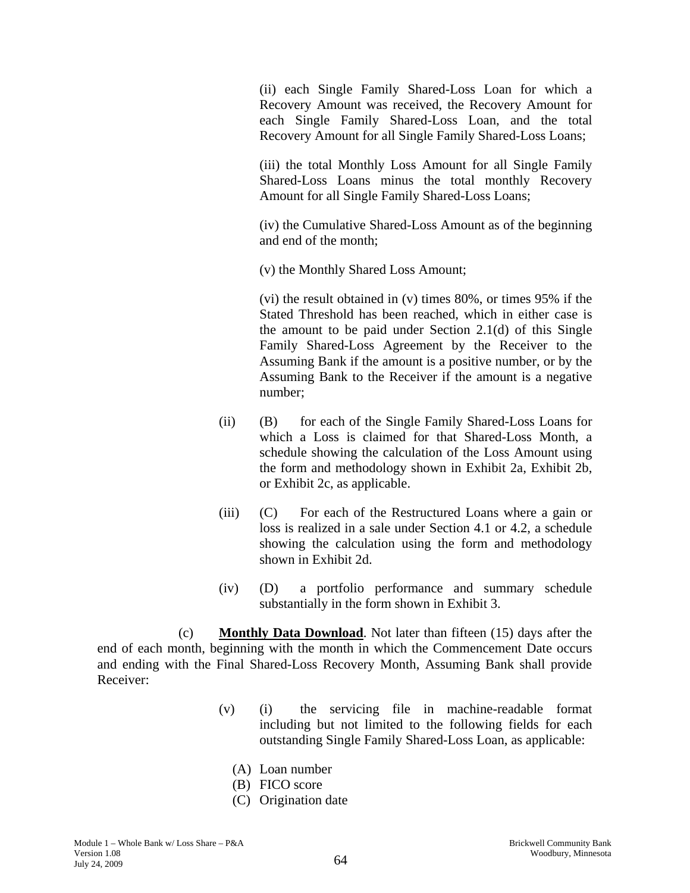(ii) each Single Family Shared-Loss Loan for which a Recovery Amount was received, the Recovery Amount for each Single Family Shared-Loss Loan, and the total Recovery Amount for all Single Family Shared-Loss Loans;

(iii) the total Monthly Loss Amount for all Single Family Shared-Loss Loans minus the total monthly Recovery Amount for all Single Family Shared-Loss Loans;

(iv) the Cumulative Shared-Loss Amount as of the beginning and end of the month;

(v) the Monthly Shared Loss Amount;

(vi) the result obtained in (v) times 80%, or times 95% if the Stated Threshold has been reached, which in either case is the amount to be paid under Section 2.1(d) of this Single Family Shared-Loss Agreement by the Receiver to the Assuming Bank if the amount is a positive number, or by the Assuming Bank to the Receiver if the amount is a negative number;

(ii) (B) for each of the Single Family Shared-Loss Loans for which a Loss is claimed for that Shared-Loss Month, a schedule showing the calculation of the Loss Amount using the form and methodology shown in Exhibit 2a, Exhibit 2b, or Exhibit 2c, as applicable.

(iii) (C) For each of the Restructured Loans where a gain or loss is realized in a sale under Section 4.1 or 4.2, a schedule showing the calculation using the form and methodology shown in Exhibit 2d.

(iv) (D) a portfolio performance and summary schedule substantially in the form shown in Exhibit 3.

(c) **Monthly Data Download**. Not later than fifteen (15) days after the end of each month, beginning with the month in which the Commencement Date occurs and ending with the Final Shared-Loss Recovery Month, Assuming Bank shall provide Receiver:

(v) (i) the servicing file in machine-readable format including but not limited to the following fields for each outstanding Single Family Shared-Loss Loan, as applicable:

(A) Loan number
(B) FICO score
(C) Origination date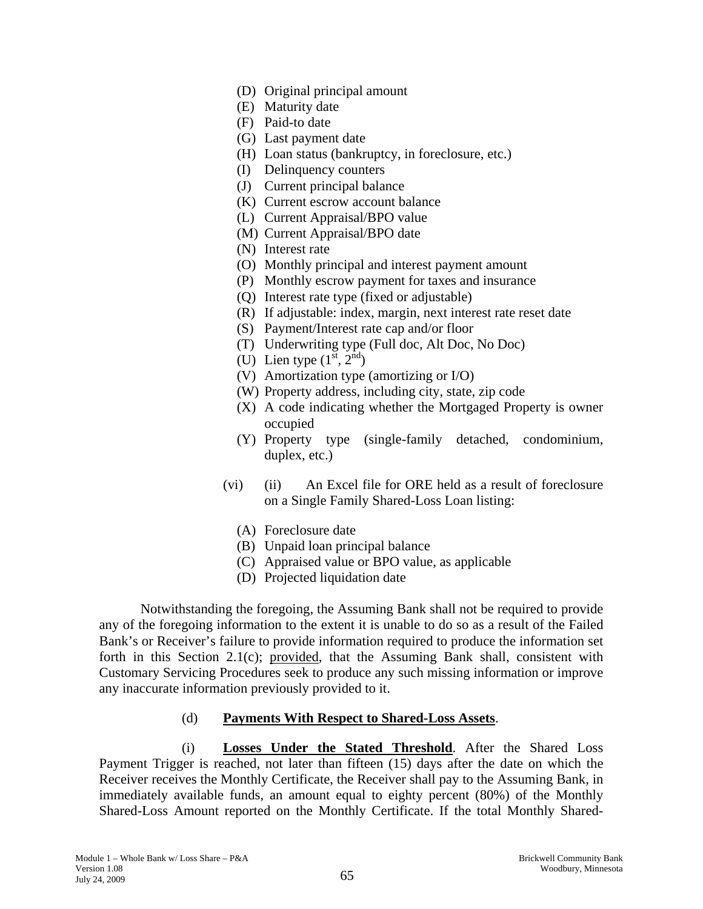(D) Original principal amount
(E) Maturity date
(F) Paid-to date
(G) Last payment date
(H) Loan status (bankruptcy, in foreclosure, etc.)
(I) Delinquency counters
(J) Current principal balance
(K) Current escrow account balance
(L) Current Appraisal/BPO value
(M) Current Appraisal/BPO date
(N) Interest rate
(O) Monthly principal and interest payment amount
(P) Monthly escrow payment for taxes and insurance
(Q) Interest rate type (fixed or adjustable)
(R) If adjustable: index, margin, next interest rate reset date
(S) Payment/Interest rate cap and/or floor
(T) Underwriting type (Full doc, Alt Doc, No Doc)
(U) Lien type (1st, 2nd)
(V) Amortization type (amortizing or I/O)
(W) Property address, including city, state, zip code
(X) A code indicating whether the Mortgaged Property is owner occupied
(Y) Property type (single-family detached, condominium, duplex, etc.)

(vi) (ii) An Excel file for ORE held as a result of foreclosure on a Single Family Shared-Loss Loan listing:

(A) Foreclosure date
(B) Unpaid loan principal balance
(C) Appraised value or BPO value, as applicable
(D) Projected liquidation date

Notwithstanding the foregoing, the Assuming Bank shall not be required to provide any of the foregoing information to the extent it is unable to do so as a result of the Failed Bank's or Receiver's failure to provide information required to produce the information set forth in this Section 2.1(c); provided, that the Assuming Bank shall, consistent with Customary Servicing Procedures seek to produce any such missing information or improve any inaccurate information previously provided to it.

(d) **Payments With Respect to Shared-Loss Assets**.

(i) **Losses Under the Stated Threshold**. After the Shared Loss Payment Trigger is reached, not later than fifteen (15) days after the date on which the Receiver receives the Monthly Certificate, the Receiver shall pay to the Assuming Bank, in immediately available funds, an amount equal to eighty percent (80%) of the Monthly Shared-Loss Amount reported on the Monthly Certificate. If the total Monthly Shared-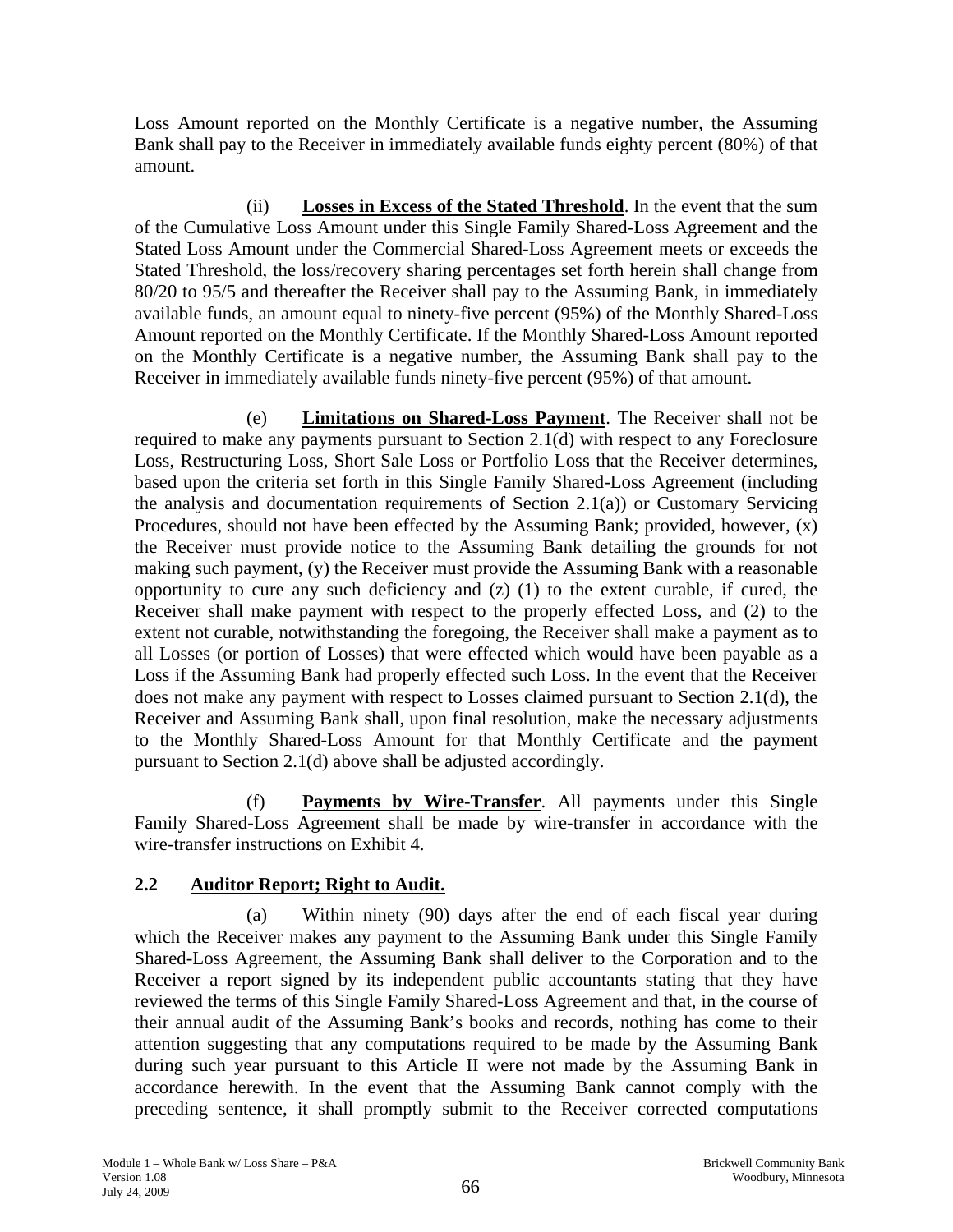Loss Amount reported on the Monthly Certificate is a negative number, the Assuming Bank shall pay to the Receiver in immediately available funds eighty percent (80%) of that amount.

(ii) **Losses in Excess of the Stated Threshold**. In the event that the sum of the Cumulative Loss Amount under this Single Family Shared-Loss Agreement and the Stated Loss Amount under the Commercial Shared-Loss Agreement meets or exceeds the Stated Threshold, the loss/recovery sharing percentages set forth herein shall change from 80/20 to 95/5 and thereafter the Receiver shall pay to the Assuming Bank, in immediately available funds, an amount equal to ninety-five percent (95%) of the Monthly Shared-Loss Amount reported on the Monthly Certificate. If the Monthly Shared-Loss Amount reported on the Monthly Certificate is a negative number, the Assuming Bank shall pay to the Receiver in immediately available funds ninety-five percent (95%) of that amount.

(e) **Limitations on Shared-Loss Payment**. The Receiver shall not be required to make any payments pursuant to Section 2.1(d) with respect to any Foreclosure Loss, Restructuring Loss, Short Sale Loss or Portfolio Loss that the Receiver determines, based upon the criteria set forth in this Single Family Shared-Loss Agreement (including the analysis and documentation requirements of Section 2.1(a)) or Customary Servicing Procedures, should not have been effected by the Assuming Bank; provided, however, (x) the Receiver must provide notice to the Assuming Bank detailing the grounds for not making such payment, (y) the Receiver must provide the Assuming Bank with a reasonable opportunity to cure any such deficiency and (z) (1) to the extent curable, if cured, the Receiver shall make payment with respect to the properly effected Loss, and (2) to the extent not curable, notwithstanding the foregoing, the Receiver shall make a payment as to all Losses (or portion of Losses) that were effected which would have been payable as a Loss if the Assuming Bank had properly effected such Loss. In the event that the Receiver does not make any payment with respect to Losses claimed pursuant to Section 2.1(d), the Receiver and Assuming Bank shall, upon final resolution, make the necessary adjustments to the Monthly Shared-Loss Amount for that Monthly Certificate and the payment pursuant to Section 2.1(d) above shall be adjusted accordingly.

(f) **Payments by Wire-Transfer**. All payments under this Single Family Shared-Loss Agreement shall be made by wire-transfer in accordance with the wire-transfer instructions on Exhibit 4.

## 2.2 Auditor Report; Right to Audit.

(a) Within ninety (90) days after the end of each fiscal year during which the Receiver makes any payment to the Assuming Bank under this Single Family Shared-Loss Agreement, the Assuming Bank shall deliver to the Corporation and to the Receiver a report signed by its independent public accountants stating that they have reviewed the terms of this Single Family Shared-Loss Agreement and that, in the course of their annual audit of the Assuming Bank's books and records, nothing has come to their attention suggesting that any computations required to be made by the Assuming Bank during such year pursuant to this Article II were not made by the Assuming Bank in accordance herewith. In the event that the Assuming Bank cannot comply with the preceding sentence, it shall promptly submit to the Receiver corrected computations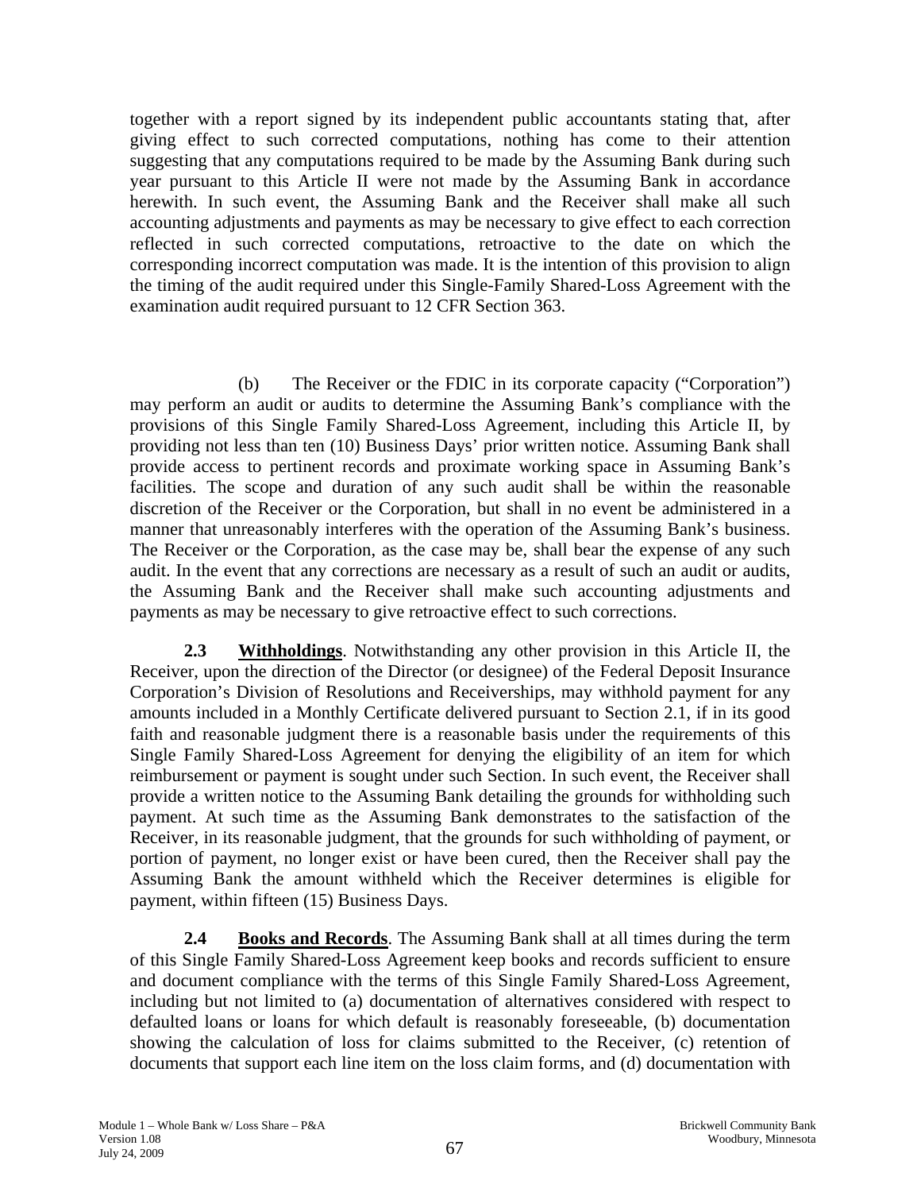together with a report signed by its independent public accountants stating that, after giving effect to such corrected computations, nothing has come to their attention suggesting that any computations required to be made by the Assuming Bank during such year pursuant to this Article II were not made by the Assuming Bank in accordance herewith. In such event, the Assuming Bank and the Receiver shall make all such accounting adjustments and payments as may be necessary to give effect to each correction reflected in such corrected computations, retroactive to the date on which the corresponding incorrect computation was made. It is the intention of this provision to align the timing of the audit required under this Single-Family Shared-Loss Agreement with the examination audit required pursuant to 12 CFR Section 363.

(b) The Receiver or the FDIC in its corporate capacity ("Corporation") may perform an audit or audits to determine the Assuming Bank's compliance with the provisions of this Single Family Shared-Loss Agreement, including this Article II, by providing not less than ten (10) Business Days' prior written notice. Assuming Bank shall provide access to pertinent records and proximate working space in Assuming Bank's facilities. The scope and duration of any such audit shall be within the reasonable discretion of the Receiver or the Corporation, but shall in no event be administered in a manner that unreasonably interferes with the operation of the Assuming Bank's business. The Receiver or the Corporation, as the case may be, shall bear the expense of any such audit. In the event that any corrections are necessary as a result of such an audit or audits, the Assuming Bank and the Receiver shall make such accounting adjustments and payments as may be necessary to give retroactive effect to such corrections.

**2.3 Withholdings**. Notwithstanding any other provision in this Article II, the Receiver, upon the direction of the Director (or designee) of the Federal Deposit Insurance Corporation's Division of Resolutions and Receiverships, may withhold payment for any amounts included in a Monthly Certificate delivered pursuant to Section 2.1, if in its good faith and reasonable judgment there is a reasonable basis under the requirements of this Single Family Shared-Loss Agreement for denying the eligibility of an item for which reimbursement or payment is sought under such Section. In such event, the Receiver shall provide a written notice to the Assuming Bank detailing the grounds for withholding such payment. At such time as the Assuming Bank demonstrates to the satisfaction of the Receiver, in its reasonable judgment, that the grounds for such withholding of payment, or portion of payment, no longer exist or have been cured, then the Receiver shall pay the Assuming Bank the amount withheld which the Receiver determines is eligible for payment, within fifteen (15) Business Days.

**2.4 Books and Records**. The Assuming Bank shall at all times during the term of this Single Family Shared-Loss Agreement keep books and records sufficient to ensure and document compliance with the terms of this Single Family Shared-Loss Agreement, including but not limited to (a) documentation of alternatives considered with respect to defaulted loans or loans for which default is reasonably foreseeable, (b) documentation showing the calculation of loss for claims submitted to the Receiver, (c) retention of documents that support each line item on the loss claim forms, and (d) documentation with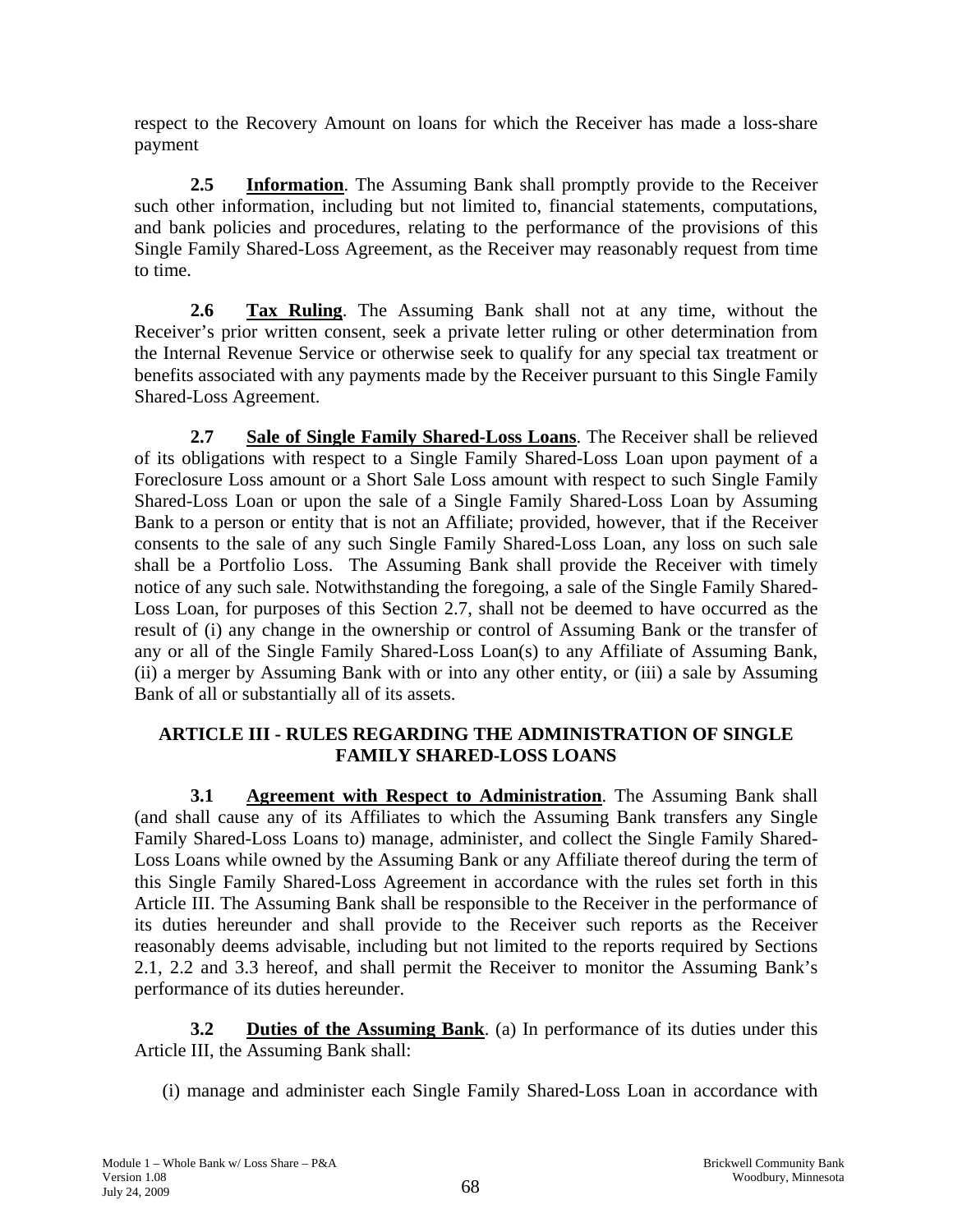respect to the Recovery Amount on loans for which the Receiver has made a loss-share payment

**2.5 <u>Information</u>**. The Assuming Bank shall promptly provide to the Receiver such other information, including but not limited to, financial statements, computations, and bank policies and procedures, relating to the performance of the provisions of this Single Family Shared-Loss Agreement, as the Receiver may reasonably request from time to time.

**2.6 <u>Tax Ruling</u>**. The Assuming Bank shall not at any time, without the Receiver's prior written consent, seek a private letter ruling or other determination from the Internal Revenue Service or otherwise seek to qualify for any special tax treatment or benefits associated with any payments made by the Receiver pursuant to this Single Family Shared-Loss Agreement.

**2.7 <u>Sale of Single Family Shared-Loss Loans</u>**. The Receiver shall be relieved of its obligations with respect to a Single Family Shared-Loss Loan upon payment of a Foreclosure Loss amount or a Short Sale Loss amount with respect to such Single Family Shared-Loss Loan or upon the sale of a Single Family Shared-Loss Loan by Assuming Bank to a person or entity that is not an Affiliate; provided, however, that if the Receiver consents to the sale of any such Single Family Shared-Loss Loan, any loss on such sale shall be a Portfolio Loss. The Assuming Bank shall provide the Receiver with timely notice of any such sale. Notwithstanding the foregoing, a sale of the Single Family Shared-Loss Loan, for purposes of this Section 2.7, shall not be deemed to have occurred as the result of (i) any change in the ownership or control of Assuming Bank or the transfer of any or all of the Single Family Shared-Loss Loan(s) to any Affiliate of Assuming Bank, (ii) a merger by Assuming Bank with or into any other entity, or (iii) a sale by Assuming Bank of all or substantially all of its assets.

## ARTICLE III - RULES REGARDING THE ADMINISTRATION OF SINGLE FAMILY SHARED-LOSS LOANS

**3.1 <u>Agreement with Respect to Administration</u>**. The Assuming Bank shall (and shall cause any of its Affiliates to which the Assuming Bank transfers any Single Family Shared-Loss Loans to) manage, administer, and collect the Single Family Shared-Loss Loans while owned by the Assuming Bank or any Affiliate thereof during the term of this Single Family Shared-Loss Agreement in accordance with the rules set forth in this Article III. The Assuming Bank shall be responsible to the Receiver in the performance of its duties hereunder and shall provide to the Receiver such reports as the Receiver reasonably deems advisable, including but not limited to the reports required by Sections 2.1, 2.2 and 3.3 hereof, and shall permit the Receiver to monitor the Assuming Bank's performance of its duties hereunder.

**3.2 <u>Duties of the Assuming Bank</u>**. (a) In performance of its duties under this Article III, the Assuming Bank shall:

(i) manage and administer each Single Family Shared-Loss Loan in accordance with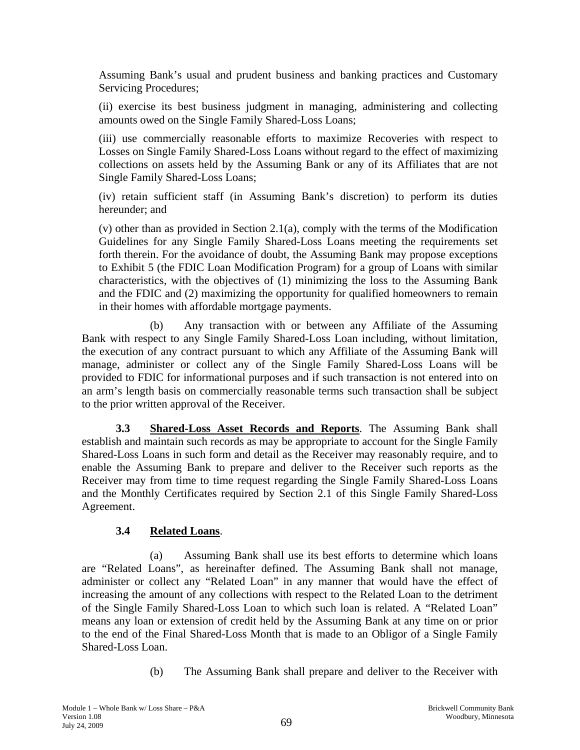Assuming Bank's usual and prudent business and banking practices and Customary Servicing Procedures;

(ii) exercise its best business judgment in managing, administering and collecting amounts owed on the Single Family Shared-Loss Loans;

(iii) use commercially reasonable efforts to maximize Recoveries with respect to Losses on Single Family Shared-Loss Loans without regard to the effect of maximizing collections on assets held by the Assuming Bank or any of its Affiliates that are not Single Family Shared-Loss Loans;

(iv) retain sufficient staff (in Assuming Bank's discretion) to perform its duties hereunder; and

(v) other than as provided in Section 2.1(a), comply with the terms of the Modification Guidelines for any Single Family Shared-Loss Loans meeting the requirements set forth therein. For the avoidance of doubt, the Assuming Bank may propose exceptions to Exhibit 5 (the FDIC Loan Modification Program) for a group of Loans with similar characteristics, with the objectives of (1) minimizing the loss to the Assuming Bank and the FDIC and (2) maximizing the opportunity for qualified homeowners to remain in their homes with affordable mortgage payments.

(b) Any transaction with or between any Affiliate of the Assuming Bank with respect to any Single Family Shared-Loss Loan including, without limitation, the execution of any contract pursuant to which any Affiliate of the Assuming Bank will manage, administer or collect any of the Single Family Shared-Loss Loans will be provided to FDIC for informational purposes and if such transaction is not entered into on an arm's length basis on commercially reasonable terms such transaction shall be subject to the prior written approval of the Receiver.

**3.3 Shared-Loss Asset Records and Reports**. The Assuming Bank shall establish and maintain such records as may be appropriate to account for the Single Family Shared-Loss Loans in such form and detail as the Receiver may reasonably require, and to enable the Assuming Bank to prepare and deliver to the Receiver such reports as the Receiver may from time to time request regarding the Single Family Shared-Loss Loans and the Monthly Certificates required by Section 2.1 of this Single Family Shared-Loss Agreement.

**3.4 Related Loans**.

(a) Assuming Bank shall use its best efforts to determine which loans are "Related Loans", as hereinafter defined. The Assuming Bank shall not manage, administer or collect any "Related Loan" in any manner that would have the effect of increasing the amount of any collections with respect to the Related Loan to the detriment of the Single Family Shared-Loss Loan to which such loan is related. A "Related Loan" means any loan or extension of credit held by the Assuming Bank at any time on or prior to the end of the Final Shared-Loss Month that is made to an Obligor of a Single Family Shared-Loss Loan.

(b) The Assuming Bank shall prepare and deliver to the Receiver with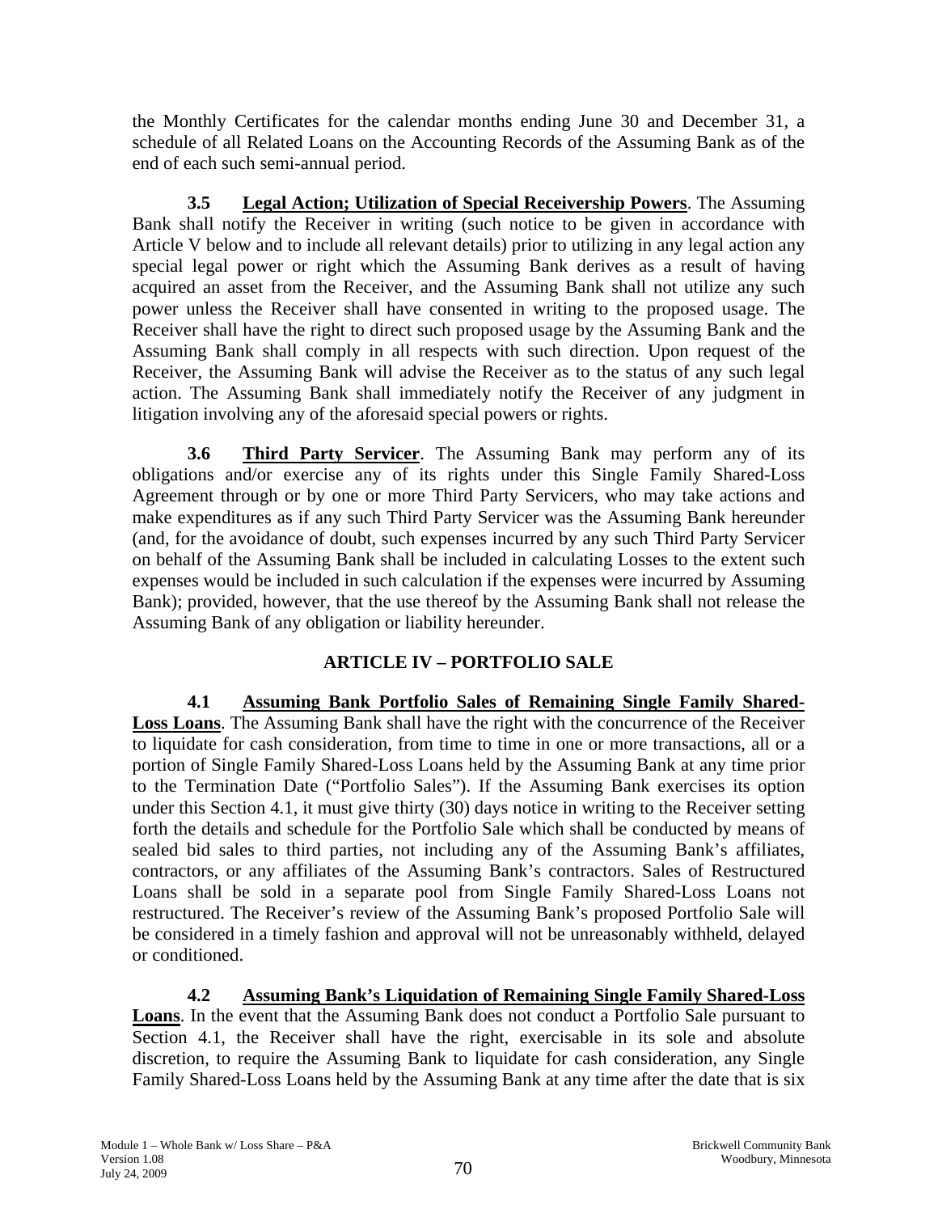the Monthly Certificates for the calendar months ending June 30 and December 31, a schedule of all Related Loans on the Accounting Records of the Assuming Bank as of the end of each such semi-annual period.

**3.5 Legal Action; Utilization of Special Receivership Powers**. The Assuming Bank shall notify the Receiver in writing (such notice to be given in accordance with Article V below and to include all relevant details) prior to utilizing in any legal action any special legal power or right which the Assuming Bank derives as a result of having acquired an asset from the Receiver, and the Assuming Bank shall not utilize any such power unless the Receiver shall have consented in writing to the proposed usage. The Receiver shall have the right to direct such proposed usage by the Assuming Bank and the Assuming Bank shall comply in all respects with such direction. Upon request of the Receiver, the Assuming Bank will advise the Receiver as to the status of any such legal action. The Assuming Bank shall immediately notify the Receiver of any judgment in litigation involving any of the aforesaid special powers or rights.

**3.6 Third Party Servicer**. The Assuming Bank may perform any of its obligations and/or exercise any of its rights under this Single Family Shared-Loss Agreement through or by one or more Third Party Servicers, who may take actions and make expenditures as if any such Third Party Servicer was the Assuming Bank hereunder (and, for the avoidance of doubt, such expenses incurred by any such Third Party Servicer on behalf of the Assuming Bank shall be included in calculating Losses to the extent such expenses would be included in such calculation if the expenses were incurred by Assuming Bank); provided, however, that the use thereof by the Assuming Bank shall not release the Assuming Bank of any obligation or liability hereunder.

## ARTICLE IV – PORTFOLIO SALE

**4.1 Assuming Bank Portfolio Sales of Remaining Single Family Shared-Loss Loans**. The Assuming Bank shall have the right with the concurrence of the Receiver to liquidate for cash consideration, from time to time in one or more transactions, all or a portion of Single Family Shared-Loss Loans held by the Assuming Bank at any time prior to the Termination Date ("Portfolio Sales"). If the Assuming Bank exercises its option under this Section 4.1, it must give thirty (30) days notice in writing to the Receiver setting forth the details and schedule for the Portfolio Sale which shall be conducted by means of sealed bid sales to third parties, not including any of the Assuming Bank's affiliates, contractors, or any affiliates of the Assuming Bank's contractors. Sales of Restructured Loans shall be sold in a separate pool from Single Family Shared-Loss Loans not restructured. The Receiver's review of the Assuming Bank's proposed Portfolio Sale will be considered in a timely fashion and approval will not be unreasonably withheld, delayed or conditioned.

**4.2 Assuming Bank's Liquidation of Remaining Single Family Shared-Loss Loans**. In the event that the Assuming Bank does not conduct a Portfolio Sale pursuant to Section 4.1, the Receiver shall have the right, exercisable in its sole and absolute discretion, to require the Assuming Bank to liquidate for cash consideration, any Single Family Shared-Loss Loans held by the Assuming Bank at any time after the date that is six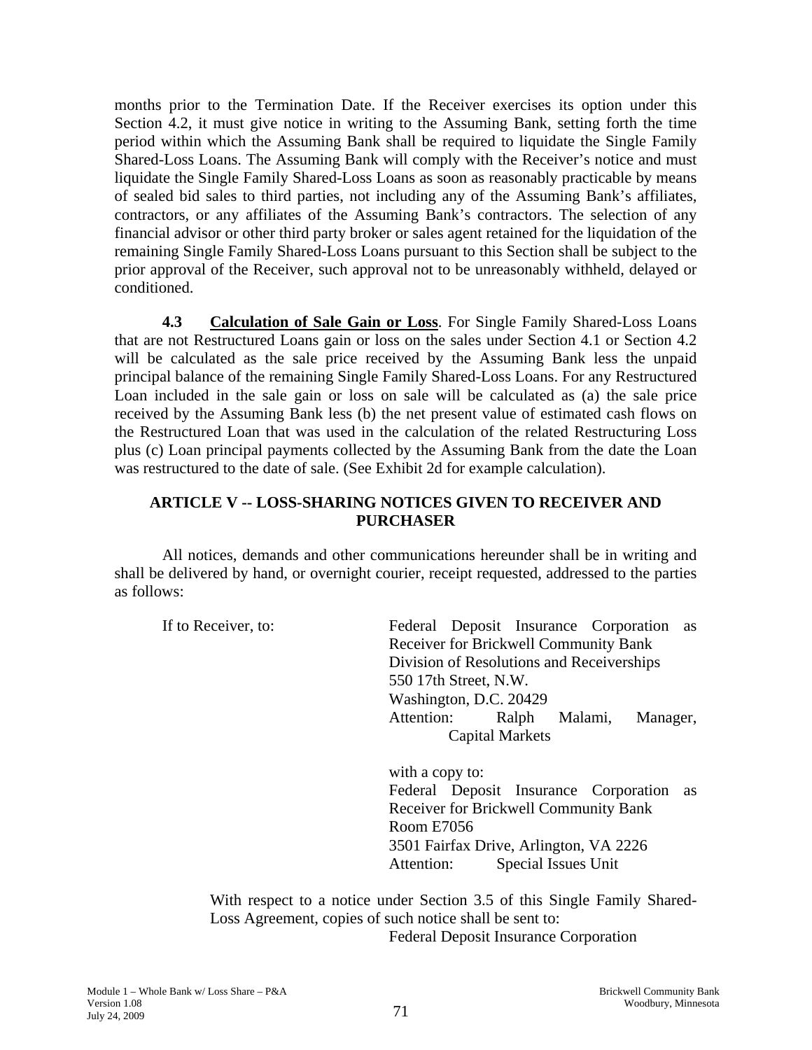months prior to the Termination Date. If the Receiver exercises its option under this Section 4.2, it must give notice in writing to the Assuming Bank, setting forth the time period within which the Assuming Bank shall be required to liquidate the Single Family Shared-Loss Loans. The Assuming Bank will comply with the Receiver's notice and must liquidate the Single Family Shared-Loss Loans as soon as reasonably practicable by means of sealed bid sales to third parties, not including any of the Assuming Bank's affiliates, contractors, or any affiliates of the Assuming Bank's contractors. The selection of any financial advisor or other third party broker or sales agent retained for the liquidation of the remaining Single Family Shared-Loss Loans pursuant to this Section shall be subject to the prior approval of the Receiver, such approval not to be unreasonably withheld, delayed or conditioned.

**4.3 Calculation of Sale Gain or Loss**. For Single Family Shared-Loss Loans that are not Restructured Loans gain or loss on the sales under Section 4.1 or Section 4.2 will be calculated as the sale price received by the Assuming Bank less the unpaid principal balance of the remaining Single Family Shared-Loss Loans. For any Restructured Loan included in the sale gain or loss on sale will be calculated as (a) the sale price received by the Assuming Bank less (b) the net present value of estimated cash flows on the Restructured Loan that was used in the calculation of the related Restructuring Loss plus (c) Loan principal payments collected by the Assuming Bank from the date the Loan was restructured to the date of sale. (See Exhibit 2d for example calculation).

## ARTICLE V -- LOSS-SHARING NOTICES GIVEN TO RECEIVER AND PURCHASER

All notices, demands and other communications hereunder shall be in writing and shall be delivered by hand, or overnight courier, receipt requested, addressed to the parties as follows:

If to Receiver, to:

Federal Deposit Insurance Corporation as Receiver for Brickwell Community Bank
Division of Resolutions and Receiverships
550 17th Street, N.W.
Washington, D.C. 20429
Attention: Ralph Malami, Manager, Capital Markets

with a copy to:
Federal Deposit Insurance Corporation as Receiver for Brickwell Community Bank
Room E7056
3501 Fairfax Drive, Arlington, VA 2226
Attention: Special Issues Unit

With respect to a notice under Section 3.5 of this Single Family Shared-Loss Agreement, copies of such notice shall be sent to:

Federal Deposit Insurance Corporation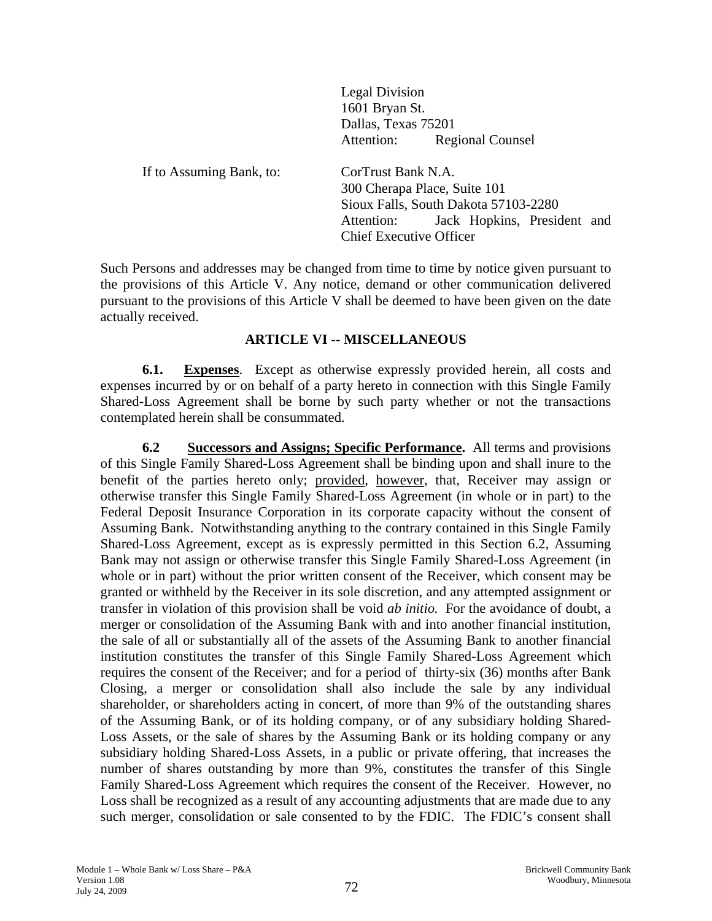Legal Division
1601 Bryan St.
Dallas, Texas 75201
Attention: Regional Counsel

If to Assuming Bank, to: CorTrust Bank N.A.
300 Cherapa Place, Suite 101
Sioux Falls, South Dakota 57103-2280
Attention: Jack Hopkins, President and Chief Executive Officer

Such Persons and addresses may be changed from time to time by notice given pursuant to the provisions of this Article V. Any notice, demand or other communication delivered pursuant to the provisions of this Article V shall be deemed to have been given on the date actually received.

## ARTICLE VI -- MISCELLANEOUS

**6.1. Expenses**. Except as otherwise expressly provided herein, all costs and expenses incurred by or on behalf of a party hereto in connection with this Single Family Shared-Loss Agreement shall be borne by such party whether or not the transactions contemplated herein shall be consummated.

**6.2 Successors and Assigns; Specific Performance.** All terms and provisions of this Single Family Shared-Loss Agreement shall be binding upon and shall inure to the benefit of the parties hereto only; provided, however, that, Receiver may assign or otherwise transfer this Single Family Shared-Loss Agreement (in whole or in part) to the Federal Deposit Insurance Corporation in its corporate capacity without the consent of Assuming Bank. Notwithstanding anything to the contrary contained in this Single Family Shared-Loss Agreement, except as is expressly permitted in this Section 6.2, Assuming Bank may not assign or otherwise transfer this Single Family Shared-Loss Agreement (in whole or in part) without the prior written consent of the Receiver, which consent may be granted or withheld by the Receiver in its sole discretion, and any attempted assignment or transfer in violation of this provision shall be void *ab initio.* For the avoidance of doubt, a merger or consolidation of the Assuming Bank with and into another financial institution, the sale of all or substantially all of the assets of the Assuming Bank to another financial institution constitutes the transfer of this Single Family Shared-Loss Agreement which requires the consent of the Receiver; and for a period of thirty-six (36) months after Bank Closing, a merger or consolidation shall also include the sale by any individual shareholder, or shareholders acting in concert, of more than 9% of the outstanding shares of the Assuming Bank, or of its holding company, or of any subsidiary holding Shared-Loss Assets, or the sale of shares by the Assuming Bank or its holding company or any subsidiary holding Shared-Loss Assets, in a public or private offering, that increases the number of shares outstanding by more than 9%, constitutes the transfer of this Single Family Shared-Loss Agreement which requires the consent of the Receiver. However, no Loss shall be recognized as a result of any accounting adjustments that are made due to any such merger, consolidation or sale consented to by the FDIC. The FDIC's consent shall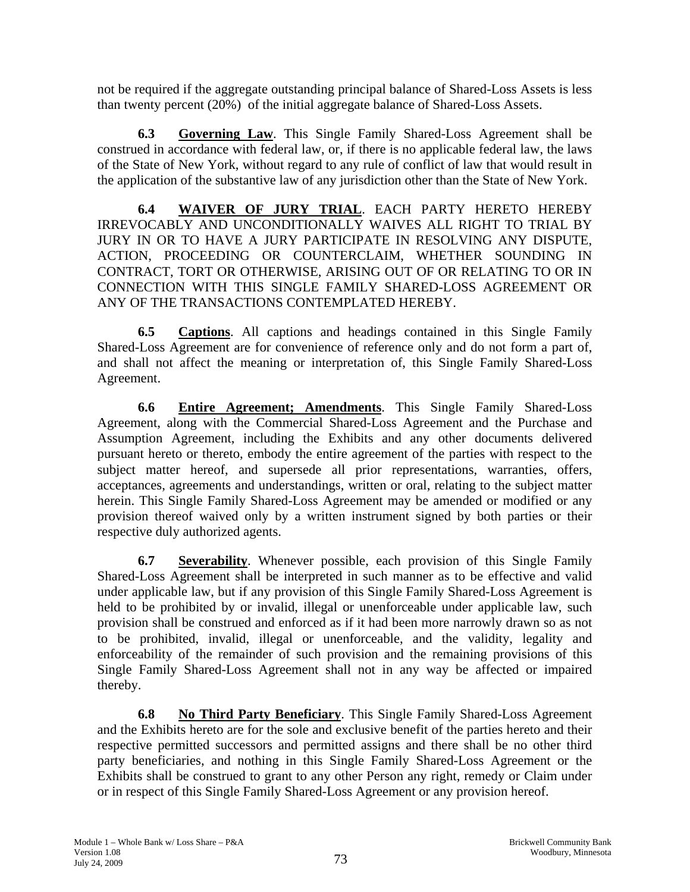not be required if the aggregate outstanding principal balance of Shared-Loss Assets is less than twenty percent (20%) of the initial aggregate balance of Shared-Loss Assets.

**6.3 Governing Law**. This Single Family Shared-Loss Agreement shall be construed in accordance with federal law, or, if there is no applicable federal law, the laws of the State of New York, without regard to any rule of conflict of law that would result in the application of the substantive law of any jurisdiction other than the State of New York.

**6.4 WAIVER OF JURY TRIAL**. EACH PARTY HERETO HEREBY IRREVOCABLY AND UNCONDITIONALLY WAIVES ALL RIGHT TO TRIAL BY JURY IN OR TO HAVE A JURY PARTICIPATE IN RESOLVING ANY DISPUTE, ACTION, PROCEEDING OR COUNTERCLAIM, WHETHER SOUNDING IN CONTRACT, TORT OR OTHERWISE, ARISING OUT OF OR RELATING TO OR IN CONNECTION WITH THIS SINGLE FAMILY SHARED-LOSS AGREEMENT OR ANY OF THE TRANSACTIONS CONTEMPLATED HEREBY.

**6.5 Captions**. All captions and headings contained in this Single Family Shared-Loss Agreement are for convenience of reference only and do not form a part of, and shall not affect the meaning or interpretation of, this Single Family Shared-Loss Agreement.

**6.6 Entire Agreement; Amendments**. This Single Family Shared-Loss Agreement, along with the Commercial Shared-Loss Agreement and the Purchase and Assumption Agreement, including the Exhibits and any other documents delivered pursuant hereto or thereto, embody the entire agreement of the parties with respect to the subject matter hereof, and supersede all prior representations, warranties, offers, acceptances, agreements and understandings, written or oral, relating to the subject matter herein. This Single Family Shared-Loss Agreement may be amended or modified or any provision thereof waived only by a written instrument signed by both parties or their respective duly authorized agents.

**6.7 Severability**. Whenever possible, each provision of this Single Family Shared-Loss Agreement shall be interpreted in such manner as to be effective and valid under applicable law, but if any provision of this Single Family Shared-Loss Agreement is held to be prohibited by or invalid, illegal or unenforceable under applicable law, such provision shall be construed and enforced as if it had been more narrowly drawn so as not to be prohibited, invalid, illegal or unenforceable, and the validity, legality and enforceability of the remainder of such provision and the remaining provisions of this Single Family Shared-Loss Agreement shall not in any way be affected or impaired thereby.

**6.8 No Third Party Beneficiary**. This Single Family Shared-Loss Agreement and the Exhibits hereto are for the sole and exclusive benefit of the parties hereto and their respective permitted successors and permitted assigns and there shall be no other third party beneficiaries, and nothing in this Single Family Shared-Loss Agreement or the Exhibits shall be construed to grant to any other Person any right, remedy or Claim under or in respect of this Single Family Shared-Loss Agreement or any provision hereof.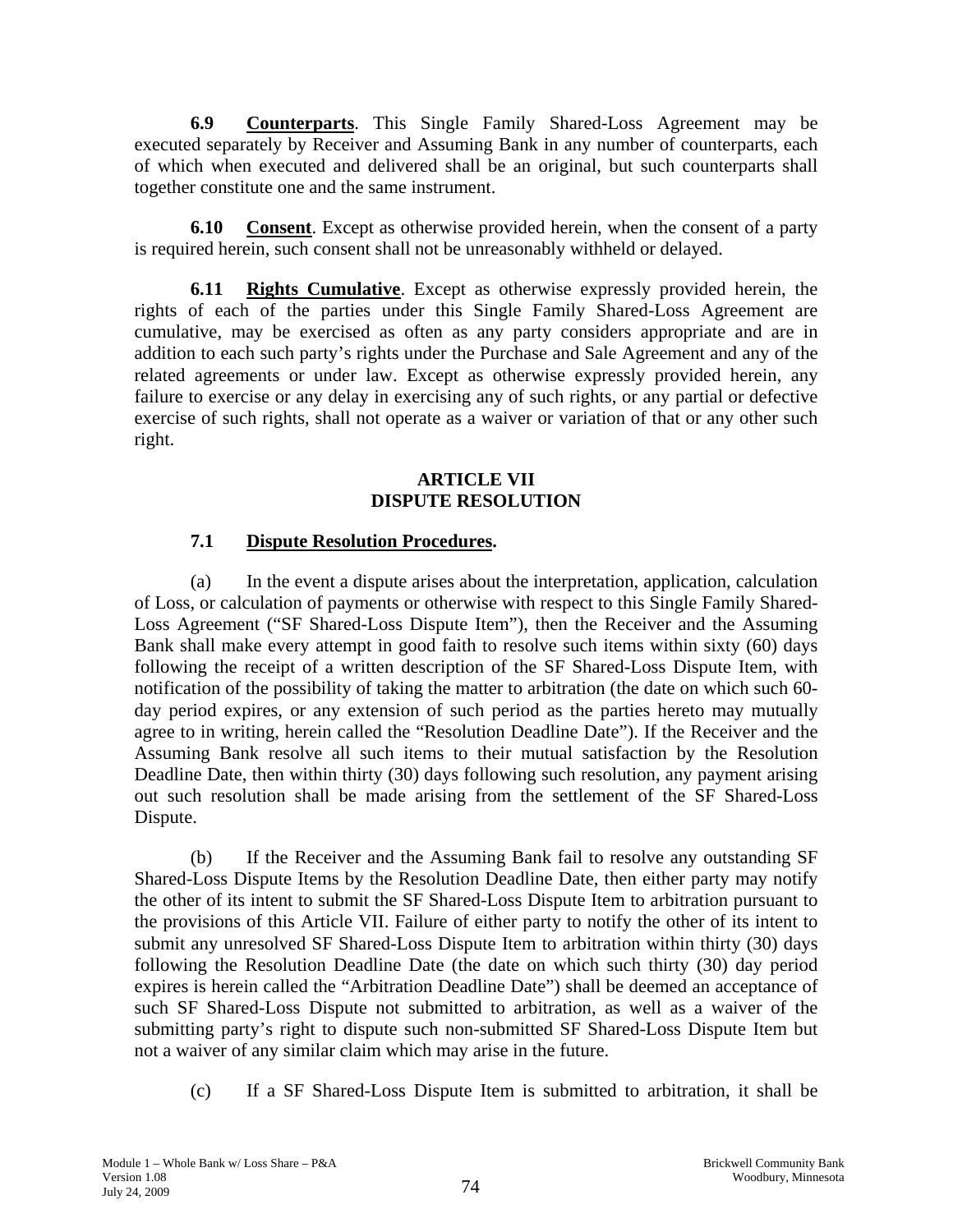**6.9 Counterparts**. This Single Family Shared-Loss Agreement may be executed separately by Receiver and Assuming Bank in any number of counterparts, each of which when executed and delivered shall be an original, but such counterparts shall together constitute one and the same instrument.

**6.10 Consent**. Except as otherwise provided herein, when the consent of a party is required herein, such consent shall not be unreasonably withheld or delayed.

**6.11 Rights Cumulative**. Except as otherwise expressly provided herein, the rights of each of the parties under this Single Family Shared-Loss Agreement are cumulative, may be exercised as often as any party considers appropriate and are in addition to each such party's rights under the Purchase and Sale Agreement and any of the related agreements or under law. Except as otherwise expressly provided herein, any failure to exercise or any delay in exercising any of such rights, or any partial or defective exercise of such rights, shall not operate as a waiver or variation of that or any other such right.

## ARTICLE VII DISPUTE RESOLUTION

**7.1 Dispute Resolution Procedures.**

(a) In the event a dispute arises about the interpretation, application, calculation of Loss, or calculation of payments or otherwise with respect to this Single Family Shared-Loss Agreement ("SF Shared-Loss Dispute Item"), then the Receiver and the Assuming Bank shall make every attempt in good faith to resolve such items within sixty (60) days following the receipt of a written description of the SF Shared-Loss Dispute Item, with notification of the possibility of taking the matter to arbitration (the date on which such 60-day period expires, or any extension of such period as the parties hereto may mutually agree to in writing, herein called the "Resolution Deadline Date"). If the Receiver and the Assuming Bank resolve all such items to their mutual satisfaction by the Resolution Deadline Date, then within thirty (30) days following such resolution, any payment arising out such resolution shall be made arising from the settlement of the SF Shared-Loss Dispute.

(b) If the Receiver and the Assuming Bank fail to resolve any outstanding SF Shared-Loss Dispute Items by the Resolution Deadline Date, then either party may notify the other of its intent to submit the SF Shared-Loss Dispute Item to arbitration pursuant to the provisions of this Article VII. Failure of either party to notify the other of its intent to submit any unresolved SF Shared-Loss Dispute Item to arbitration within thirty (30) days following the Resolution Deadline Date (the date on which such thirty (30) day period expires is herein called the "Arbitration Deadline Date") shall be deemed an acceptance of such SF Shared-Loss Dispute not submitted to arbitration, as well as a waiver of the submitting party's right to dispute such non-submitted SF Shared-Loss Dispute Item but not a waiver of any similar claim which may arise in the future.

(c) If a SF Shared-Loss Dispute Item is submitted to arbitration, it shall be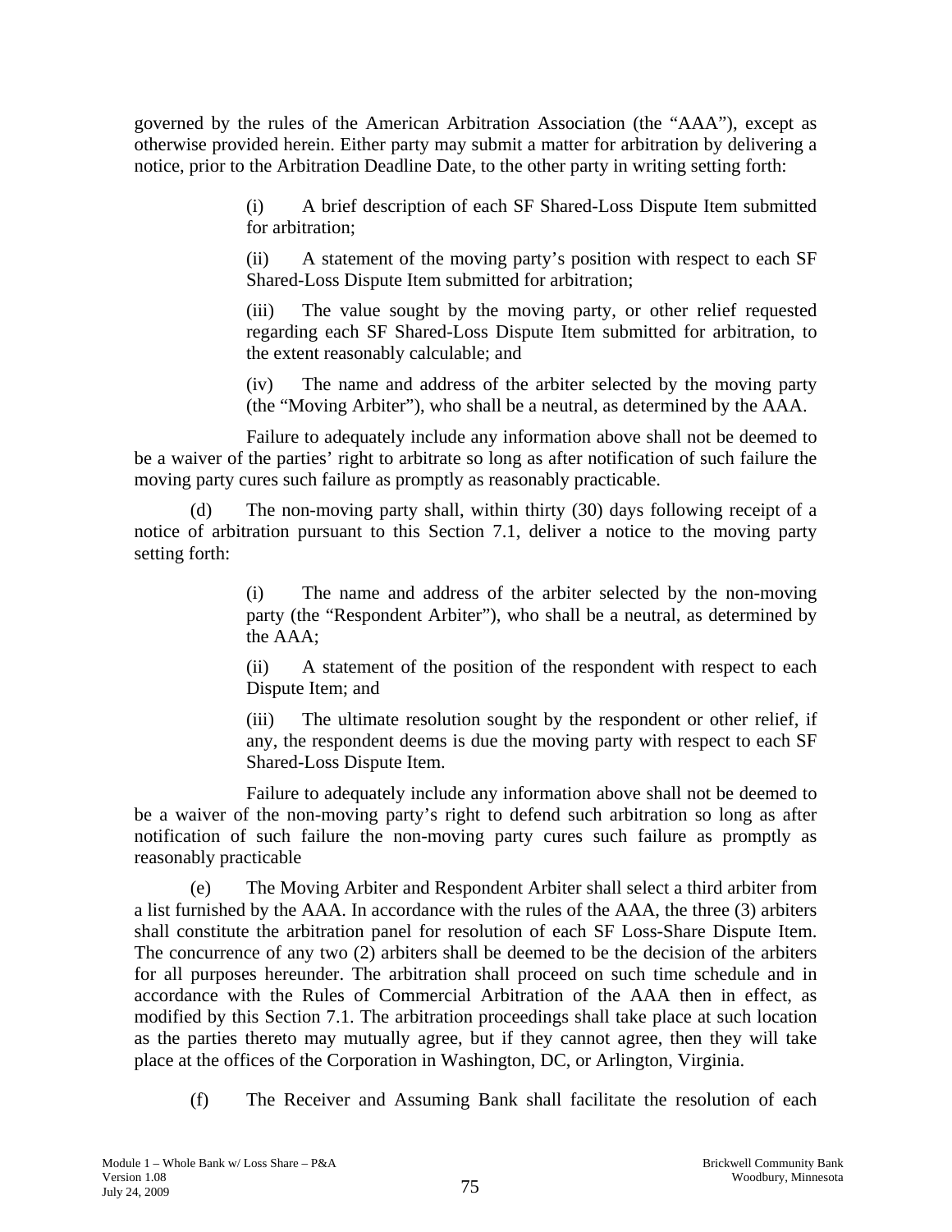governed by the rules of the American Arbitration Association (the "AAA"), except as otherwise provided herein. Either party may submit a matter for arbitration by delivering a notice, prior to the Arbitration Deadline Date, to the other party in writing setting forth:

(i) A brief description of each SF Shared-Loss Dispute Item submitted for arbitration;

(ii) A statement of the moving party's position with respect to each SF Shared-Loss Dispute Item submitted for arbitration;

(iii) The value sought by the moving party, or other relief requested regarding each SF Shared-Loss Dispute Item submitted for arbitration, to the extent reasonably calculable; and

(iv) The name and address of the arbiter selected by the moving party (the "Moving Arbiter"), who shall be a neutral, as determined by the AAA.

Failure to adequately include any information above shall not be deemed to be a waiver of the parties' right to arbitrate so long as after notification of such failure the moving party cures such failure as promptly as reasonably practicable.

(d) The non-moving party shall, within thirty (30) days following receipt of a notice of arbitration pursuant to this Section 7.1, deliver a notice to the moving party setting forth:

(i) The name and address of the arbiter selected by the non-moving party (the "Respondent Arbiter"), who shall be a neutral, as determined by the AAA;

(ii) A statement of the position of the respondent with respect to each Dispute Item; and

(iii) The ultimate resolution sought by the respondent or other relief, if any, the respondent deems is due the moving party with respect to each SF Shared-Loss Dispute Item.

Failure to adequately include any information above shall not be deemed to be a waiver of the non-moving party's right to defend such arbitration so long as after notification of such failure the non-moving party cures such failure as promptly as reasonably practicable

(e) The Moving Arbiter and Respondent Arbiter shall select a third arbiter from a list furnished by the AAA. In accordance with the rules of the AAA, the three (3) arbiters shall constitute the arbitration panel for resolution of each SF Loss-Share Dispute Item. The concurrence of any two (2) arbiters shall be deemed to be the decision of the arbiters for all purposes hereunder. The arbitration shall proceed on such time schedule and in accordance with the Rules of Commercial Arbitration of the AAA then in effect, as modified by this Section 7.1. The arbitration proceedings shall take place at such location as the parties thereto may mutually agree, but if they cannot agree, then they will take place at the offices of the Corporation in Washington, DC, or Arlington, Virginia.

(f) The Receiver and Assuming Bank shall facilitate the resolution of each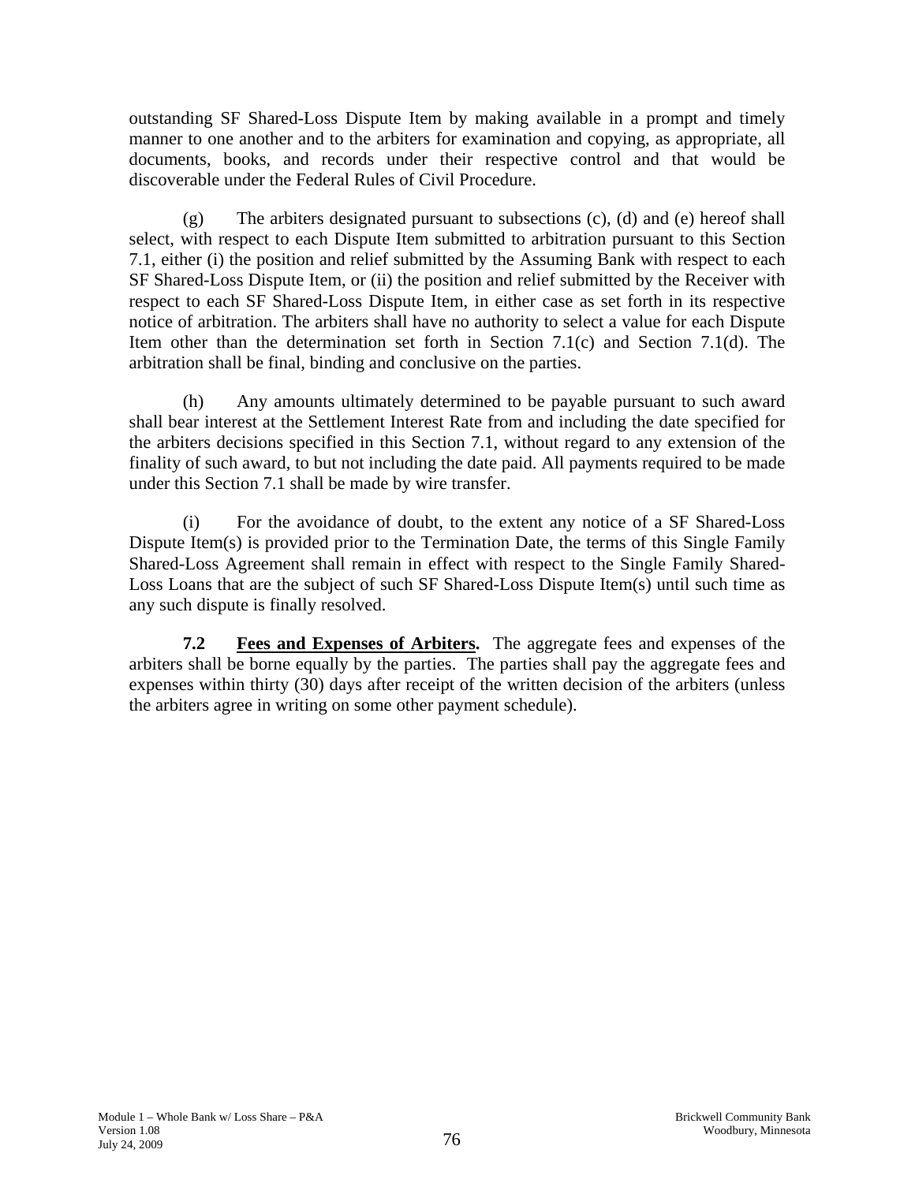outstanding SF Shared-Loss Dispute Item by making available in a prompt and timely manner to one another and to the arbiters for examination and copying, as appropriate, all documents, books, and records under their respective control and that would be discoverable under the Federal Rules of Civil Procedure.

(g) The arbiters designated pursuant to subsections (c), (d) and (e) hereof shall select, with respect to each Dispute Item submitted to arbitration pursuant to this Section 7.1, either (i) the position and relief submitted by the Assuming Bank with respect to each SF Shared-Loss Dispute Item, or (ii) the position and relief submitted by the Receiver with respect to each SF Shared-Loss Dispute Item, in either case as set forth in its respective notice of arbitration. The arbiters shall have no authority to select a value for each Dispute Item other than the determination set forth in Section 7.1(c) and Section 7.1(d). The arbitration shall be final, binding and conclusive on the parties.

(h) Any amounts ultimately determined to be payable pursuant to such award shall bear interest at the Settlement Interest Rate from and including the date specified for the arbiters decisions specified in this Section 7.1, without regard to any extension of the finality of such award, to but not including the date paid. All payments required to be made under this Section 7.1 shall be made by wire transfer.

(i) For the avoidance of doubt, to the extent any notice of a SF Shared-Loss Dispute Item(s) is provided prior to the Termination Date, the terms of this Single Family Shared-Loss Agreement shall remain in effect with respect to the Single Family Shared-Loss Loans that are the subject of such SF Shared-Loss Dispute Item(s) until such time as any such dispute is finally resolved.

**7.2 Fees and Expenses of Arbiters.** The aggregate fees and expenses of the arbiters shall be borne equally by the parties. The parties shall pay the aggregate fees and expenses within thirty (30) days after receipt of the written decision of the arbiters (unless the arbiters agree in writing on some other payment schedule).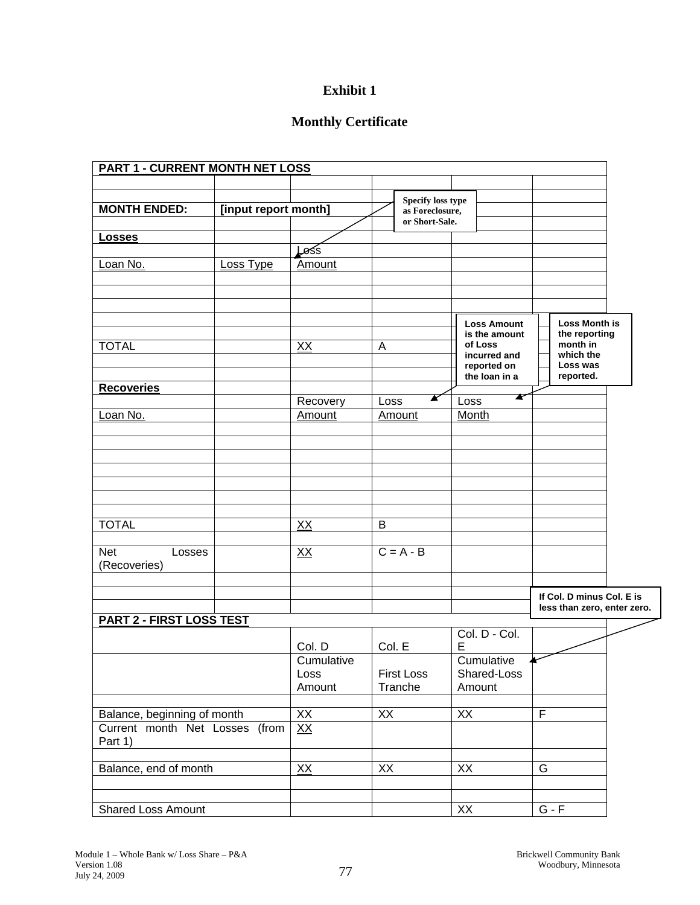# Exhibit 1

## Monthly Certificate

**PART 1 - CURRENT MONTH NET LOSS**

| | | | | | |
|---|---|---|---|---|---|
| **MONTH ENDED:** | **[input report month]** | | | | |
| | | | | | |
| **Losses** | | | | | |
| | | Loss | | | |
| Loan No. | Loss Type | Amount | | | |
| | | | | | |
| | | | | | |
| | | | | | |
| | | | | | |
| | | | | | |
| TOTAL | | XX | A | | |
| | | | | | |
| | | | | | |
| **Recoveries** | | | | | |
| | | Recovery | Loss | Loss | |
| Loan No. | | Amount | Amount | Month | |
| | | | | | |
| | | | | | |
| | | | | | |
| | | | | | |
| | | | | | |
| | | | | | |
| | | | | | |
| TOTAL | | XX | B | | |
| | | | | | |
| Net Losses (Recoveries) | | XX | C = A - B | | |

Notes:
- Specify loss type as Foreclosure, or Short-Sale.
- Loss Amount is the amount of Loss incurred and reported on the loan in a
- Loss Month is the reporting month in which the Loss was reported.

**PART 2 - FIRST LOSS TEST**

| | Col. D | Col. E | Col. D - Col. E | |
|---|---|---|---|---|
| | Cumulative Loss Amount | First Loss Tranche | Cumulative Shared-Loss Amount | |
| | | | | |
| Balance, beginning of month | XX | XX | XX | F |
| Current month Net Losses (from Part 1) | XX | | | |
| | | | | |
| Balance, end of month | XX | XX | XX | G |
| | | | | |
| | | | | |
| Shared Loss Amount | | | XX | G - F |

Note: If Col. D minus Col. E is less than zero, enter zero.

Module 1 – Whole Bank w/ Loss Share – P&A
Version 1.08
July 24, 2009

Brickwell Community Bank
Woodbury, Minnesota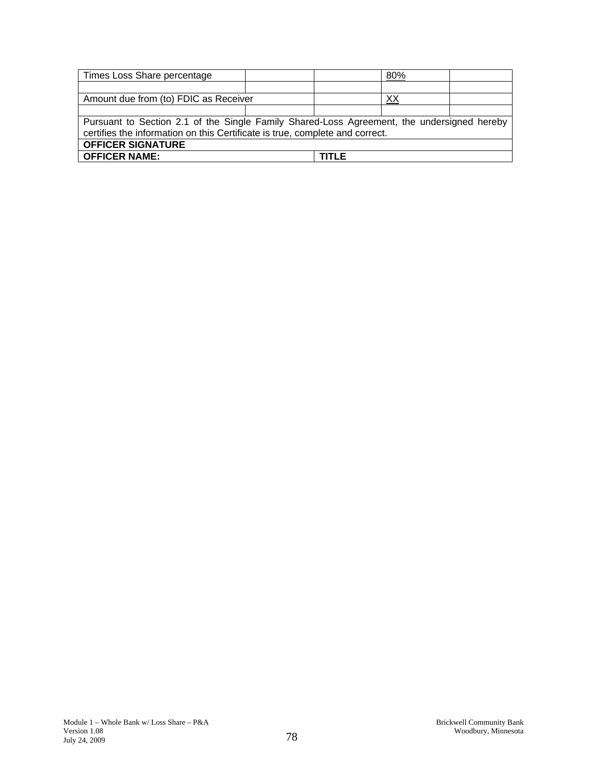| Times Loss Share percentage | | | 80% | |
|---|---|---|---|---|
| | | | | |
| Amount due from (to) FDIC as Receiver | | | XX | |
| | | | | |

Pursuant to Section 2.1 of the Single Family Shared-Loss Agreement, the undersigned hereby certifies the information on this Certificate is true, complete and correct.

| **OFFICER SIGNATURE** | |
|---|---|
| **OFFICER NAME:** | **TITLE** |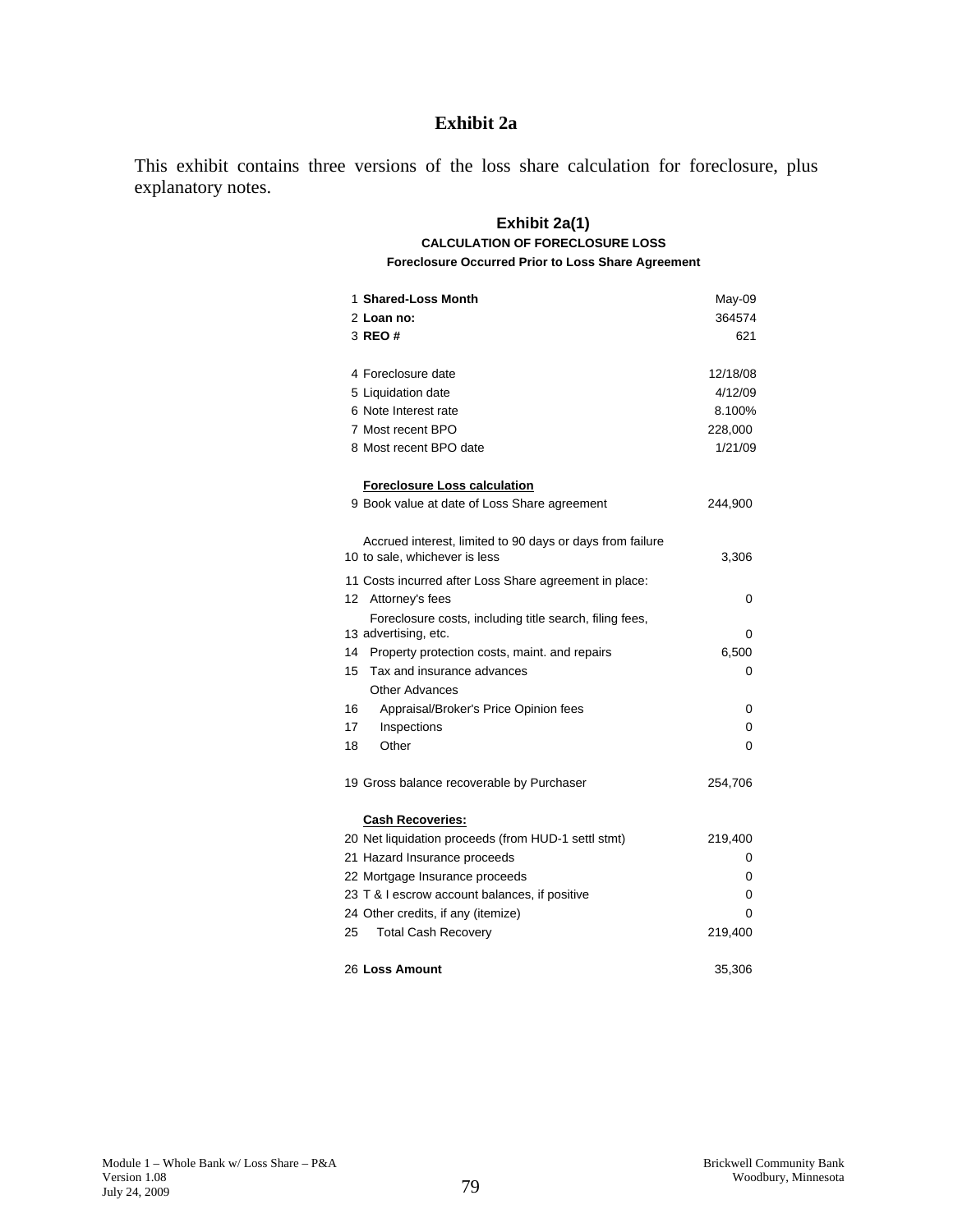# Exhibit 2a

This exhibit contains three versions of the loss share calculation for foreclosure, plus explanatory notes.

## Exhibit 2a(1)

### CALCULATION OF FORECLOSURE LOSS

**Foreclosure Occurred Prior to Loss Share Agreement**

| # | Item | Value |
|---|---|---|
| 1 | **Shared-Loss Month** | May-09 |
| 2 | **Loan no:** | 364574 |
| 3 | **REO #** | 621 |
| | | |
| 4 | Foreclosure date | 12/18/08 |
| 5 | Liquidation date | 4/12/09 |
| 6 | Note Interest rate | 8.100% |
| 7 | Most recent BPO | 228,000 |
| 8 | Most recent BPO date | 1/21/09 |
| | | |
| | **Foreclosure Loss calculation** | |
| 9 | Book value at date of Loss Share agreement | 244,900 |
| | | |
| 10 | Accrued interest, limited to 90 days or days from failure to sale, whichever is less | 3,306 |
| 11 | Costs incurred after Loss Share agreement in place: | |
| 12 | Attorney's fees | 0 |
| 13 | Foreclosure costs, including title search, filing fees, advertising, etc. | 0 |
| 14 | Property protection costs, maint. and repairs | 6,500 |
| 15 | Tax and insurance advances | 0 |
| | Other Advances | |
| 16 | Appraisal/Broker's Price Opinion fees | 0 |
| 17 | Inspections | 0 |
| 18 | Other | 0 |
| | | |
| 19 | Gross balance recoverable by Purchaser | 254,706 |
| | | |
| | **Cash Recoveries:** | |
| 20 | Net liquidation proceeds (from HUD-1 settl stmt) | 219,400 |
| 21 | Hazard Insurance proceeds | 0 |
| 22 | Mortgage Insurance proceeds | 0 |
| 23 | T & I escrow account balances, if positive | 0 |
| 24 | Other credits, if any (itemize) | 0 |
| 25 | Total Cash Recovery | 219,400 |
| | | |
| 26 | **Loss Amount** | 35,306 |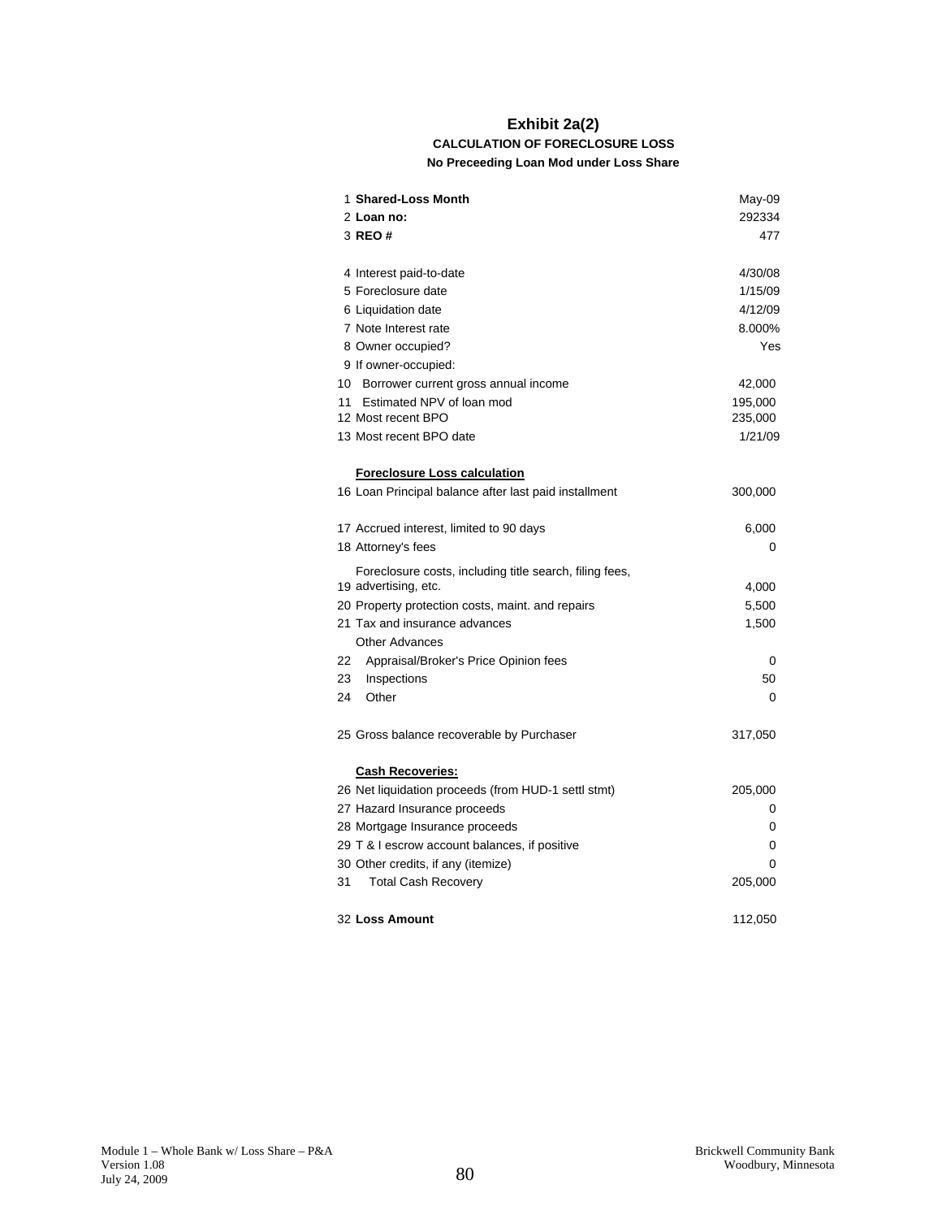# Exhibit 2a(2)

### CALCULATION OF FORECLOSURE LOSS

#### No Preceeding Loan Mod under Loss Share

| # | Item | Value |
|---|---|---|
| 1 | **Shared-Loss Month** | May-09 |
| 2 | **Loan no:** | 292334 |
| 3 | **REO #** | 477 |
| | | |
| 4 | Interest paid-to-date | 4/30/08 |
| 5 | Foreclosure date | 1/15/09 |
| 6 | Liquidation date | 4/12/09 |
| 7 | Note Interest rate | 8.000% |
| 8 | Owner occupied? | Yes |
| 9 | If owner-occupied: | |
| 10 | Borrower current gross annual income | 42,000 |
| 11 | Estimated NPV of loan mod | 195,000 |
| 12 | Most recent BPO | 235,000 |
| 13 | Most recent BPO date | 1/21/09 |
| | | |
| | **Foreclosure Loss calculation** | |
| 16 | Loan Principal balance after last paid installment | 300,000 |
| | | |
| 17 | Accrued interest, limited to 90 days | 6,000 |
| 18 | Attorney's fees | 0 |
| 19 | Foreclosure costs, including title search, filing fees, advertising, etc. | 4,000 |
| 20 | Property protection costs, maint. and repairs | 5,500 |
| 21 | Tax and insurance advances | 1,500 |
| | Other Advances | |
| 22 | Appraisal/Broker's Price Opinion fees | 0 |
| 23 | Inspections | 50 |
| 24 | Other | 0 |
| | | |
| 25 | Gross balance recoverable by Purchaser | 317,050 |
| | | |
| | **Cash Recoveries:** | |
| 26 | Net liquidation proceeds (from HUD-1 settl stmt) | 205,000 |
| 27 | Hazard Insurance proceeds | 0 |
| 28 | Mortgage Insurance proceeds | 0 |
| 29 | T & I escrow account balances, if positive | 0 |
| 30 | Other credits, if any (itemize) | 0 |
| 31 | Total Cash Recovery | 205,000 |
| | | |
| 32 | **Loss Amount** | 112,050 |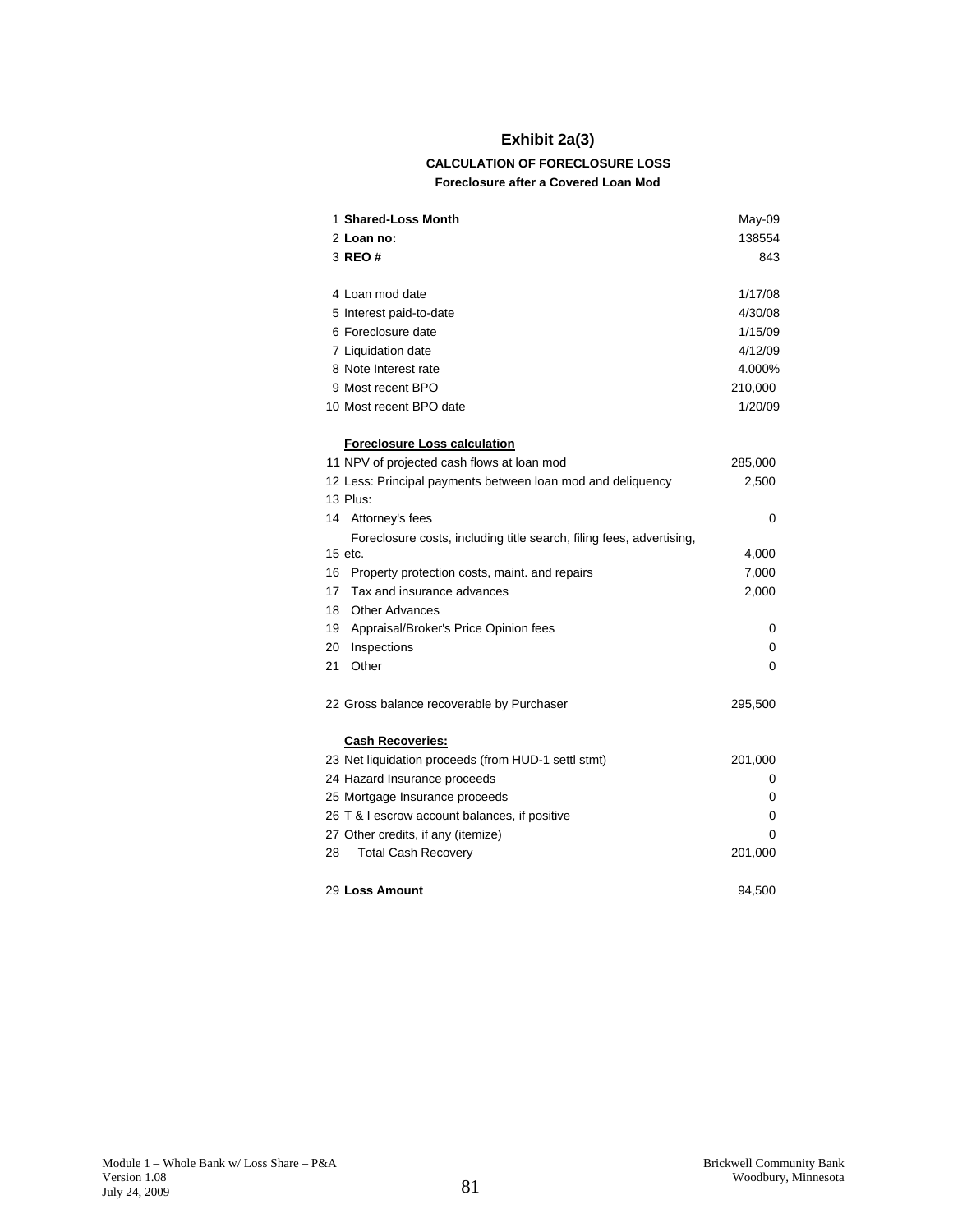# Exhibit 2a(3)

**CALCULATION OF FORECLOSURE LOSS**

**Foreclosure after a Covered Loan Mod**

| | | |
|---|---|---|
| 1 | **Shared-Loss Month** | May-09 |
| 2 | **Loan no:** | 138554 |
| 3 | **REO #** | 843 |
| | | |
| 4 | Loan mod date | 1/17/08 |
| 5 | Interest paid-to-date | 4/30/08 |
| 6 | Foreclosure date | 1/15/09 |
| 7 | Liquidation date | 4/12/09 |
| 8 | Note Interest rate | 4.000% |
| 9 | Most recent BPO | 210,000 |
| 10 | Most recent BPO date | 1/20/09 |
| | | |
| | **Foreclosure Loss calculation** | |
| 11 | NPV of projected cash flows at loan mod | 285,000 |
| 12 | Less: Principal payments between loan mod and deliquency | 2,500 |
| 13 | Plus: | |
| 14 | Attorney's fees | 0 |
| 15 | Foreclosure costs, including title search, filing fees, advertising, etc. | 4,000 |
| 16 | Property protection costs, maint. and repairs | 7,000 |
| 17 | Tax and insurance advances | 2,000 |
| 18 | Other Advances | |
| 19 | Appraisal/Broker's Price Opinion fees | 0 |
| 20 | Inspections | 0 |
| 21 | Other | 0 |
| | | |
| 22 | Gross balance recoverable by Purchaser | 295,500 |
| | | |
| | **Cash Recoveries:** | |
| 23 | Net liquidation proceeds (from HUD-1 settl stmt) | 201,000 |
| 24 | Hazard Insurance proceeds | 0 |
| 25 | Mortgage Insurance proceeds | 0 |
| 26 | T & I escrow account balances, if positive | 0 |
| 27 | Other credits, if any (itemize) | 0 |
| 28 | Total Cash Recovery | 201,000 |
| | | |
| 29 | **Loss Amount** | 94,500 |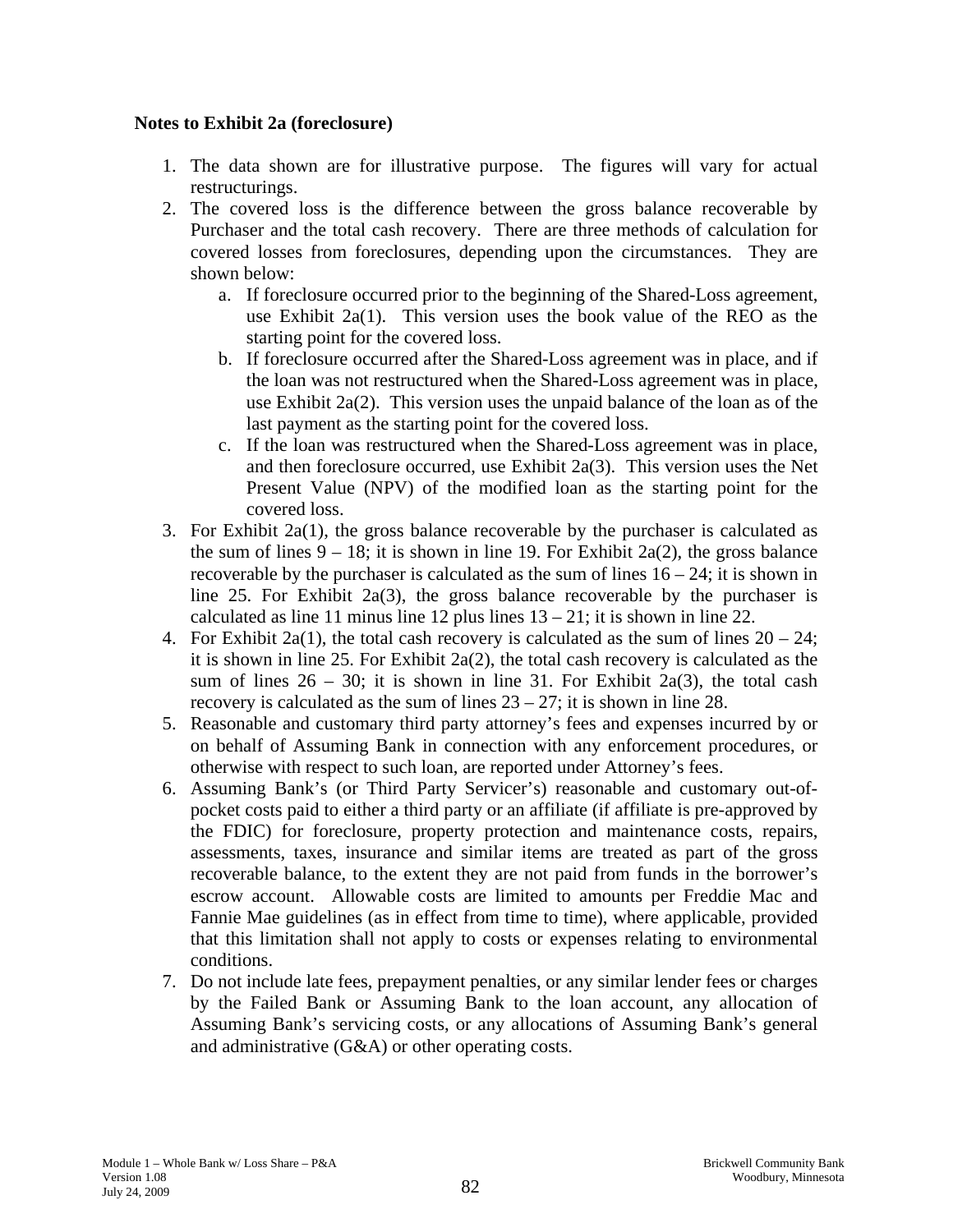**Notes to Exhibit 2a (foreclosure)**

1. The data shown are for illustrative purpose. The figures will vary for actual restructurings.
2. The covered loss is the difference between the gross balance recoverable by Purchaser and the total cash recovery. There are three methods of calculation for covered losses from foreclosures, depending upon the circumstances. They are shown below:
   a. If foreclosure occurred prior to the beginning of the Shared-Loss agreement, use Exhibit 2a(1). This version uses the book value of the REO as the starting point for the covered loss.
   b. If foreclosure occurred after the Shared-Loss agreement was in place, and if the loan was not restructured when the Shared-Loss agreement was in place, use Exhibit 2a(2). This version uses the unpaid balance of the loan as of the last payment as the starting point for the covered loss.
   c. If the loan was restructured when the Shared-Loss agreement was in place, and then foreclosure occurred, use Exhibit 2a(3). This version uses the Net Present Value (NPV) of the modified loan as the starting point for the covered loss.
3. For Exhibit 2a(1), the gross balance recoverable by the purchaser is calculated as the sum of lines 9 – 18; it is shown in line 19. For Exhibit 2a(2), the gross balance recoverable by the purchaser is calculated as the sum of lines 16 – 24; it is shown in line 25. For Exhibit 2a(3), the gross balance recoverable by the purchaser is calculated as line 11 minus line 12 plus lines 13 – 21; it is shown in line 22.
4. For Exhibit 2a(1), the total cash recovery is calculated as the sum of lines 20 – 24; it is shown in line 25. For Exhibit 2a(2), the total cash recovery is calculated as the sum of lines 26 – 30; it is shown in line 31. For Exhibit 2a(3), the total cash recovery is calculated as the sum of lines 23 – 27; it is shown in line 28.
5. Reasonable and customary third party attorney's fees and expenses incurred by or on behalf of Assuming Bank in connection with any enforcement procedures, or otherwise with respect to such loan, are reported under Attorney's fees.
6. Assuming Bank's (or Third Party Servicer's) reasonable and customary out-of-pocket costs paid to either a third party or an affiliate (if affiliate is pre-approved by the FDIC) for foreclosure, property protection and maintenance costs, repairs, assessments, taxes, insurance and similar items are treated as part of the gross recoverable balance, to the extent they are not paid from funds in the borrower's escrow account. Allowable costs are limited to amounts per Freddie Mac and Fannie Mae guidelines (as in effect from time to time), where applicable, provided that this limitation shall not apply to costs or expenses relating to environmental conditions.
7. Do not include late fees, prepayment penalties, or any similar lender fees or charges by the Failed Bank or Assuming Bank to the loan account, any allocation of Assuming Bank's servicing costs, or any allocations of Assuming Bank's general and administrative (G&A) or other operating costs.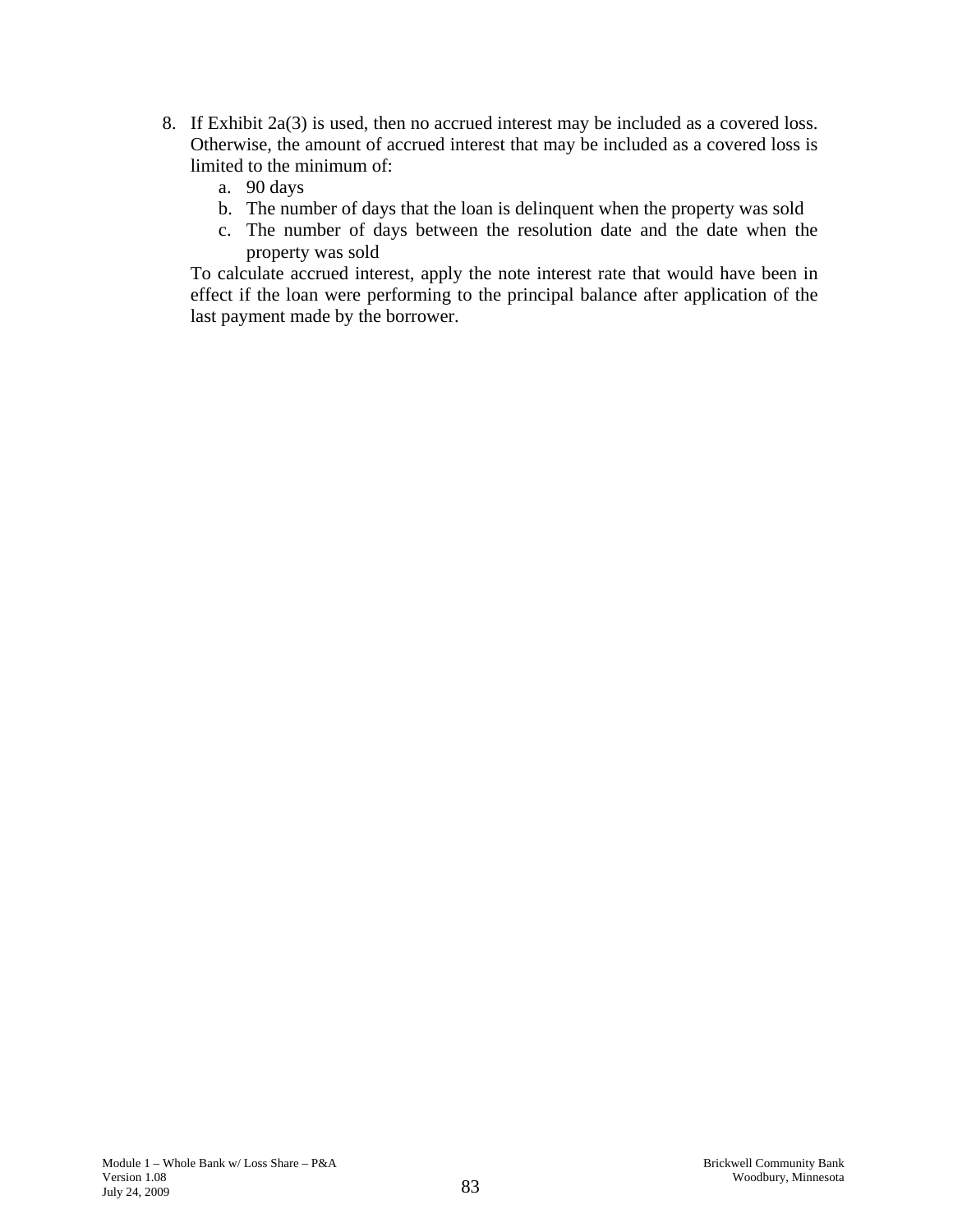8. If Exhibit 2a(3) is used, then no accrued interest may be included as a covered loss. Otherwise, the amount of accrued interest that may be included as a covered loss is limited to the minimum of:
    a. 90 days
    b. The number of days that the loan is delinquent when the property was sold
    c. The number of days between the resolution date and the date when the property was sold

   To calculate accrued interest, apply the note interest rate that would have been in effect if the loan were performing to the principal balance after application of the last payment made by the borrower.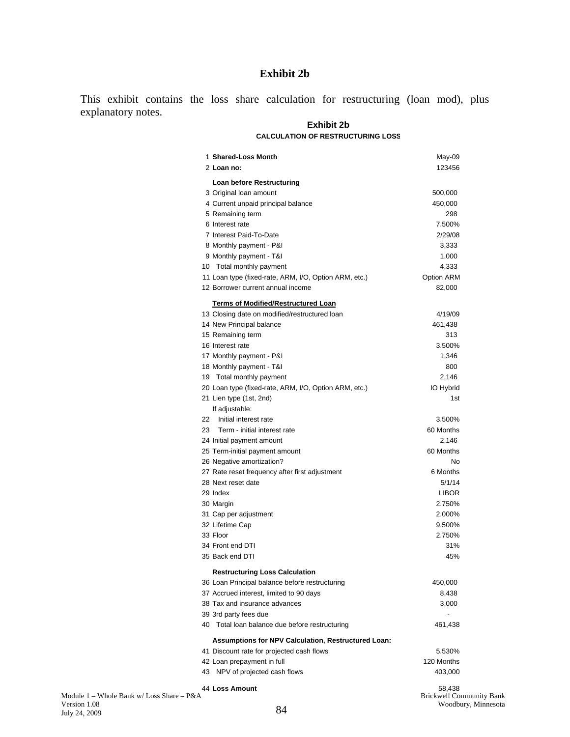# Exhibit 2b

This exhibit contains the loss share calculation for restructuring (loan mod), plus explanatory notes.

**Exhibit 2b**

**CALCULATION OF RESTRUCTURING LOSS**

| | | |
|---|---|---|
| 1 | **Shared-Loss Month** | May-09 |
| 2 | **Loan no:** | 123456 |
| | **Loan before Restructuring** | |
| 3 | Original loan amount | 500,000 |
| 4 | Current unpaid principal balance | 450,000 |
| 5 | Remaining term | 298 |
| 6 | Interest rate | 7.500% |
| 7 | Interest Paid-To-Date | 2/29/08 |
| 8 | Monthly payment - P&I | 3,333 |
| 9 | Monthly payment - T&I | 1,000 |
| 10 | Total monthly payment | 4,333 |
| 11 | Loan type (fixed-rate, ARM, I/O, Option ARM, etc.) | Option ARM |
| 12 | Borrower current annual income | 82,000 |
| | **Terms of Modified/Restructured Loan** | |
| 13 | Closing date on modified/restructured loan | 4/19/09 |
| 14 | New Principal balance | 461,438 |
| 15 | Remaining term | 313 |
| 16 | Interest rate | 3.500% |
| 17 | Monthly payment - P&I | 1,346 |
| 18 | Monthly payment - T&I | 800 |
| 19 | Total monthly payment | 2,146 |
| 20 | Loan type (fixed-rate, ARM, I/O, Option ARM, etc.) | IO Hybrid |
| 21 | Lien type (1st, 2nd) | 1st |
| | If adjustable: | |
| 22 | Initial interest rate | 3.500% |
| 23 | Term - initial interest rate | 60 Months |
| 24 | Initial payment amount | 2,146 |
| 25 | Term-initial payment amount | 60 Months |
| 26 | Negative amortization? | No |
| 27 | Rate reset frequency after first adjustment | 6 Months |
| 28 | Next reset date | 5/1/14 |
| 29 | Index | LIBOR |
| 30 | Margin | 2.750% |
| 31 | Cap per adjustment | 2.000% |
| 32 | Lifetime Cap | 9.500% |
| 33 | Floor | 2.750% |
| 34 | Front end DTI | 31% |
| 35 | Back end DTI | 45% |
| | **Restructuring Loss Calculation** | |
| 36 | Loan Principal balance before restructuring | 450,000 |
| 37 | Accrued interest, limited to 90 days | 8,438 |
| 38 | Tax and insurance advances | 3,000 |
| 39 | 3rd party fees due | - |
| 40 | Total loan balance due before restructuring | 461,438 |
| | **Assumptions for NPV Calculation, Restructured Loan:** | |
| 41 | Discount rate for projected cash flows | 5.530% |
| 42 | Loan prepayment in full | 120 Months |
| 43 | NPV of projected cash flows | 403,000 |
| 44 | **Loss Amount** | 58,438 |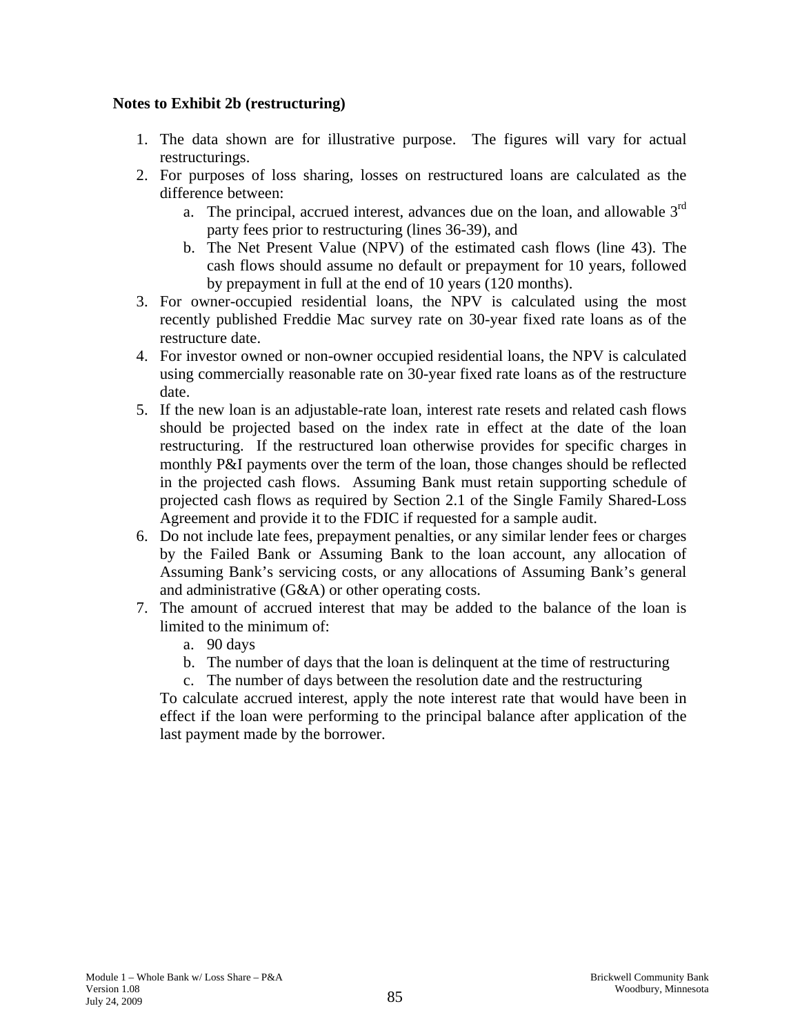**Notes to Exhibit 2b (restructuring)**

1. The data shown are for illustrative purpose. The figures will vary for actual restructurings.
2. For purposes of loss sharing, losses on restructured loans are calculated as the difference between:
   a. The principal, accrued interest, advances due on the loan, and allowable 3rd party fees prior to restructuring (lines 36-39), and
   b. The Net Present Value (NPV) of the estimated cash flows (line 43). The cash flows should assume no default or prepayment for 10 years, followed by prepayment in full at the end of 10 years (120 months).
3. For owner-occupied residential loans, the NPV is calculated using the most recently published Freddie Mac survey rate on 30-year fixed rate loans as of the restructure date.
4. For investor owned or non-owner occupied residential loans, the NPV is calculated using commercially reasonable rate on 30-year fixed rate loans as of the restructure date.
5. If the new loan is an adjustable-rate loan, interest rate resets and related cash flows should be projected based on the index rate in effect at the date of the loan restructuring. If the restructured loan otherwise provides for specific charges in monthly P&I payments over the term of the loan, those changes should be reflected in the projected cash flows. Assuming Bank must retain supporting schedule of projected cash flows as required by Section 2.1 of the Single Family Shared-Loss Agreement and provide it to the FDIC if requested for a sample audit.
6. Do not include late fees, prepayment penalties, or any similar lender fees or charges by the Failed Bank or Assuming Bank to the loan account, any allocation of Assuming Bank's servicing costs, or any allocations of Assuming Bank's general and administrative (G&A) or other operating costs.
7. The amount of accrued interest that may be added to the balance of the loan is limited to the minimum of:
   a. 90 days
   b. The number of days that the loan is delinquent at the time of restructuring
   c. The number of days between the resolution date and the restructuring

   To calculate accrued interest, apply the note interest rate that would have been in effect if the loan were performing to the principal balance after application of the last payment made by the borrower.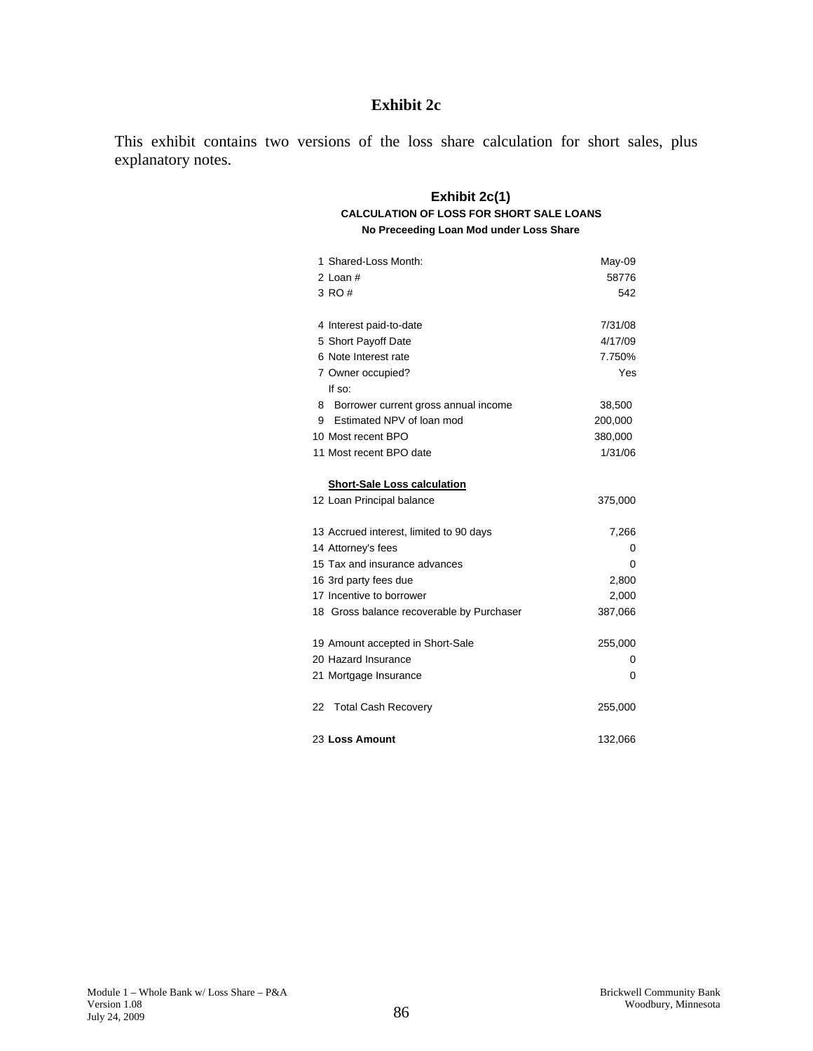# Exhibit 2c

This exhibit contains two versions of the loss share calculation for short sales, plus explanatory notes.

## Exhibit 2c(1)

**CALCULATION OF LOSS FOR SHORT SALE LOANS**

**No Preceeding Loan Mod under Loss Share**

| | |
|---|---|
| 1 Shared-Loss Month: | May-09 |
| 2 Loan # | 58776 |
| 3 RO # | 542 |
| | |
| 4 Interest paid-to-date | 7/31/08 |
| 5 Short Payoff Date | 4/17/09 |
| 6 Note Interest rate | 7.750% |
| 7 Owner occupied? | Yes |
| If so: | |
| 8 Borrower current gross annual income | 38,500 |
| 9 Estimated NPV of loan mod | 200,000 |
| 10 Most recent BPO | 380,000 |
| 11 Most recent BPO date | 1/31/06 |
| | |
| **Short-Sale Loss calculation** | |
| 12 Loan Principal balance | 375,000 |
| | |
| 13 Accrued interest, limited to 90 days | 7,266 |
| 14 Attorney's fees | 0 |
| 15 Tax and insurance advances | 0 |
| 16 3rd party fees due | 2,800 |
| 17 Incentive to borrower | 2,000 |
| 18 Gross balance recoverable by Purchaser | 387,066 |
| | |
| 19 Amount accepted in Short-Sale | 255,000 |
| 20 Hazard Insurance | 0 |
| 21 Mortgage Insurance | 0 |
| | |
| 22 Total Cash Recovery | 255,000 |
| | |
| 23 **Loss Amount** | 132,066 |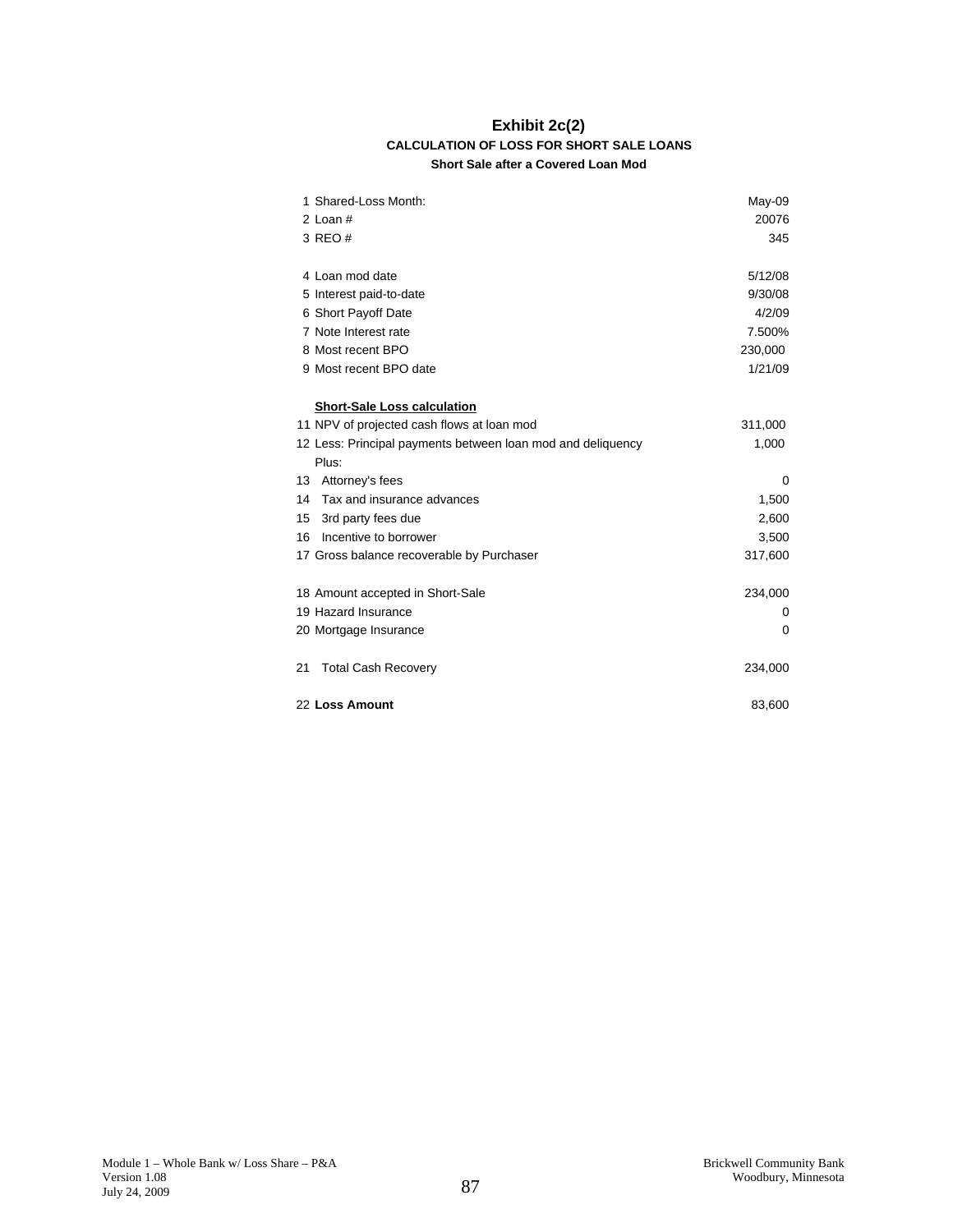# Exhibit 2c(2)

### CALCULATION OF LOSS FOR SHORT SALE LOANS

**Short Sale after a Covered Loan Mod**

| | |
|---|---|
| 1 Shared-Loss Month: | May-09 |
| 2 Loan # | 20076 |
| 3 REO # | 345 |
| | |
| 4 Loan mod date | 5/12/08 |
| 5 Interest paid-to-date | 9/30/08 |
| 6 Short Payoff Date | 4/2/09 |
| 7 Note Interest rate | 7.500% |
| 8 Most recent BPO | 230,000 |
| 9 Most recent BPO date | 1/21/09 |
| | |
| **Short-Sale Loss calculation** | |
| 11 NPV of projected cash flows at loan mod | 311,000 |
| 12 Less: Principal payments between loan mod and deliquency | 1,000 |
| Plus: | |
| 13 Attorney's fees | 0 |
| 14 Tax and insurance advances | 1,500 |
| 15 3rd party fees due | 2,600 |
| 16 Incentive to borrower | 3,500 |
| 17 Gross balance recoverable by Purchaser | 317,600 |
| | |
| 18 Amount accepted in Short-Sale | 234,000 |
| 19 Hazard Insurance | 0 |
| 20 Mortgage Insurance | 0 |
| | |
| 21 Total Cash Recovery | 234,000 |
| | |
| 22 **Loss Amount** | 83,600 |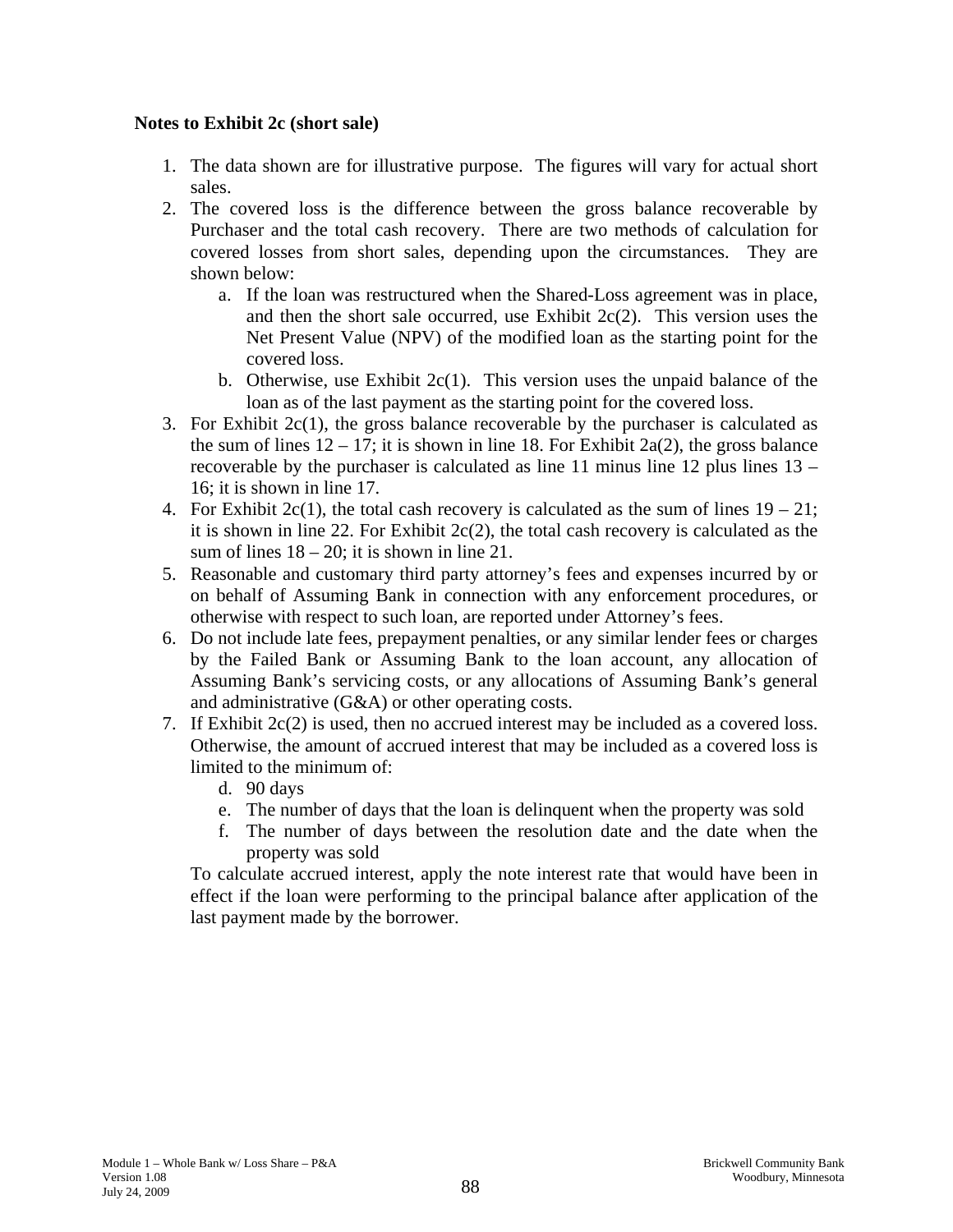**Notes to Exhibit 2c (short sale)**

1. The data shown are for illustrative purpose. The figures will vary for actual short sales.
2. The covered loss is the difference between the gross balance recoverable by Purchaser and the total cash recovery. There are two methods of calculation for covered losses from short sales, depending upon the circumstances. They are shown below:
   a. If the loan was restructured when the Shared-Loss agreement was in place, and then the short sale occurred, use Exhibit 2c(2). This version uses the Net Present Value (NPV) of the modified loan as the starting point for the covered loss.
   b. Otherwise, use Exhibit 2c(1). This version uses the unpaid balance of the loan as of the last payment as the starting point for the covered loss.
3. For Exhibit 2c(1), the gross balance recoverable by the purchaser is calculated as the sum of lines 12 – 17; it is shown in line 18. For Exhibit 2a(2), the gross balance recoverable by the purchaser is calculated as line 11 minus line 12 plus lines 13 – 16; it is shown in line 17.
4. For Exhibit 2c(1), the total cash recovery is calculated as the sum of lines 19 – 21; it is shown in line 22. For Exhibit 2c(2), the total cash recovery is calculated as the sum of lines 18 – 20; it is shown in line 21.
5. Reasonable and customary third party attorney's fees and expenses incurred by or on behalf of Assuming Bank in connection with any enforcement procedures, or otherwise with respect to such loan, are reported under Attorney's fees.
6. Do not include late fees, prepayment penalties, or any similar lender fees or charges by the Failed Bank or Assuming Bank to the loan account, any allocation of Assuming Bank's servicing costs, or any allocations of Assuming Bank's general and administrative (G&A) or other operating costs.
7. If Exhibit 2c(2) is used, then no accrued interest may be included as a covered loss. Otherwise, the amount of accrued interest that may be included as a covered loss is limited to the minimum of:
   d. 90 days
   e. The number of days that the loan is delinquent when the property was sold
   f. The number of days between the resolution date and the date when the property was sold

   To calculate accrued interest, apply the note interest rate that would have been in effect if the loan were performing to the principal balance after application of the last payment made by the borrower.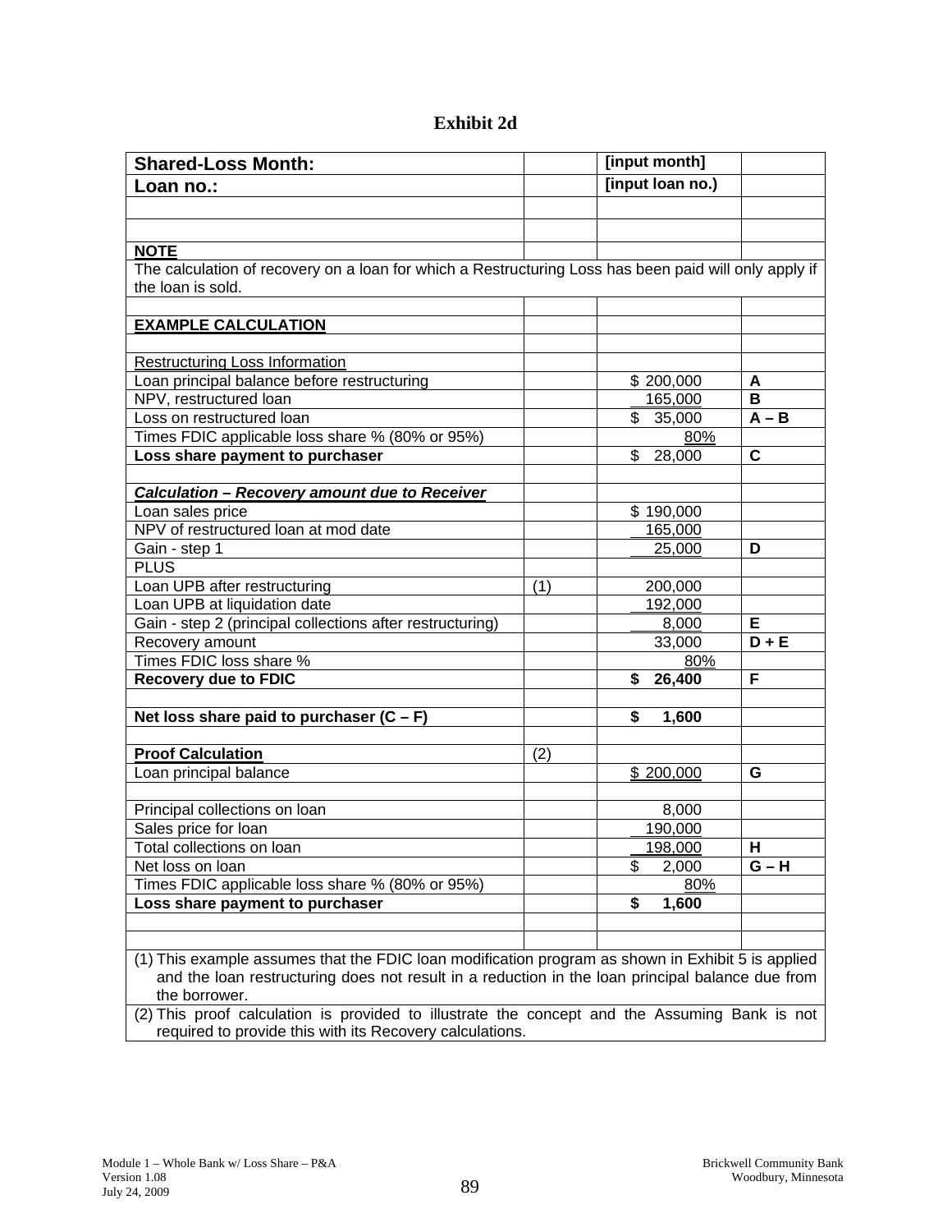# Exhibit 2d

| Shared-Loss Month: | | [input month] | |
|---|---|---|---|
| **Loan no.:** | | **[input loan no.)** | |
| | | | |
| | | | |
| **NOTE** | | | |
| The calculation of recovery on a loan for which a Restructuring Loss has been paid will only apply if the loan is sold. | | | |
| | | | |
| **EXAMPLE CALCULATION** | | | |
| | | | |
| Restructuring Loss Information | | | |
| Loan principal balance before restructuring | | $ 200,000 | **A** |
| NPV, restructured loan | | 165,000 | **B** |
| Loss on restructured loan | | $ 35,000 | **A – B** |
| Times FDIC applicable loss share % (80% or 95%) | | 80% | |
| **Loss share payment to purchaser** | | $ 28,000 | **C** |
| | | | |
| ***Calculation – Recovery amount due to Receiver*** | | | |
| Loan sales price | | $ 190,000 | |
| NPV of restructured loan at mod date | | 165,000 | |
| Gain - step 1 | | 25,000 | **D** |
| PLUS | | | |
| Loan UPB after restructuring | (1) | 200,000 | |
| Loan UPB at liquidation date | | 192,000 | |
| Gain - step 2 (principal collections after restructuring) | | 8,000 | **E** |
| Recovery amount | | 33,000 | **D + E** |
| Times FDIC loss share % | | 80% | |
| **Recovery due to FDIC** | | **$ 26,400** | **F** |
| | | | |
| **Net loss share paid to purchaser (C – F)** | | **$ 1,600** | |
| | | | |
| **Proof Calculation** | (2) | | |
| Loan principal balance | | $ 200,000 | **G** |
| | | | |
| Principal collections on loan | | 8,000 | |
| Sales price for loan | | 190,000 | |
| Total collections on loan | | 198,000 | **H** |
| Net loss on loan | | $ 2,000 | **G – H** |
| Times FDIC applicable loss share % (80% or 95%) | | 80% | |
| **Loss share payment to purchaser** | | **$ 1,600** | |
| | | | |
| | | | |

(1) This example assumes that the FDIC loan modification program as shown in Exhibit 5 is applied and the loan restructuring does not result in a reduction in the loan principal balance due from the borrower.

(2) This proof calculation is provided to illustrate the concept and the Assuming Bank is not required to provide this with its Recovery calculations.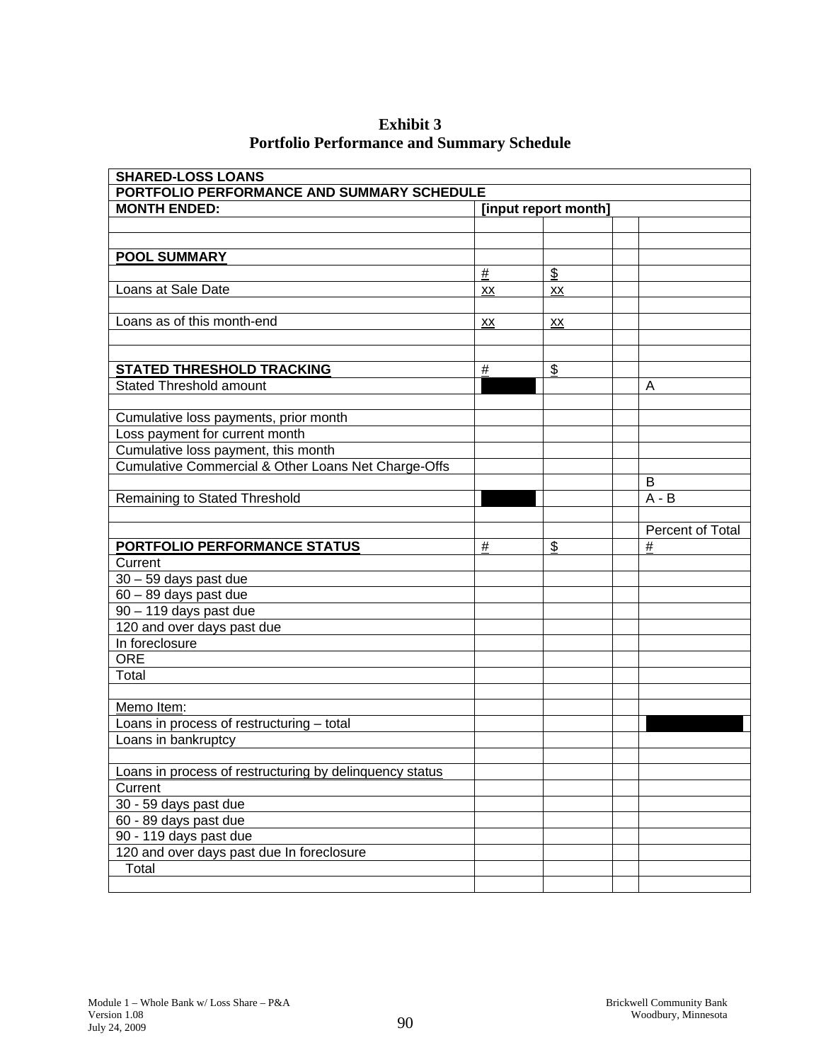**Exhibit 3**
**Portfolio Performance and Summary Schedule**

| **SHARED-LOSS LOANS** | | | | |
|---|---|---|---|---|
| **PORTFOLIO PERFORMANCE AND SUMMARY SCHEDULE** | | | | |
| **MONTH ENDED:** | **[input report month]** | | | |
| | | | | |
| | | | | |
| **POOL SUMMARY** | | | | |
| | # | $ | | |
| Loans at Sale Date | xx | xx | | |
| | | | | |
| Loans as of this month-end | xx | xx | | |
| | | | | |
| | | | | |
| **STATED THRESHOLD TRACKING** | # | $ | | |
| Stated Threshold amount | | | | A |
| | | | | |
| Cumulative loss payments, prior month | | | | |
| Loss payment for current month | | | | |
| Cumulative loss payment, this month | | | | |
| Cumulative Commercial & Other Loans Net Charge-Offs | | | | |
| | | | | B |
| Remaining to Stated Threshold | | | | A - B |
| | | | | |
| | | | | Percent of Total |
| **PORTFOLIO PERFORMANCE STATUS** | # | $ | | # |
| Current | | | | |
| 30 – 59 days past due | | | | |
| 60 – 89 days past due | | | | |
| 90 – 119 days past due | | | | |
| 120 and over days past due | | | | |
| In foreclosure | | | | |
| ORE | | | | |
| Total | | | | |
| | | | | |
| Memo Item: | | | | |
| Loans in process of restructuring – total | | | | |
| Loans in bankruptcy | | | | |
| | | | | |
| Loans in process of restructuring by delinquency status | | | | |
| Current | | | | |
| 30 - 59 days past due | | | | |
| 60 - 89 days past due | | | | |
| 90 - 119 days past due | | | | |
| 120 and over days past due In foreclosure | | | | |
| Total | | | | |
| | | | | |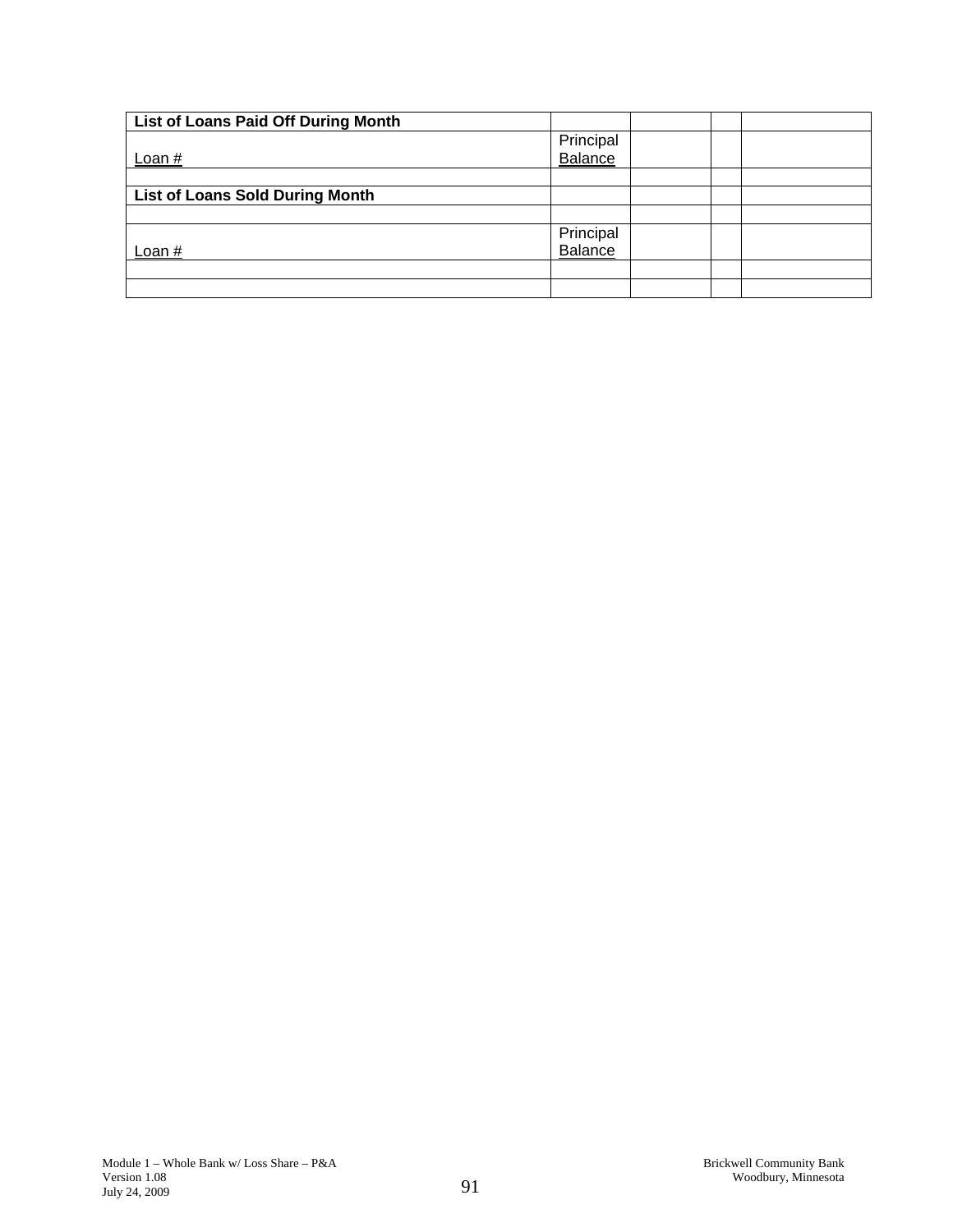| List of Loans Paid Off During Month | | | | |
|---|---|---|---|---|
| Loan # | Principal Balance | | | |
| | | | | |
| **List of Loans Sold During Month** | | | | |
| | | | | |
| Loan # | Principal Balance | | | |
| | | | | |
| | | | | |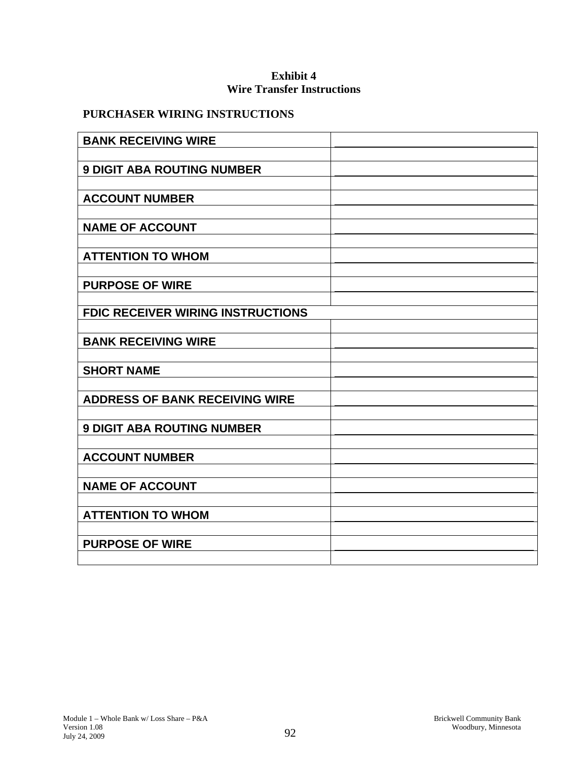# Exhibit 4
## Wire Transfer Instructions

**PURCHASER WIRING INSTRUCTIONS**

| | |
|---|---|
| **BANK RECEIVING WIRE** | ______________________________ |
| | |
| **9 DIGIT ABA ROUTING NUMBER** | ______________________________ |
| | |
| **ACCOUNT NUMBER** | ______________________________ |
| | |
| **NAME OF ACCOUNT** | ______________________________ |
| | |
| **ATTENTION TO WHOM** | ______________________________ |
| | |
| **PURPOSE OF WIRE** | ______________________________ |
| | |
| **FDIC RECEIVER WIRING INSTRUCTIONS** | |
| | |
| **BANK RECEIVING WIRE** | ______________________________ |
| | |
| **SHORT NAME** | ______________________________ |
| | |
| **ADDRESS OF BANK RECEIVING WIRE** | ______________________________ |
| | |
| **9 DIGIT ABA ROUTING NUMBER** | ______________________________ |
| | |
| **ACCOUNT NUMBER** | ______________________________ |
| | |
| **NAME OF ACCOUNT** | ______________________________ |
| | |
| **ATTENTION TO WHOM** | ______________________________ |
| | |
| **PURPOSE OF WIRE** | ______________________________ |
| | |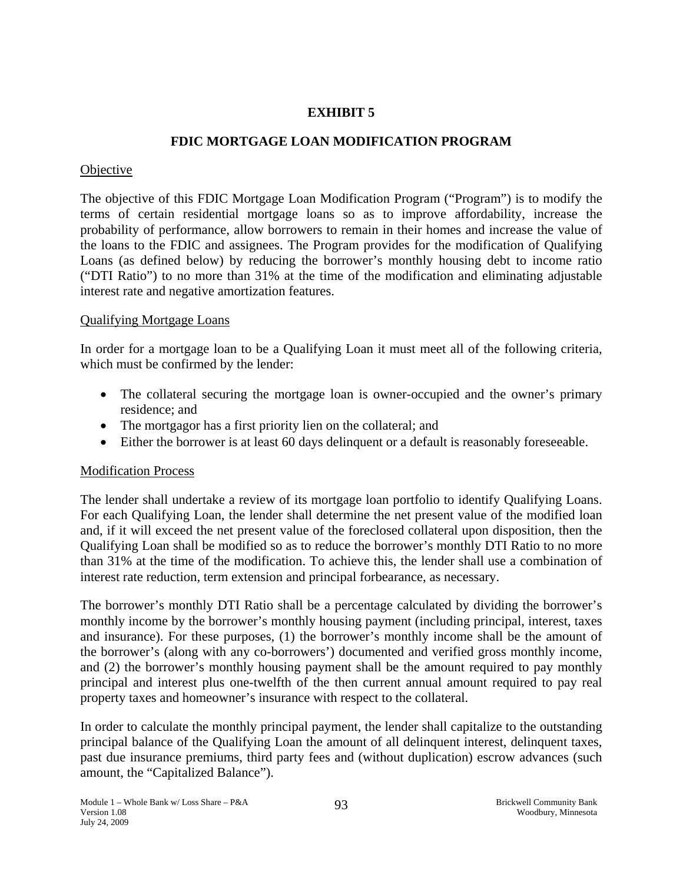# EXHIBIT 5

## FDIC MORTGAGE LOAN MODIFICATION PROGRAM

Objective

The objective of this FDIC Mortgage Loan Modification Program ("Program") is to modify the terms of certain residential mortgage loans so as to improve affordability, increase the probability of performance, allow borrowers to remain in their homes and increase the value of the loans to the FDIC and assignees. The Program provides for the modification of Qualifying Loans (as defined below) by reducing the borrower's monthly housing debt to income ratio ("DTI Ratio") to no more than 31% at the time of the modification and eliminating adjustable interest rate and negative amortization features.

Qualifying Mortgage Loans

In order for a mortgage loan to be a Qualifying Loan it must meet all of the following criteria, which must be confirmed by the lender:

- The collateral securing the mortgage loan is owner-occupied and the owner's primary residence; and
- The mortgagor has a first priority lien on the collateral; and
- Either the borrower is at least 60 days delinquent or a default is reasonably foreseeable.

Modification Process

The lender shall undertake a review of its mortgage loan portfolio to identify Qualifying Loans. For each Qualifying Loan, the lender shall determine the net present value of the modified loan and, if it will exceed the net present value of the foreclosed collateral upon disposition, then the Qualifying Loan shall be modified so as to reduce the borrower's monthly DTI Ratio to no more than 31% at the time of the modification. To achieve this, the lender shall use a combination of interest rate reduction, term extension and principal forbearance, as necessary.

The borrower's monthly DTI Ratio shall be a percentage calculated by dividing the borrower's monthly income by the borrower's monthly housing payment (including principal, interest, taxes and insurance). For these purposes, (1) the borrower's monthly income shall be the amount of the borrower's (along with any co-borrowers') documented and verified gross monthly income, and (2) the borrower's monthly housing payment shall be the amount required to pay monthly principal and interest plus one-twelfth of the then current annual amount required to pay real property taxes and homeowner's insurance with respect to the collateral.

In order to calculate the monthly principal payment, the lender shall capitalize to the outstanding principal balance of the Qualifying Loan the amount of all delinquent interest, delinquent taxes, past due insurance premiums, third party fees and (without duplication) escrow advances (such amount, the "Capitalized Balance").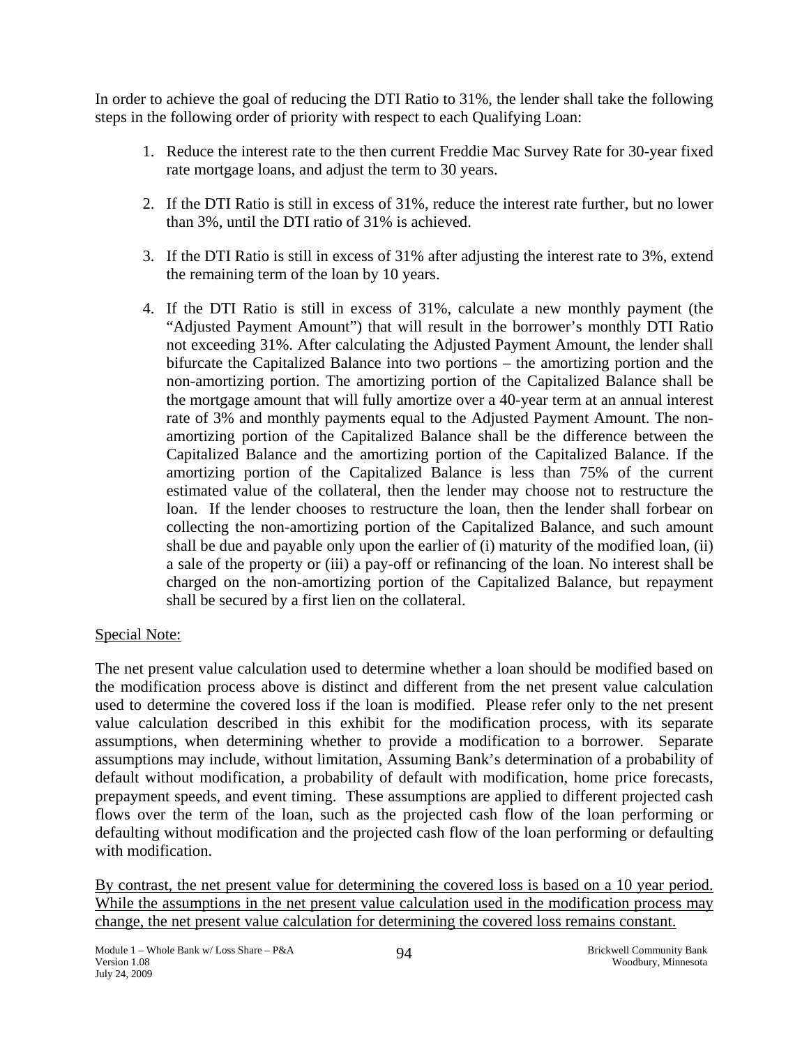In order to achieve the goal of reducing the DTI Ratio to 31%, the lender shall take the following steps in the following order of priority with respect to each Qualifying Loan:

1. Reduce the interest rate to the then current Freddie Mac Survey Rate for 30-year fixed rate mortgage loans, and adjust the term to 30 years.

2. If the DTI Ratio is still in excess of 31%, reduce the interest rate further, but no lower than 3%, until the DTI ratio of 31% is achieved.

3. If the DTI Ratio is still in excess of 31% after adjusting the interest rate to 3%, extend the remaining term of the loan by 10 years.

4. If the DTI Ratio is still in excess of 31%, calculate a new monthly payment (the "Adjusted Payment Amount") that will result in the borrower's monthly DTI Ratio not exceeding 31%. After calculating the Adjusted Payment Amount, the lender shall bifurcate the Capitalized Balance into two portions – the amortizing portion and the non-amortizing portion. The amortizing portion of the Capitalized Balance shall be the mortgage amount that will fully amortize over a 40-year term at an annual interest rate of 3% and monthly payments equal to the Adjusted Payment Amount. The non-amortizing portion of the Capitalized Balance shall be the difference between the Capitalized Balance and the amortizing portion of the Capitalized Balance. If the amortizing portion of the Capitalized Balance is less than 75% of the current estimated value of the collateral, then the lender may choose not to restructure the loan. If the lender chooses to restructure the loan, then the lender shall forbear on collecting the non-amortizing portion of the Capitalized Balance, and such amount shall be due and payable only upon the earlier of (i) maturity of the modified loan, (ii) a sale of the property or (iii) a pay-off or refinancing of the loan. No interest shall be charged on the non-amortizing portion of the Capitalized Balance, but repayment shall be secured by a first lien on the collateral.

<u>Special Note:</u>

The net present value calculation used to determine whether a loan should be modified based on the modification process above is distinct and different from the net present value calculation used to determine the covered loss if the loan is modified. Please refer only to the net present value calculation described in this exhibit for the modification process, with its separate assumptions, when determining whether to provide a modification to a borrower. Separate assumptions may include, without limitation, Assuming Bank's determination of a probability of default without modification, a probability of default with modification, home price forecasts, prepayment speeds, and event timing. These assumptions are applied to different projected cash flows over the term of the loan, such as the projected cash flow of the loan performing or defaulting without modification and the projected cash flow of the loan performing or defaulting with modification.

<u>By contrast, the net present value for determining the covered loss is based on a 10 year period. While the assumptions in the net present value calculation used in the modification process may change, the net present value calculation for determining the covered loss remains constant.</u>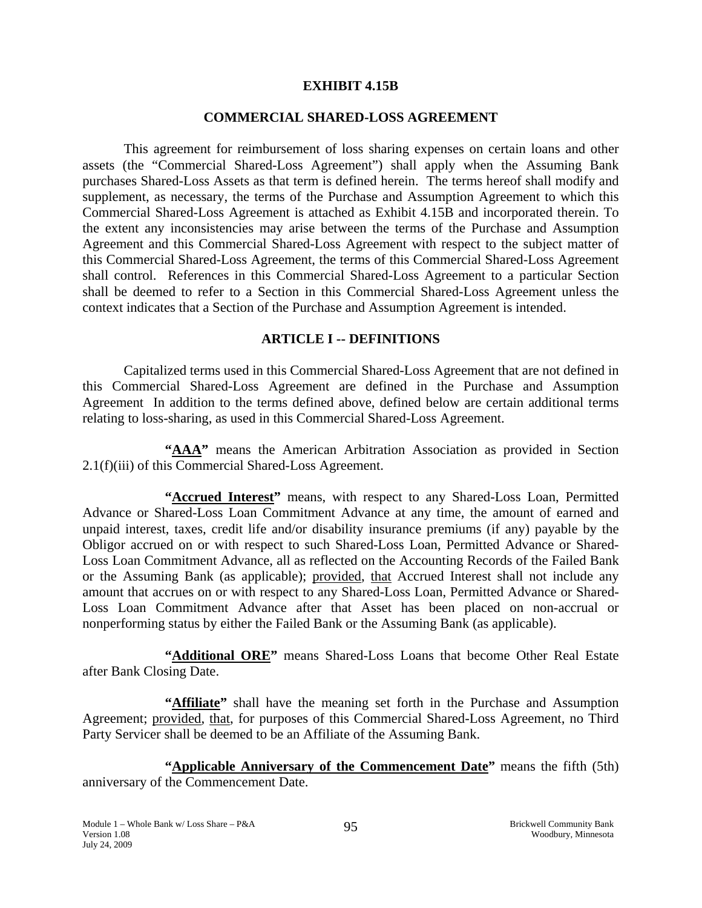**EXHIBIT 4.15B**

**COMMERCIAL SHARED-LOSS AGREEMENT**

This agreement for reimbursement of loss sharing expenses on certain loans and other assets (the "Commercial Shared-Loss Agreement") shall apply when the Assuming Bank purchases Shared-Loss Assets as that term is defined herein. The terms hereof shall modify and supplement, as necessary, the terms of the Purchase and Assumption Agreement to which this Commercial Shared-Loss Agreement is attached as Exhibit 4.15B and incorporated therein. To the extent any inconsistencies may arise between the terms of the Purchase and Assumption Agreement and this Commercial Shared-Loss Agreement with respect to the subject matter of this Commercial Shared-Loss Agreement, the terms of this Commercial Shared-Loss Agreement shall control. References in this Commercial Shared-Loss Agreement to a particular Section shall be deemed to refer to a Section in this Commercial Shared-Loss Agreement unless the context indicates that a Section of the Purchase and Assumption Agreement is intended.

**ARTICLE I -- DEFINITIONS**

Capitalized terms used in this Commercial Shared-Loss Agreement that are not defined in this Commercial Shared-Loss Agreement are defined in the Purchase and Assumption Agreement In addition to the terms defined above, defined below are certain additional terms relating to loss-sharing, as used in this Commercial Shared-Loss Agreement.

**"AAA"** means the American Arbitration Association as provided in Section 2.1(f)(iii) of this Commercial Shared-Loss Agreement.

**"Accrued Interest"** means, with respect to any Shared-Loss Loan, Permitted Advance or Shared-Loss Loan Commitment Advance at any time, the amount of earned and unpaid interest, taxes, credit life and/or disability insurance premiums (if any) payable by the Obligor accrued on or with respect to such Shared-Loss Loan, Permitted Advance or Shared-Loss Loan Commitment Advance, all as reflected on the Accounting Records of the Failed Bank or the Assuming Bank (as applicable); provided, that Accrued Interest shall not include any amount that accrues on or with respect to any Shared-Loss Loan, Permitted Advance or Shared-Loss Loan Commitment Advance after that Asset has been placed on non-accrual or nonperforming status by either the Failed Bank or the Assuming Bank (as applicable).

**"Additional ORE"** means Shared-Loss Loans that become Other Real Estate after Bank Closing Date.

**"Affiliate"** shall have the meaning set forth in the Purchase and Assumption Agreement; provided, that, for purposes of this Commercial Shared-Loss Agreement, no Third Party Servicer shall be deemed to be an Affiliate of the Assuming Bank.

**"Applicable Anniversary of the Commencement Date"** means the fifth (5th) anniversary of the Commencement Date.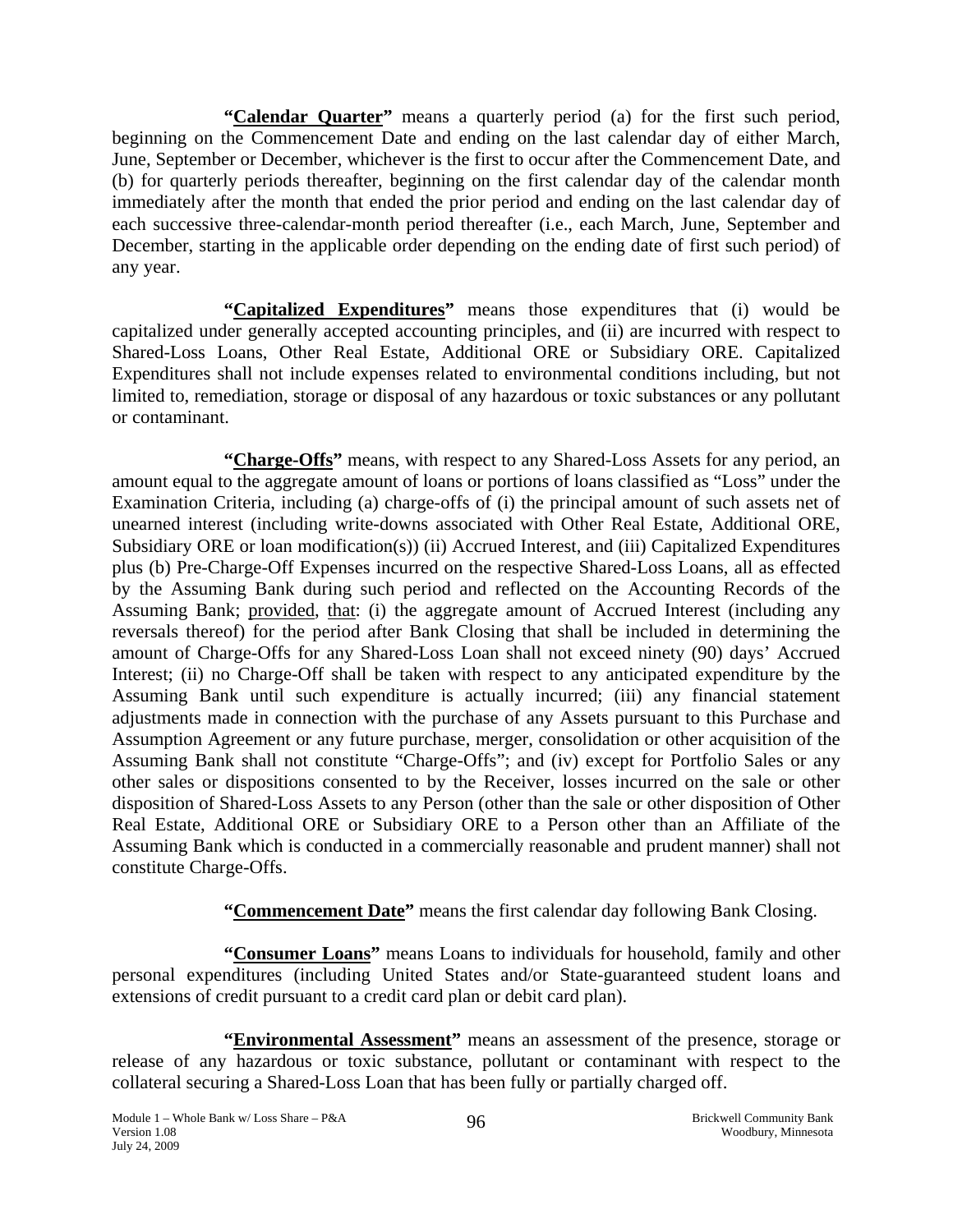**"Calendar Quarter"** means a quarterly period (a) for the first such period, beginning on the Commencement Date and ending on the last calendar day of either March, June, September or December, whichever is the first to occur after the Commencement Date, and (b) for quarterly periods thereafter, beginning on the first calendar day of the calendar month immediately after the month that ended the prior period and ending on the last calendar day of each successive three-calendar-month period thereafter (i.e., each March, June, September and December, starting in the applicable order depending on the ending date of first such period) of any year.

**"Capitalized Expenditures"** means those expenditures that (i) would be capitalized under generally accepted accounting principles, and (ii) are incurred with respect to Shared-Loss Loans, Other Real Estate, Additional ORE or Subsidiary ORE. Capitalized Expenditures shall not include expenses related to environmental conditions including, but not limited to, remediation, storage or disposal of any hazardous or toxic substances or any pollutant or contaminant.

**"Charge-Offs"** means, with respect to any Shared-Loss Assets for any period, an amount equal to the aggregate amount of loans or portions of loans classified as "Loss" under the Examination Criteria, including (a) charge-offs of (i) the principal amount of such assets net of unearned interest (including write-downs associated with Other Real Estate, Additional ORE, Subsidiary ORE or loan modification(s)) (ii) Accrued Interest, and (iii) Capitalized Expenditures plus (b) Pre-Charge-Off Expenses incurred on the respective Shared-Loss Loans, all as effected by the Assuming Bank during such period and reflected on the Accounting Records of the Assuming Bank; provided, that: (i) the aggregate amount of Accrued Interest (including any reversals thereof) for the period after Bank Closing that shall be included in determining the amount of Charge-Offs for any Shared-Loss Loan shall not exceed ninety (90) days' Accrued Interest; (ii) no Charge-Off shall be taken with respect to any anticipated expenditure by the Assuming Bank until such expenditure is actually incurred; (iii) any financial statement adjustments made in connection with the purchase of any Assets pursuant to this Purchase and Assumption Agreement or any future purchase, merger, consolidation or other acquisition of the Assuming Bank shall not constitute "Charge-Offs"; and (iv) except for Portfolio Sales or any other sales or dispositions consented to by the Receiver, losses incurred on the sale or other disposition of Shared-Loss Assets to any Person (other than the sale or other disposition of Other Real Estate, Additional ORE or Subsidiary ORE to a Person other than an Affiliate of the Assuming Bank which is conducted in a commercially reasonable and prudent manner) shall not constitute Charge-Offs.

**"Commencement Date"** means the first calendar day following Bank Closing.

**"Consumer Loans"** means Loans to individuals for household, family and other personal expenditures (including United States and/or State-guaranteed student loans and extensions of credit pursuant to a credit card plan or debit card plan).

**"Environmental Assessment"** means an assessment of the presence, storage or release of any hazardous or toxic substance, pollutant or contaminant with respect to the collateral securing a Shared-Loss Loan that has been fully or partially charged off.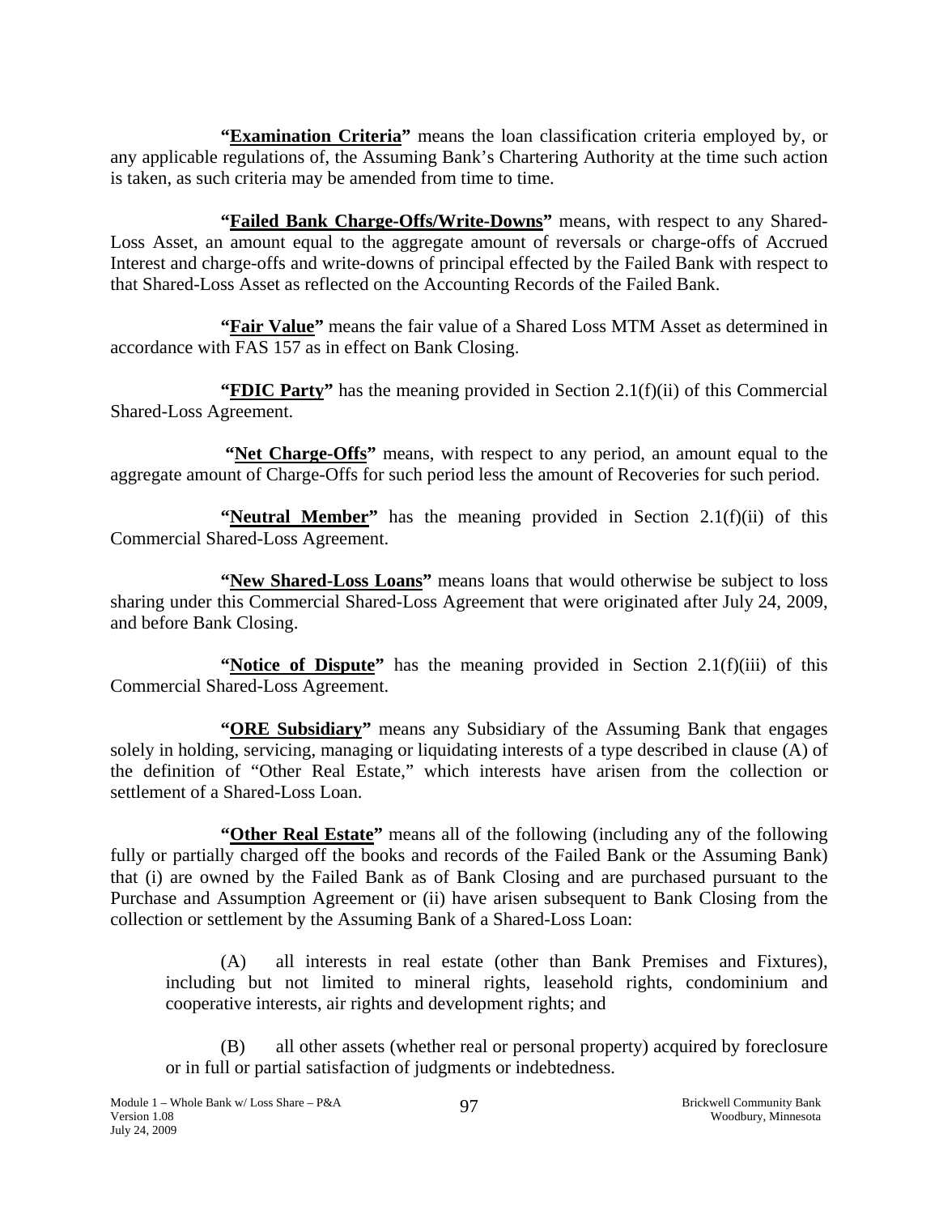**"Examination Criteria"** means the loan classification criteria employed by, or any applicable regulations of, the Assuming Bank's Chartering Authority at the time such action is taken, as such criteria may be amended from time to time.

**"Failed Bank Charge-Offs/Write-Downs"** means, with respect to any Shared-Loss Asset, an amount equal to the aggregate amount of reversals or charge-offs of Accrued Interest and charge-offs and write-downs of principal effected by the Failed Bank with respect to that Shared-Loss Asset as reflected on the Accounting Records of the Failed Bank.

**"Fair Value"** means the fair value of a Shared Loss MTM Asset as determined in accordance with FAS 157 as in effect on Bank Closing.

**"FDIC Party"** has the meaning provided in Section 2.1(f)(ii) of this Commercial Shared-Loss Agreement.

**"Net Charge-Offs"** means, with respect to any period, an amount equal to the aggregate amount of Charge-Offs for such period less the amount of Recoveries for such period.

**"Neutral Member"** has the meaning provided in Section 2.1(f)(ii) of this Commercial Shared-Loss Agreement.

**"New Shared-Loss Loans"** means loans that would otherwise be subject to loss sharing under this Commercial Shared-Loss Agreement that were originated after July 24, 2009, and before Bank Closing.

**"Notice of Dispute"** has the meaning provided in Section 2.1(f)(iii) of this Commercial Shared-Loss Agreement.

**"ORE Subsidiary"** means any Subsidiary of the Assuming Bank that engages solely in holding, servicing, managing or liquidating interests of a type described in clause (A) of the definition of "Other Real Estate," which interests have arisen from the collection or settlement of a Shared-Loss Loan.

**"Other Real Estate"** means all of the following (including any of the following fully or partially charged off the books and records of the Failed Bank or the Assuming Bank) that (i) are owned by the Failed Bank as of Bank Closing and are purchased pursuant to the Purchase and Assumption Agreement or (ii) have arisen subsequent to Bank Closing from the collection or settlement by the Assuming Bank of a Shared-Loss Loan:

(A) all interests in real estate (other than Bank Premises and Fixtures), including but not limited to mineral rights, leasehold rights, condominium and cooperative interests, air rights and development rights; and

(B) all other assets (whether real or personal property) acquired by foreclosure or in full or partial satisfaction of judgments or indebtedness.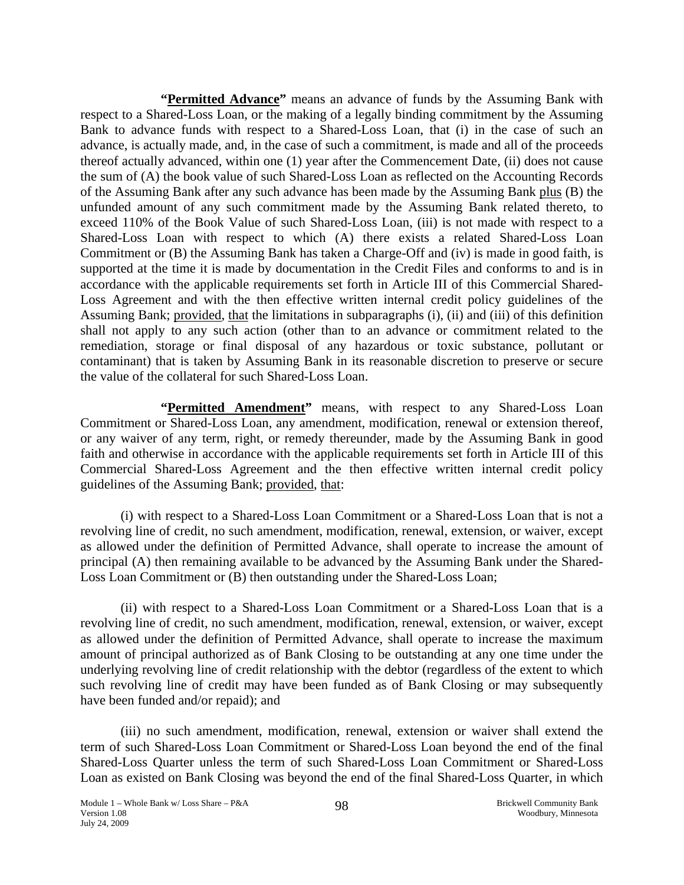**"Permitted Advance"** means an advance of funds by the Assuming Bank with respect to a Shared-Loss Loan, or the making of a legally binding commitment by the Assuming Bank to advance funds with respect to a Shared-Loss Loan, that (i) in the case of such an advance, is actually made, and, in the case of such a commitment, is made and all of the proceeds thereof actually advanced, within one (1) year after the Commencement Date, (ii) does not cause the sum of (A) the book value of such Shared-Loss Loan as reflected on the Accounting Records of the Assuming Bank after any such advance has been made by the Assuming Bank plus (B) the unfunded amount of any such commitment made by the Assuming Bank related thereto, to exceed 110% of the Book Value of such Shared-Loss Loan, (iii) is not made with respect to a Shared-Loss Loan with respect to which (A) there exists a related Shared-Loss Loan Commitment or (B) the Assuming Bank has taken a Charge-Off and (iv) is made in good faith, is supported at the time it is made by documentation in the Credit Files and conforms to and is in accordance with the applicable requirements set forth in Article III of this Commercial Shared-Loss Agreement and with the then effective written internal credit policy guidelines of the Assuming Bank; provided, that the limitations in subparagraphs (i), (ii) and (iii) of this definition shall not apply to any such action (other than to an advance or commitment related to the remediation, storage or final disposal of any hazardous or toxic substance, pollutant or contaminant) that is taken by Assuming Bank in its reasonable discretion to preserve or secure the value of the collateral for such Shared-Loss Loan.

**"Permitted Amendment"** means, with respect to any Shared-Loss Loan Commitment or Shared-Loss Loan, any amendment, modification, renewal or extension thereof, or any waiver of any term, right, or remedy thereunder, made by the Assuming Bank in good faith and otherwise in accordance with the applicable requirements set forth in Article III of this Commercial Shared-Loss Agreement and the then effective written internal credit policy guidelines of the Assuming Bank; provided, that:

(i) with respect to a Shared-Loss Loan Commitment or a Shared-Loss Loan that is not a revolving line of credit, no such amendment, modification, renewal, extension, or waiver, except as allowed under the definition of Permitted Advance, shall operate to increase the amount of principal (A) then remaining available to be advanced by the Assuming Bank under the Shared-Loss Loan Commitment or (B) then outstanding under the Shared-Loss Loan;

(ii) with respect to a Shared-Loss Loan Commitment or a Shared-Loss Loan that is a revolving line of credit, no such amendment, modification, renewal, extension, or waiver, except as allowed under the definition of Permitted Advance, shall operate to increase the maximum amount of principal authorized as of Bank Closing to be outstanding at any one time under the underlying revolving line of credit relationship with the debtor (regardless of the extent to which such revolving line of credit may have been funded as of Bank Closing or may subsequently have been funded and/or repaid); and

(iii) no such amendment, modification, renewal, extension or waiver shall extend the term of such Shared-Loss Loan Commitment or Shared-Loss Loan beyond the end of the final Shared-Loss Quarter unless the term of such Shared-Loss Loan Commitment or Shared-Loss Loan as existed on Bank Closing was beyond the end of the final Shared-Loss Quarter, in which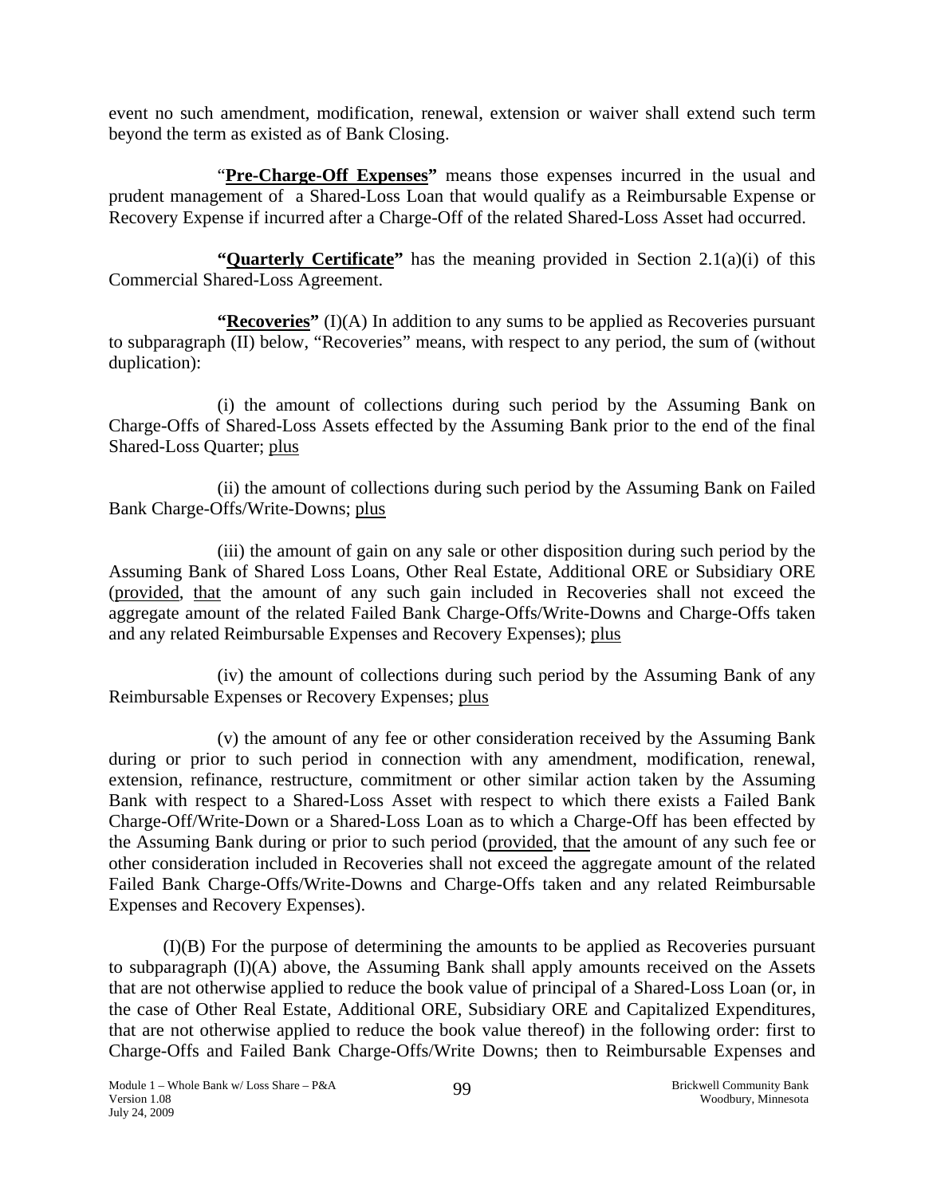event no such amendment, modification, renewal, extension or waiver shall extend such term beyond the term as existed as of Bank Closing.

"**Pre-Charge-Off Expenses"** means those expenses incurred in the usual and prudent management of a Shared-Loss Loan that would qualify as a Reimbursable Expense or Recovery Expense if incurred after a Charge-Off of the related Shared-Loss Asset had occurred.

**"Quarterly Certificate"** has the meaning provided in Section 2.1(a)(i) of this Commercial Shared-Loss Agreement.

**"Recoveries"** (I)(A) In addition to any sums to be applied as Recoveries pursuant to subparagraph (II) below, "Recoveries" means, with respect to any period, the sum of (without duplication):

(i) the amount of collections during such period by the Assuming Bank on Charge-Offs of Shared-Loss Assets effected by the Assuming Bank prior to the end of the final Shared-Loss Quarter; plus

(ii) the amount of collections during such period by the Assuming Bank on Failed Bank Charge-Offs/Write-Downs; plus

(iii) the amount of gain on any sale or other disposition during such period by the Assuming Bank of Shared Loss Loans, Other Real Estate, Additional ORE or Subsidiary ORE (provided, that the amount of any such gain included in Recoveries shall not exceed the aggregate amount of the related Failed Bank Charge-Offs/Write-Downs and Charge-Offs taken and any related Reimbursable Expenses and Recovery Expenses); plus

(iv) the amount of collections during such period by the Assuming Bank of any Reimbursable Expenses or Recovery Expenses; plus

(v) the amount of any fee or other consideration received by the Assuming Bank during or prior to such period in connection with any amendment, modification, renewal, extension, refinance, restructure, commitment or other similar action taken by the Assuming Bank with respect to a Shared-Loss Asset with respect to which there exists a Failed Bank Charge-Off/Write-Down or a Shared-Loss Loan as to which a Charge-Off has been effected by the Assuming Bank during or prior to such period (provided, that the amount of any such fee or other consideration included in Recoveries shall not exceed the aggregate amount of the related Failed Bank Charge-Offs/Write-Downs and Charge-Offs taken and any related Reimbursable Expenses and Recovery Expenses).

(I)(B) For the purpose of determining the amounts to be applied as Recoveries pursuant to subparagraph (I)(A) above, the Assuming Bank shall apply amounts received on the Assets that are not otherwise applied to reduce the book value of principal of a Shared-Loss Loan (or, in the case of Other Real Estate, Additional ORE, Subsidiary ORE and Capitalized Expenditures, that are not otherwise applied to reduce the book value thereof) in the following order: first to Charge-Offs and Failed Bank Charge-Offs/Write Downs; then to Reimbursable Expenses and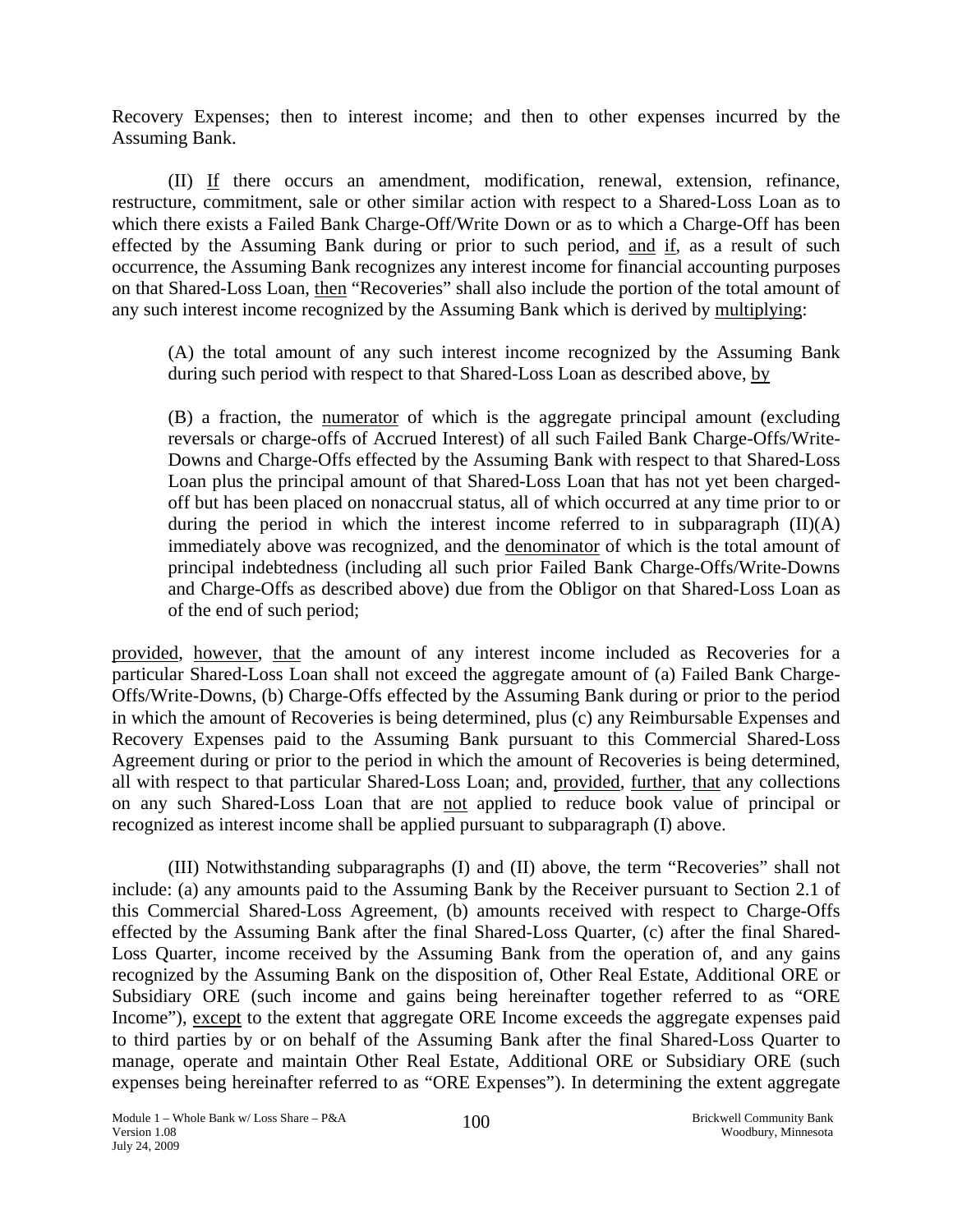Recovery Expenses; then to interest income; and then to other expenses incurred by the Assuming Bank.

(II) If there occurs an amendment, modification, renewal, extension, refinance, restructure, commitment, sale or other similar action with respect to a Shared-Loss Loan as to which there exists a Failed Bank Charge-Off/Write Down or as to which a Charge-Off has been effected by the Assuming Bank during or prior to such period, and if, as a result of such occurrence, the Assuming Bank recognizes any interest income for financial accounting purposes on that Shared-Loss Loan, then "Recoveries" shall also include the portion of the total amount of any such interest income recognized by the Assuming Bank which is derived by multiplying:

> (A) the total amount of any such interest income recognized by the Assuming Bank during such period with respect to that Shared-Loss Loan as described above, by
>
> (B) a fraction, the numerator of which is the aggregate principal amount (excluding reversals or charge-offs of Accrued Interest) of all such Failed Bank Charge-Offs/Write-Downs and Charge-Offs effected by the Assuming Bank with respect to that Shared-Loss Loan plus the principal amount of that Shared-Loss Loan that has not yet been charged-off but has been placed on nonaccrual status, all of which occurred at any time prior to or during the period in which the interest income referred to in subparagraph (II)(A) immediately above was recognized, and the denominator of which is the total amount of principal indebtedness (including all such prior Failed Bank Charge-Offs/Write-Downs and Charge-Offs as described above) due from the Obligor on that Shared-Loss Loan as of the end of such period;

provided, however, that the amount of any interest income included as Recoveries for a particular Shared-Loss Loan shall not exceed the aggregate amount of (a) Failed Bank Charge-Offs/Write-Downs, (b) Charge-Offs effected by the Assuming Bank during or prior to the period in which the amount of Recoveries is being determined, plus (c) any Reimbursable Expenses and Recovery Expenses paid to the Assuming Bank pursuant to this Commercial Shared-Loss Agreement during or prior to the period in which the amount of Recoveries is being determined, all with respect to that particular Shared-Loss Loan; and, provided, further, that any collections on any such Shared-Loss Loan that are not applied to reduce book value of principal or recognized as interest income shall be applied pursuant to subparagraph (I) above.

(III) Notwithstanding subparagraphs (I) and (II) above, the term "Recoveries" shall not include: (a) any amounts paid to the Assuming Bank by the Receiver pursuant to Section 2.1 of this Commercial Shared-Loss Agreement, (b) amounts received with respect to Charge-Offs effected by the Assuming Bank after the final Shared-Loss Quarter, (c) after the final Shared-Loss Quarter, income received by the Assuming Bank from the operation of, and any gains recognized by the Assuming Bank on the disposition of, Other Real Estate, Additional ORE or Subsidiary ORE (such income and gains being hereinafter together referred to as "ORE Income"), except to the extent that aggregate ORE Income exceeds the aggregate expenses paid to third parties by or on behalf of the Assuming Bank after the final Shared-Loss Quarter to manage, operate and maintain Other Real Estate, Additional ORE or Subsidiary ORE (such expenses being hereinafter referred to as "ORE Expenses"). In determining the extent aggregate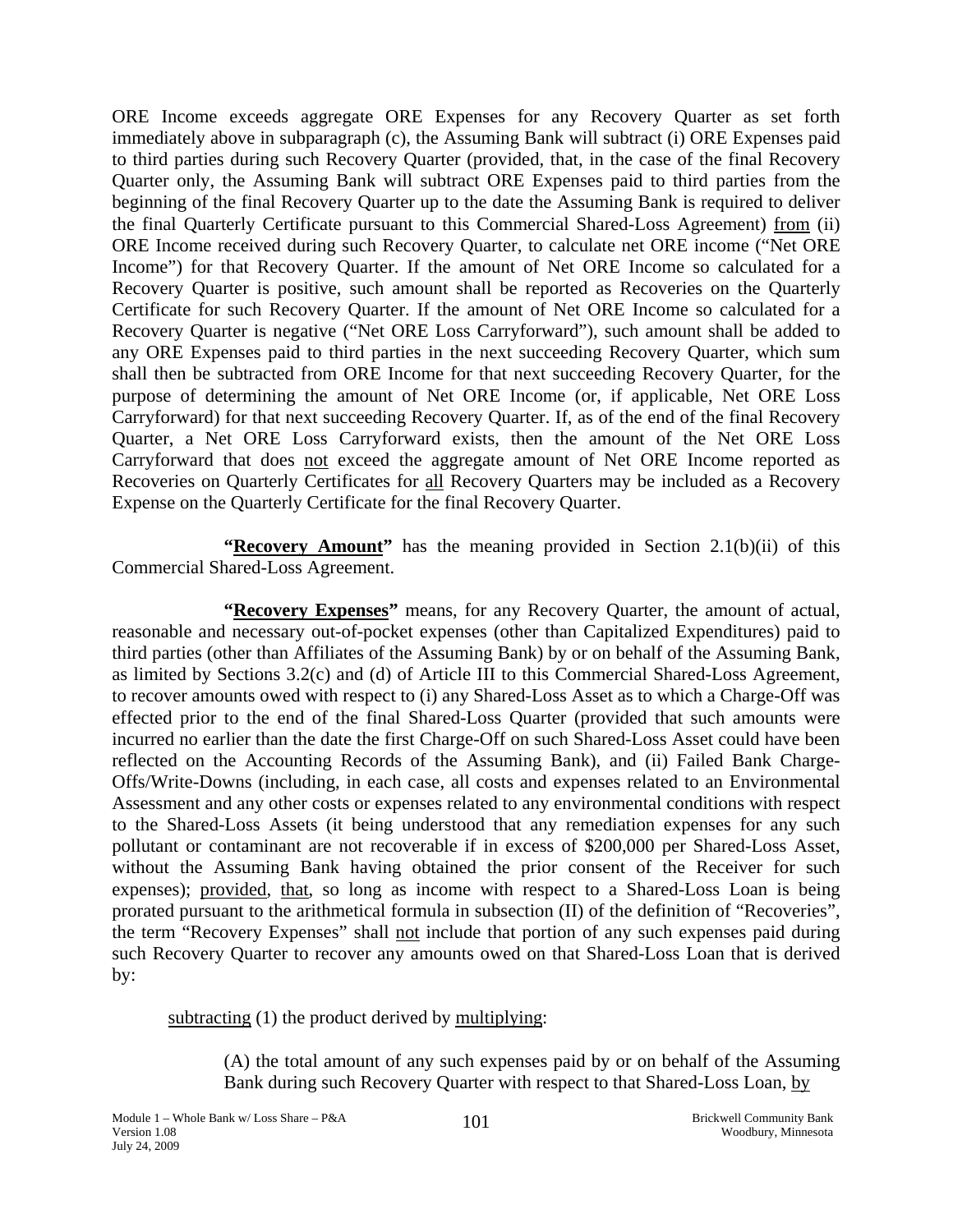ORE Income exceeds aggregate ORE Expenses for any Recovery Quarter as set forth immediately above in subparagraph (c), the Assuming Bank will subtract (i) ORE Expenses paid to third parties during such Recovery Quarter (provided, that, in the case of the final Recovery Quarter only, the Assuming Bank will subtract ORE Expenses paid to third parties from the beginning of the final Recovery Quarter up to the date the Assuming Bank is required to deliver the final Quarterly Certificate pursuant to this Commercial Shared-Loss Agreement) from (ii) ORE Income received during such Recovery Quarter, to calculate net ORE income ("Net ORE Income") for that Recovery Quarter. If the amount of Net ORE Income so calculated for a Recovery Quarter is positive, such amount shall be reported as Recoveries on the Quarterly Certificate for such Recovery Quarter. If the amount of Net ORE Income so calculated for a Recovery Quarter is negative ("Net ORE Loss Carryforward"), such amount shall be added to any ORE Expenses paid to third parties in the next succeeding Recovery Quarter, which sum shall then be subtracted from ORE Income for that next succeeding Recovery Quarter, for the purpose of determining the amount of Net ORE Income (or, if applicable, Net ORE Loss Carryforward) for that next succeeding Recovery Quarter. If, as of the end of the final Recovery Quarter, a Net ORE Loss Carryforward exists, then the amount of the Net ORE Loss Carryforward that does not exceed the aggregate amount of Net ORE Income reported as Recoveries on Quarterly Certificates for all Recovery Quarters may be included as a Recovery Expense on the Quarterly Certificate for the final Recovery Quarter.

**"Recovery Amount"** has the meaning provided in Section 2.1(b)(ii) of this Commercial Shared-Loss Agreement.

**"Recovery Expenses"** means, for any Recovery Quarter, the amount of actual, reasonable and necessary out-of-pocket expenses (other than Capitalized Expenditures) paid to third parties (other than Affiliates of the Assuming Bank) by or on behalf of the Assuming Bank, as limited by Sections 3.2(c) and (d) of Article III to this Commercial Shared-Loss Agreement, to recover amounts owed with respect to (i) any Shared-Loss Asset as to which a Charge-Off was effected prior to the end of the final Shared-Loss Quarter (provided that such amounts were incurred no earlier than the date the first Charge-Off on such Shared-Loss Asset could have been reflected on the Accounting Records of the Assuming Bank), and (ii) Failed Bank Charge-Offs/Write-Downs (including, in each case, all costs and expenses related to an Environmental Assessment and any other costs or expenses related to any environmental conditions with respect to the Shared-Loss Assets (it being understood that any remediation expenses for any such pollutant or contaminant are not recoverable if in excess of $200,000 per Shared-Loss Asset, without the Assuming Bank having obtained the prior consent of the Receiver for such expenses); provided, that, so long as income with respect to a Shared-Loss Loan is being prorated pursuant to the arithmetical formula in subsection (II) of the definition of "Recoveries", the term "Recovery Expenses" shall not include that portion of any such expenses paid during such Recovery Quarter to recover any amounts owed on that Shared-Loss Loan that is derived by:

subtracting (1) the product derived by multiplying:

(A) the total amount of any such expenses paid by or on behalf of the Assuming Bank during such Recovery Quarter with respect to that Shared-Loss Loan, by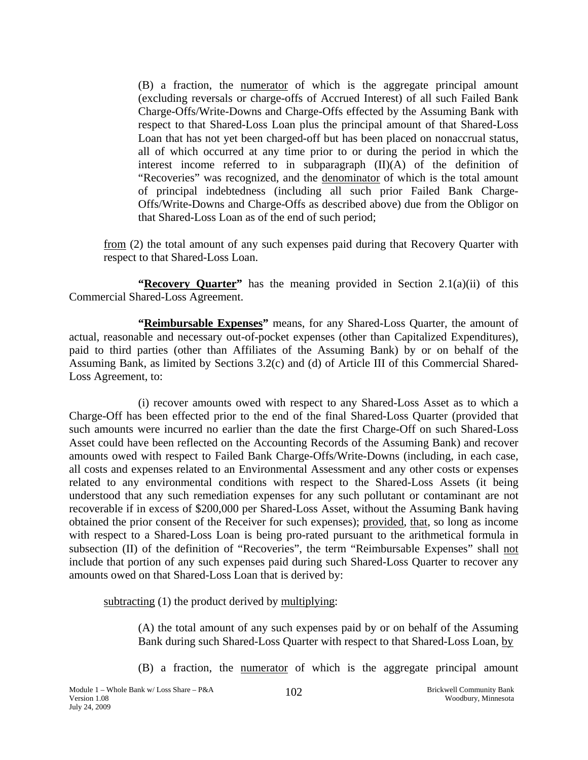(B) a fraction, the numerator of which is the aggregate principal amount (excluding reversals or charge-offs of Accrued Interest) of all such Failed Bank Charge-Offs/Write-Downs and Charge-Offs effected by the Assuming Bank with respect to that Shared-Loss Loan plus the principal amount of that Shared-Loss Loan that has not yet been charged-off but has been placed on nonaccrual status, all of which occurred at any time prior to or during the period in which the interest income referred to in subparagraph (II)(A) of the definition of "Recoveries" was recognized, and the denominator of which is the total amount of principal indebtedness (including all such prior Failed Bank Charge-Offs/Write-Downs and Charge-Offs as described above) due from the Obligor on that Shared-Loss Loan as of the end of such period;

from (2) the total amount of any such expenses paid during that Recovery Quarter with respect to that Shared-Loss Loan.

**"Recovery Quarter"** has the meaning provided in Section 2.1(a)(ii) of this Commercial Shared-Loss Agreement.

**"Reimbursable Expenses"** means, for any Shared-Loss Quarter, the amount of actual, reasonable and necessary out-of-pocket expenses (other than Capitalized Expenditures), paid to third parties (other than Affiliates of the Assuming Bank) by or on behalf of the Assuming Bank, as limited by Sections 3.2(c) and (d) of Article III of this Commercial Shared-Loss Agreement, to:

(i) recover amounts owed with respect to any Shared-Loss Asset as to which a Charge-Off has been effected prior to the end of the final Shared-Loss Quarter (provided that such amounts were incurred no earlier than the date the first Charge-Off on such Shared-Loss Asset could have been reflected on the Accounting Records of the Assuming Bank) and recover amounts owed with respect to Failed Bank Charge-Offs/Write-Downs (including, in each case, all costs and expenses related to an Environmental Assessment and any other costs or expenses related to any environmental conditions with respect to the Shared-Loss Assets (it being understood that any such remediation expenses for any such pollutant or contaminant are not recoverable if in excess of $200,000 per Shared-Loss Asset, without the Assuming Bank having obtained the prior consent of the Receiver for such expenses); provided, that, so long as income with respect to a Shared-Loss Loan is being pro-rated pursuant to the arithmetical formula in subsection (II) of the definition of "Recoveries", the term "Reimbursable Expenses" shall not include that portion of any such expenses paid during such Shared-Loss Quarter to recover any amounts owed on that Shared-Loss Loan that is derived by:

subtracting (1) the product derived by multiplying:

(A) the total amount of any such expenses paid by or on behalf of the Assuming Bank during such Shared-Loss Quarter with respect to that Shared-Loss Loan, by

(B) a fraction, the numerator of which is the aggregate principal amount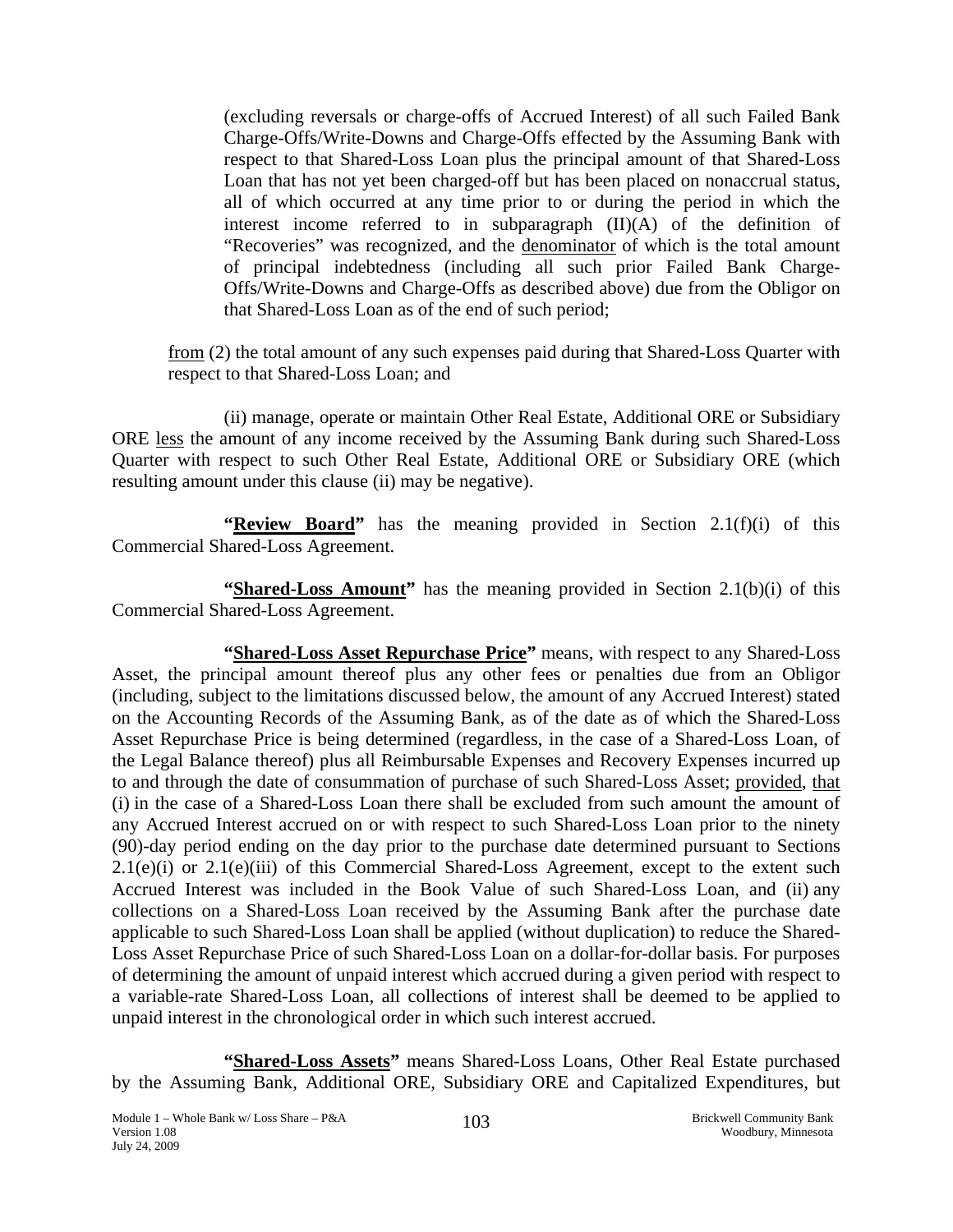(excluding reversals or charge-offs of Accrued Interest) of all such Failed Bank Charge-Offs/Write-Downs and Charge-Offs effected by the Assuming Bank with respect to that Shared-Loss Loan plus the principal amount of that Shared-Loss Loan that has not yet been charged-off but has been placed on nonaccrual status, all of which occurred at any time prior to or during the period in which the interest income referred to in subparagraph (II)(A) of the definition of "Recoveries" was recognized, and the denominator of which is the total amount of principal indebtedness (including all such prior Failed Bank Charge-Offs/Write-Downs and Charge-Offs as described above) due from the Obligor on that Shared-Loss Loan as of the end of such period;

from (2) the total amount of any such expenses paid during that Shared-Loss Quarter with respect to that Shared-Loss Loan; and

(ii) manage, operate or maintain Other Real Estate, Additional ORE or Subsidiary ORE less the amount of any income received by the Assuming Bank during such Shared-Loss Quarter with respect to such Other Real Estate, Additional ORE or Subsidiary ORE (which resulting amount under this clause (ii) may be negative).

**"Review Board"** has the meaning provided in Section 2.1(f)(i) of this Commercial Shared-Loss Agreement.

**"Shared-Loss Amount"** has the meaning provided in Section 2.1(b)(i) of this Commercial Shared-Loss Agreement.

**"Shared-Loss Asset Repurchase Price"** means, with respect to any Shared-Loss Asset, the principal amount thereof plus any other fees or penalties due from an Obligor (including, subject to the limitations discussed below, the amount of any Accrued Interest) stated on the Accounting Records of the Assuming Bank, as of the date as of which the Shared-Loss Asset Repurchase Price is being determined (regardless, in the case of a Shared-Loss Loan, of the Legal Balance thereof) plus all Reimbursable Expenses and Recovery Expenses incurred up to and through the date of consummation of purchase of such Shared-Loss Asset; provided, that (i) in the case of a Shared-Loss Loan there shall be excluded from such amount the amount of any Accrued Interest accrued on or with respect to such Shared-Loss Loan prior to the ninety (90)-day period ending on the day prior to the purchase date determined pursuant to Sections 2.1(e)(i) or 2.1(e)(iii) of this Commercial Shared-Loss Agreement, except to the extent such Accrued Interest was included in the Book Value of such Shared-Loss Loan, and (ii) any collections on a Shared-Loss Loan received by the Assuming Bank after the purchase date applicable to such Shared-Loss Loan shall be applied (without duplication) to reduce the Shared-Loss Asset Repurchase Price of such Shared-Loss Loan on a dollar-for-dollar basis. For purposes of determining the amount of unpaid interest which accrued during a given period with respect to a variable-rate Shared-Loss Loan, all collections of interest shall be deemed to be applied to unpaid interest in the chronological order in which such interest accrued.

**"Shared-Loss Assets"** means Shared-Loss Loans, Other Real Estate purchased by the Assuming Bank, Additional ORE, Subsidiary ORE and Capitalized Expenditures, but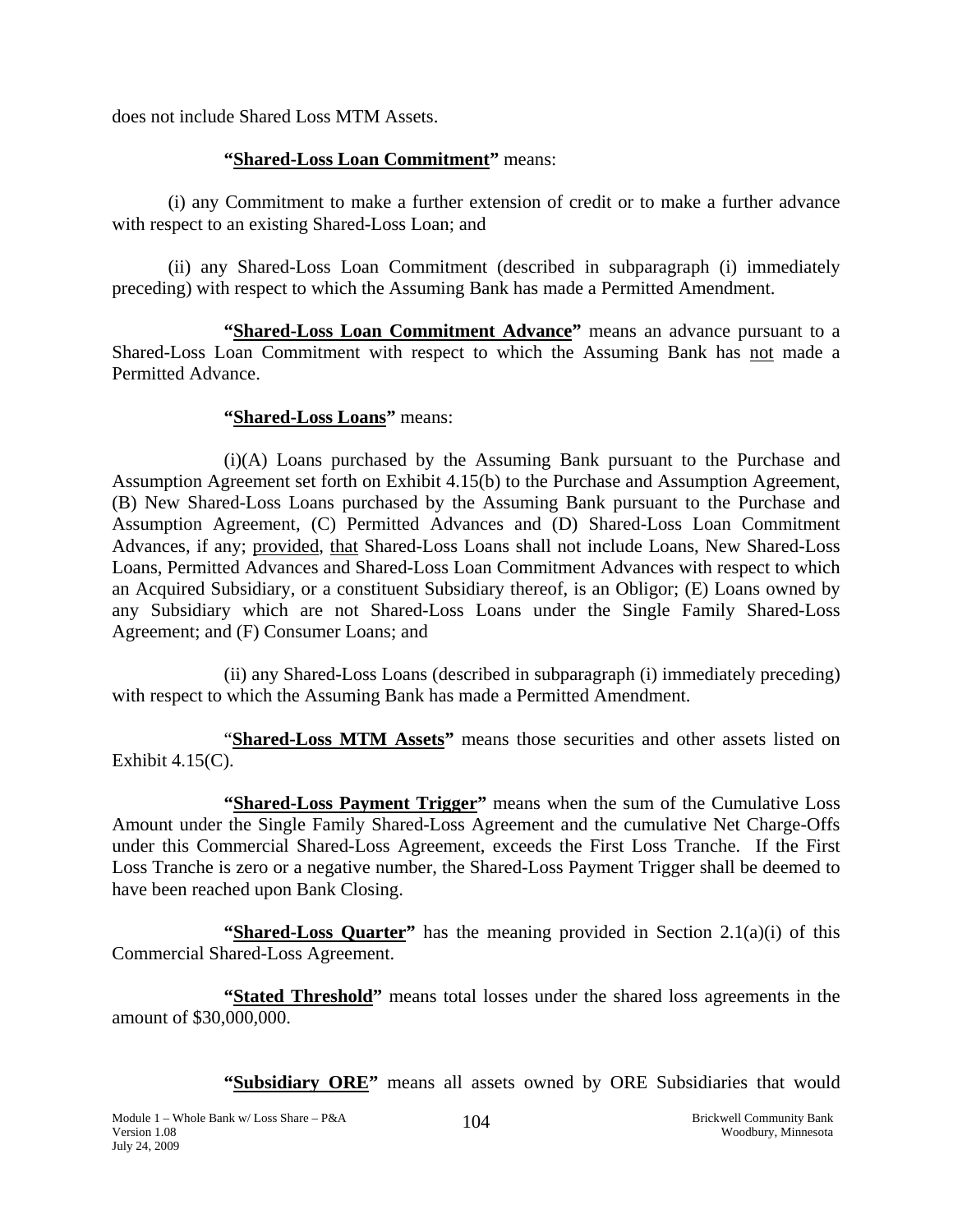does not include Shared Loss MTM Assets.

**"Shared-Loss Loan Commitment"** means:

(i) any Commitment to make a further extension of credit or to make a further advance with respect to an existing Shared-Loss Loan; and

(ii) any Shared-Loss Loan Commitment (described in subparagraph (i) immediately preceding) with respect to which the Assuming Bank has made a Permitted Amendment.

**"Shared-Loss Loan Commitment Advance"** means an advance pursuant to a Shared-Loss Loan Commitment with respect to which the Assuming Bank has not made a Permitted Advance.

**"Shared-Loss Loans"** means:

(i)(A) Loans purchased by the Assuming Bank pursuant to the Purchase and Assumption Agreement set forth on Exhibit 4.15(b) to the Purchase and Assumption Agreement, (B) New Shared-Loss Loans purchased by the Assuming Bank pursuant to the Purchase and Assumption Agreement, (C) Permitted Advances and (D) Shared-Loss Loan Commitment Advances, if any; provided, that Shared-Loss Loans shall not include Loans, New Shared-Loss Loans, Permitted Advances and Shared-Loss Loan Commitment Advances with respect to which an Acquired Subsidiary, or a constituent Subsidiary thereof, is an Obligor; (E) Loans owned by any Subsidiary which are not Shared-Loss Loans under the Single Family Shared-Loss Agreement; and (F) Consumer Loans; and

(ii) any Shared-Loss Loans (described in subparagraph (i) immediately preceding) with respect to which the Assuming Bank has made a Permitted Amendment.

"**Shared-Loss MTM Assets"** means those securities and other assets listed on Exhibit 4.15(C).

**"Shared-Loss Payment Trigger"** means when the sum of the Cumulative Loss Amount under the Single Family Shared-Loss Agreement and the cumulative Net Charge-Offs under this Commercial Shared-Loss Agreement, exceeds the First Loss Tranche. If the First Loss Tranche is zero or a negative number, the Shared-Loss Payment Trigger shall be deemed to have been reached upon Bank Closing.

**"Shared-Loss Quarter"** has the meaning provided in Section 2.1(a)(i) of this Commercial Shared-Loss Agreement.

**"Stated Threshold"** means total losses under the shared loss agreements in the amount of $30,000,000.

**"Subsidiary ORE"** means all assets owned by ORE Subsidiaries that would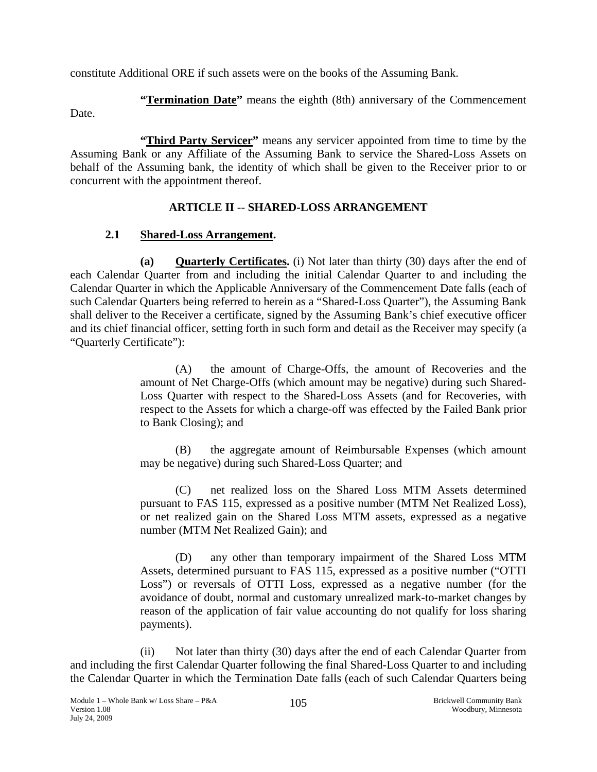constitute Additional ORE if such assets were on the books of the Assuming Bank.

**"Termination Date"** means the eighth (8th) anniversary of the Commencement Date.

**"Third Party Servicer"** means any servicer appointed from time to time by the Assuming Bank or any Affiliate of the Assuming Bank to service the Shared-Loss Assets on behalf of the Assuming bank, the identity of which shall be given to the Receiver prior to or concurrent with the appointment thereof.

## ARTICLE II -- SHARED-LOSS ARRANGEMENT

### 2.1 Shared-Loss Arrangement.

**(a) Quarterly Certificates.** (i) Not later than thirty (30) days after the end of each Calendar Quarter from and including the initial Calendar Quarter to and including the Calendar Quarter in which the Applicable Anniversary of the Commencement Date falls (each of such Calendar Quarters being referred to herein as a "Shared-Loss Quarter"), the Assuming Bank shall deliver to the Receiver a certificate, signed by the Assuming Bank's chief executive officer and its chief financial officer, setting forth in such form and detail as the Receiver may specify (a "Quarterly Certificate"):

(A) the amount of Charge-Offs, the amount of Recoveries and the amount of Net Charge-Offs (which amount may be negative) during such Shared-Loss Quarter with respect to the Shared-Loss Assets (and for Recoveries, with respect to the Assets for which a charge-off was effected by the Failed Bank prior to Bank Closing); and

(B) the aggregate amount of Reimbursable Expenses (which amount may be negative) during such Shared-Loss Quarter; and

(C) net realized loss on the Shared Loss MTM Assets determined pursuant to FAS 115, expressed as a positive number (MTM Net Realized Loss), or net realized gain on the Shared Loss MTM assets, expressed as a negative number (MTM Net Realized Gain); and

(D) any other than temporary impairment of the Shared Loss MTM Assets, determined pursuant to FAS 115, expressed as a positive number ("OTTI Loss") or reversals of OTTI Loss, expressed as a negative number (for the avoidance of doubt, normal and customary unrealized mark-to-market changes by reason of the application of fair value accounting do not qualify for loss sharing payments).

(ii) Not later than thirty (30) days after the end of each Calendar Quarter from and including the first Calendar Quarter following the final Shared-Loss Quarter to and including the Calendar Quarter in which the Termination Date falls (each of such Calendar Quarters being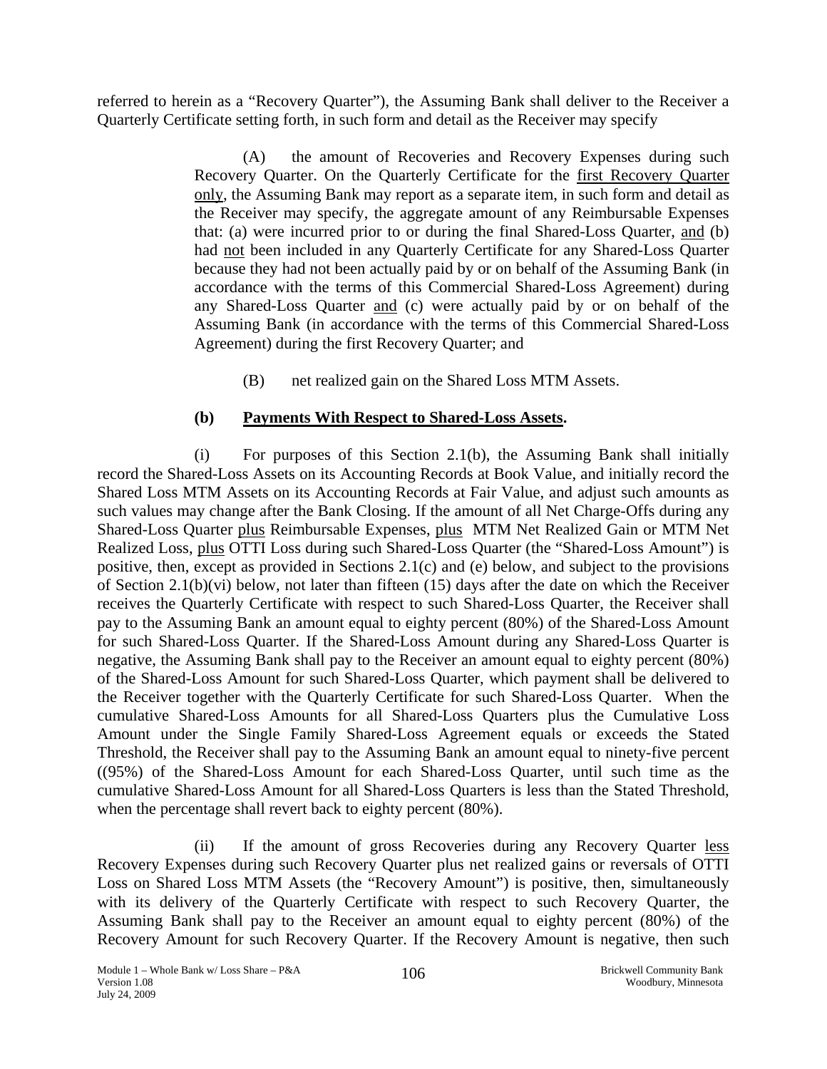referred to herein as a "Recovery Quarter"), the Assuming Bank shall deliver to the Receiver a Quarterly Certificate setting forth, in such form and detail as the Receiver may specify

> (A) the amount of Recoveries and Recovery Expenses during such Recovery Quarter. On the Quarterly Certificate for the first Recovery Quarter only, the Assuming Bank may report as a separate item, in such form and detail as the Receiver may specify, the aggregate amount of any Reimbursable Expenses that: (a) were incurred prior to or during the final Shared-Loss Quarter, and (b) had not been included in any Quarterly Certificate for any Shared-Loss Quarter because they had not been actually paid by or on behalf of the Assuming Bank (in accordance with the terms of this Commercial Shared-Loss Agreement) during any Shared-Loss Quarter and (c) were actually paid by or on behalf of the Assuming Bank (in accordance with the terms of this Commercial Shared-Loss Agreement) during the first Recovery Quarter; and
>
> (B) net realized gain on the Shared Loss MTM Assets.

**(b) Payments With Respect to Shared-Loss Assets.**

(i) For purposes of this Section 2.1(b), the Assuming Bank shall initially record the Shared-Loss Assets on its Accounting Records at Book Value, and initially record the Shared Loss MTM Assets on its Accounting Records at Fair Value, and adjust such amounts as such values may change after the Bank Closing. If the amount of all Net Charge-Offs during any Shared-Loss Quarter plus Reimbursable Expenses, plus MTM Net Realized Gain or MTM Net Realized Loss, plus OTTI Loss during such Shared-Loss Quarter (the "Shared-Loss Amount") is positive, then, except as provided in Sections 2.1(c) and (e) below, and subject to the provisions of Section 2.1(b)(vi) below, not later than fifteen (15) days after the date on which the Receiver receives the Quarterly Certificate with respect to such Shared-Loss Quarter, the Receiver shall pay to the Assuming Bank an amount equal to eighty percent (80%) of the Shared-Loss Amount for such Shared-Loss Quarter. If the Shared-Loss Amount during any Shared-Loss Quarter is negative, the Assuming Bank shall pay to the Receiver an amount equal to eighty percent (80%) of the Shared-Loss Amount for such Shared-Loss Quarter, which payment shall be delivered to the Receiver together with the Quarterly Certificate for such Shared-Loss Quarter. When the cumulative Shared-Loss Amounts for all Shared-Loss Quarters plus the Cumulative Loss Amount under the Single Family Shared-Loss Agreement equals or exceeds the Stated Threshold, the Receiver shall pay to the Assuming Bank an amount equal to ninety-five percent ((95%) of the Shared-Loss Amount for each Shared-Loss Quarter, until such time as the cumulative Shared-Loss Amount for all Shared-Loss Quarters is less than the Stated Threshold, when the percentage shall revert back to eighty percent (80%).

(ii) If the amount of gross Recoveries during any Recovery Quarter less Recovery Expenses during such Recovery Quarter plus net realized gains or reversals of OTTI Loss on Shared Loss MTM Assets (the "Recovery Amount") is positive, then, simultaneously with its delivery of the Quarterly Certificate with respect to such Recovery Quarter, the Assuming Bank shall pay to the Receiver an amount equal to eighty percent (80%) of the Recovery Amount for such Recovery Quarter. If the Recovery Amount is negative, then such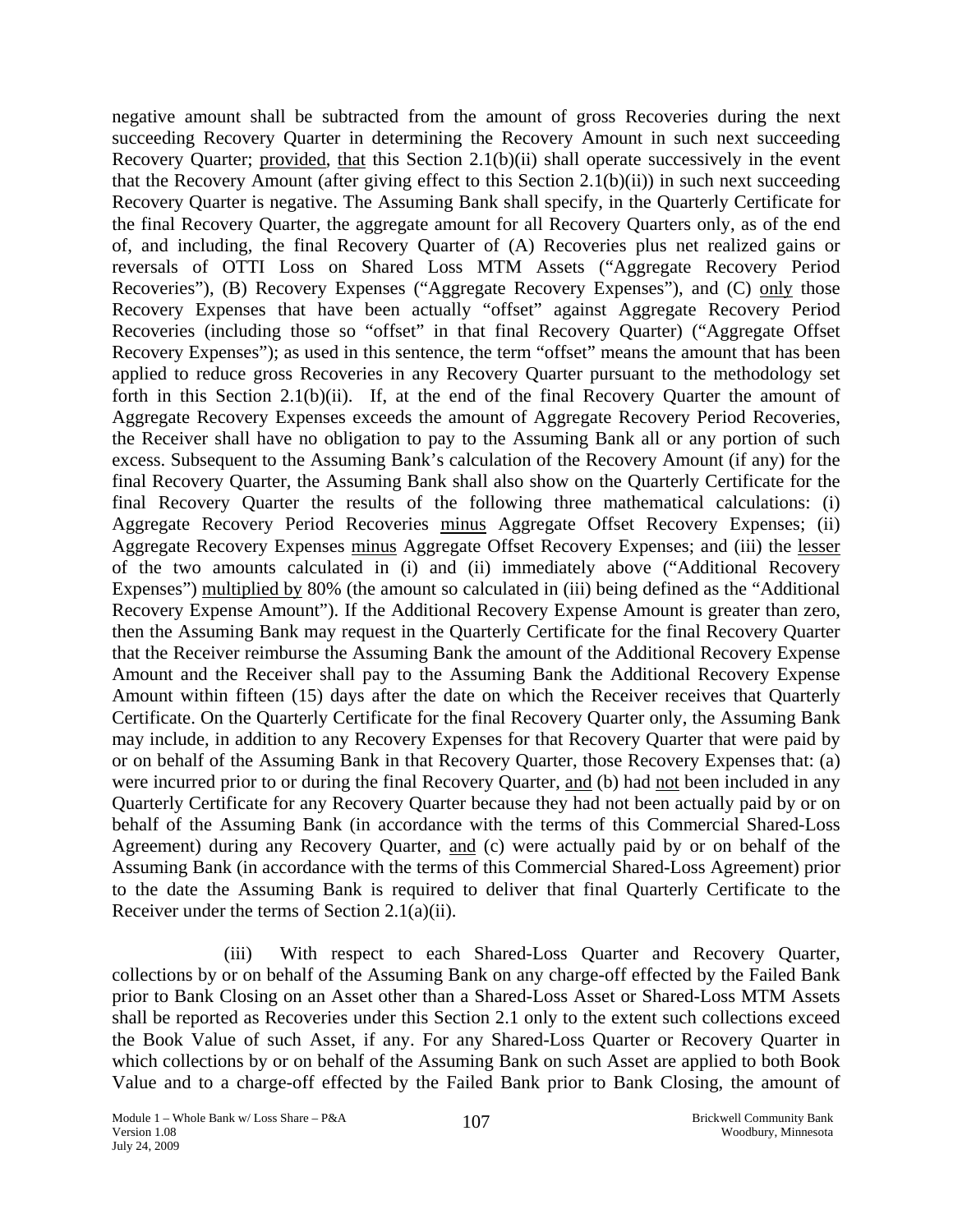negative amount shall be subtracted from the amount of gross Recoveries during the next succeeding Recovery Quarter in determining the Recovery Amount in such next succeeding Recovery Quarter; provided, that this Section 2.1(b)(ii) shall operate successively in the event that the Recovery Amount (after giving effect to this Section 2.1(b)(ii)) in such next succeeding Recovery Quarter is negative. The Assuming Bank shall specify, in the Quarterly Certificate for the final Recovery Quarter, the aggregate amount for all Recovery Quarters only, as of the end of, and including, the final Recovery Quarter of (A) Recoveries plus net realized gains or reversals of OTTI Loss on Shared Loss MTM Assets ("Aggregate Recovery Period Recoveries"), (B) Recovery Expenses ("Aggregate Recovery Expenses"), and (C) only those Recovery Expenses that have been actually "offset" against Aggregate Recovery Period Recoveries (including those so "offset" in that final Recovery Quarter) ("Aggregate Offset Recovery Expenses"); as used in this sentence, the term "offset" means the amount that has been applied to reduce gross Recoveries in any Recovery Quarter pursuant to the methodology set forth in this Section 2.1(b)(ii). If, at the end of the final Recovery Quarter the amount of Aggregate Recovery Expenses exceeds the amount of Aggregate Recovery Period Recoveries, the Receiver shall have no obligation to pay to the Assuming Bank all or any portion of such excess. Subsequent to the Assuming Bank's calculation of the Recovery Amount (if any) for the final Recovery Quarter, the Assuming Bank shall also show on the Quarterly Certificate for the final Recovery Quarter the results of the following three mathematical calculations: (i) Aggregate Recovery Period Recoveries minus Aggregate Offset Recovery Expenses; (ii) Aggregate Recovery Expenses minus Aggregate Offset Recovery Expenses; and (iii) the lesser of the two amounts calculated in (i) and (ii) immediately above ("Additional Recovery Expenses") multiplied by 80% (the amount so calculated in (iii) being defined as the "Additional Recovery Expense Amount"). If the Additional Recovery Expense Amount is greater than zero, then the Assuming Bank may request in the Quarterly Certificate for the final Recovery Quarter that the Receiver reimburse the Assuming Bank the amount of the Additional Recovery Expense Amount and the Receiver shall pay to the Assuming Bank the Additional Recovery Expense Amount within fifteen (15) days after the date on which the Receiver receives that Quarterly Certificate. On the Quarterly Certificate for the final Recovery Quarter only, the Assuming Bank may include, in addition to any Recovery Expenses for that Recovery Quarter that were paid by or on behalf of the Assuming Bank in that Recovery Quarter, those Recovery Expenses that: (a) were incurred prior to or during the final Recovery Quarter, and (b) had not been included in any Quarterly Certificate for any Recovery Quarter because they had not been actually paid by or on behalf of the Assuming Bank (in accordance with the terms of this Commercial Shared-Loss Agreement) during any Recovery Quarter, and (c) were actually paid by or on behalf of the Assuming Bank (in accordance with the terms of this Commercial Shared-Loss Agreement) prior to the date the Assuming Bank is required to deliver that final Quarterly Certificate to the Receiver under the terms of Section 2.1(a)(ii).

(iii) With respect to each Shared-Loss Quarter and Recovery Quarter, collections by or on behalf of the Assuming Bank on any charge-off effected by the Failed Bank prior to Bank Closing on an Asset other than a Shared-Loss Asset or Shared-Loss MTM Assets shall be reported as Recoveries under this Section 2.1 only to the extent such collections exceed the Book Value of such Asset, if any. For any Shared-Loss Quarter or Recovery Quarter in which collections by or on behalf of the Assuming Bank on such Asset are applied to both Book Value and to a charge-off effected by the Failed Bank prior to Bank Closing, the amount of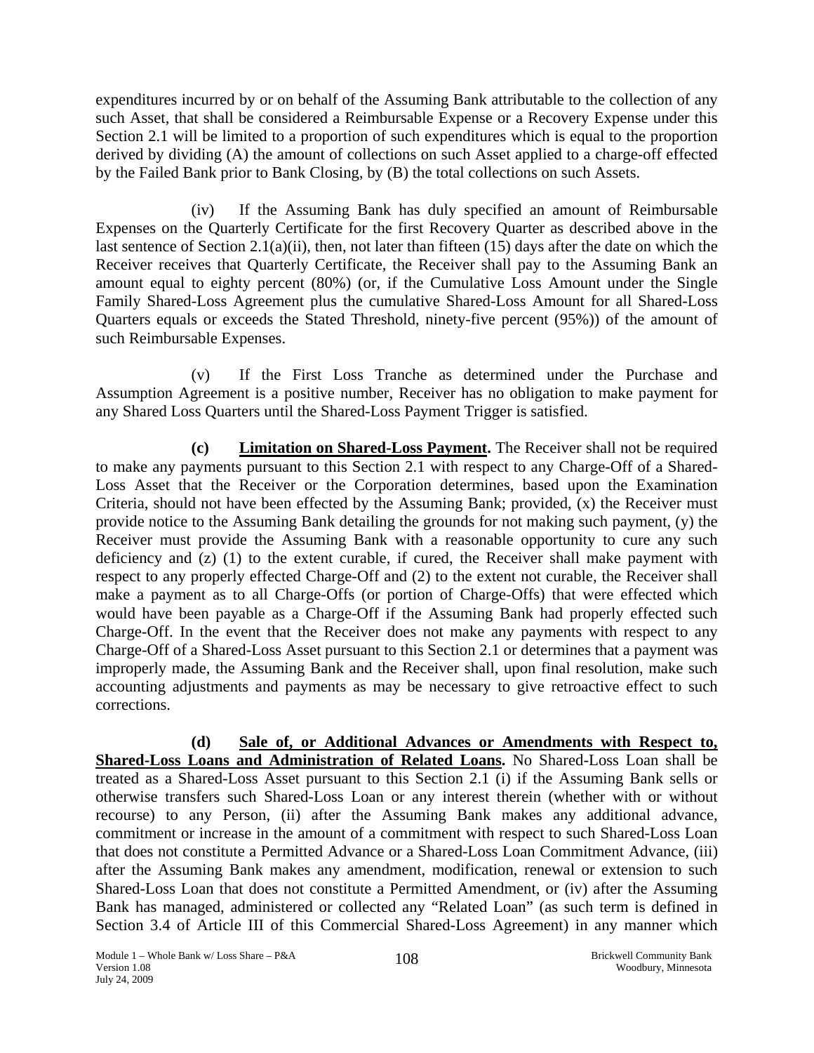expenditures incurred by or on behalf of the Assuming Bank attributable to the collection of any such Asset, that shall be considered a Reimbursable Expense or a Recovery Expense under this Section 2.1 will be limited to a proportion of such expenditures which is equal to the proportion derived by dividing (A) the amount of collections on such Asset applied to a charge-off effected by the Failed Bank prior to Bank Closing, by (B) the total collections on such Assets.

(iv) If the Assuming Bank has duly specified an amount of Reimbursable Expenses on the Quarterly Certificate for the first Recovery Quarter as described above in the last sentence of Section 2.1(a)(ii), then, not later than fifteen (15) days after the date on which the Receiver receives that Quarterly Certificate, the Receiver shall pay to the Assuming Bank an amount equal to eighty percent (80%) (or, if the Cumulative Loss Amount under the Single Family Shared-Loss Agreement plus the cumulative Shared-Loss Amount for all Shared-Loss Quarters equals or exceeds the Stated Threshold, ninety-five percent (95%)) of the amount of such Reimbursable Expenses.

(v) If the First Loss Tranche as determined under the Purchase and Assumption Agreement is a positive number, Receiver has no obligation to make payment for any Shared Loss Quarters until the Shared-Loss Payment Trigger is satisfied.

**(c) Limitation on Shared-Loss Payment.** The Receiver shall not be required to make any payments pursuant to this Section 2.1 with respect to any Charge-Off of a Shared-Loss Asset that the Receiver or the Corporation determines, based upon the Examination Criteria, should not have been effected by the Assuming Bank; provided, (x) the Receiver must provide notice to the Assuming Bank detailing the grounds for not making such payment, (y) the Receiver must provide the Assuming Bank with a reasonable opportunity to cure any such deficiency and (z) (1) to the extent curable, if cured, the Receiver shall make payment with respect to any properly effected Charge-Off and (2) to the extent not curable, the Receiver shall make a payment as to all Charge-Offs (or portion of Charge-Offs) that were effected which would have been payable as a Charge-Off if the Assuming Bank had properly effected such Charge-Off. In the event that the Receiver does not make any payments with respect to any Charge-Off of a Shared-Loss Asset pursuant to this Section 2.1 or determines that a payment was improperly made, the Assuming Bank and the Receiver shall, upon final resolution, make such accounting adjustments and payments as may be necessary to give retroactive effect to such corrections.

**(d) Sale of, or Additional Advances or Amendments with Respect to, Shared-Loss Loans and Administration of Related Loans.** No Shared-Loss Loan shall be treated as a Shared-Loss Asset pursuant to this Section 2.1 (i) if the Assuming Bank sells or otherwise transfers such Shared-Loss Loan or any interest therein (whether with or without recourse) to any Person, (ii) after the Assuming Bank makes any additional advance, commitment or increase in the amount of a commitment with respect to such Shared-Loss Loan that does not constitute a Permitted Advance or a Shared-Loss Loan Commitment Advance, (iii) after the Assuming Bank makes any amendment, modification, renewal or extension to such Shared-Loss Loan that does not constitute a Permitted Amendment, or (iv) after the Assuming Bank has managed, administered or collected any "Related Loan" (as such term is defined in Section 3.4 of Article III of this Commercial Shared-Loss Agreement) in any manner which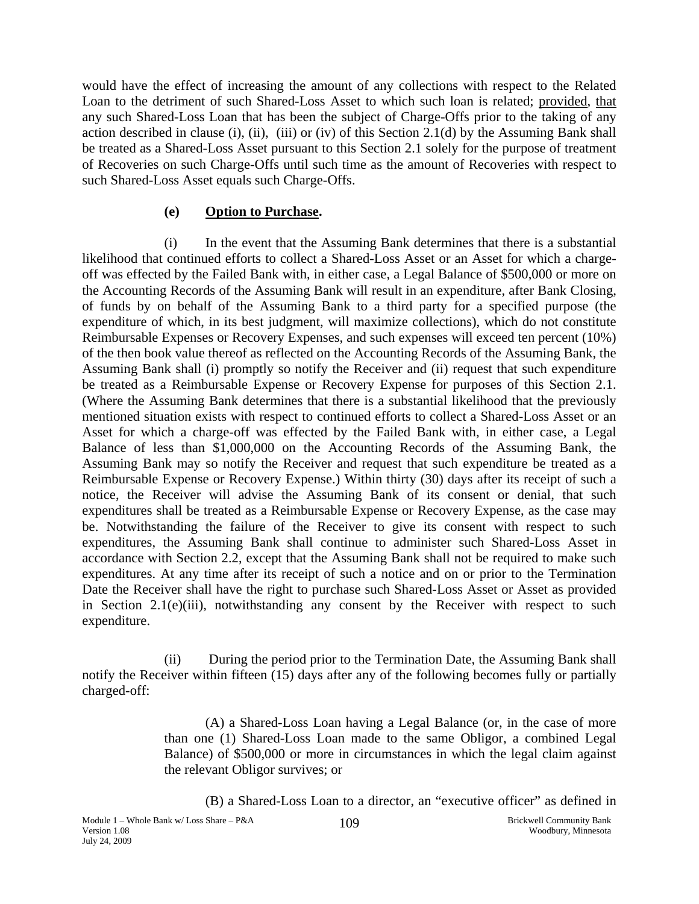would have the effect of increasing the amount of any collections with respect to the Related Loan to the detriment of such Shared-Loss Asset to which such loan is related; provided, that any such Shared-Loss Loan that has been the subject of Charge-Offs prior to the taking of any action described in clause (i), (ii), (iii) or (iv) of this Section 2.1(d) by the Assuming Bank shall be treated as a Shared-Loss Asset pursuant to this Section 2.1 solely for the purpose of treatment of Recoveries on such Charge-Offs until such time as the amount of Recoveries with respect to such Shared-Loss Asset equals such Charge-Offs.

**(e) Option to Purchase.**

(i) In the event that the Assuming Bank determines that there is a substantial likelihood that continued efforts to collect a Shared-Loss Asset or an Asset for which a charge-off was effected by the Failed Bank with, in either case, a Legal Balance of $500,000 or more on the Accounting Records of the Assuming Bank will result in an expenditure, after Bank Closing, of funds by on behalf of the Assuming Bank to a third party for a specified purpose (the expenditure of which, in its best judgment, will maximize collections), which do not constitute Reimbursable Expenses or Recovery Expenses, and such expenses will exceed ten percent (10%) of the then book value thereof as reflected on the Accounting Records of the Assuming Bank, the Assuming Bank shall (i) promptly so notify the Receiver and (ii) request that such expenditure be treated as a Reimbursable Expense or Recovery Expense for purposes of this Section 2.1. (Where the Assuming Bank determines that there is a substantial likelihood that the previously mentioned situation exists with respect to continued efforts to collect a Shared-Loss Asset or an Asset for which a charge-off was effected by the Failed Bank with, in either case, a Legal Balance of less than $1,000,000 on the Accounting Records of the Assuming Bank, the Assuming Bank may so notify the Receiver and request that such expenditure be treated as a Reimbursable Expense or Recovery Expense.) Within thirty (30) days after its receipt of such a notice, the Receiver will advise the Assuming Bank of its consent or denial, that such expenditures shall be treated as a Reimbursable Expense or Recovery Expense, as the case may be. Notwithstanding the failure of the Receiver to give its consent with respect to such expenditures, the Assuming Bank shall continue to administer such Shared-Loss Asset in accordance with Section 2.2, except that the Assuming Bank shall not be required to make such expenditures. At any time after its receipt of such a notice and on or prior to the Termination Date the Receiver shall have the right to purchase such Shared-Loss Asset or Asset as provided in Section 2.1(e)(iii), notwithstanding any consent by the Receiver with respect to such expenditure.

(ii) During the period prior to the Termination Date, the Assuming Bank shall notify the Receiver within fifteen (15) days after any of the following becomes fully or partially charged-off:

(A) a Shared-Loss Loan having a Legal Balance (or, in the case of more than one (1) Shared-Loss Loan made to the same Obligor, a combined Legal Balance) of $500,000 or more in circumstances in which the legal claim against the relevant Obligor survives; or

(B) a Shared-Loss Loan to a director, an "executive officer" as defined in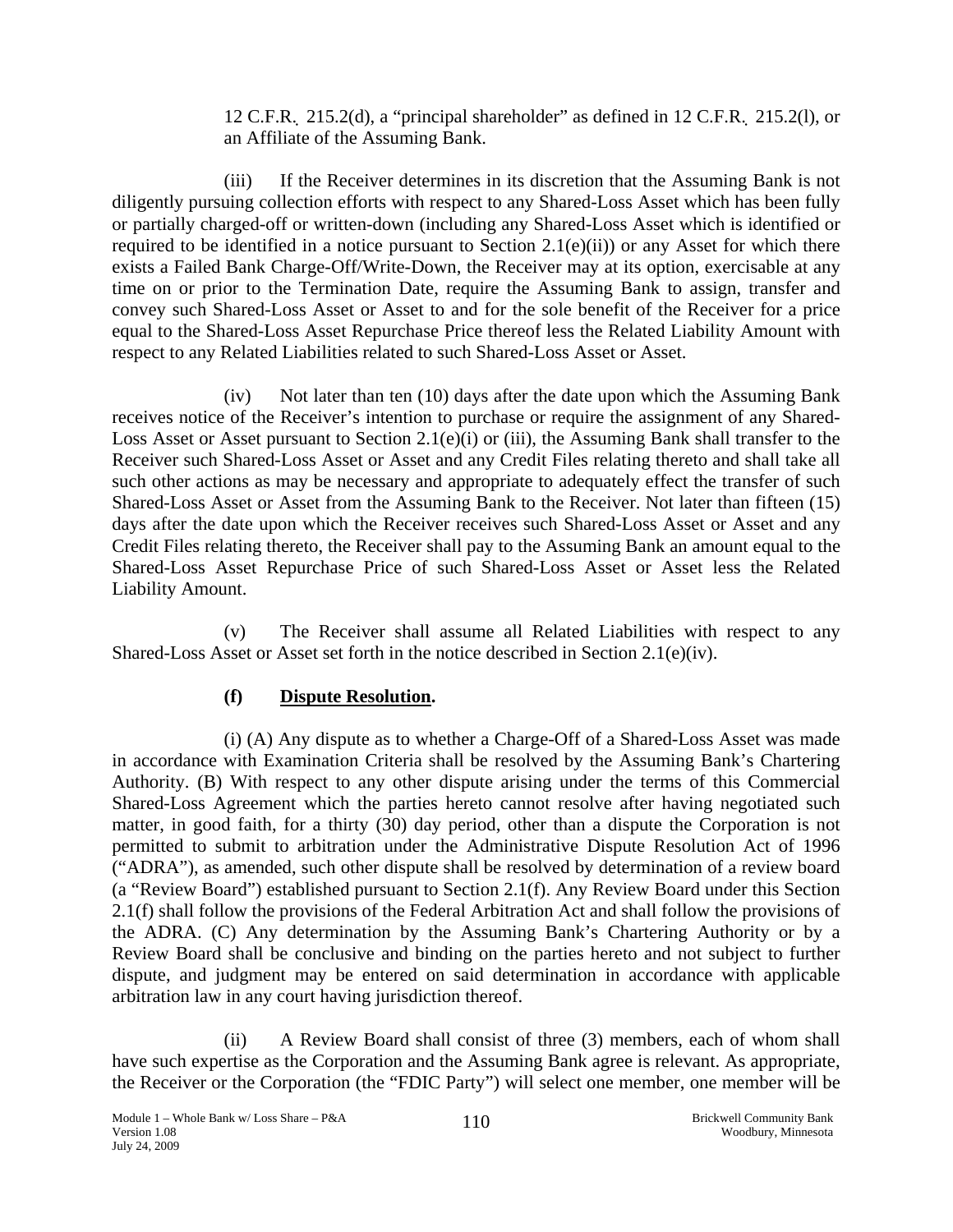12 C.F.R. 215.2(d), a "principal shareholder" as defined in 12 C.F.R. 215.2(l), or an Affiliate of the Assuming Bank.

(iii) If the Receiver determines in its discretion that the Assuming Bank is not diligently pursuing collection efforts with respect to any Shared-Loss Asset which has been fully or partially charged-off or written-down (including any Shared-Loss Asset which is identified or required to be identified in a notice pursuant to Section 2.1(e)(ii)) or any Asset for which there exists a Failed Bank Charge-Off/Write-Down, the Receiver may at its option, exercisable at any time on or prior to the Termination Date, require the Assuming Bank to assign, transfer and convey such Shared-Loss Asset or Asset to and for the sole benefit of the Receiver for a price equal to the Shared-Loss Asset Repurchase Price thereof less the Related Liability Amount with respect to any Related Liabilities related to such Shared-Loss Asset or Asset.

(iv) Not later than ten (10) days after the date upon which the Assuming Bank receives notice of the Receiver's intention to purchase or require the assignment of any Shared-Loss Asset or Asset pursuant to Section 2.1(e)(i) or (iii), the Assuming Bank shall transfer to the Receiver such Shared-Loss Asset or Asset and any Credit Files relating thereto and shall take all such other actions as may be necessary and appropriate to adequately effect the transfer of such Shared-Loss Asset or Asset from the Assuming Bank to the Receiver. Not later than fifteen (15) days after the date upon which the Receiver receives such Shared-Loss Asset or Asset and any Credit Files relating thereto, the Receiver shall pay to the Assuming Bank an amount equal to the Shared-Loss Asset Repurchase Price of such Shared-Loss Asset or Asset less the Related Liability Amount.

(v) The Receiver shall assume all Related Liabilities with respect to any Shared-Loss Asset or Asset set forth in the notice described in Section 2.1(e)(iv).

**(f) <u>Dispute Resolution</u>.**

(i) (A) Any dispute as to whether a Charge-Off of a Shared-Loss Asset was made in accordance with Examination Criteria shall be resolved by the Assuming Bank's Chartering Authority. (B) With respect to any other dispute arising under the terms of this Commercial Shared-Loss Agreement which the parties hereto cannot resolve after having negotiated such matter, in good faith, for a thirty (30) day period, other than a dispute the Corporation is not permitted to submit to arbitration under the Administrative Dispute Resolution Act of 1996 ("ADRA"), as amended, such other dispute shall be resolved by determination of a review board (a "Review Board") established pursuant to Section 2.1(f). Any Review Board under this Section 2.1(f) shall follow the provisions of the Federal Arbitration Act and shall follow the provisions of the ADRA. (C) Any determination by the Assuming Bank's Chartering Authority or by a Review Board shall be conclusive and binding on the parties hereto and not subject to further dispute, and judgment may be entered on said determination in accordance with applicable arbitration law in any court having jurisdiction thereof.

(ii) A Review Board shall consist of three (3) members, each of whom shall have such expertise as the Corporation and the Assuming Bank agree is relevant. As appropriate, the Receiver or the Corporation (the "FDIC Party") will select one member, one member will be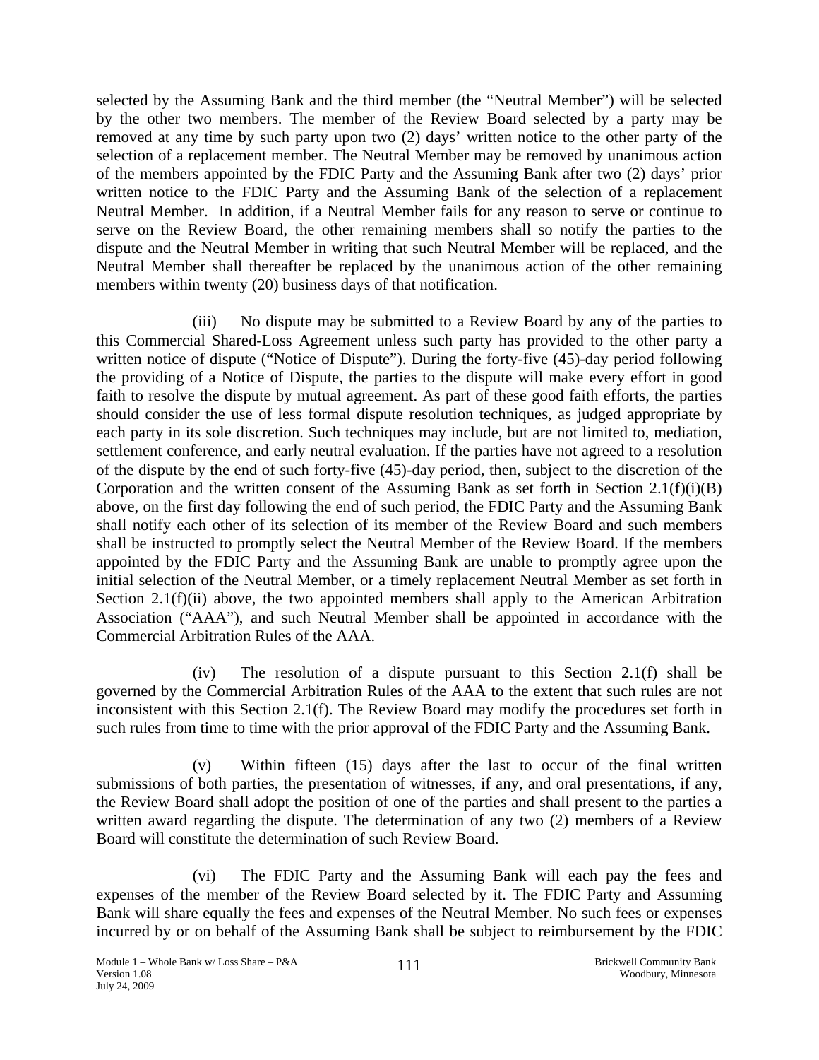selected by the Assuming Bank and the third member (the "Neutral Member") will be selected by the other two members. The member of the Review Board selected by a party may be removed at any time by such party upon two (2) days' written notice to the other party of the selection of a replacement member. The Neutral Member may be removed by unanimous action of the members appointed by the FDIC Party and the Assuming Bank after two (2) days' prior written notice to the FDIC Party and the Assuming Bank of the selection of a replacement Neutral Member. In addition, if a Neutral Member fails for any reason to serve or continue to serve on the Review Board, the other remaining members shall so notify the parties to the dispute and the Neutral Member in writing that such Neutral Member will be replaced, and the Neutral Member shall thereafter be replaced by the unanimous action of the other remaining members within twenty (20) business days of that notification.

(iii) No dispute may be submitted to a Review Board by any of the parties to this Commercial Shared-Loss Agreement unless such party has provided to the other party a written notice of dispute ("Notice of Dispute"). During the forty-five (45)-day period following the providing of a Notice of Dispute, the parties to the dispute will make every effort in good faith to resolve the dispute by mutual agreement. As part of these good faith efforts, the parties should consider the use of less formal dispute resolution techniques, as judged appropriate by each party in its sole discretion. Such techniques may include, but are not limited to, mediation, settlement conference, and early neutral evaluation. If the parties have not agreed to a resolution of the dispute by the end of such forty-five (45)-day period, then, subject to the discretion of the Corporation and the written consent of the Assuming Bank as set forth in Section 2.1(f)(i)(B) above, on the first day following the end of such period, the FDIC Party and the Assuming Bank shall notify each other of its selection of its member of the Review Board and such members shall be instructed to promptly select the Neutral Member of the Review Board. If the members appointed by the FDIC Party and the Assuming Bank are unable to promptly agree upon the initial selection of the Neutral Member, or a timely replacement Neutral Member as set forth in Section 2.1(f)(ii) above, the two appointed members shall apply to the American Arbitration Association ("AAA"), and such Neutral Member shall be appointed in accordance with the Commercial Arbitration Rules of the AAA.

(iv) The resolution of a dispute pursuant to this Section 2.1(f) shall be governed by the Commercial Arbitration Rules of the AAA to the extent that such rules are not inconsistent with this Section 2.1(f). The Review Board may modify the procedures set forth in such rules from time to time with the prior approval of the FDIC Party and the Assuming Bank.

(v) Within fifteen (15) days after the last to occur of the final written submissions of both parties, the presentation of witnesses, if any, and oral presentations, if any, the Review Board shall adopt the position of one of the parties and shall present to the parties a written award regarding the dispute. The determination of any two (2) members of a Review Board will constitute the determination of such Review Board.

(vi) The FDIC Party and the Assuming Bank will each pay the fees and expenses of the member of the Review Board selected by it. The FDIC Party and Assuming Bank will share equally the fees and expenses of the Neutral Member. No such fees or expenses incurred by or on behalf of the Assuming Bank shall be subject to reimbursement by the FDIC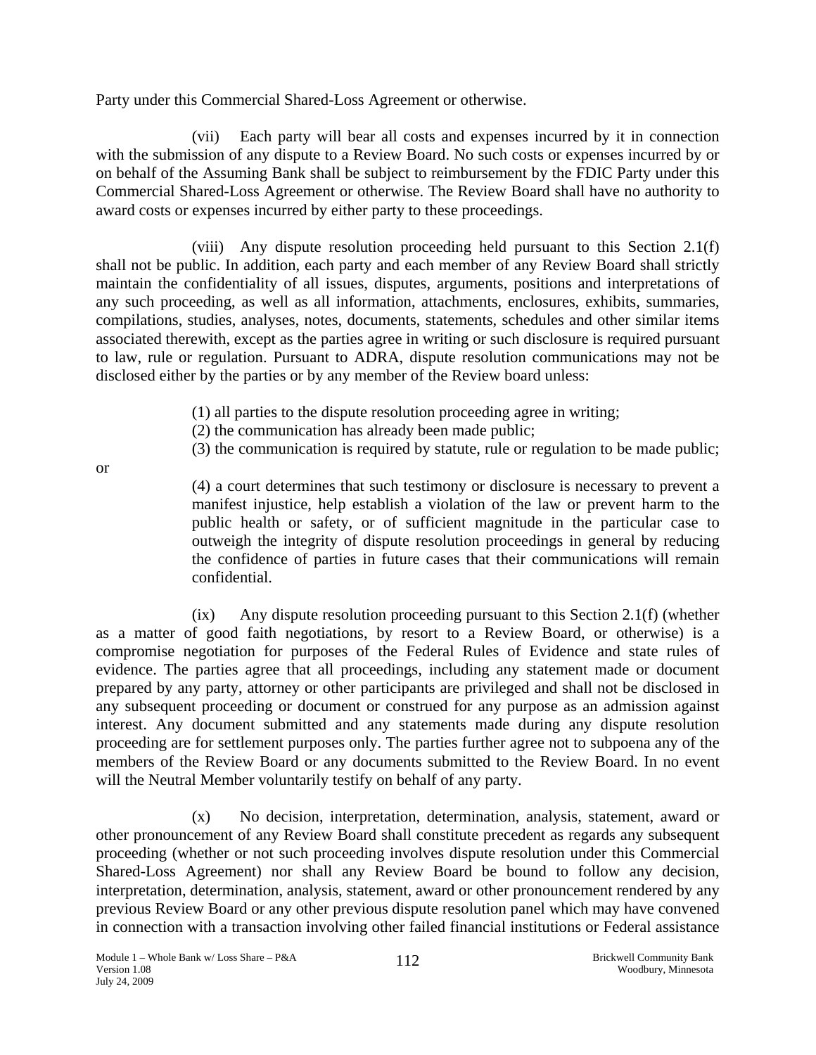Party under this Commercial Shared-Loss Agreement or otherwise.

(vii) Each party will bear all costs and expenses incurred by it in connection with the submission of any dispute to a Review Board. No such costs or expenses incurred by or on behalf of the Assuming Bank shall be subject to reimbursement by the FDIC Party under this Commercial Shared-Loss Agreement or otherwise. The Review Board shall have no authority to award costs or expenses incurred by either party to these proceedings.

(viii) Any dispute resolution proceeding held pursuant to this Section 2.1(f) shall not be public. In addition, each party and each member of any Review Board shall strictly maintain the confidentiality of all issues, disputes, arguments, positions and interpretations of any such proceeding, as well as all information, attachments, enclosures, exhibits, summaries, compilations, studies, analyses, notes, documents, statements, schedules and other similar items associated therewith, except as the parties agree in writing or such disclosure is required pursuant to law, rule or regulation. Pursuant to ADRA, dispute resolution communications may not be disclosed either by the parties or by any member of the Review board unless:

(1) all parties to the dispute resolution proceeding agree in writing;

(2) the communication has already been made public;

(3) the communication is required by statute, rule or regulation to be made public; or

(4) a court determines that such testimony or disclosure is necessary to prevent a manifest injustice, help establish a violation of the law or prevent harm to the public health or safety, or of sufficient magnitude in the particular case to outweigh the integrity of dispute resolution proceedings in general by reducing the confidence of parties in future cases that their communications will remain confidential.

(ix) Any dispute resolution proceeding pursuant to this Section 2.1(f) (whether as a matter of good faith negotiations, by resort to a Review Board, or otherwise) is a compromise negotiation for purposes of the Federal Rules of Evidence and state rules of evidence. The parties agree that all proceedings, including any statement made or document prepared by any party, attorney or other participants are privileged and shall not be disclosed in any subsequent proceeding or document or construed for any purpose as an admission against interest. Any document submitted and any statements made during any dispute resolution proceeding are for settlement purposes only. The parties further agree not to subpoena any of the members of the Review Board or any documents submitted to the Review Board. In no event will the Neutral Member voluntarily testify on behalf of any party.

(x) No decision, interpretation, determination, analysis, statement, award or other pronouncement of any Review Board shall constitute precedent as regards any subsequent proceeding (whether or not such proceeding involves dispute resolution under this Commercial Shared-Loss Agreement) nor shall any Review Board be bound to follow any decision, interpretation, determination, analysis, statement, award or other pronouncement rendered by any previous Review Board or any other previous dispute resolution panel which may have convened in connection with a transaction involving other failed financial institutions or Federal assistance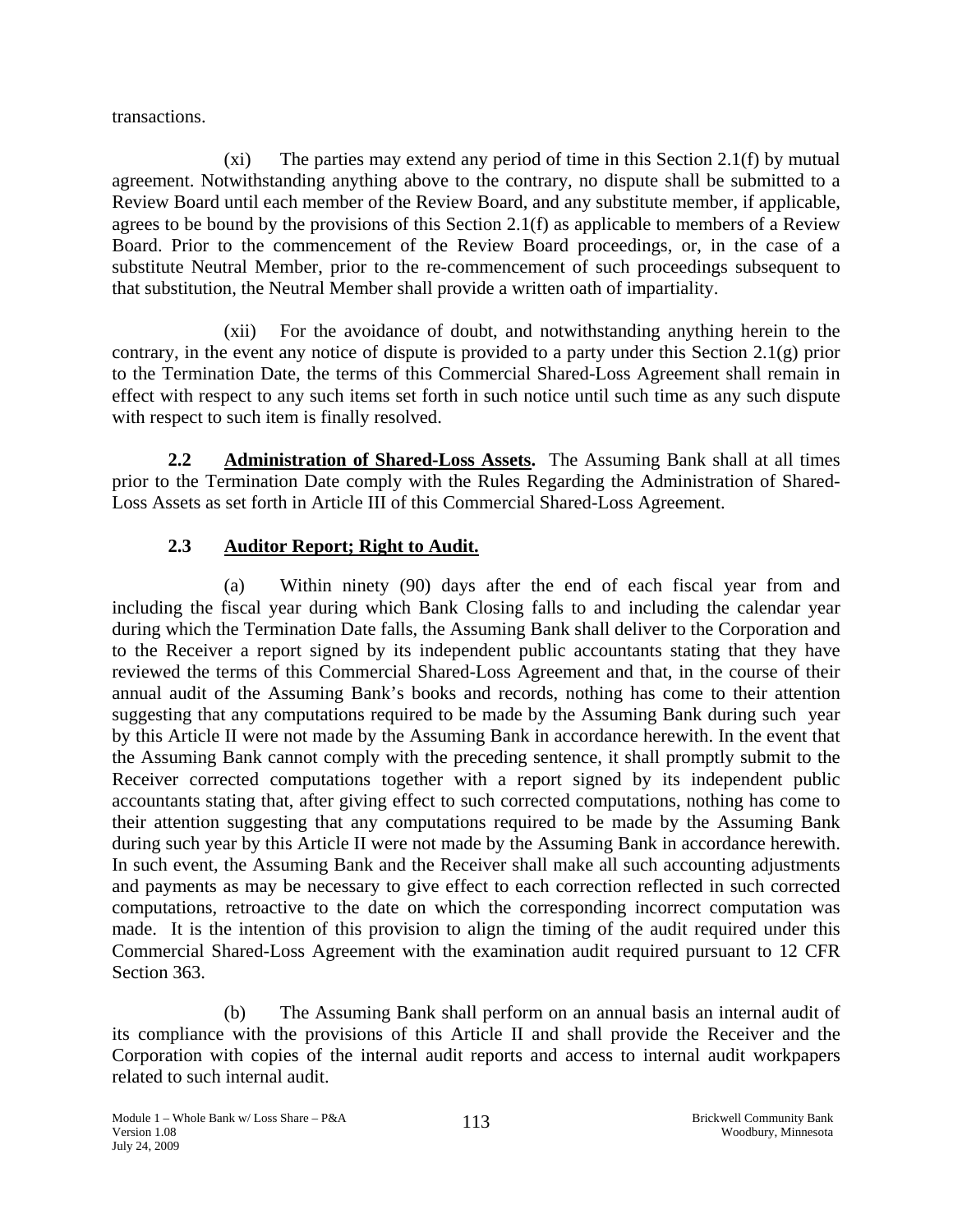transactions.

(xi) The parties may extend any period of time in this Section 2.1(f) by mutual agreement. Notwithstanding anything above to the contrary, no dispute shall be submitted to a Review Board until each member of the Review Board, and any substitute member, if applicable, agrees to be bound by the provisions of this Section 2.1(f) as applicable to members of a Review Board. Prior to the commencement of the Review Board proceedings, or, in the case of a substitute Neutral Member, prior to the re-commencement of such proceedings subsequent to that substitution, the Neutral Member shall provide a written oath of impartiality.

(xii) For the avoidance of doubt, and notwithstanding anything herein to the contrary, in the event any notice of dispute is provided to a party under this Section 2.1(g) prior to the Termination Date, the terms of this Commercial Shared-Loss Agreement shall remain in effect with respect to any such items set forth in such notice until such time as any such dispute with respect to such item is finally resolved.

**2.2 Administration of Shared-Loss Assets.** The Assuming Bank shall at all times prior to the Termination Date comply with the Rules Regarding the Administration of Shared-Loss Assets as set forth in Article III of this Commercial Shared-Loss Agreement.

## 2.3 Auditor Report; Right to Audit.

(a) Within ninety (90) days after the end of each fiscal year from and including the fiscal year during which Bank Closing falls to and including the calendar year during which the Termination Date falls, the Assuming Bank shall deliver to the Corporation and to the Receiver a report signed by its independent public accountants stating that they have reviewed the terms of this Commercial Shared-Loss Agreement and that, in the course of their annual audit of the Assuming Bank's books and records, nothing has come to their attention suggesting that any computations required to be made by the Assuming Bank during such year by this Article II were not made by the Assuming Bank in accordance herewith. In the event that the Assuming Bank cannot comply with the preceding sentence, it shall promptly submit to the Receiver corrected computations together with a report signed by its independent public accountants stating that, after giving effect to such corrected computations, nothing has come to their attention suggesting that any computations required to be made by the Assuming Bank during such year by this Article II were not made by the Assuming Bank in accordance herewith. In such event, the Assuming Bank and the Receiver shall make all such accounting adjustments and payments as may be necessary to give effect to each correction reflected in such corrected computations, retroactive to the date on which the corresponding incorrect computation was made. It is the intention of this provision to align the timing of the audit required under this Commercial Shared-Loss Agreement with the examination audit required pursuant to 12 CFR Section 363.

(b) The Assuming Bank shall perform on an annual basis an internal audit of its compliance with the provisions of this Article II and shall provide the Receiver and the Corporation with copies of the internal audit reports and access to internal audit workpapers related to such internal audit.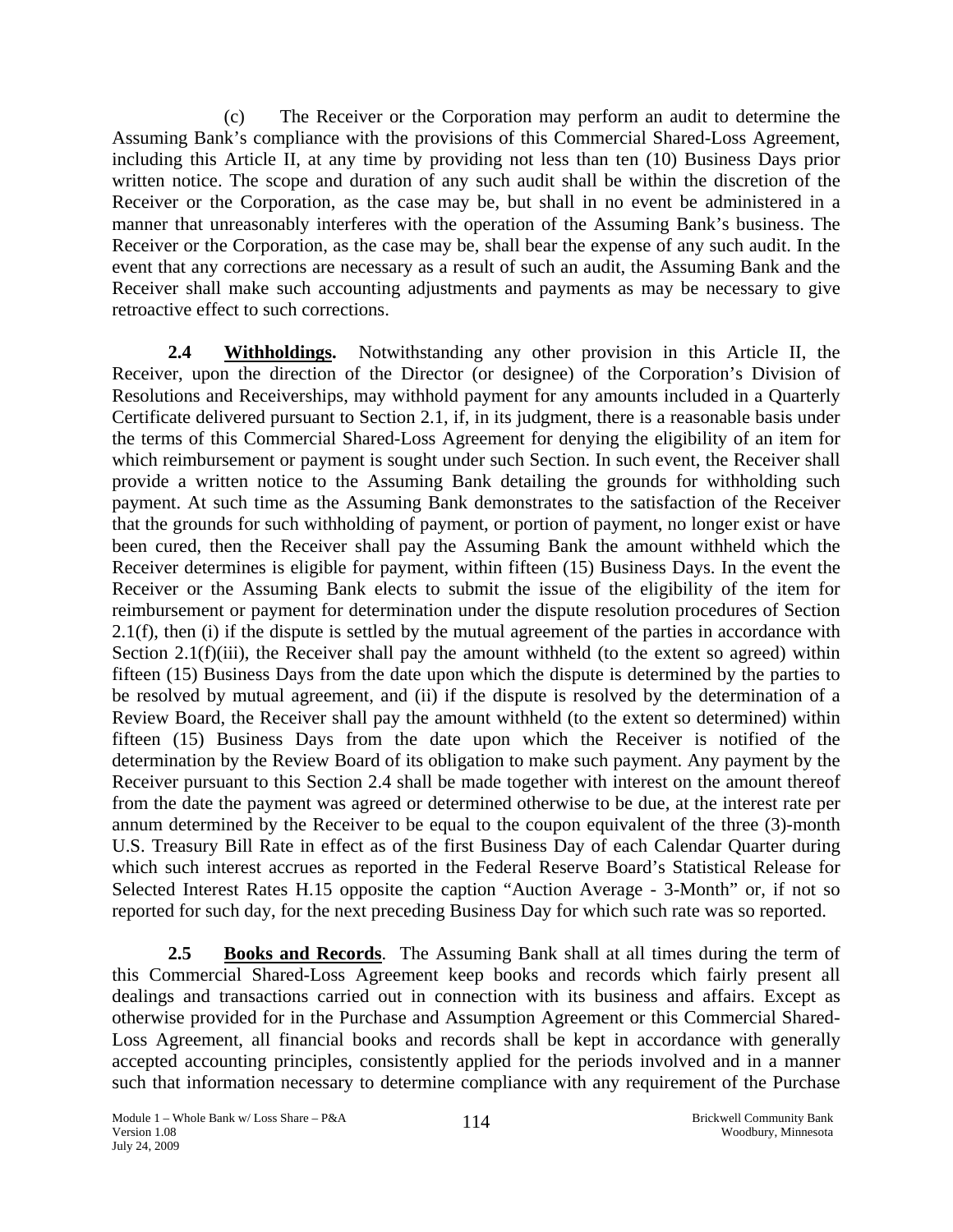(c) The Receiver or the Corporation may perform an audit to determine the Assuming Bank's compliance with the provisions of this Commercial Shared-Loss Agreement, including this Article II, at any time by providing not less than ten (10) Business Days prior written notice. The scope and duration of any such audit shall be within the discretion of the Receiver or the Corporation, as the case may be, but shall in no event be administered in a manner that unreasonably interferes with the operation of the Assuming Bank's business. The Receiver or the Corporation, as the case may be, shall bear the expense of any such audit. In the event that any corrections are necessary as a result of such an audit, the Assuming Bank and the Receiver shall make such accounting adjustments and payments as may be necessary to give retroactive effect to such corrections.

**2.4 Withholdings.** Notwithstanding any other provision in this Article II, the Receiver, upon the direction of the Director (or designee) of the Corporation's Division of Resolutions and Receiverships, may withhold payment for any amounts included in a Quarterly Certificate delivered pursuant to Section 2.1, if, in its judgment, there is a reasonable basis under the terms of this Commercial Shared-Loss Agreement for denying the eligibility of an item for which reimbursement or payment is sought under such Section. In such event, the Receiver shall provide a written notice to the Assuming Bank detailing the grounds for withholding such payment. At such time as the Assuming Bank demonstrates to the satisfaction of the Receiver that the grounds for such withholding of payment, or portion of payment, no longer exist or have been cured, then the Receiver shall pay the Assuming Bank the amount withheld which the Receiver determines is eligible for payment, within fifteen (15) Business Days. In the event the Receiver or the Assuming Bank elects to submit the issue of the eligibility of the item for reimbursement or payment for determination under the dispute resolution procedures of Section 2.1(f), then (i) if the dispute is settled by the mutual agreement of the parties in accordance with Section 2.1(f)(iii), the Receiver shall pay the amount withheld (to the extent so agreed) within fifteen (15) Business Days from the date upon which the dispute is determined by the parties to be resolved by mutual agreement, and (ii) if the dispute is resolved by the determination of a Review Board, the Receiver shall pay the amount withheld (to the extent so determined) within fifteen (15) Business Days from the date upon which the Receiver is notified of the determination by the Review Board of its obligation to make such payment. Any payment by the Receiver pursuant to this Section 2.4 shall be made together with interest on the amount thereof from the date the payment was agreed or determined otherwise to be due, at the interest rate per annum determined by the Receiver to be equal to the coupon equivalent of the three (3)-month U.S. Treasury Bill Rate in effect as of the first Business Day of each Calendar Quarter during which such interest accrues as reported in the Federal Reserve Board's Statistical Release for Selected Interest Rates H.15 opposite the caption "Auction Average - 3-Month" or, if not so reported for such day, for the next preceding Business Day for which such rate was so reported.

**2.5 Books and Records**. The Assuming Bank shall at all times during the term of this Commercial Shared-Loss Agreement keep books and records which fairly present all dealings and transactions carried out in connection with its business and affairs. Except as otherwise provided for in the Purchase and Assumption Agreement or this Commercial Shared-Loss Agreement, all financial books and records shall be kept in accordance with generally accepted accounting principles, consistently applied for the periods involved and in a manner such that information necessary to determine compliance with any requirement of the Purchase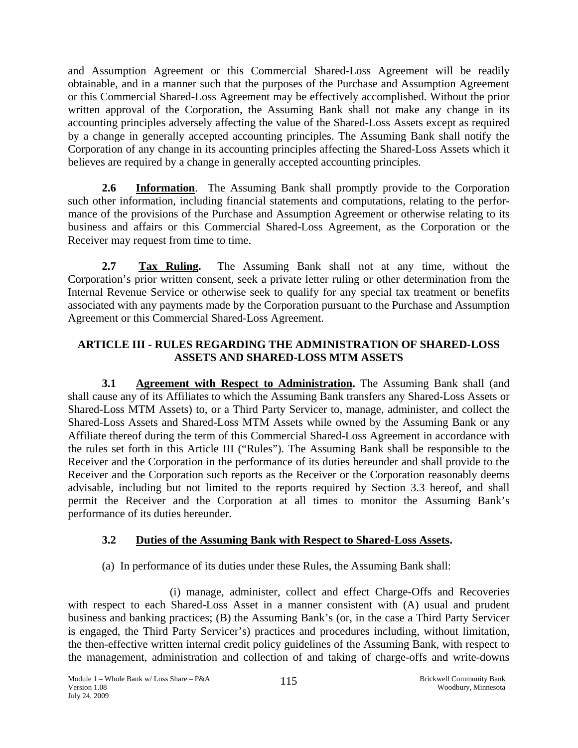and Assumption Agreement or this Commercial Shared-Loss Agreement will be readily obtainable, and in a manner such that the purposes of the Purchase and Assumption Agreement or this Commercial Shared-Loss Agreement may be effectively accomplished. Without the prior written approval of the Corporation, the Assuming Bank shall not make any change in its accounting principles adversely affecting the value of the Shared-Loss Assets except as required by a change in generally accepted accounting principles. The Assuming Bank shall notify the Corporation of any change in its accounting principles affecting the Shared-Loss Assets which it believes are required by a change in generally accepted accounting principles.

**2.6 Information**. The Assuming Bank shall promptly provide to the Corporation such other information, including financial statements and computations, relating to the performance of the provisions of the Purchase and Assumption Agreement or otherwise relating to its business and affairs or this Commercial Shared-Loss Agreement, as the Corporation or the Receiver may request from time to time.

**2.7 Tax Ruling.** The Assuming Bank shall not at any time, without the Corporation's prior written consent, seek a private letter ruling or other determination from the Internal Revenue Service or otherwise seek to qualify for any special tax treatment or benefits associated with any payments made by the Corporation pursuant to the Purchase and Assumption Agreement or this Commercial Shared-Loss Agreement.

## ARTICLE III - RULES REGARDING THE ADMINISTRATION OF SHARED-LOSS ASSETS AND SHARED-LOSS MTM ASSETS

**3.1 Agreement with Respect to Administration.** The Assuming Bank shall (and shall cause any of its Affiliates to which the Assuming Bank transfers any Shared-Loss Assets or Shared-Loss MTM Assets) to, or a Third Party Servicer to, manage, administer, and collect the Shared-Loss Assets and Shared-Loss MTM Assets while owned by the Assuming Bank or any Affiliate thereof during the term of this Commercial Shared-Loss Agreement in accordance with the rules set forth in this Article III ("Rules"). The Assuming Bank shall be responsible to the Receiver and the Corporation in the performance of its duties hereunder and shall provide to the Receiver and the Corporation such reports as the Receiver or the Corporation reasonably deems advisable, including but not limited to the reports required by Section 3.3 hereof, and shall permit the Receiver and the Corporation at all times to monitor the Assuming Bank's performance of its duties hereunder.

**3.2 Duties of the Assuming Bank with Respect to Shared-Loss Assets.**

(a) In performance of its duties under these Rules, the Assuming Bank shall:

(i) manage, administer, collect and effect Charge-Offs and Recoveries with respect to each Shared-Loss Asset in a manner consistent with (A) usual and prudent business and banking practices; (B) the Assuming Bank's (or, in the case a Third Party Servicer is engaged, the Third Party Servicer's) practices and procedures including, without limitation, the then-effective written internal credit policy guidelines of the Assuming Bank, with respect to the management, administration and collection of and taking of charge-offs and write-downs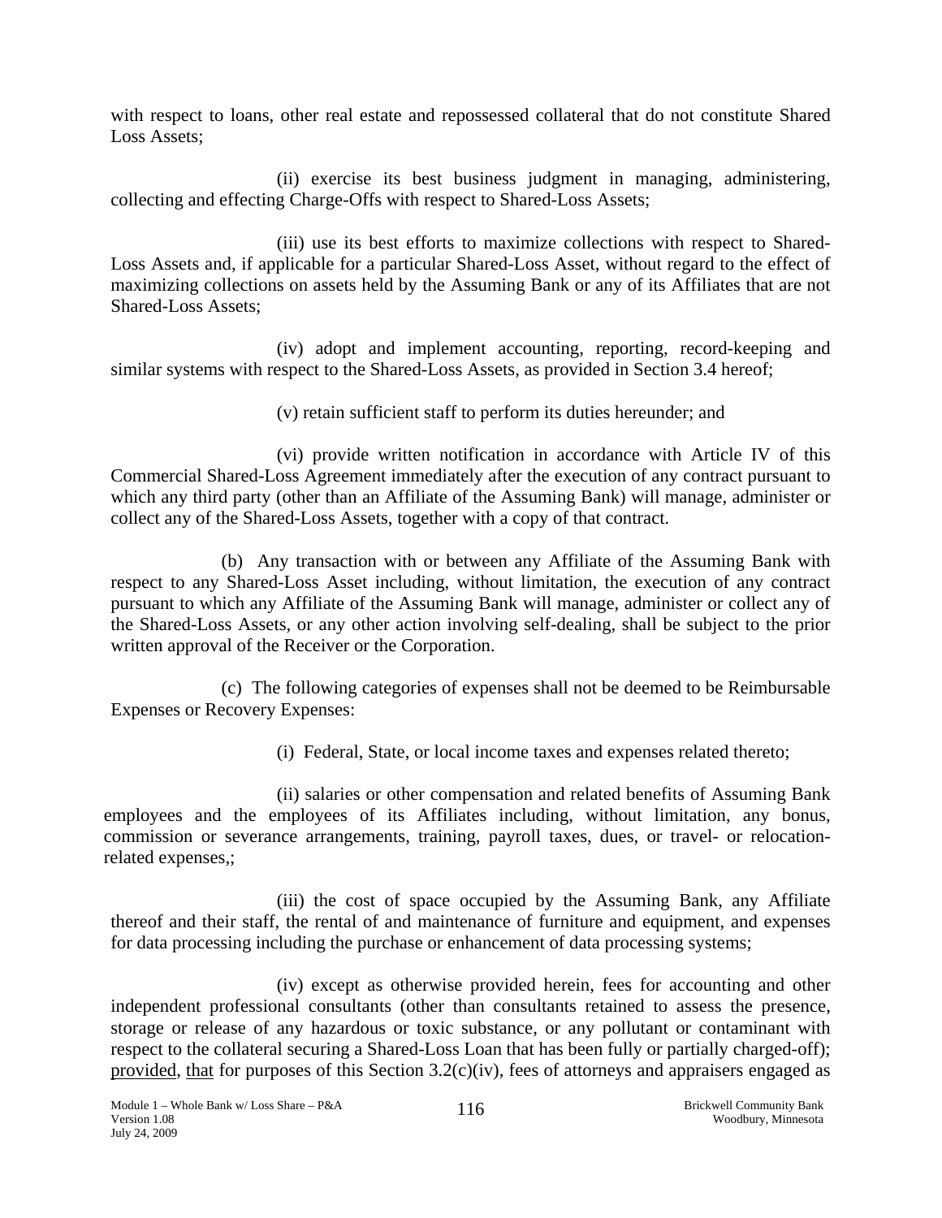with respect to loans, other real estate and repossessed collateral that do not constitute Shared Loss Assets;

(ii) exercise its best business judgment in managing, administering, collecting and effecting Charge-Offs with respect to Shared-Loss Assets;

(iii) use its best efforts to maximize collections with respect to Shared-Loss Assets and, if applicable for a particular Shared-Loss Asset, without regard to the effect of maximizing collections on assets held by the Assuming Bank or any of its Affiliates that are not Shared-Loss Assets;

(iv) adopt and implement accounting, reporting, record-keeping and similar systems with respect to the Shared-Loss Assets, as provided in Section 3.4 hereof;

(v) retain sufficient staff to perform its duties hereunder; and

(vi) provide written notification in accordance with Article IV of this Commercial Shared-Loss Agreement immediately after the execution of any contract pursuant to which any third party (other than an Affiliate of the Assuming Bank) will manage, administer or collect any of the Shared-Loss Assets, together with a copy of that contract.

(b) Any transaction with or between any Affiliate of the Assuming Bank with respect to any Shared-Loss Asset including, without limitation, the execution of any contract pursuant to which any Affiliate of the Assuming Bank will manage, administer or collect any of the Shared-Loss Assets, or any other action involving self-dealing, shall be subject to the prior written approval of the Receiver or the Corporation.

(c) The following categories of expenses shall not be deemed to be Reimbursable Expenses or Recovery Expenses:

(i) Federal, State, or local income taxes and expenses related thereto;

(ii) salaries or other compensation and related benefits of Assuming Bank employees and the employees of its Affiliates including, without limitation, any bonus, commission or severance arrangements, training, payroll taxes, dues, or travel- or relocation-related expenses,;

(iii) the cost of space occupied by the Assuming Bank, any Affiliate thereof and their staff, the rental of and maintenance of furniture and equipment, and expenses for data processing including the purchase or enhancement of data processing systems;

(iv) except as otherwise provided herein, fees for accounting and other independent professional consultants (other than consultants retained to assess the presence, storage or release of any hazardous or toxic substance, or any pollutant or contaminant with respect to the collateral securing a Shared-Loss Loan that has been fully or partially charged-off); provided, that for purposes of this Section 3.2(c)(iv), fees of attorneys and appraisers engaged as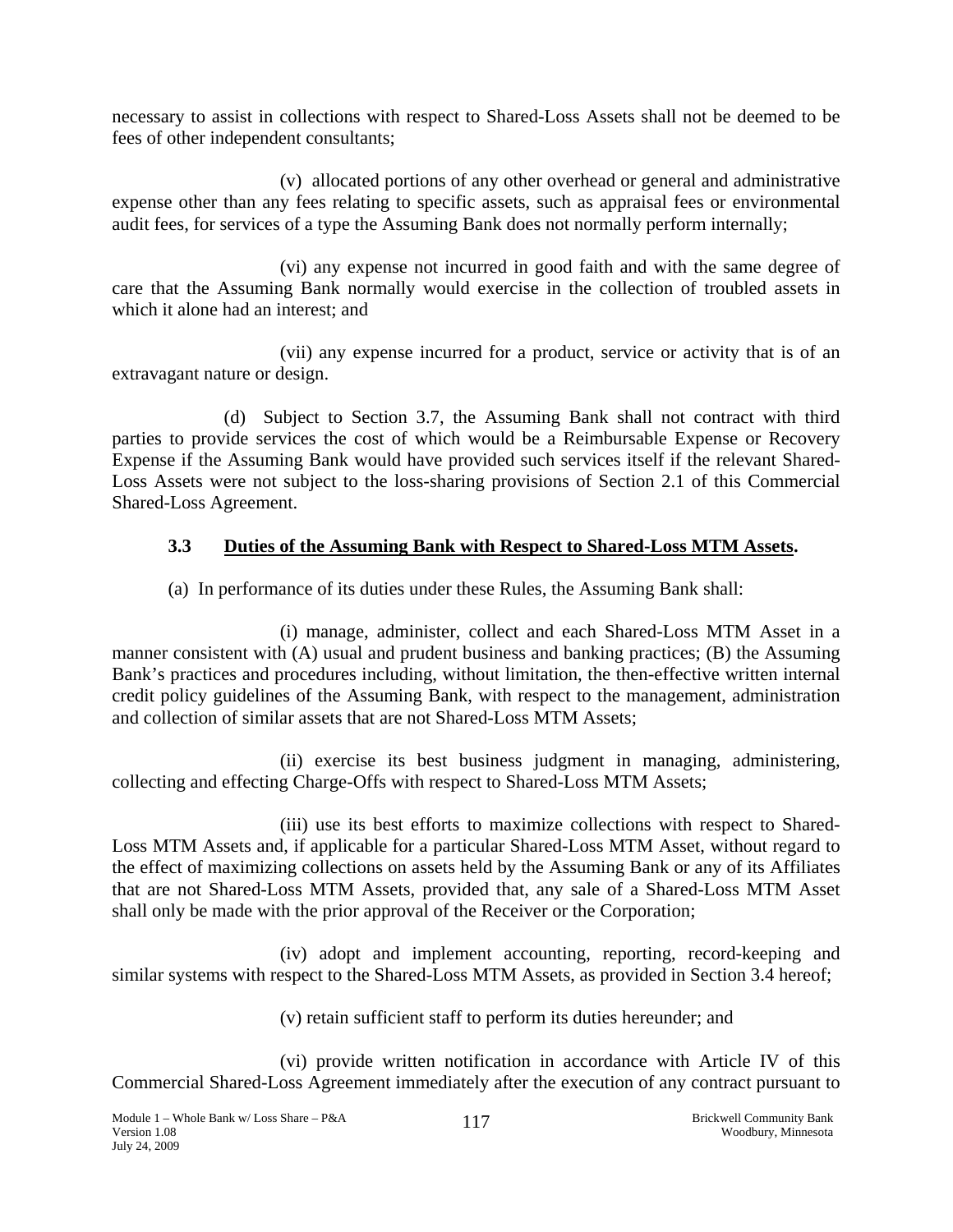necessary to assist in collections with respect to Shared-Loss Assets shall not be deemed to be fees of other independent consultants;

(v) allocated portions of any other overhead or general and administrative expense other than any fees relating to specific assets, such as appraisal fees or environmental audit fees, for services of a type the Assuming Bank does not normally perform internally;

(vi) any expense not incurred in good faith and with the same degree of care that the Assuming Bank normally would exercise in the collection of troubled assets in which it alone had an interest; and

(vii) any expense incurred for a product, service or activity that is of an extravagant nature or design.

(d) Subject to Section 3.7, the Assuming Bank shall not contract with third parties to provide services the cost of which would be a Reimbursable Expense or Recovery Expense if the Assuming Bank would have provided such services itself if the relevant Shared-Loss Assets were not subject to the loss-sharing provisions of Section 2.1 of this Commercial Shared-Loss Agreement.

### 3.3 Duties of the Assuming Bank with Respect to Shared-Loss MTM Assets.

(a) In performance of its duties under these Rules, the Assuming Bank shall:

(i) manage, administer, collect and each Shared-Loss MTM Asset in a manner consistent with (A) usual and prudent business and banking practices; (B) the Assuming Bank's practices and procedures including, without limitation, the then-effective written internal credit policy guidelines of the Assuming Bank, with respect to the management, administration and collection of similar assets that are not Shared-Loss MTM Assets;

(ii) exercise its best business judgment in managing, administering, collecting and effecting Charge-Offs with respect to Shared-Loss MTM Assets;

(iii) use its best efforts to maximize collections with respect to Shared-Loss MTM Assets and, if applicable for a particular Shared-Loss MTM Asset, without regard to the effect of maximizing collections on assets held by the Assuming Bank or any of its Affiliates that are not Shared-Loss MTM Assets, provided that, any sale of a Shared-Loss MTM Asset shall only be made with the prior approval of the Receiver or the Corporation;

(iv) adopt and implement accounting, reporting, record-keeping and similar systems with respect to the Shared-Loss MTM Assets, as provided in Section 3.4 hereof;

(v) retain sufficient staff to perform its duties hereunder; and

(vi) provide written notification in accordance with Article IV of this Commercial Shared-Loss Agreement immediately after the execution of any contract pursuant to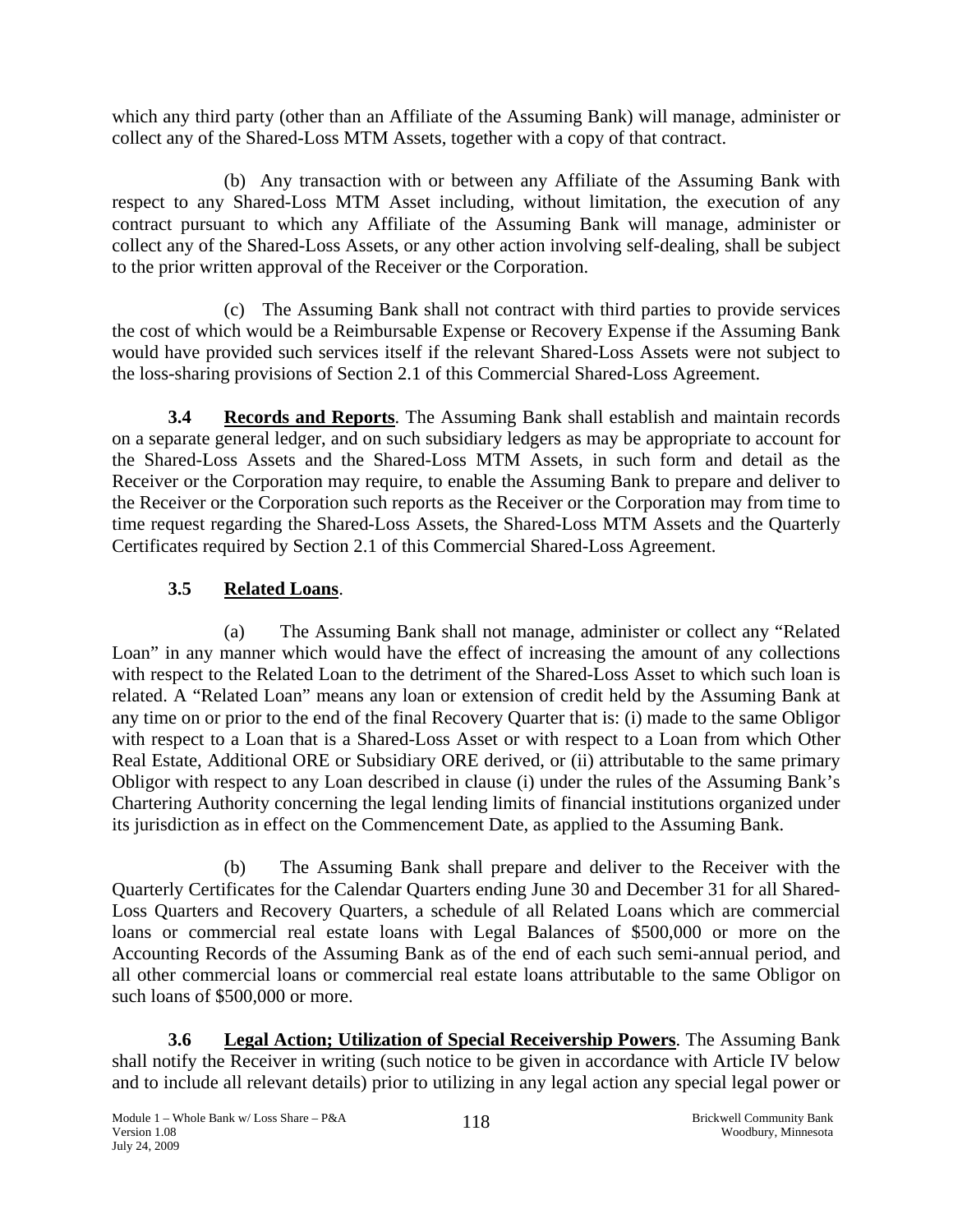which any third party (other than an Affiliate of the Assuming Bank) will manage, administer or collect any of the Shared-Loss MTM Assets, together with a copy of that contract.

(b) Any transaction with or between any Affiliate of the Assuming Bank with respect to any Shared-Loss MTM Asset including, without limitation, the execution of any contract pursuant to which any Affiliate of the Assuming Bank will manage, administer or collect any of the Shared-Loss Assets, or any other action involving self-dealing, shall be subject to the prior written approval of the Receiver or the Corporation.

(c) The Assuming Bank shall not contract with third parties to provide services the cost of which would be a Reimbursable Expense or Recovery Expense if the Assuming Bank would have provided such services itself if the relevant Shared-Loss Assets were not subject to the loss-sharing provisions of Section 2.1 of this Commercial Shared-Loss Agreement.

**3.4 Records and Reports**. The Assuming Bank shall establish and maintain records on a separate general ledger, and on such subsidiary ledgers as may be appropriate to account for the Shared-Loss Assets and the Shared-Loss MTM Assets, in such form and detail as the Receiver or the Corporation may require, to enable the Assuming Bank to prepare and deliver to the Receiver or the Corporation such reports as the Receiver or the Corporation may from time to time request regarding the Shared-Loss Assets, the Shared-Loss MTM Assets and the Quarterly Certificates required by Section 2.1 of this Commercial Shared-Loss Agreement.

**3.5 Related Loans**.

(a) The Assuming Bank shall not manage, administer or collect any "Related Loan" in any manner which would have the effect of increasing the amount of any collections with respect to the Related Loan to the detriment of the Shared-Loss Asset to which such loan is related. A "Related Loan" means any loan or extension of credit held by the Assuming Bank at any time on or prior to the end of the final Recovery Quarter that is: (i) made to the same Obligor with respect to a Loan that is a Shared-Loss Asset or with respect to a Loan from which Other Real Estate, Additional ORE or Subsidiary ORE derived, or (ii) attributable to the same primary Obligor with respect to any Loan described in clause (i) under the rules of the Assuming Bank's Chartering Authority concerning the legal lending limits of financial institutions organized under its jurisdiction as in effect on the Commencement Date, as applied to the Assuming Bank.

(b) The Assuming Bank shall prepare and deliver to the Receiver with the Quarterly Certificates for the Calendar Quarters ending June 30 and December 31 for all Shared-Loss Quarters and Recovery Quarters, a schedule of all Related Loans which are commercial loans or commercial real estate loans with Legal Balances of $500,000 or more on the Accounting Records of the Assuming Bank as of the end of each such semi-annual period, and all other commercial loans or commercial real estate loans attributable to the same Obligor on such loans of $500,000 or more.

**3.6 Legal Action; Utilization of Special Receivership Powers**. The Assuming Bank shall notify the Receiver in writing (such notice to be given in accordance with Article IV below and to include all relevant details) prior to utilizing in any legal action any special legal power or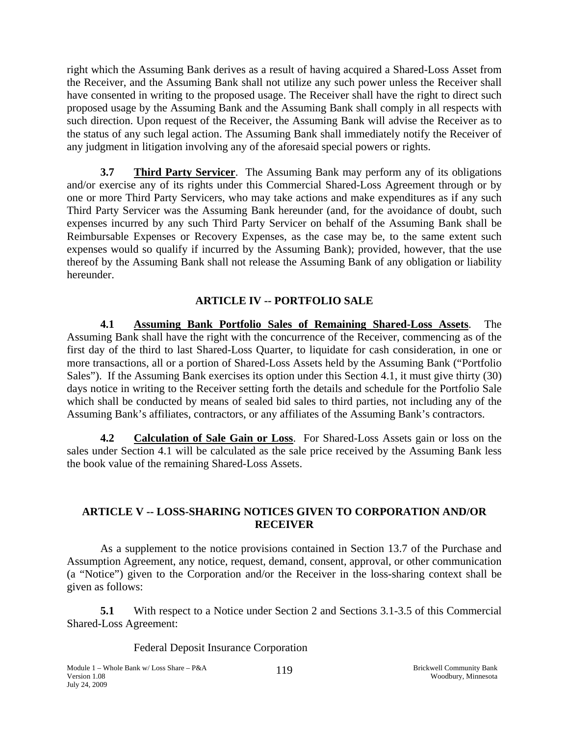right which the Assuming Bank derives as a result of having acquired a Shared-Loss Asset from the Receiver, and the Assuming Bank shall not utilize any such power unless the Receiver shall have consented in writing to the proposed usage. The Receiver shall have the right to direct such proposed usage by the Assuming Bank and the Assuming Bank shall comply in all respects with such direction. Upon request of the Receiver, the Assuming Bank will advise the Receiver as to the status of any such legal action. The Assuming Bank shall immediately notify the Receiver of any judgment in litigation involving any of the aforesaid special powers or rights.

**3.7** **Third Party Servicer**. The Assuming Bank may perform any of its obligations and/or exercise any of its rights under this Commercial Shared-Loss Agreement through or by one or more Third Party Servicers, who may take actions and make expenditures as if any such Third Party Servicer was the Assuming Bank hereunder (and, for the avoidance of doubt, such expenses incurred by any such Third Party Servicer on behalf of the Assuming Bank shall be Reimbursable Expenses or Recovery Expenses, as the case may be, to the same extent such expenses would so qualify if incurred by the Assuming Bank); provided, however, that the use thereof by the Assuming Bank shall not release the Assuming Bank of any obligation or liability hereunder.

## ARTICLE IV -- PORTFOLIO SALE

**4.1** **Assuming Bank Portfolio Sales of Remaining Shared-Loss Assets**. The Assuming Bank shall have the right with the concurrence of the Receiver, commencing as of the first day of the third to last Shared-Loss Quarter, to liquidate for cash consideration, in one or more transactions, all or a portion of Shared-Loss Assets held by the Assuming Bank ("Portfolio Sales"). If the Assuming Bank exercises its option under this Section 4.1, it must give thirty (30) days notice in writing to the Receiver setting forth the details and schedule for the Portfolio Sale which shall be conducted by means of sealed bid sales to third parties, not including any of the Assuming Bank's affiliates, contractors, or any affiliates of the Assuming Bank's contractors.

**4.2** **Calculation of Sale Gain or Loss**. For Shared-Loss Assets gain or loss on the sales under Section 4.1 will be calculated as the sale price received by the Assuming Bank less the book value of the remaining Shared-Loss Assets.

## ARTICLE V -- LOSS-SHARING NOTICES GIVEN TO CORPORATION AND/OR RECEIVER

As a supplement to the notice provisions contained in Section 13.7 of the Purchase and Assumption Agreement, any notice, request, demand, consent, approval, or other communication (a "Notice") given to the Corporation and/or the Receiver in the loss-sharing context shall be given as follows:

**5.1** With respect to a Notice under Section 2 and Sections 3.1-3.5 of this Commercial Shared-Loss Agreement:

Federal Deposit Insurance Corporation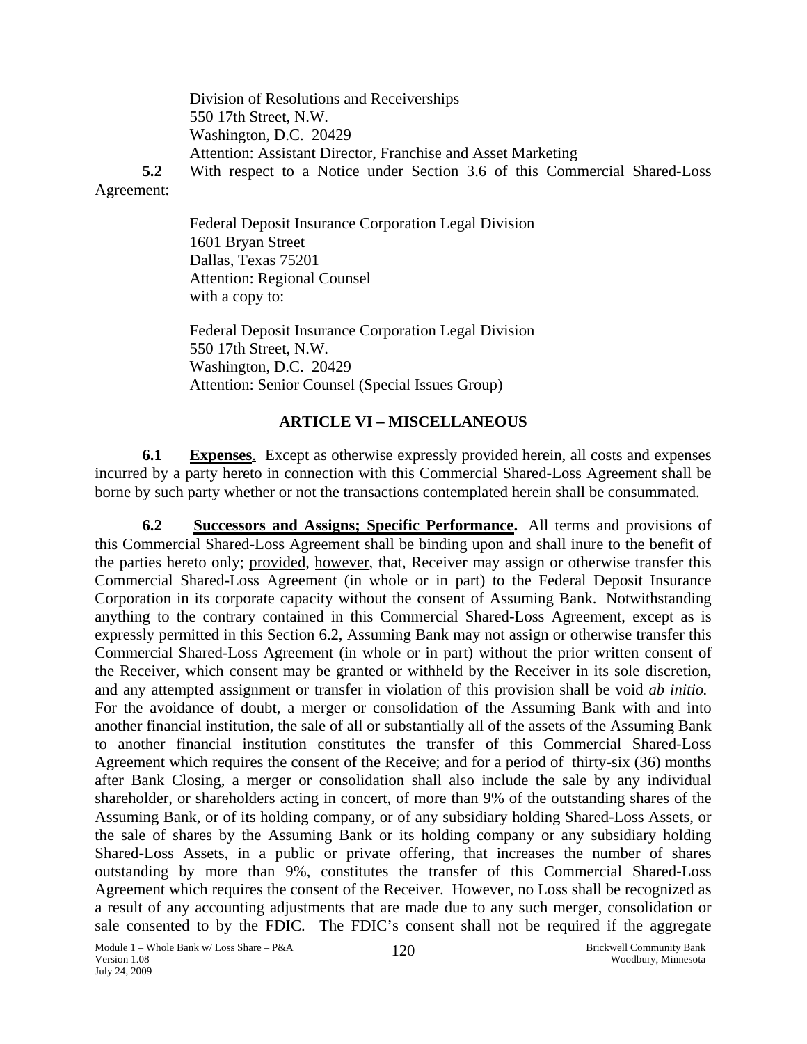Division of Resolutions and Receiverships
550 17th Street, N.W.
Washington, D.C. 20429
Attention: Assistant Director, Franchise and Asset Marketing

**5.2** With respect to a Notice under Section 3.6 of this Commercial Shared-Loss Agreement:

Federal Deposit Insurance Corporation Legal Division
1601 Bryan Street
Dallas, Texas 75201
Attention: Regional Counsel
with a copy to:

Federal Deposit Insurance Corporation Legal Division
550 17th Street, N.W.
Washington, D.C. 20429
Attention: Senior Counsel (Special Issues Group)

## ARTICLE VI – MISCELLANEOUS

**6.1** **Expenses**. Except as otherwise expressly provided herein, all costs and expenses incurred by a party hereto in connection with this Commercial Shared-Loss Agreement shall be borne by such party whether or not the transactions contemplated herein shall be consummated.

**6.2** **Successors and Assigns; Specific Performance.** All terms and provisions of this Commercial Shared-Loss Agreement shall be binding upon and shall inure to the benefit of the parties hereto only; provided, however, that, Receiver may assign or otherwise transfer this Commercial Shared-Loss Agreement (in whole or in part) to the Federal Deposit Insurance Corporation in its corporate capacity without the consent of Assuming Bank. Notwithstanding anything to the contrary contained in this Commercial Shared-Loss Agreement, except as is expressly permitted in this Section 6.2, Assuming Bank may not assign or otherwise transfer this Commercial Shared-Loss Agreement (in whole or in part) without the prior written consent of the Receiver, which consent may be granted or withheld by the Receiver in its sole discretion, and any attempted assignment or transfer in violation of this provision shall be void *ab initio.* For the avoidance of doubt, a merger or consolidation of the Assuming Bank with and into another financial institution, the sale of all or substantially all of the assets of the Assuming Bank to another financial institution constitutes the transfer of this Commercial Shared-Loss Agreement which requires the consent of the Receive; and for a period of thirty-six (36) months after Bank Closing, a merger or consolidation shall also include the sale by any individual shareholder, or shareholders acting in concert, of more than 9% of the outstanding shares of the Assuming Bank, or of its holding company, or of any subsidiary holding Shared-Loss Assets, or the sale of shares by the Assuming Bank or its holding company or any subsidiary holding Shared-Loss Assets, in a public or private offering, that increases the number of shares outstanding by more than 9%, constitutes the transfer of this Commercial Shared-Loss Agreement which requires the consent of the Receiver. However, no Loss shall be recognized as a result of any accounting adjustments that are made due to any such merger, consolidation or sale consented to by the FDIC. The FDIC's consent shall not be required if the aggregate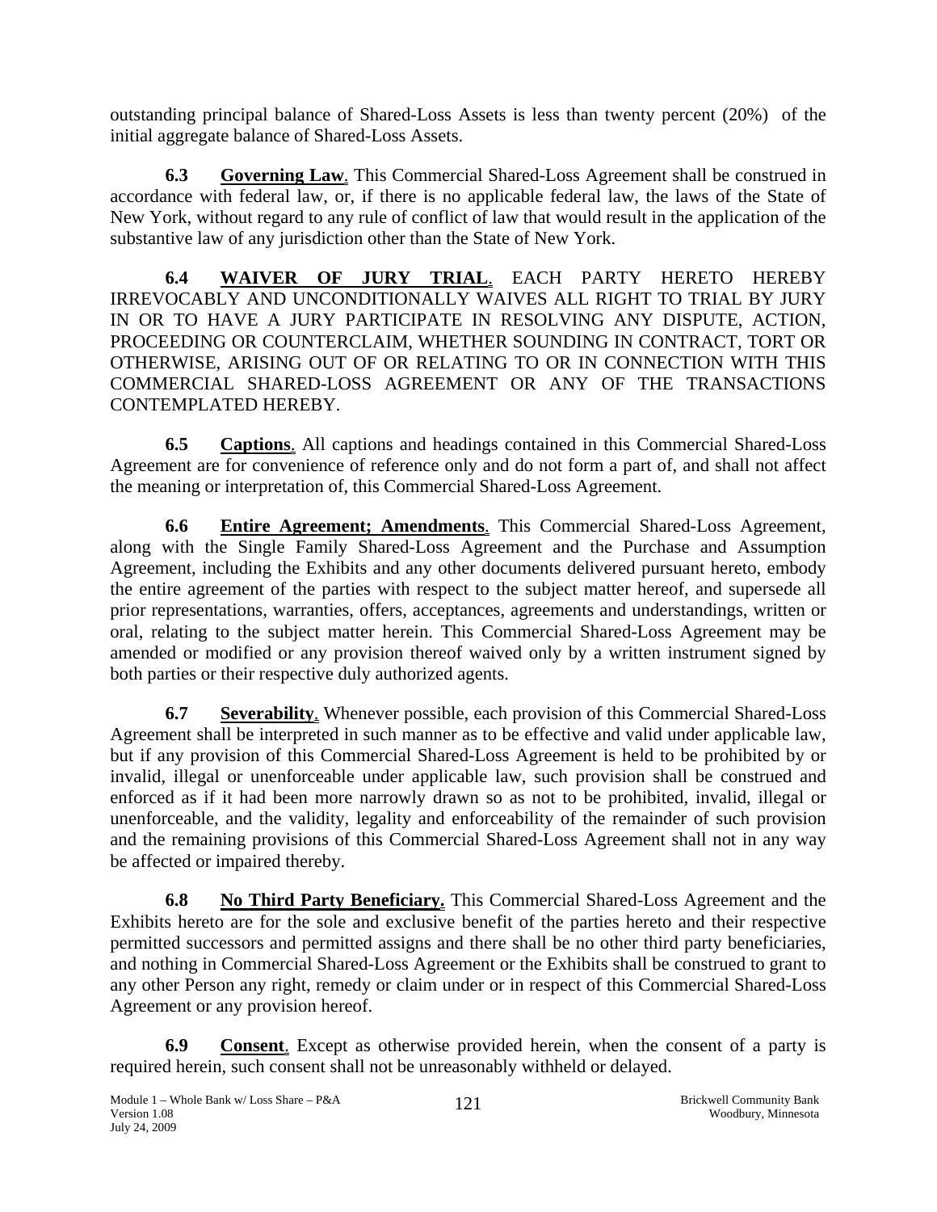outstanding principal balance of Shared-Loss Assets is less than twenty percent (20%) of the initial aggregate balance of Shared-Loss Assets.

**6.3 Governing Law**. This Commercial Shared-Loss Agreement shall be construed in accordance with federal law, or, if there is no applicable federal law, the laws of the State of New York, without regard to any rule of conflict of law that would result in the application of the substantive law of any jurisdiction other than the State of New York.

**6.4 WAIVER OF JURY TRIAL**. EACH PARTY HERETO HEREBY IRREVOCABLY AND UNCONDITIONALLY WAIVES ALL RIGHT TO TRIAL BY JURY IN OR TO HAVE A JURY PARTICIPATE IN RESOLVING ANY DISPUTE, ACTION, PROCEEDING OR COUNTERCLAIM, WHETHER SOUNDING IN CONTRACT, TORT OR OTHERWISE, ARISING OUT OF OR RELATING TO OR IN CONNECTION WITH THIS COMMERCIAL SHARED-LOSS AGREEMENT OR ANY OF THE TRANSACTIONS CONTEMPLATED HEREBY.

**6.5 Captions**. All captions and headings contained in this Commercial Shared-Loss Agreement are for convenience of reference only and do not form a part of, and shall not affect the meaning or interpretation of, this Commercial Shared-Loss Agreement.

**6.6 Entire Agreement; Amendments**. This Commercial Shared-Loss Agreement, along with the Single Family Shared-Loss Agreement and the Purchase and Assumption Agreement, including the Exhibits and any other documents delivered pursuant hereto, embody the entire agreement of the parties with respect to the subject matter hereof, and supersede all prior representations, warranties, offers, acceptances, agreements and understandings, written or oral, relating to the subject matter herein. This Commercial Shared-Loss Agreement may be amended or modified or any provision thereof waived only by a written instrument signed by both parties or their respective duly authorized agents.

**6.7 Severability**. Whenever possible, each provision of this Commercial Shared-Loss Agreement shall be interpreted in such manner as to be effective and valid under applicable law, but if any provision of this Commercial Shared-Loss Agreement is held to be prohibited by or invalid, illegal or unenforceable under applicable law, such provision shall be construed and enforced as if it had been more narrowly drawn so as not to be prohibited, invalid, illegal or unenforceable, and the validity, legality and enforceability of the remainder of such provision and the remaining provisions of this Commercial Shared-Loss Agreement shall not in any way be affected or impaired thereby.

**6.8 No Third Party Beneficiary.** This Commercial Shared-Loss Agreement and the Exhibits hereto are for the sole and exclusive benefit of the parties hereto and their respective permitted successors and permitted assigns and there shall be no other third party beneficiaries, and nothing in Commercial Shared-Loss Agreement or the Exhibits shall be construed to grant to any other Person any right, remedy or claim under or in respect of this Commercial Shared-Loss Agreement or any provision hereof.

**6.9 Consent**. Except as otherwise provided herein, when the consent of a party is required herein, such consent shall not be unreasonably withheld or delayed.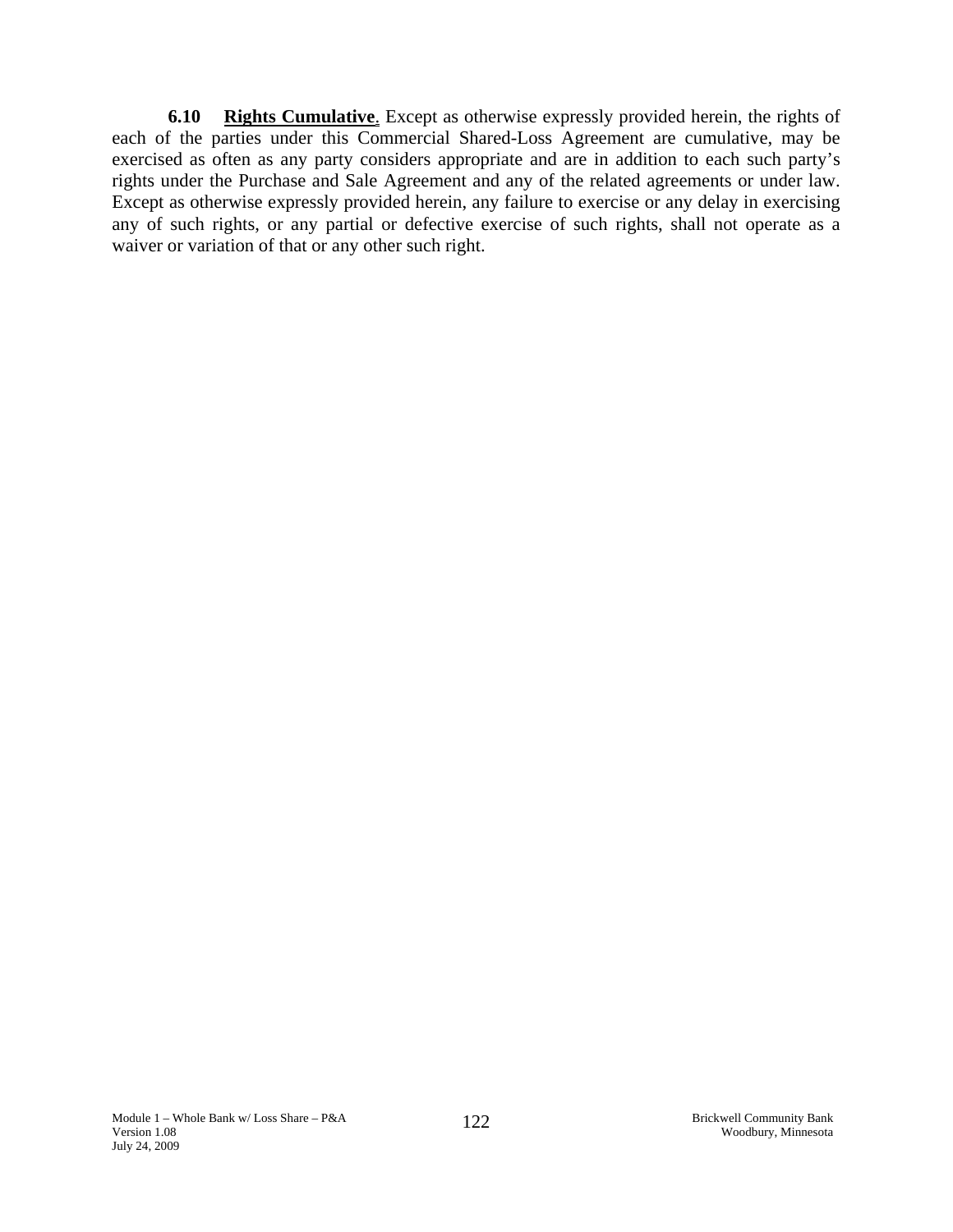**6.10 Rights Cumulative**. Except as otherwise expressly provided herein, the rights of each of the parties under this Commercial Shared-Loss Agreement are cumulative, may be exercised as often as any party considers appropriate and are in addition to each such party's rights under the Purchase and Sale Agreement and any of the related agreements or under law. Except as otherwise expressly provided herein, any failure to exercise or any delay in exercising any of such rights, or any partial or defective exercise of such rights, shall not operate as a waiver or variation of that or any other such right.